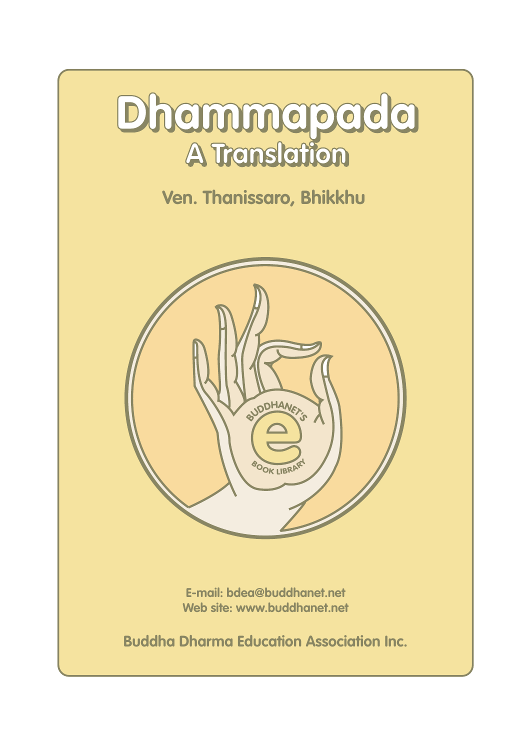# Dhammapada

## A Translation

Ven. Thanissaro, Bhikkhu

E-mail: bdea@buddhanet.net
Web site: www.buddhanet.net

Buddha Dharma Education Association Inc.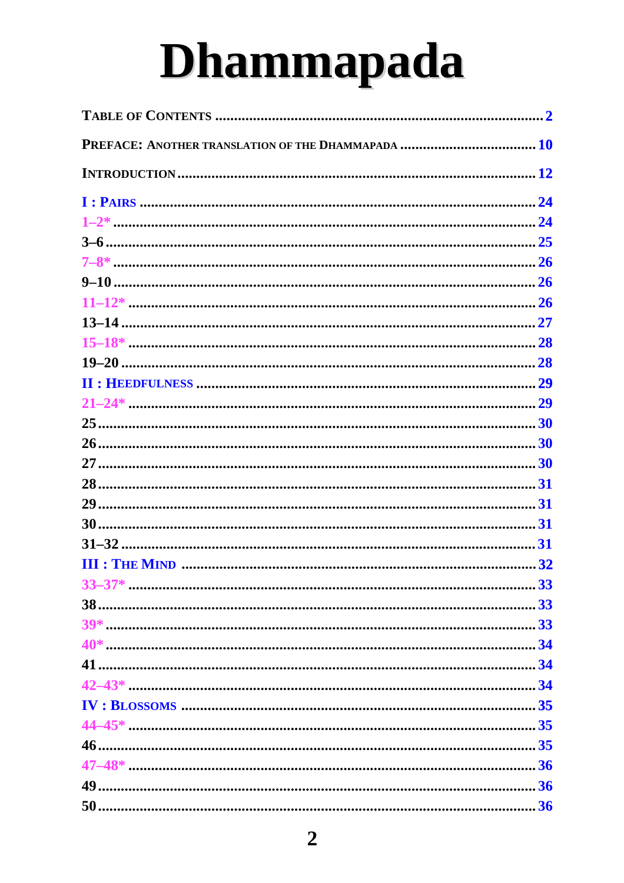# Dhammapada

TABLE OF CONTENTS .......... 2

PREFACE: ANOTHER TRANSLATION OF THE DHAMMAPADA .......... 10

INTRODUCTION .......... 12

I : PAIRS .......... 24
1–2* .......... 24
3–6 .......... 25
7–8* .......... 26
9–10 .......... 26
11–12* .......... 26
13–14 .......... 27
15–18* .......... 28
19–20 .......... 28

II : HEEDFULNESS .......... 29
21–24* .......... 29
25 .......... 30
26 .......... 30
27 .......... 30
28 .......... 31
29 .......... 31
30 .......... 31
31–32 .......... 31

III : THE MIND .......... 32
33–37* .......... 33
38 .......... 33
39* .......... 33
40* .......... 34
41 .......... 34
42–43* .......... 34

IV : BLOSSOMS .......... 35
44–45* .......... 35
46 .......... 35
47–48* .......... 36
49 .......... 36
50 .......... 36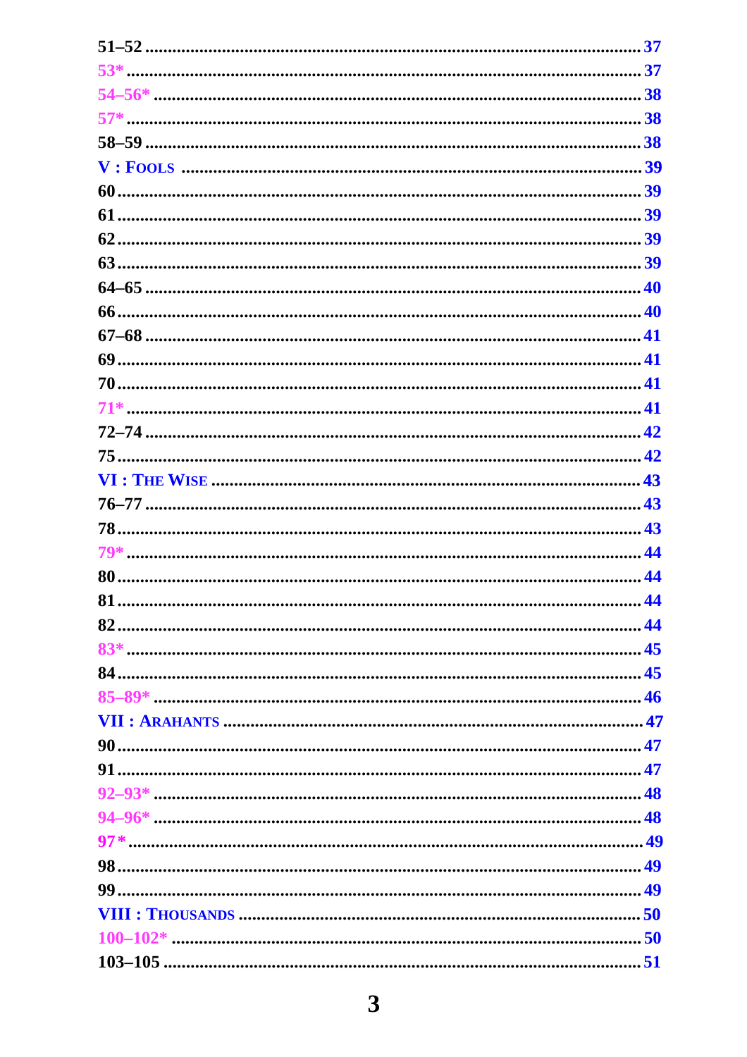51–52 .......................................................................................... 37

53* .......................................................................................... 37

54–56* .......................................................................................... 38

57* .......................................................................................... 38

58–59 .......................................................................................... 38

V : Fools .......................................................................................... 39

60 .......................................................................................... 39

61 .......................................................................................... 39

62 .......................................................................................... 39

63 .......................................................................................... 39

64–65 .......................................................................................... 40

66 .......................................................................................... 40

67–68 .......................................................................................... 41

69 .......................................................................................... 41

70 .......................................................................................... 41

71* .......................................................................................... 41

72–74 .......................................................................................... 42

75 .......................................................................................... 42

VI : The Wise .......................................................................................... 43

76–77 .......................................................................................... 43

78 .......................................................................................... 43

79* .......................................................................................... 44

80 .......................................................................................... 44

81 .......................................................................................... 44

82 .......................................................................................... 44

83* .......................................................................................... 45

84 .......................................................................................... 45

85–89* .......................................................................................... 46

VII : Arahants .......................................................................................... 47

90 .......................................................................................... 47

91 .......................................................................................... 47

92–93* .......................................................................................... 48

94–96* .......................................................................................... 48

97* .......................................................................................... 49

98 .......................................................................................... 49

99 .......................................................................................... 49

VIII : Thousands .......................................................................................... 50

100–102* .......................................................................................... 50

103–105 .......................................................................................... 51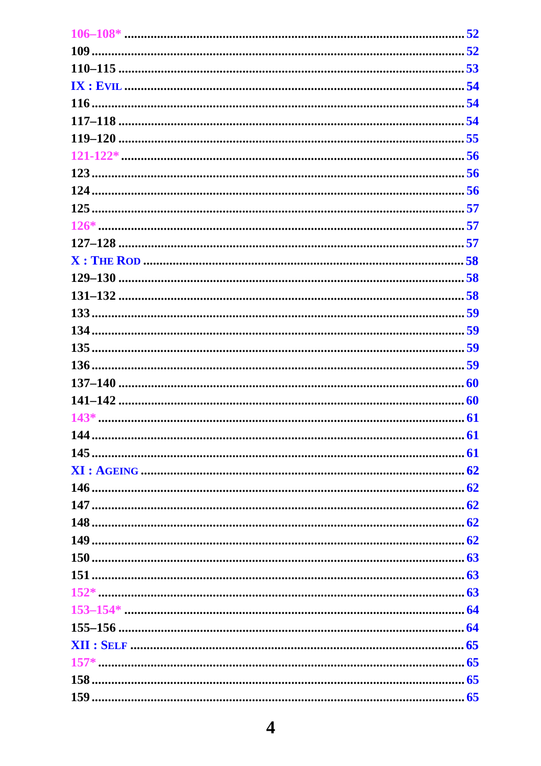106–108* .......................................................................................... 52
109 .................................................................................................. 52
110–115 ........................................................................................... 53
IX : Evil .......................................................................................... 54
116 .................................................................................................. 54
117–118 ........................................................................................... 54
119–120 ........................................................................................... 55
121-122* .......................................................................................... 56
123 .................................................................................................. 56
124 .................................................................................................. 56
125 .................................................................................................. 57
126* ................................................................................................ 57
127–128 ........................................................................................... 57
X : The Rod ..................................................................................... 58
129–130 ........................................................................................... 58
131–132 ........................................................................................... 58
133 .................................................................................................. 59
134 .................................................................................................. 59
135 .................................................................................................. 59
136 .................................................................................................. 59
137–140 ........................................................................................... 60
141–142 ........................................................................................... 60
143* ................................................................................................ 61
144 .................................................................................................. 61
145 .................................................................................................. 61
XI : Ageing ...................................................................................... 62
146 .................................................................................................. 62
147 .................................................................................................. 62
148 .................................................................................................. 62
149 .................................................................................................. 62
150 .................................................................................................. 63
151 .................................................................................................. 63
152* ................................................................................................ 63
153–154* .......................................................................................... 64
155–156 ........................................................................................... 64
XII : Self .......................................................................................... 65
157* ................................................................................................ 65
158 .................................................................................................. 65
159 .................................................................................................. 65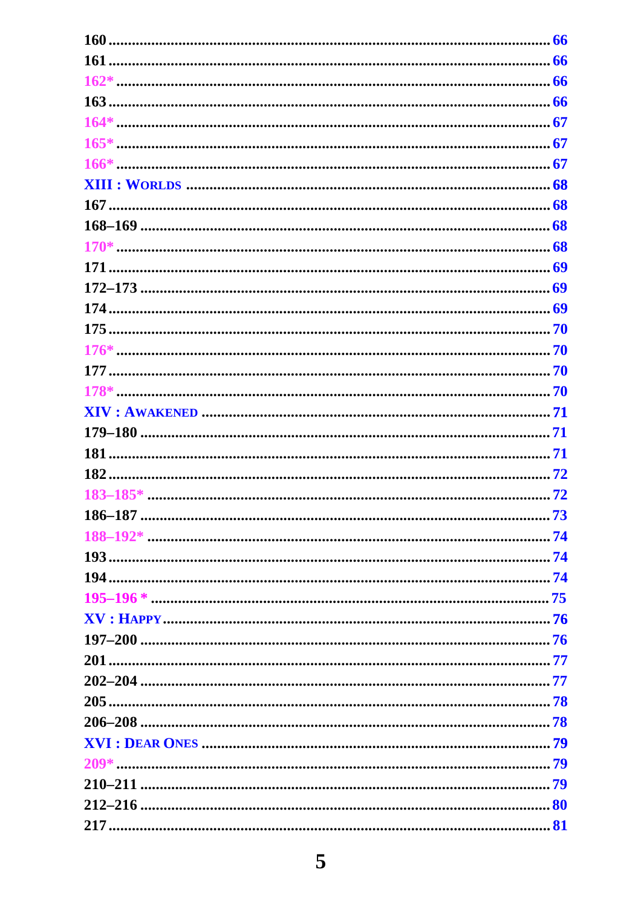160 ... 66
161 ... 66
162* ... 66
163 ... 66
164* ... 67
165* ... 67
166* ... 67
XIII : WORLDS ... 68
167 ... 68
168–169 ... 68
170* ... 68
171 ... 69
172–173 ... 69
174 ... 69
175 ... 70
176* ... 70
177 ... 70
178* ... 70
XIV : AWAKENED ... 71
179–180 ... 71
181 ... 71
182 ... 72
183–185* ... 72
186–187 ... 73
188–192* ... 74
193 ... 74
194 ... 74
195–196 * ... 75
XV : HAPPY ... 76
197–200 ... 76
201 ... 77
202–204 ... 77
205 ... 78
206–208 ... 78
XVI : DEAR ONES ... 79
209* ... 79
210–211 ... 79
212–216 ... 80
217 ... 81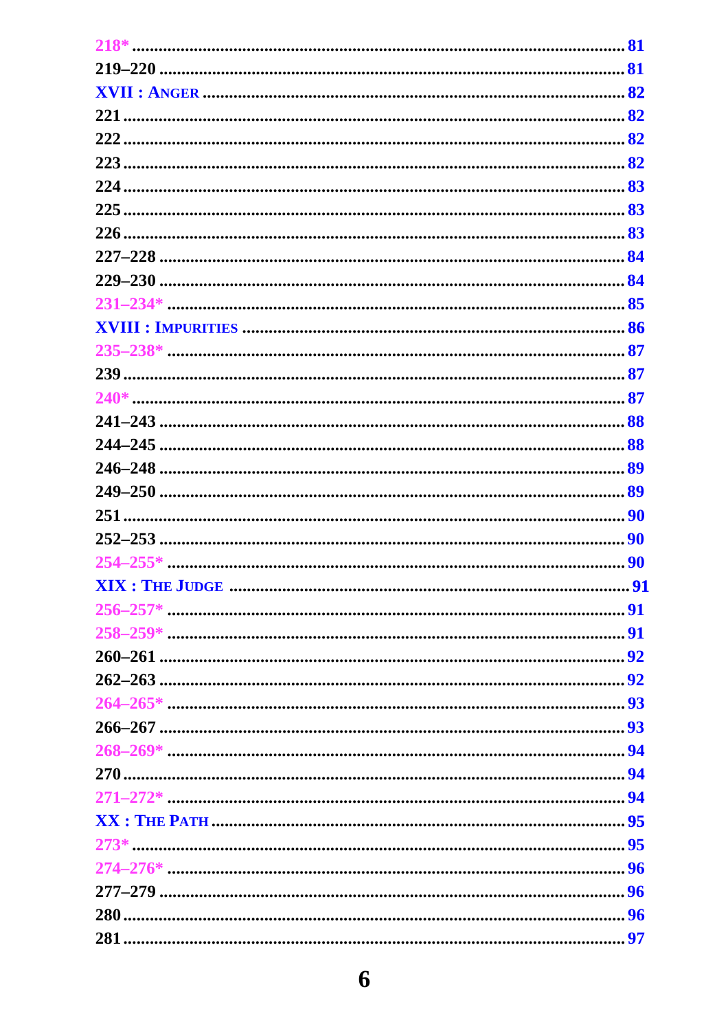218* ..... 81
219–220 ..... 81
XVII : Anger ..... 82
221 ..... 82
222 ..... 82
223 ..... 82
224 ..... 83
225 ..... 83
226 ..... 83
227–228 ..... 84
229–230 ..... 84
231–234* ..... 85
XVIII : Impurities ..... 86
235–238* ..... 87
239 ..... 87
240* ..... 87
241–243 ..... 88
244–245 ..... 88
246–248 ..... 89
249–250 ..... 89
251 ..... 90
252–253 ..... 90
254–255* ..... 90
XIX : The Judge ..... 91
256–257* ..... 91
258–259* ..... 91
260–261 ..... 92
262–263 ..... 92
264–265* ..... 93
266–267 ..... 93
268–269* ..... 94
270 ..... 94
271–272* ..... 94
XX : The Path ..... 95
273* ..... 95
274–276* ..... 96
277–279 ..... 96
280 ..... 96
281 ..... 97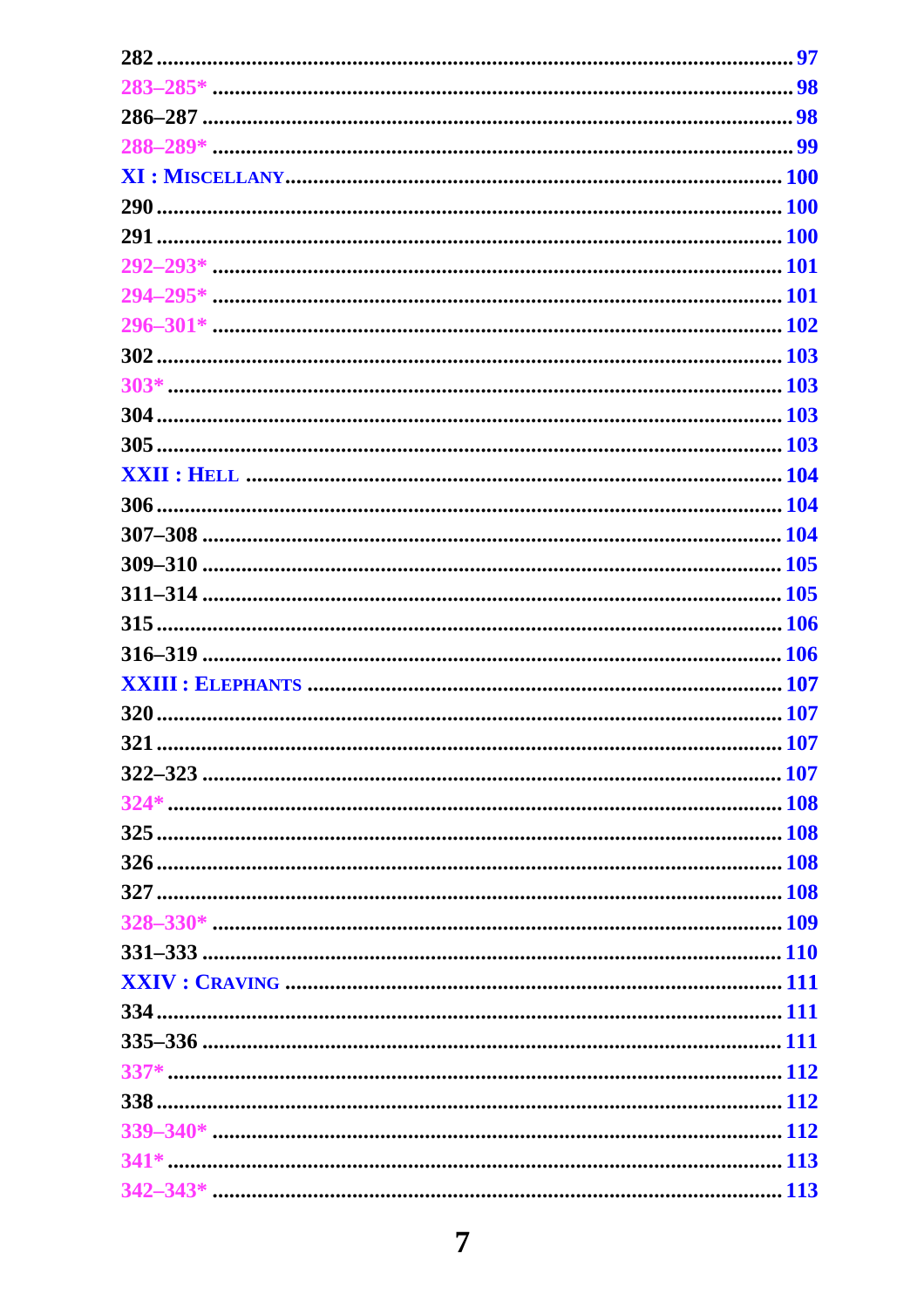282 ........ 97

283–285* ........ 98

286–287 ........ 98

288–289* ........ 99

XI : MISCELLANY ........ 100

290 ........ 100

291 ........ 100

292–293* ........ 101

294–295* ........ 101

296–301* ........ 102

302 ........ 103

303* ........ 103

304 ........ 103

305 ........ 103

XXII : HELL ........ 104

306 ........ 104

307–308 ........ 104

309–310 ........ 105

311–314 ........ 105

315 ........ 106

316–319 ........ 106

XXIII : ELEPHANTS ........ 107

320 ........ 107

321 ........ 107

322–323 ........ 107

324* ........ 108

325 ........ 108

326 ........ 108

327 ........ 108

328–330* ........ 109

331–333 ........ 110

XXIV : CRAVING ........ 111

334 ........ 111

335–336 ........ 111

337* ........ 112

338 ........ 112

339–340* ........ 112

341* ........ 113

342–343* ........ 113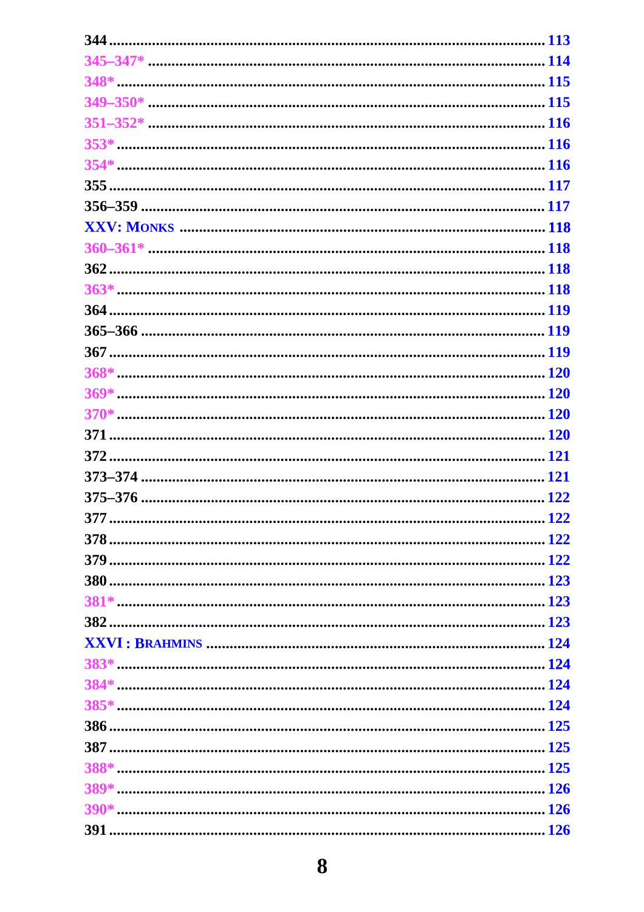344 .......... 113
345–347* .......... 114
348* .......... 115
349–350* .......... 115
351–352* .......... 116
353* .......... 116
354* .......... 116
355 .......... 117
356–359 .......... 117

XXV: MONKS .......... 118

360–361* .......... 118
362 .......... 118
363* .......... 118
364 .......... 119
365–366 .......... 119
367 .......... 119
368* .......... 120
369* .......... 120
370* .......... 120
371 .......... 120
372 .......... 121
373–374 .......... 121
375–376 .......... 122
377 .......... 122
378 .......... 122
379 .......... 122
380 .......... 123
381* .......... 123
382 .......... 123

XXVI : BRAHMINS .......... 124

383* .......... 124
384* .......... 124
385* .......... 124
386 .......... 125
387 .......... 125
388* .......... 125
389* .......... 126
390* .......... 126
391 .......... 126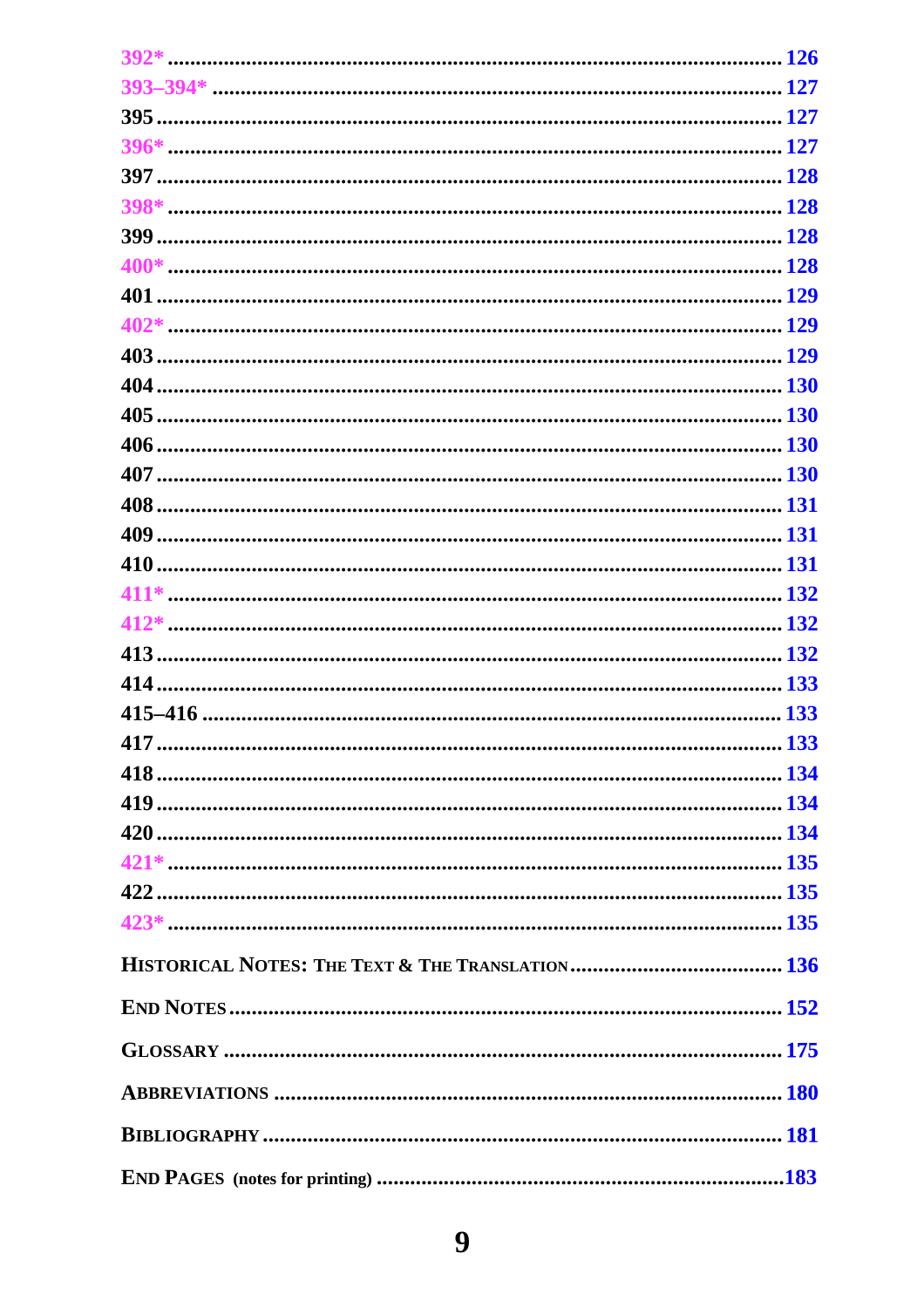392* ........................................................................................................ 126
393–394* ................................................................................................ 127
395 ........................................................................................................... 127
396* ........................................................................................................ 127
397 ........................................................................................................... 128
398* ........................................................................................................ 128
399 ........................................................................................................... 128
400* ........................................................................................................ 128
401 ........................................................................................................... 129
402* ........................................................................................................ 129
403 ........................................................................................................... 129
404 ........................................................................................................... 130
405 ........................................................................................................... 130
406 ........................................................................................................... 130
407 ........................................................................................................... 130
408 ........................................................................................................... 131
409 ........................................................................................................... 131
410 ........................................................................................................... 131
411* ........................................................................................................ 132
412* ........................................................................................................ 132
413 ........................................................................................................... 132
414 ........................................................................................................... 133
415–416 .................................................................................................... 133
417 ........................................................................................................... 133
418 ........................................................................................................... 134
419 ........................................................................................................... 134
420 ........................................................................................................... 134
421* ........................................................................................................ 135
422 ........................................................................................................... 135
423* ........................................................................................................ 135

HISTORICAL NOTES: THE TEXT & THE TRANSLATION ....................................... 136

END NOTES ................................................................................................. 152

GLOSSARY ................................................................................................... 175

ABBREVIATIONS ......................................................................................... 180

BIBLIOGRAPHY ........................................................................................... 181

END PAGES (notes for printing) ..................................................................... 183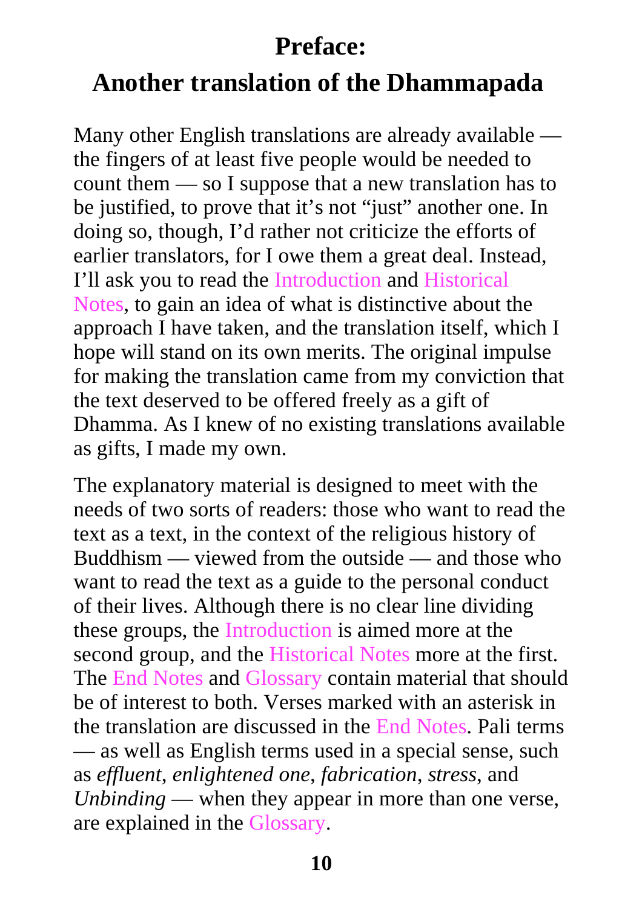# Preface:

# Another translation of the Dhammapada

Many other English translations are already available — the fingers of at least five people would be needed to count them — so I suppose that a new translation has to be justified, to prove that it's not "just" another one. In doing so, though, I'd rather not criticize the efforts of earlier translators, for I owe them a great deal. Instead, I'll ask you to read the Introduction and Historical Notes, to gain an idea of what is distinctive about the approach I have taken, and the translation itself, which I hope will stand on its own merits. The original impulse for making the translation came from my conviction that the text deserved to be offered freely as a gift of Dhamma. As I knew of no existing translations available as gifts, I made my own.

The explanatory material is designed to meet with the needs of two sorts of readers: those who want to read the text as a text, in the context of the religious history of Buddhism — viewed from the outside — and those who want to read the text as a guide to the personal conduct of their lives. Although there is no clear line dividing these groups, the Introduction is aimed more at the second group, and the Historical Notes more at the first. The End Notes and Glossary contain material that should be of interest to both. Verses marked with an asterisk in the translation are discussed in the End Notes. Pali terms — as well as English terms used in a special sense, such as *effluent, enlightened one, fabrication, stress,* and *Unbinding* — when they appear in more than one verse, are explained in the Glossary.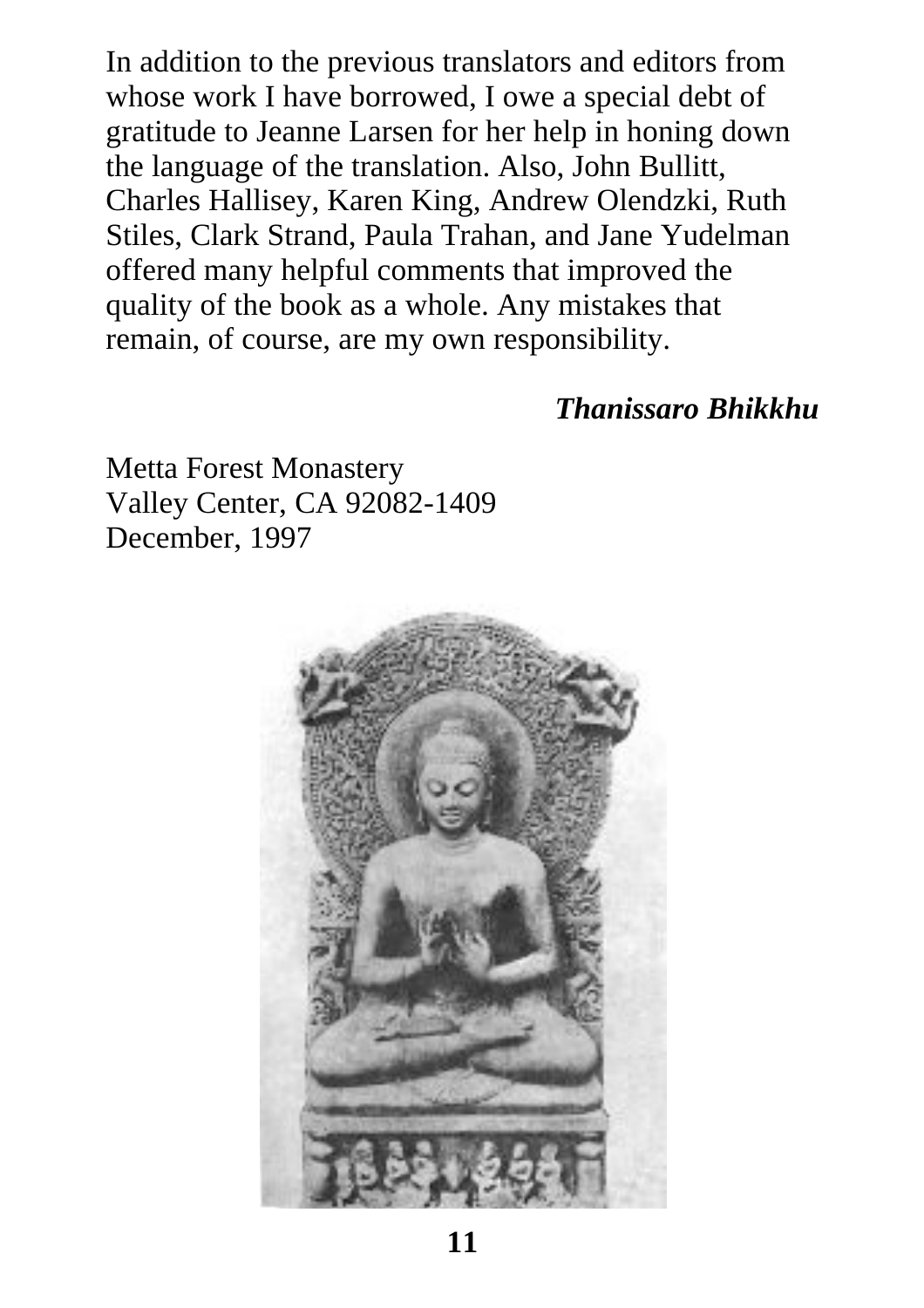In addition to the previous translators and editors from whose work I have borrowed, I owe a special debt of gratitude to Jeanne Larsen for her help in honing down the language of the translation. Also, John Bullitt, Charles Hallisey, Karen King, Andrew Olendzki, Ruth Stiles, Clark Strand, Paula Trahan, and Jane Yudelman offered many helpful comments that improved the quality of the book as a whole. Any mistakes that remain, of course, are my own responsibility.

***Thanissaro Bhikkhu***

Metta Forest Monastery
Valley Center, CA 92082-1409
December, 1997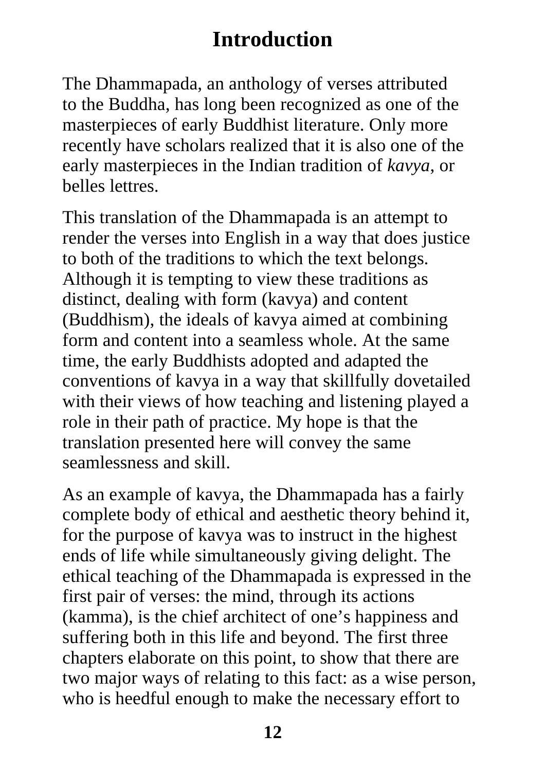# Introduction

The Dhammapada, an anthology of verses attributed to the Buddha, has long been recognized as one of the masterpieces of early Buddhist literature. Only more recently have scholars realized that it is also one of the early masterpieces in the Indian tradition of *kavya*, or belles lettres.

This translation of the Dhammapada is an attempt to render the verses into English in a way that does justice to both of the traditions to which the text belongs. Although it is tempting to view these traditions as distinct, dealing with form (kavya) and content (Buddhism), the ideals of kavya aimed at combining form and content into a seamless whole. At the same time, the early Buddhists adopted and adapted the conventions of kavya in a way that skillfully dovetailed with their views of how teaching and listening played a role in their path of practice. My hope is that the translation presented here will convey the same seamlessness and skill.

As an example of kavya, the Dhammapada has a fairly complete body of ethical and aesthetic theory behind it, for the purpose of kavya was to instruct in the highest ends of life while simultaneously giving delight. The ethical teaching of the Dhammapada is expressed in the first pair of verses: the mind, through its actions (kamma), is the chief architect of one's happiness and suffering both in this life and beyond. The first three chapters elaborate on this point, to show that there are two major ways of relating to this fact: as a wise person, who is heedful enough to make the necessary effort to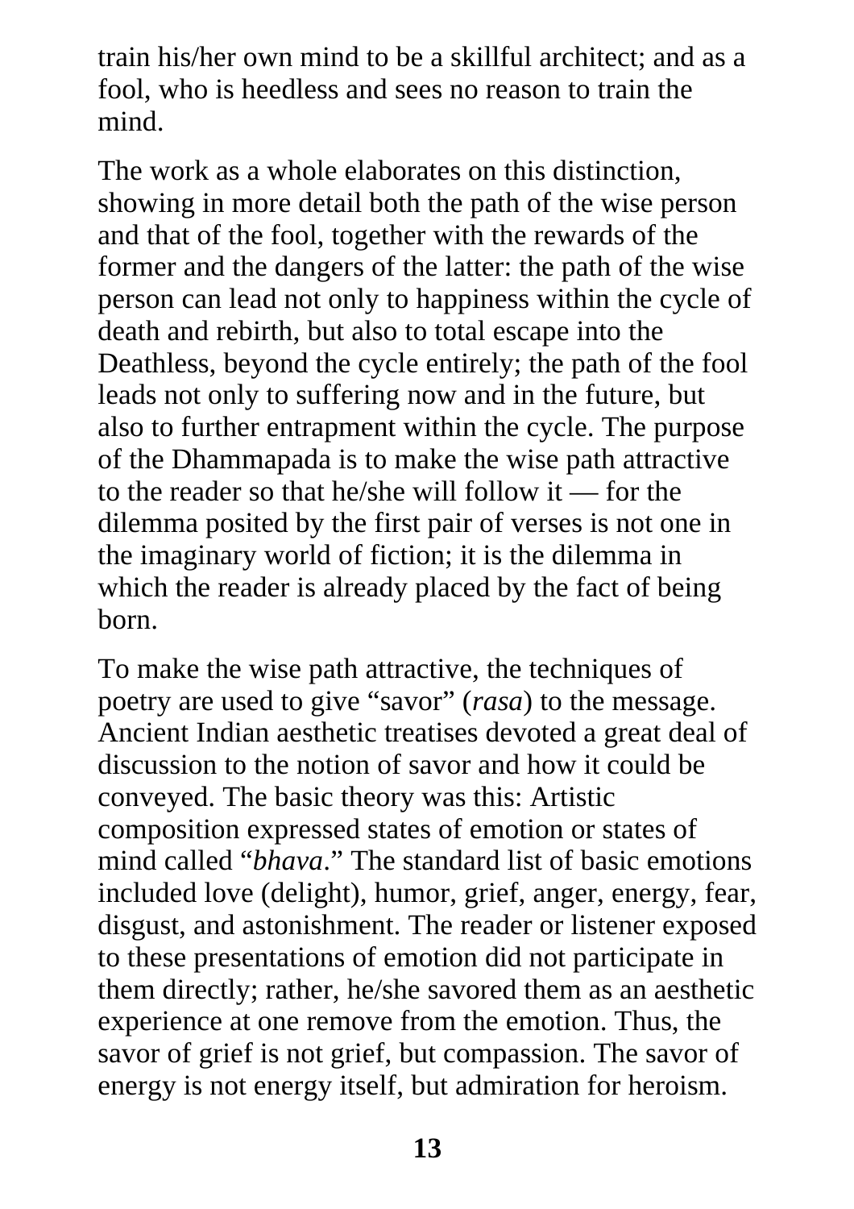train his/her own mind to be a skillful architect; and as a fool, who is heedless and sees no reason to train the mind.

The work as a whole elaborates on this distinction, showing in more detail both the path of the wise person and that of the fool, together with the rewards of the former and the dangers of the latter: the path of the wise person can lead not only to happiness within the cycle of death and rebirth, but also to total escape into the Deathless, beyond the cycle entirely; the path of the fool leads not only to suffering now and in the future, but also to further entrapment within the cycle. The purpose of the Dhammapada is to make the wise path attractive to the reader so that he/she will follow it — for the dilemma posited by the first pair of verses is not one in the imaginary world of fiction; it is the dilemma in which the reader is already placed by the fact of being born.

To make the wise path attractive, the techniques of poetry are used to give "savor" (*rasa*) to the message. Ancient Indian aesthetic treatises devoted a great deal of discussion to the notion of savor and how it could be conveyed. The basic theory was this: Artistic composition expressed states of emotion or states of mind called "*bhava*." The standard list of basic emotions included love (delight), humor, grief, anger, energy, fear, disgust, and astonishment. The reader or listener exposed to these presentations of emotion did not participate in them directly; rather, he/she savored them as an aesthetic experience at one remove from the emotion. Thus, the savor of grief is not grief, but compassion. The savor of energy is not energy itself, but admiration for heroism.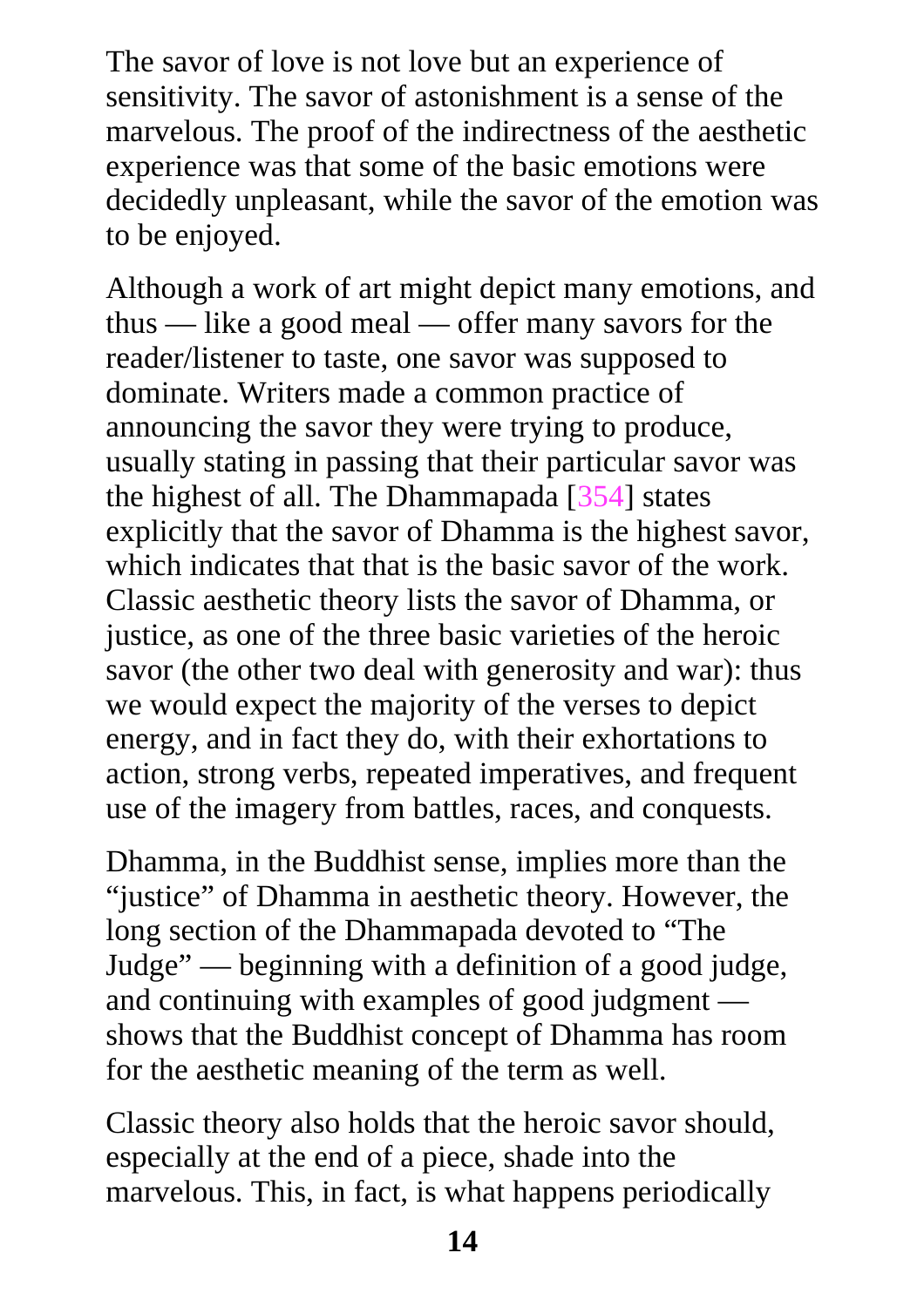The savor of love is not love but an experience of sensitivity. The savor of astonishment is a sense of the marvelous. The proof of the indirectness of the aesthetic experience was that some of the basic emotions were decidedly unpleasant, while the savor of the emotion was to be enjoyed.

Although a work of art might depict many emotions, and thus — like a good meal — offer many savors for the reader/listener to taste, one savor was supposed to dominate. Writers made a common practice of announcing the savor they were trying to produce, usually stating in passing that their particular savor was the highest of all. The Dhammapada [354] states explicitly that the savor of Dhamma is the highest savor, which indicates that that is the basic savor of the work. Classic aesthetic theory lists the savor of Dhamma, or justice, as one of the three basic varieties of the heroic savor (the other two deal with generosity and war): thus we would expect the majority of the verses to depict energy, and in fact they do, with their exhortations to action, strong verbs, repeated imperatives, and frequent use of the imagery from battles, races, and conquests.

Dhamma, in the Buddhist sense, implies more than the "justice" of Dhamma in aesthetic theory. However, the long section of the Dhammapada devoted to "The Judge" — beginning with a definition of a good judge, and continuing with examples of good judgment — shows that the Buddhist concept of Dhamma has room for the aesthetic meaning of the term as well.

Classic theory also holds that the heroic savor should, especially at the end of a piece, shade into the marvelous. This, in fact, is what happens periodically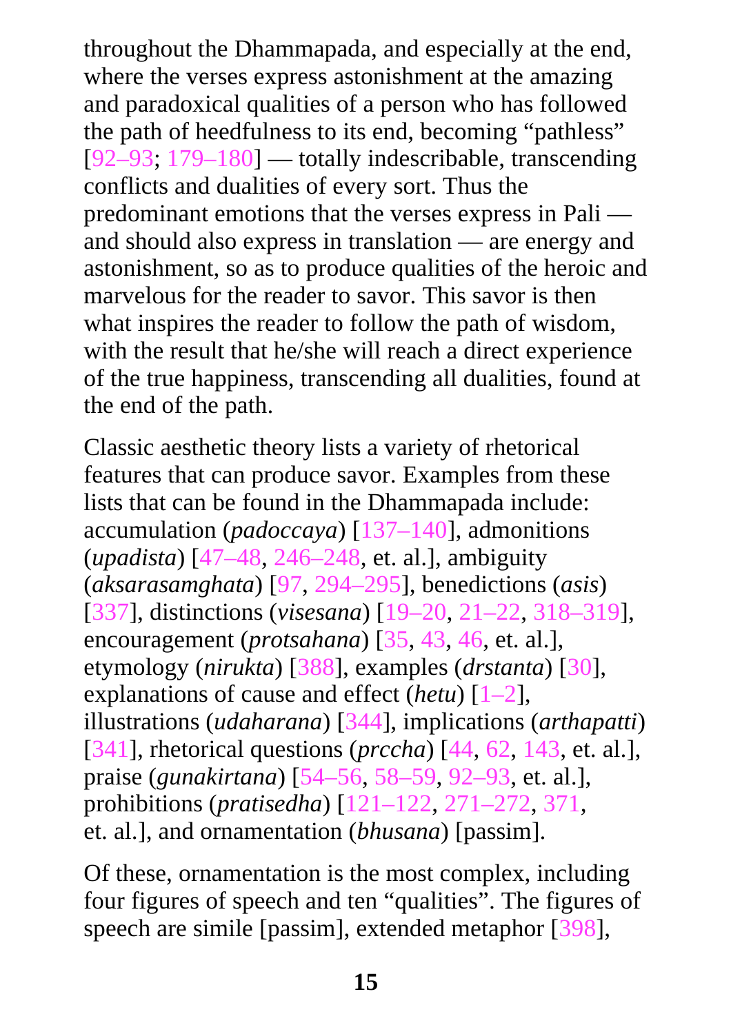throughout the Dhammapada, and especially at the end, where the verses express astonishment at the amazing and paradoxical qualities of a person who has followed the path of heedfulness to its end, becoming “pathless” [92–93; 179–180] — totally indescribable, transcending conflicts and dualities of every sort. Thus the predominant emotions that the verses express in Pali — and should also express in translation — are energy and astonishment, so as to produce qualities of the heroic and marvelous for the reader to savor. This savor is then what inspires the reader to follow the path of wisdom, with the result that he/she will reach a direct experience of the true happiness, transcending all dualities, found at the end of the path.

Classic aesthetic theory lists a variety of rhetorical features that can produce savor. Examples from these lists that can be found in the Dhammapada include: accumulation (*padoccaya*) [137–140], admonitions (*upadista*) [47–48, 246–248, et. al.], ambiguity (*aksarasamghata*) [97, 294–295], benedictions (*asis*) [337], distinctions (*visesana*) [19–20, 21–22, 318–319], encouragement (*protsahana*) [35, 43, 46, et. al.], etymology (*nirukta*) [388], examples (*drstanta*) [30], explanations of cause and effect (*hetu*) [1–2], illustrations (*udaharana*) [344], implications (*arthapatti*) [341], rhetorical questions (*prccha*) [44, 62, 143, et. al.], praise (*gunakirtana*) [54–56, 58–59, 92–93, et. al.], prohibitions (*pratisedha*) [121–122, 271–272, 371, et. al.], and ornamentation (*bhusana*) [passim].

Of these, ornamentation is the most complex, including four figures of speech and ten “qualities”. The figures of speech are simile [passim], extended metaphor [398],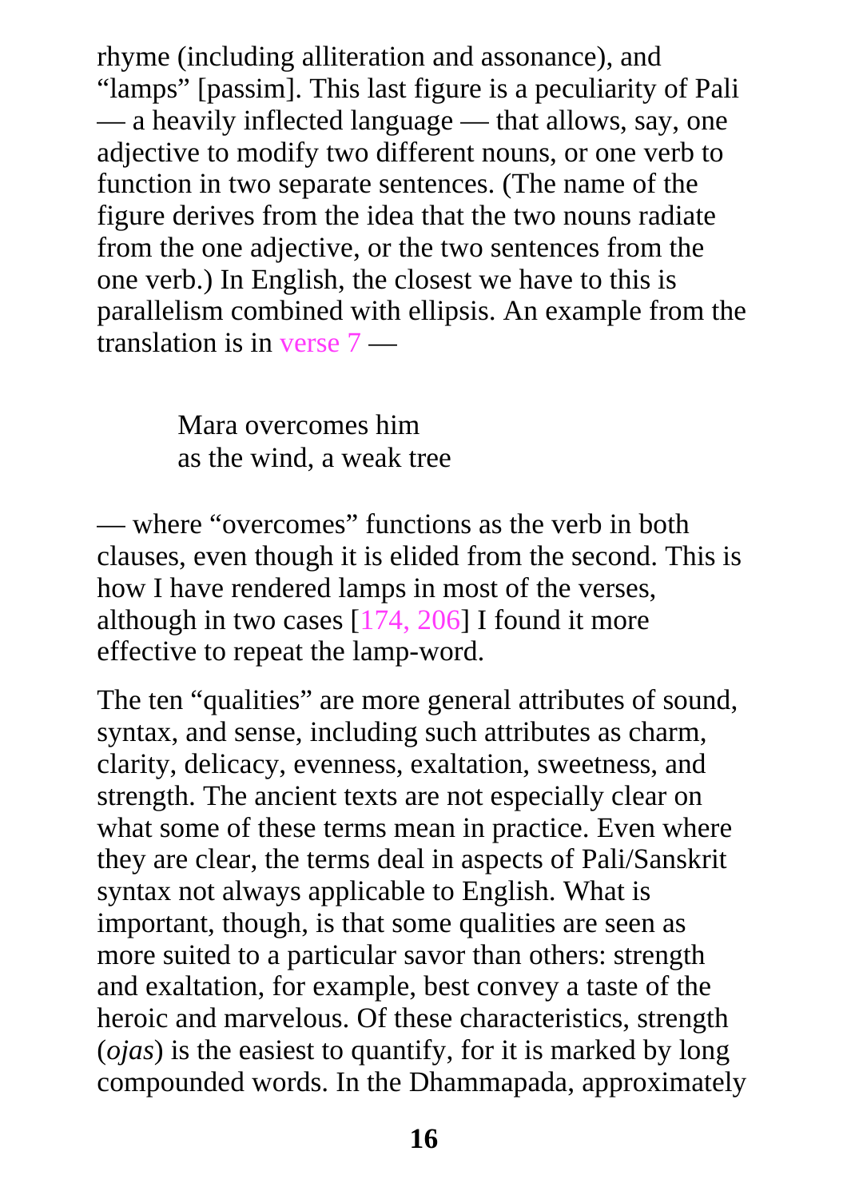rhyme (including alliteration and assonance), and "lamps" [passim]. This last figure is a peculiarity of Pali — a heavily inflected language — that allows, say, one adjective to modify two different nouns, or one verb to function in two separate sentences. (The name of the figure derives from the idea that the two nouns radiate from the one adjective, or the two sentences from the one verb.) In English, the closest we have to this is parallelism combined with ellipsis. An example from the translation is in verse 7 —

> Mara overcomes him
> as the wind, a weak tree

— where "overcomes" functions as the verb in both clauses, even though it is elided from the second. This is how I have rendered lamps in most of the verses, although in two cases [174, 206] I found it more effective to repeat the lamp-word.

The ten "qualities" are more general attributes of sound, syntax, and sense, including such attributes as charm, clarity, delicacy, evenness, exaltation, sweetness, and strength. The ancient texts are not especially clear on what some of these terms mean in practice. Even where they are clear, the terms deal in aspects of Pali/Sanskrit syntax not always applicable to English. What is important, though, is that some qualities are seen as more suited to a particular savor than others: strength and exaltation, for example, best convey a taste of the heroic and marvelous. Of these characteristics, strength (*ojas*) is the easiest to quantify, for it is marked by long compounded words. In the Dhammapada, approximately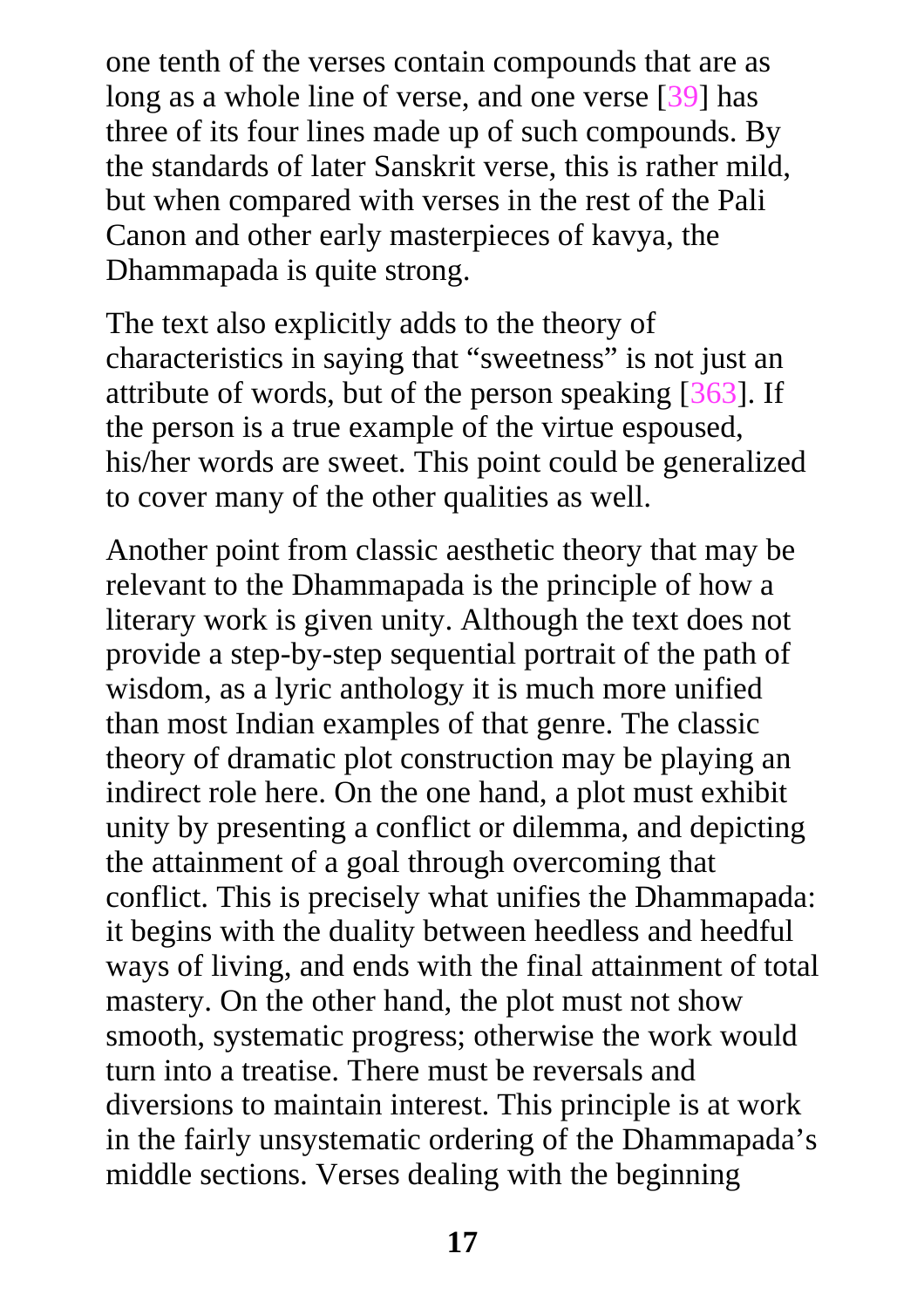one tenth of the verses contain compounds that are as long as a whole line of verse, and one verse [39] has three of its four lines made up of such compounds. By the standards of later Sanskrit verse, this is rather mild, but when compared with verses in the rest of the Pali Canon and other early masterpieces of kavya, the Dhammapada is quite strong.

The text also explicitly adds to the theory of characteristics in saying that “sweetness” is not just an attribute of words, but of the person speaking [363]. If the person is a true example of the virtue espoused, his/her words are sweet. This point could be generalized to cover many of the other qualities as well.

Another point from classic aesthetic theory that may be relevant to the Dhammapada is the principle of how a literary work is given unity. Although the text does not provide a step-by-step sequential portrait of the path of wisdom, as a lyric anthology it is much more unified than most Indian examples of that genre. The classic theory of dramatic plot construction may be playing an indirect role here. On the one hand, a plot must exhibit unity by presenting a conflict or dilemma, and depicting the attainment of a goal through overcoming that conflict. This is precisely what unifies the Dhammapada: it begins with the duality between heedless and heedful ways of living, and ends with the final attainment of total mastery. On the other hand, the plot must not show smooth, systematic progress; otherwise the work would turn into a treatise. There must be reversals and diversions to maintain interest. This principle is at work in the fairly unsystematic ordering of the Dhammapada’s middle sections. Verses dealing with the beginning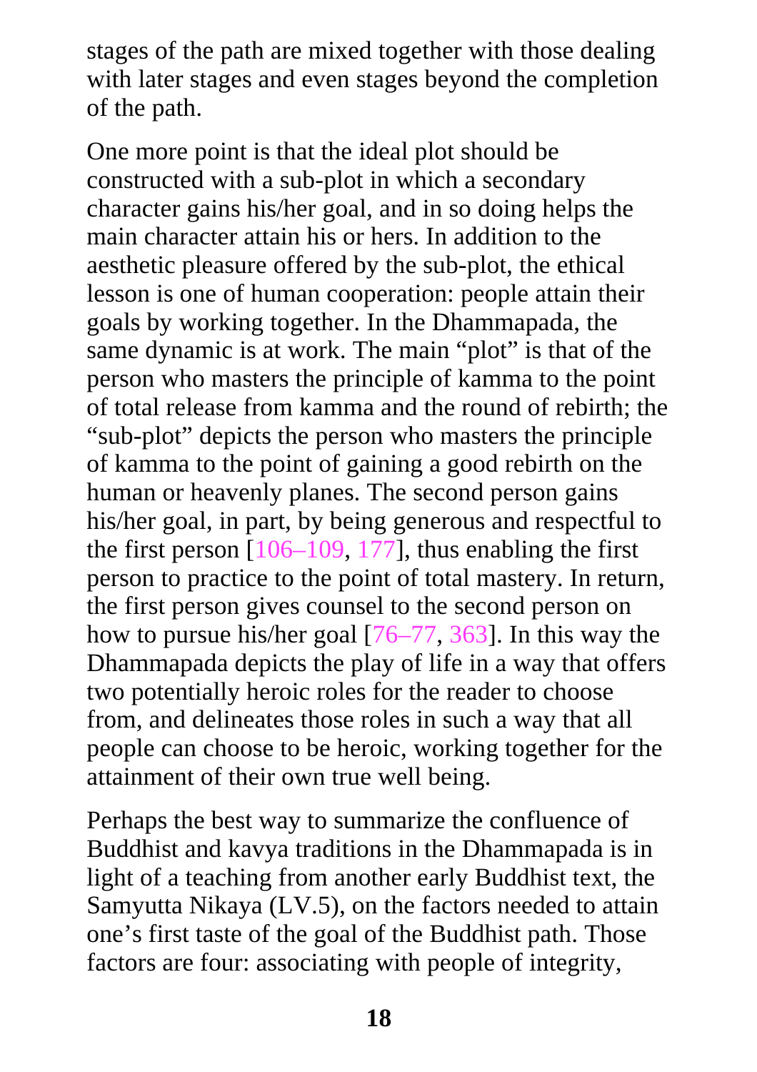stages of the path are mixed together with those dealing with later stages and even stages beyond the completion of the path.

One more point is that the ideal plot should be constructed with a sub-plot in which a secondary character gains his/her goal, and in so doing helps the main character attain his or hers. In addition to the aesthetic pleasure offered by the sub-plot, the ethical lesson is one of human cooperation: people attain their goals by working together. In the Dhammapada, the same dynamic is at work. The main "plot" is that of the person who masters the principle of kamma to the point of total release from kamma and the round of rebirth; the "sub-plot" depicts the person who masters the principle of kamma to the point of gaining a good rebirth on the human or heavenly planes. The second person gains his/her goal, in part, by being generous and respectful to the first person [106–109, 177], thus enabling the first person to practice to the point of total mastery. In return, the first person gives counsel to the second person on how to pursue his/her goal [76–77, 363]. In this way the Dhammapada depicts the play of life in a way that offers two potentially heroic roles for the reader to choose from, and delineates those roles in such a way that all people can choose to be heroic, working together for the attainment of their own true well being.

Perhaps the best way to summarize the confluence of Buddhist and kavya traditions in the Dhammapada is in light of a teaching from another early Buddhist text, the Samyutta Nikaya (LV.5), on the factors needed to attain one's first taste of the goal of the Buddhist path. Those factors are four: associating with people of integrity,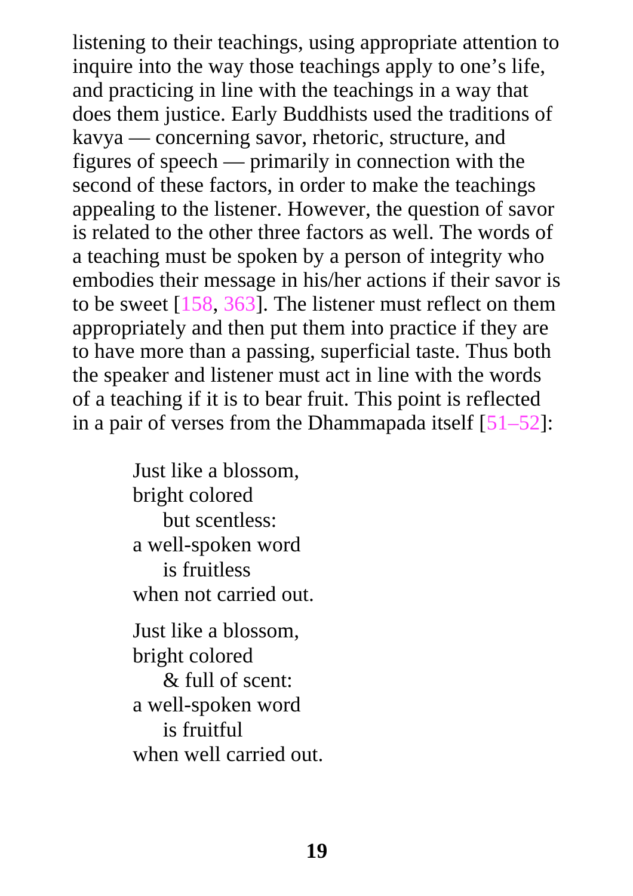listening to their teachings, using appropriate attention to inquire into the way those teachings apply to one's life, and practicing in line with the teachings in a way that does them justice. Early Buddhists used the traditions of kavya — concerning savor, rhetoric, structure, and figures of speech — primarily in connection with the second of these factors, in order to make the teachings appealing to the listener. However, the question of savor is related to the other three factors as well. The words of a teaching must be spoken by a person of integrity who embodies their message in his/her actions if their savor is to be sweet [158, 363]. The listener must reflect on them appropriately and then put them into practice if they are to have more than a passing, superficial taste. Thus both the speaker and listener must act in line with the words of a teaching if it is to bear fruit. This point is reflected in a pair of verses from the Dhammapada itself [51–52]:

> Just like a blossom,
> bright colored
>     but scentless:
> a well-spoken word
>     is fruitless
> when not carried out.
>
> Just like a blossom,
> bright colored
>     & full of scent:
> a well-spoken word
>     is fruitful
> when well carried out.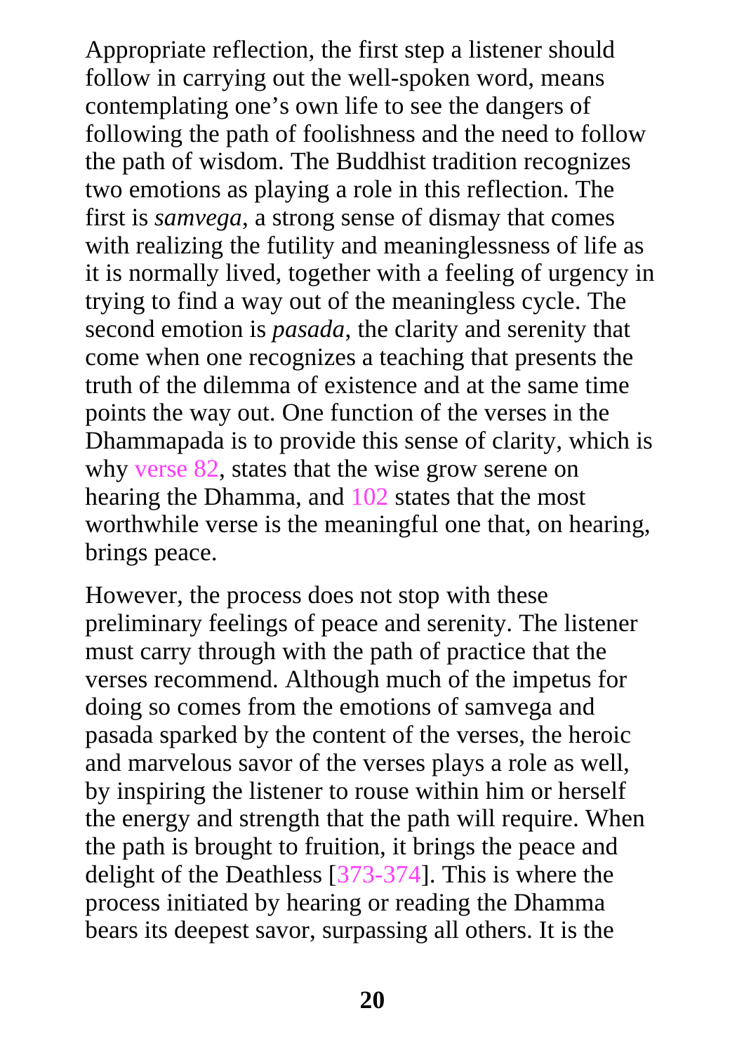Appropriate reflection, the first step a listener should follow in carrying out the well-spoken word, means contemplating one's own life to see the dangers of following the path of foolishness and the need to follow the path of wisdom. The Buddhist tradition recognizes two emotions as playing a role in this reflection. The first is *samvega*, a strong sense of dismay that comes with realizing the futility and meaninglessness of life as it is normally lived, together with a feeling of urgency in trying to find a way out of the meaningless cycle. The second emotion is *pasada*, the clarity and serenity that come when one recognizes a teaching that presents the truth of the dilemma of existence and at the same time points the way out. One function of the verses in the Dhammapada is to provide this sense of clarity, which is why verse 82, states that the wise grow serene on hearing the Dhamma, and 102 states that the most worthwhile verse is the meaningful one that, on hearing, brings peace.

However, the process does not stop with these preliminary feelings of peace and serenity. The listener must carry through with the path of practice that the verses recommend. Although much of the impetus for doing so comes from the emotions of samvega and pasada sparked by the content of the verses, the heroic and marvelous savor of the verses plays a role as well, by inspiring the listener to rouse within him or herself the energy and strength that the path will require. When the path is brought to fruition, it brings the peace and delight of the Deathless [373-374]. This is where the process initiated by hearing or reading the Dhamma bears its deepest savor, surpassing all others. It is the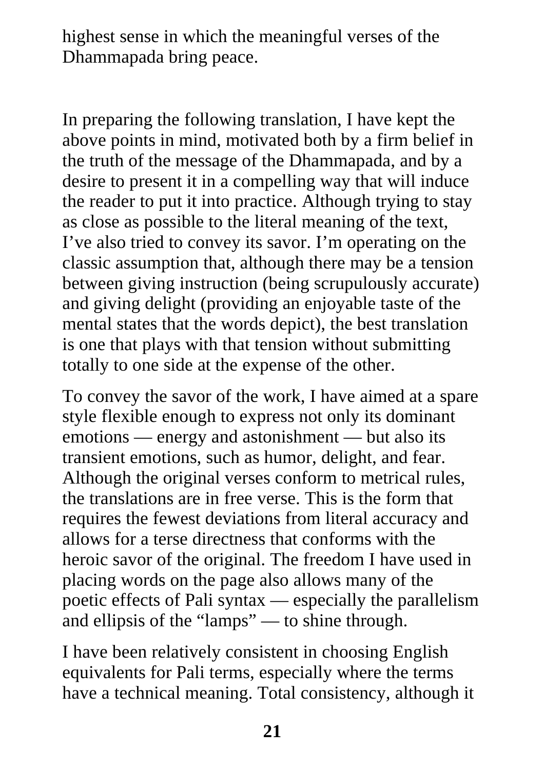highest sense in which the meaningful verses of the Dhammapada bring peace.

In preparing the following translation, I have kept the above points in mind, motivated both by a firm belief in the truth of the message of the Dhammapada, and by a desire to present it in a compelling way that will induce the reader to put it into practice. Although trying to stay as close as possible to the literal meaning of the text, I've also tried to convey its savor. I'm operating on the classic assumption that, although there may be a tension between giving instruction (being scrupulously accurate) and giving delight (providing an enjoyable taste of the mental states that the words depict), the best translation is one that plays with that tension without submitting totally to one side at the expense of the other.

To convey the savor of the work, I have aimed at a spare style flexible enough to express not only its dominant emotions — energy and astonishment — but also its transient emotions, such as humor, delight, and fear. Although the original verses conform to metrical rules, the translations are in free verse. This is the form that requires the fewest deviations from literal accuracy and allows for a terse directness that conforms with the heroic savor of the original. The freedom I have used in placing words on the page also allows many of the poetic effects of Pali syntax — especially the parallelism and ellipsis of the "lamps" — to shine through.

I have been relatively consistent in choosing English equivalents for Pali terms, especially where the terms have a technical meaning. Total consistency, although it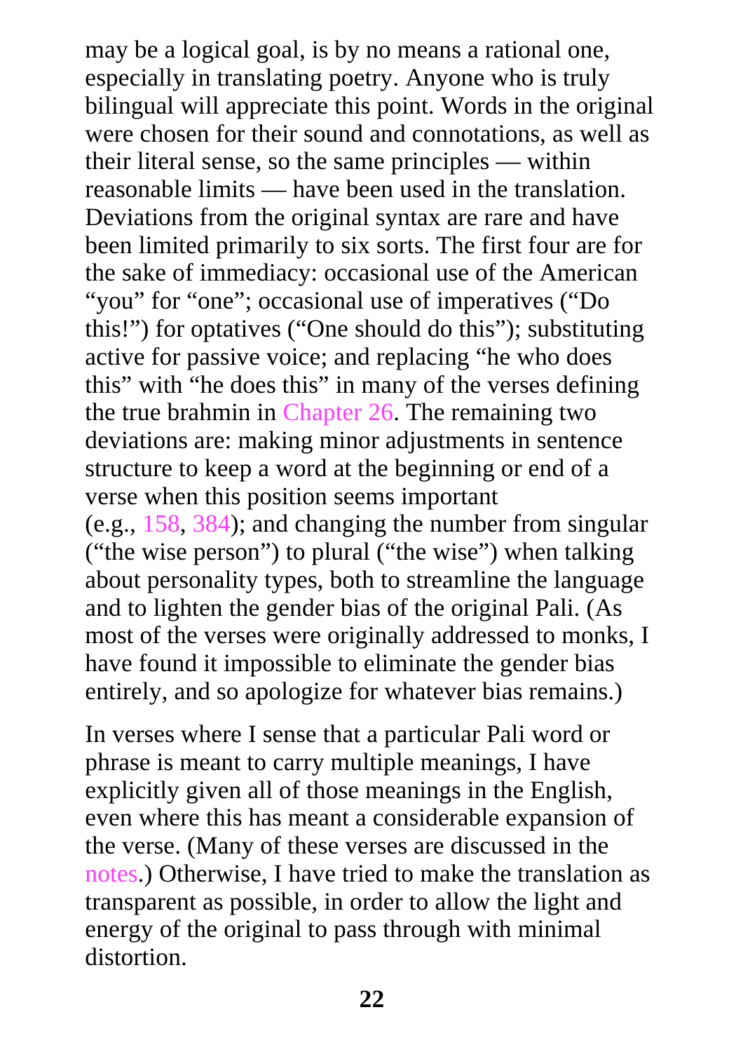may be a logical goal, is by no means a rational one, especially in translating poetry. Anyone who is truly bilingual will appreciate this point. Words in the original were chosen for their sound and connotations, as well as their literal sense, so the same principles — within reasonable limits — have been used in the translation. Deviations from the original syntax are rare and have been limited primarily to six sorts. The first four are for the sake of immediacy: occasional use of the American "you" for "one"; occasional use of imperatives ("Do this!") for optatives ("One should do this"); substituting active for passive voice; and replacing "he who does this" with "he does this" in many of the verses defining the true brahmin in Chapter 26. The remaining two deviations are: making minor adjustments in sentence structure to keep a word at the beginning or end of a verse when this position seems important (e.g., 158, 384); and changing the number from singular ("the wise person") to plural ("the wise") when talking about personality types, both to streamline the language and to lighten the gender bias of the original Pali. (As most of the verses were originally addressed to monks, I have found it impossible to eliminate the gender bias entirely, and so apologize for whatever bias remains.)

In verses where I sense that a particular Pali word or phrase is meant to carry multiple meanings, I have explicitly given all of those meanings in the English, even where this has meant a considerable expansion of the verse. (Many of these verses are discussed in the notes.) Otherwise, I have tried to make the translation as transparent as possible, in order to allow the light and energy of the original to pass through with minimal distortion.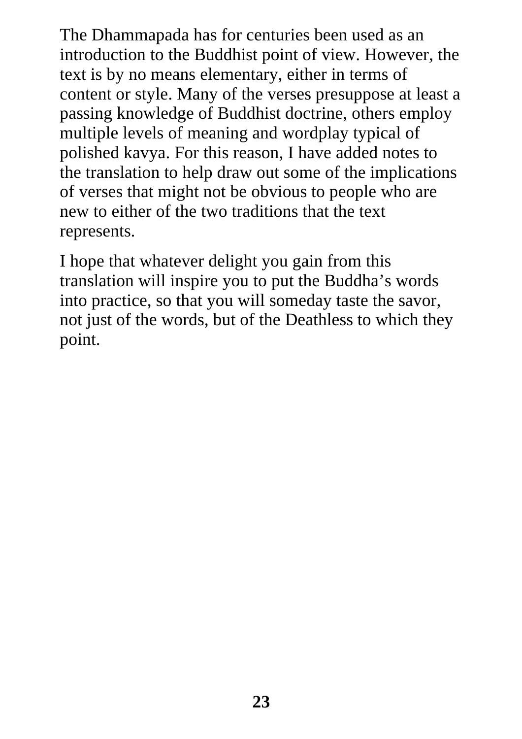The Dhammapada has for centuries been used as an introduction to the Buddhist point of view. However, the text is by no means elementary, either in terms of content or style. Many of the verses presuppose at least a passing knowledge of Buddhist doctrine, others employ multiple levels of meaning and wordplay typical of polished kavya. For this reason, I have added notes to the translation to help draw out some of the implications of verses that might not be obvious to people who are new to either of the two traditions that the text represents.

I hope that whatever delight you gain from this translation will inspire you to put the Buddha's words into practice, so that you will someday taste the savor, not just of the words, but of the Deathless to which they point.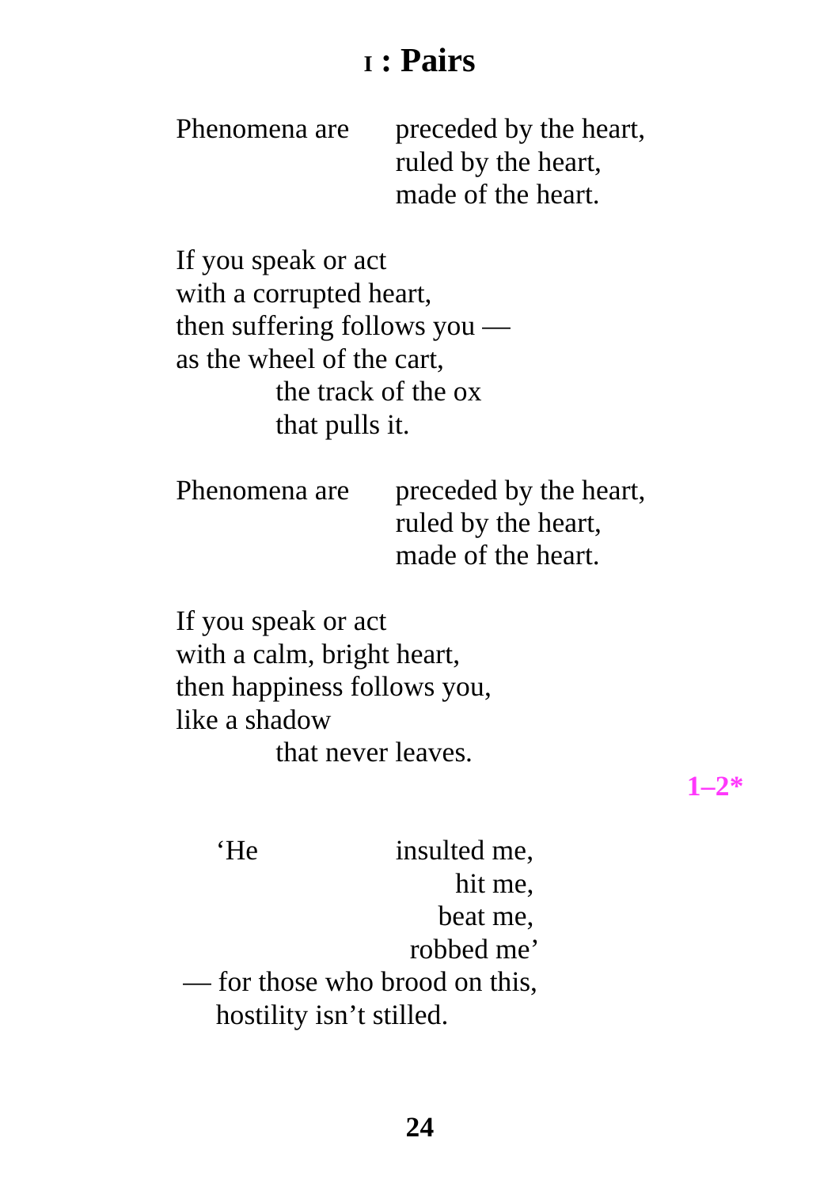# I : Pairs

Phenomena are preceded by the heart,  
ruled by the heart,  
made of the heart.

If you speak or act  
with a corrupted heart,  
then suffering follows you —  
as the wheel of the cart,  
the track of the ox  
that pulls it.

Phenomena are preceded by the heart,  
ruled by the heart,  
made of the heart.

If you speak or act  
with a calm, bright heart,  
then happiness follows you,  
like a shadow  
that never leaves.

**1–2***

'He insulted me,  
hit me,  
beat me,  
robbed me'  
— for those who brood on this,  
hostility isn't stilled.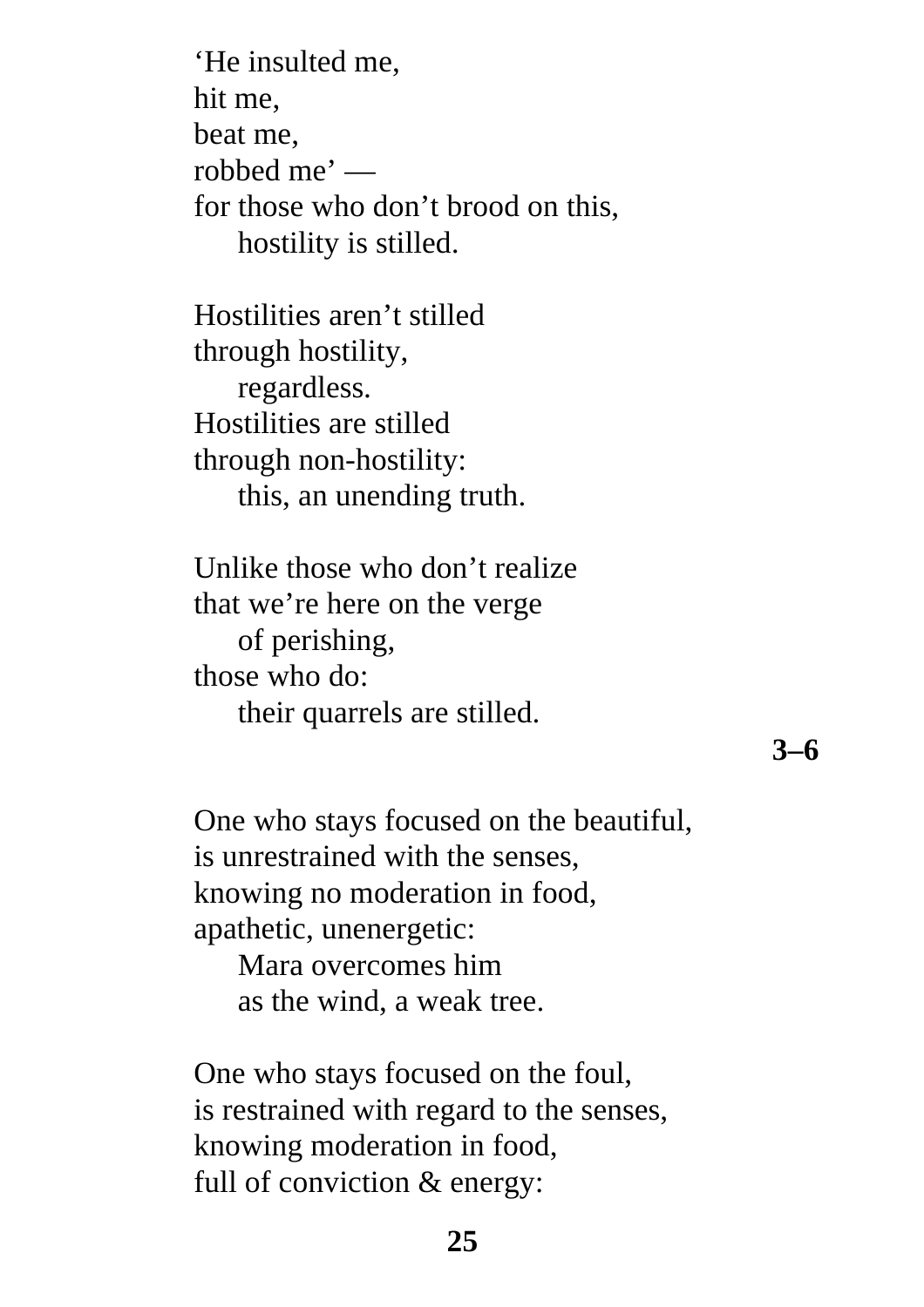'He insulted me,  
hit me,  
beat me,  
robbed me' —  
for those who don't brood on this,  
    hostility is stilled.

Hostilities aren't stilled  
through hostility,  
    regardless.  
Hostilities are stilled  
through non-hostility:  
    this, an unending truth.

Unlike those who don't realize  
that we're here on the verge  
    of perishing,  
those who do:  
    their quarrels are stilled.

**3–6**

One who stays focused on the beautiful,  
is unrestrained with the senses,  
knowing no moderation in food,  
apathetic, unenergetic:  
    Mara overcomes him  
    as the wind, a weak tree.

One who stays focused on the foul,  
is restrained with regard to the senses,  
knowing moderation in food,  
full of conviction & energy: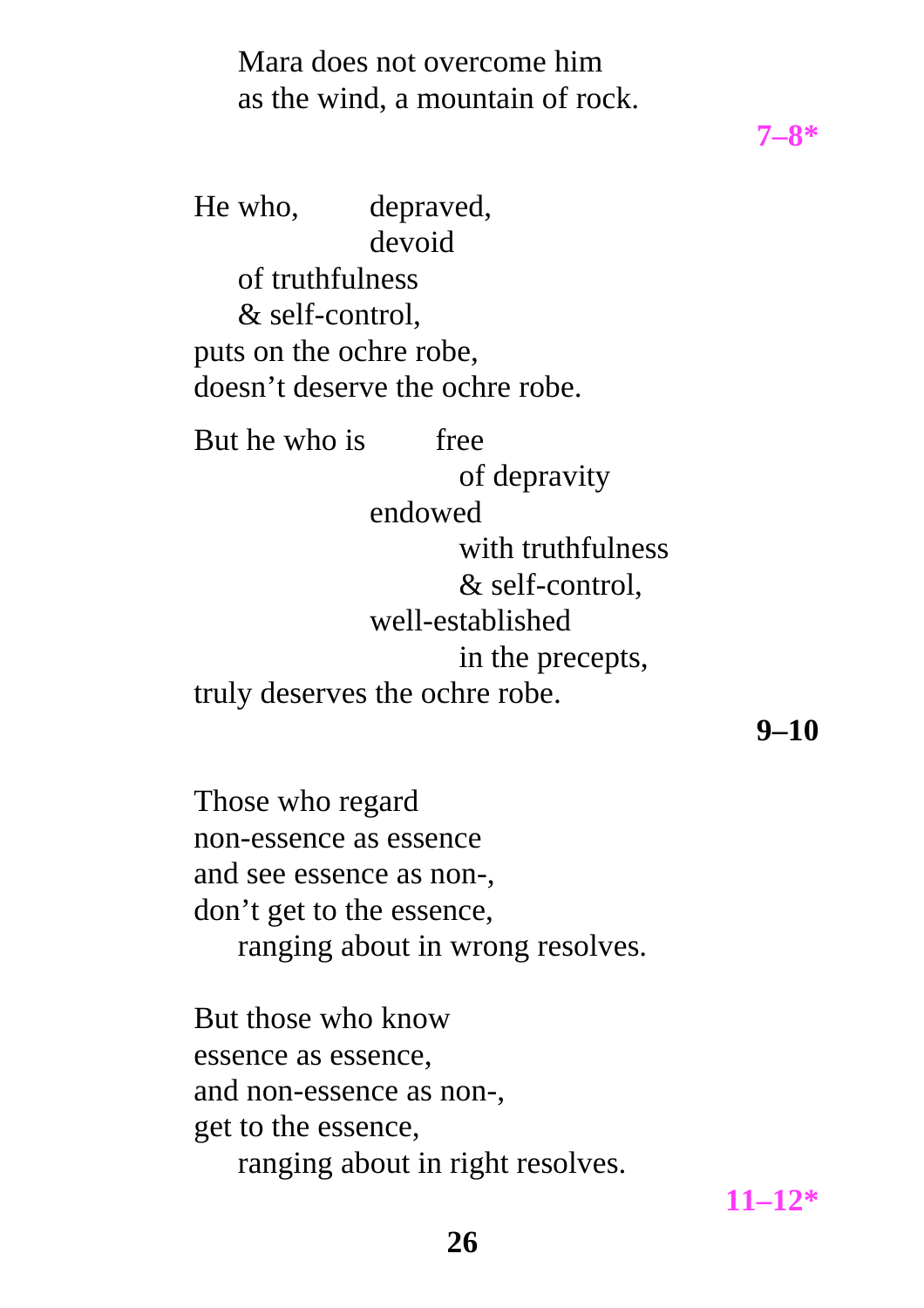Mara does not overcome him  
as the wind, a mountain of rock.

**7–8***

He who, depraved,  
devoid  
of truthfulness  
& self-control,  
puts on the ochre robe,  
doesn't deserve the ochre robe.

But he who is free  
of depravity  
endowed  
with truthfulness  
& self-control,  
well-established  
in the precepts,  
truly deserves the ochre robe.

**9–10**

Those who regard  
non-essence as essence  
and see essence as non-,  
don't get to the essence,  
ranging about in wrong resolves.

But those who know  
essence as essence,  
and non-essence as non-,  
get to the essence,  
ranging about in right resolves.

**11–12***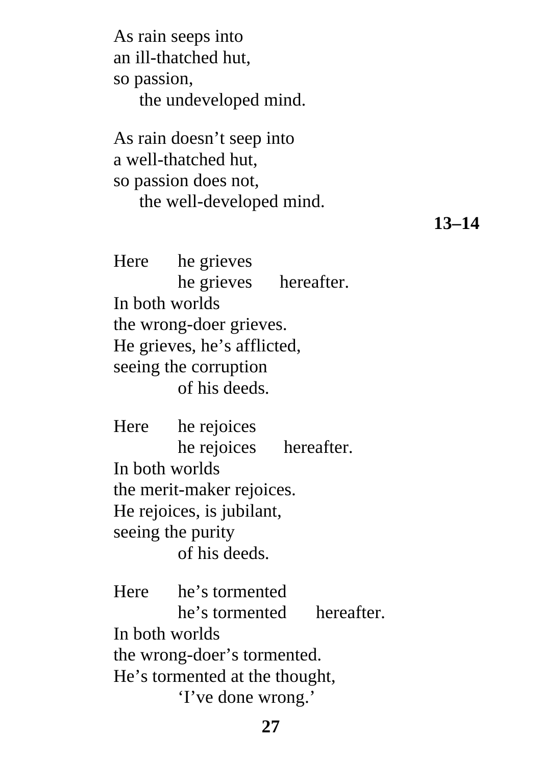As rain seeps into  
an ill-thatched hut,  
so passion,  
    the undeveloped mind.

As rain doesn't seep into  
a well-thatched hut,  
so passion does not,  
    the well-developed mind.

**13–14**

Here    he grieves  
        he grieves    hereafter.  
In both worlds  
the wrong-doer grieves.  
He grieves, he's afflicted,  
seeing the corruption  
        of his deeds.

Here    he rejoices  
        he rejoices    hereafter.  
In both worlds  
the merit-maker rejoices.  
He rejoices, is jubilant,  
seeing the purity  
        of his deeds.

Here    he's tormented  
        he's tormented    hereafter.  
In both worlds  
the wrong-doer's tormented.  
He's tormented at the thought,  
        'I've done wrong.'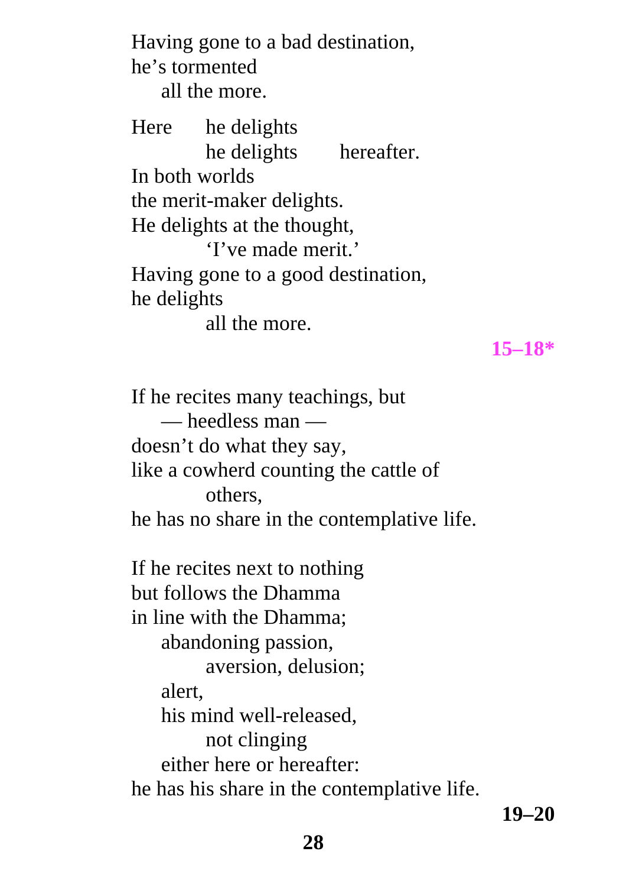Having gone to a bad destination,  
he's tormented  
    all the more.

Here    he delights  
        he delights    hereafter.  
In both worlds  
the merit-maker delights.  
He delights at the thought,  
        'I've made merit.'  
Having gone to a good destination,  
he delights  
        all the more.

**15–18***

If he recites many teachings, but  
    — heedless man —  
doesn't do what they say,  
like a cowherd counting the cattle of  
        others,  
he has no share in the contemplative life.

If he recites next to nothing  
but follows the Dhamma  
in line with the Dhamma;  
    abandoning passion,  
        aversion, delusion;  
    alert,  
    his mind well-released,  
        not clinging  
    either here or hereafter:  
he has his share in the contemplative life.

**19–20**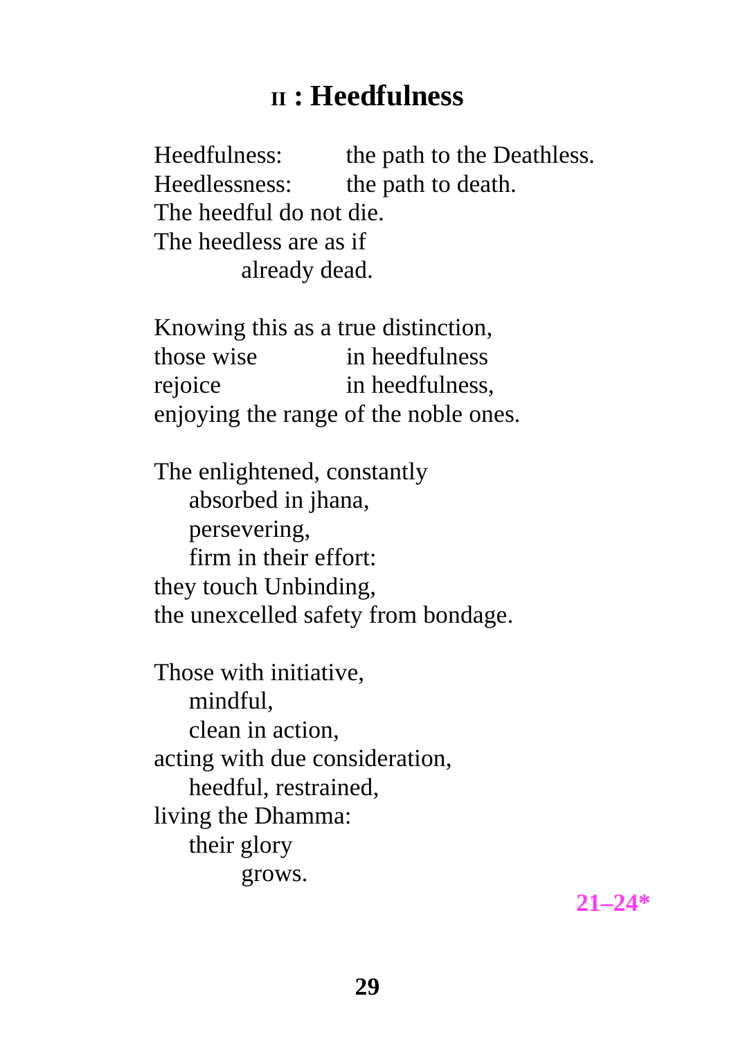## II : Heedfulness

Heedfulness: the path to the Deathless.  
Heedlessness: the path to death.  
The heedful do not die.  
The heedless are as if  
already dead.

Knowing this as a true distinction,  
those wise in heedfulness  
rejoice in heedfulness,  
enjoying the range of the noble ones.

The enlightened, constantly  
absorbed in jhana,  
persevering,  
firm in their effort:  
they touch Unbinding,  
the unexcelled safety from bondage.

Those with initiative,  
mindful,  
clean in action,  
acting with due consideration,  
heedful, restrained,  
living the Dhamma:  
their glory  
grows.

**21–24***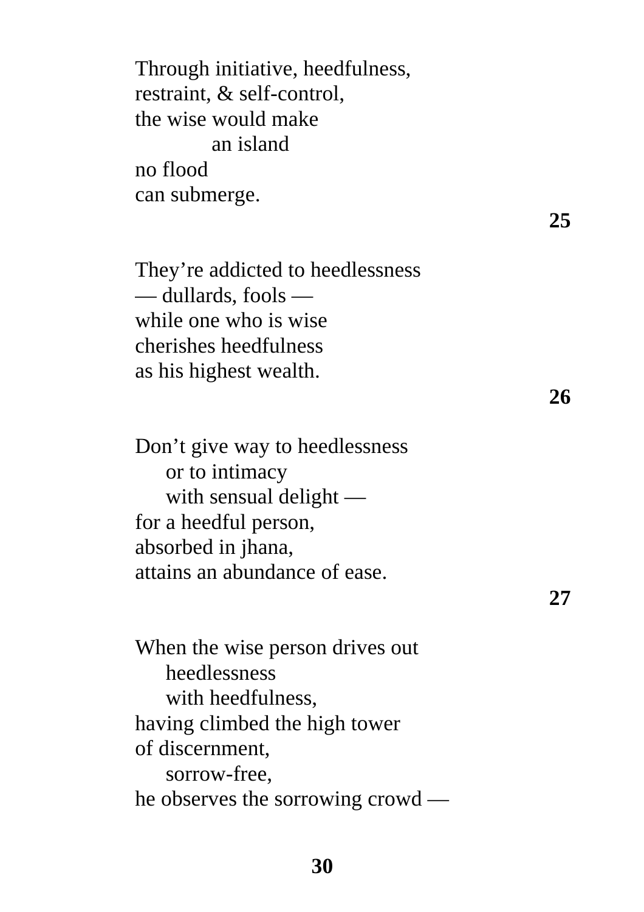Through initiative, heedfulness,  
restraint, & self-control,  
the wise would make  
      an island  
no flood  
can submerge.

**25**

They’re addicted to heedlessness  
— dullards, fools —  
while one who is wise  
cherishes heedfulness  
as his highest wealth.

**26**

Don’t give way to heedlessness  
   or to intimacy  
   with sensual delight —  
for a heedful person,  
absorbed in jhana,  
attains an abundance of ease.

**27**

When the wise person drives out  
   heedlessness  
   with heedfulness,  
having climbed the high tower  
of discernment,  
   sorrow-free,  
he observes the sorrowing crowd —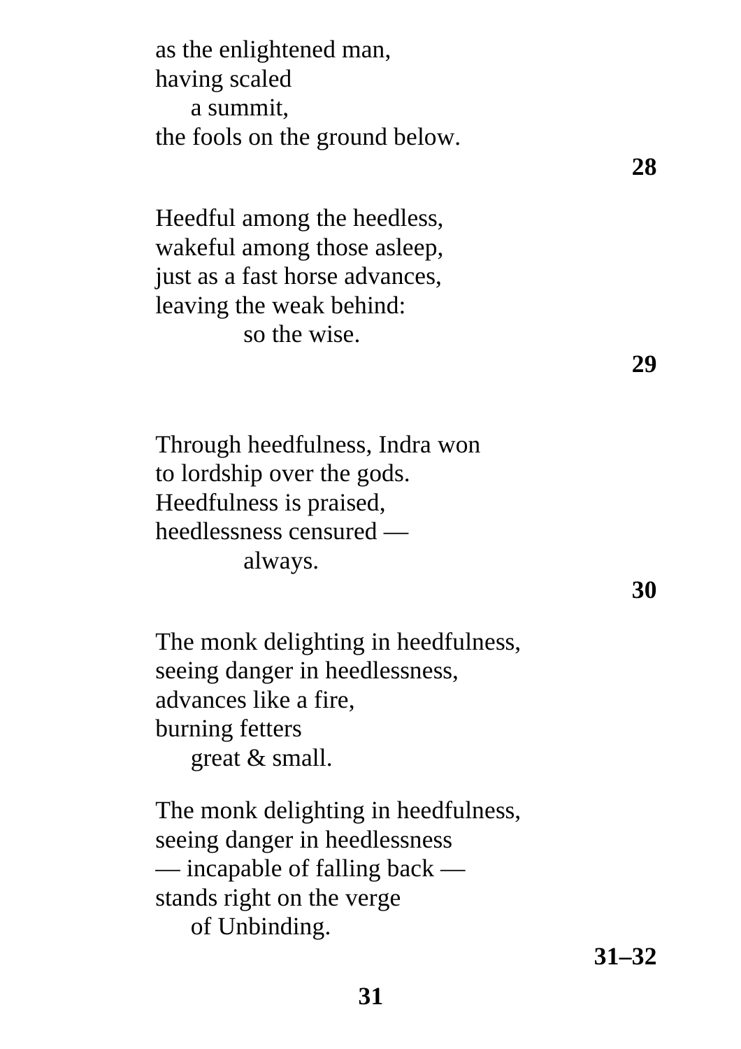as the enlightened man,  
having scaled  
&nbsp;&nbsp;&nbsp;&nbsp;a summit,  
the fools on the ground below.

**28**

Heedful among the heedless,  
wakeful among those asleep,  
just as a fast horse advances,  
leaving the weak behind:  
&nbsp;&nbsp;&nbsp;&nbsp;&nbsp;&nbsp;&nbsp;&nbsp;so the wise.

**29**

Through heedfulness, Indra won  
to lordship over the gods.  
Heedfulness is praised,  
heedlessness censured —  
&nbsp;&nbsp;&nbsp;&nbsp;&nbsp;&nbsp;&nbsp;&nbsp;always.

**30**

The monk delighting in heedfulness,  
seeing danger in heedlessness,  
advances like a fire,  
burning fetters  
&nbsp;&nbsp;&nbsp;&nbsp;great & small.

The monk delighting in heedfulness,  
seeing danger in heedlessness  
— incapable of falling back —  
stands right on the verge  
&nbsp;&nbsp;&nbsp;&nbsp;of Unbinding.

**31–32**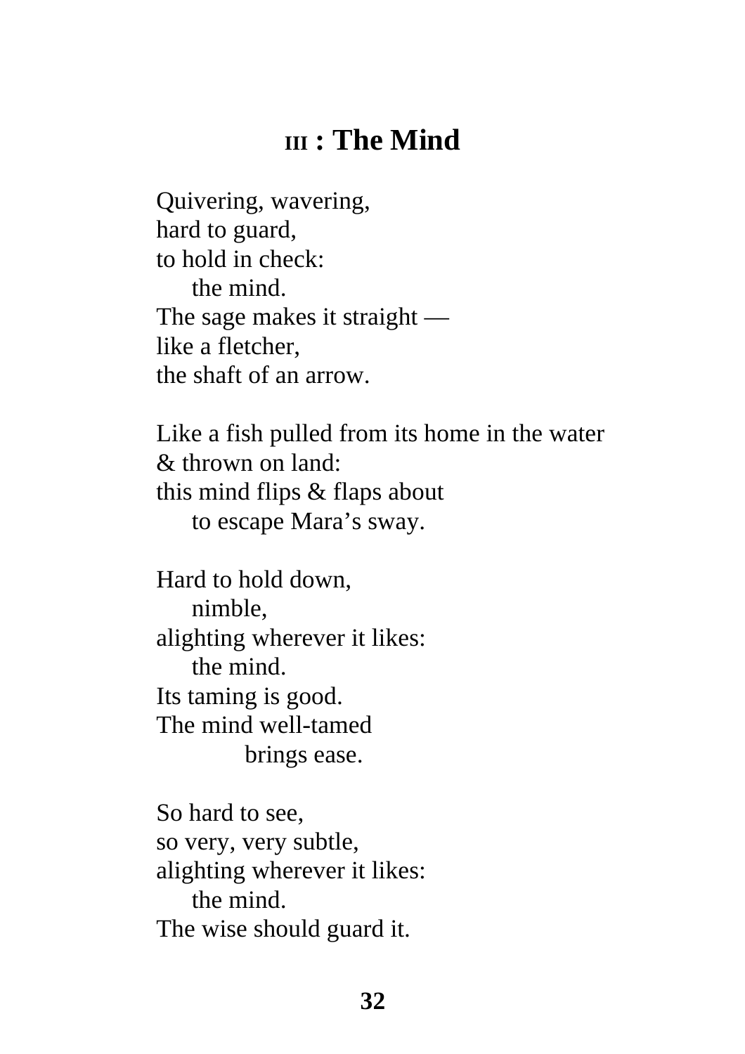## III : The Mind

Quivering, wavering,  
hard to guard,  
to hold in check:  
&nbsp;&nbsp;&nbsp;&nbsp;the mind.  
The sage makes it straight —  
like a fletcher,  
the shaft of an arrow.

Like a fish pulled from its home in the water  
& thrown on land:  
this mind flips & flaps about  
&nbsp;&nbsp;&nbsp;&nbsp;to escape Mara's sway.

Hard to hold down,  
&nbsp;&nbsp;&nbsp;&nbsp;nimble,  
alighting wherever it likes:  
&nbsp;&nbsp;&nbsp;&nbsp;the mind.  
Its taming is good.  
The mind well-tamed  
&nbsp;&nbsp;&nbsp;&nbsp;&nbsp;&nbsp;&nbsp;&nbsp;brings ease.

So hard to see,  
so very, very subtle,  
alighting wherever it likes:  
&nbsp;&nbsp;&nbsp;&nbsp;the mind.  
The wise should guard it.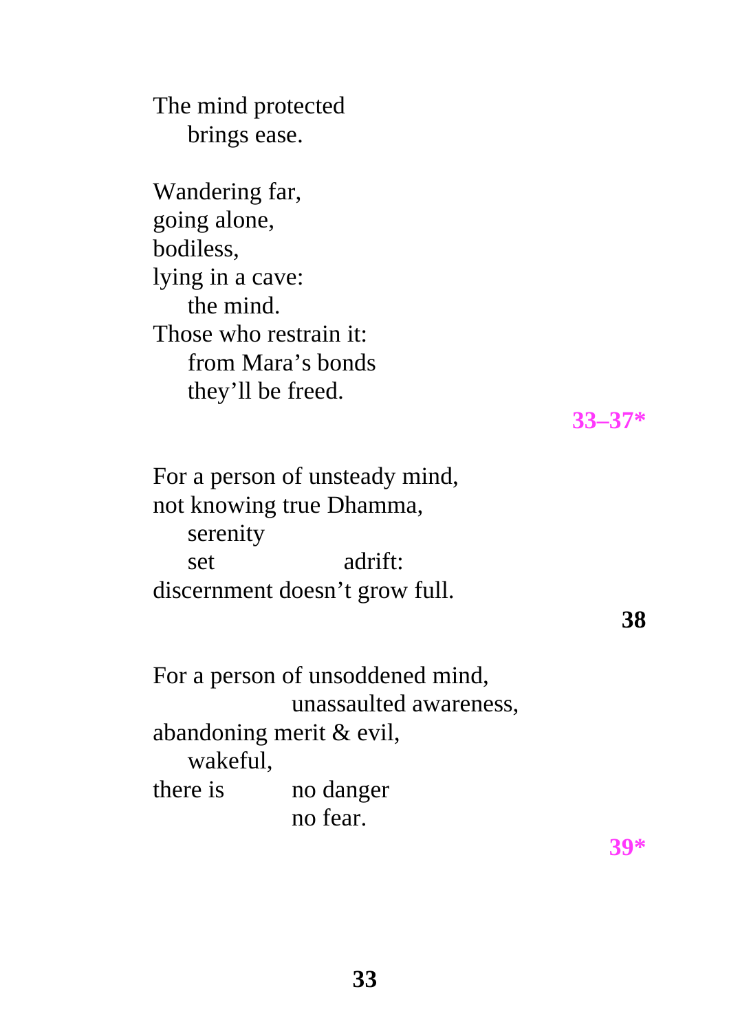The mind protected
    brings ease.

Wandering far,
going alone,
bodiless,
lying in a cave:
    the mind.
Those who restrain it:
    from Mara’s bonds
    they’ll be freed.

**33–37***

For a person of unsteady mind,
not knowing true Dhamma,
    serenity
    set          adrift:
discernment doesn’t grow full.

**38**

For a person of unsoddened mind,
            unassaulted awareness,
abandoning merit & evil,
    wakeful,
there is    no danger
            no fear.

**39***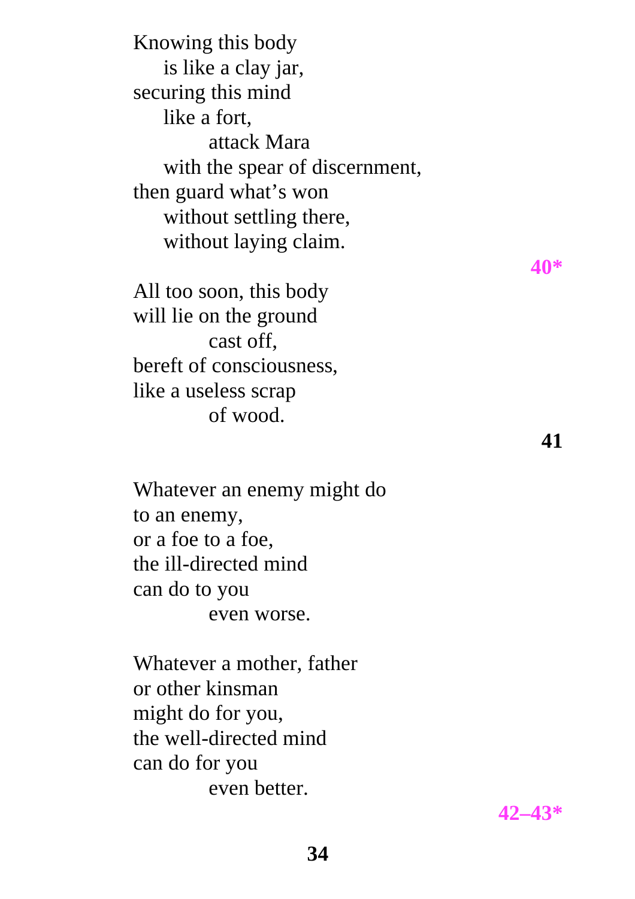Knowing this body  
&nbsp;&nbsp;&nbsp;&nbsp;is like a clay jar,  
securing this mind  
&nbsp;&nbsp;&nbsp;&nbsp;like a fort,  
&nbsp;&nbsp;&nbsp;&nbsp;&nbsp;&nbsp;&nbsp;&nbsp;attack Mara  
&nbsp;&nbsp;&nbsp;&nbsp;with the spear of discernment,  
then guard what's won  
&nbsp;&nbsp;&nbsp;&nbsp;without settling there,  
&nbsp;&nbsp;&nbsp;&nbsp;without laying claim.

**40***

All too soon, this body  
will lie on the ground  
&nbsp;&nbsp;&nbsp;&nbsp;&nbsp;&nbsp;&nbsp;&nbsp;cast off,  
bereft of consciousness,  
like a useless scrap  
&nbsp;&nbsp;&nbsp;&nbsp;&nbsp;&nbsp;&nbsp;&nbsp;of wood.

**41**

Whatever an enemy might do  
to an enemy,  
or a foe to a foe,  
the ill-directed mind  
can do to you  
&nbsp;&nbsp;&nbsp;&nbsp;&nbsp;&nbsp;&nbsp;&nbsp;even worse.

Whatever a mother, father  
or other kinsman  
might do for you,  
the well-directed mind  
can do for you  
&nbsp;&nbsp;&nbsp;&nbsp;&nbsp;&nbsp;&nbsp;&nbsp;even better.

**42–43***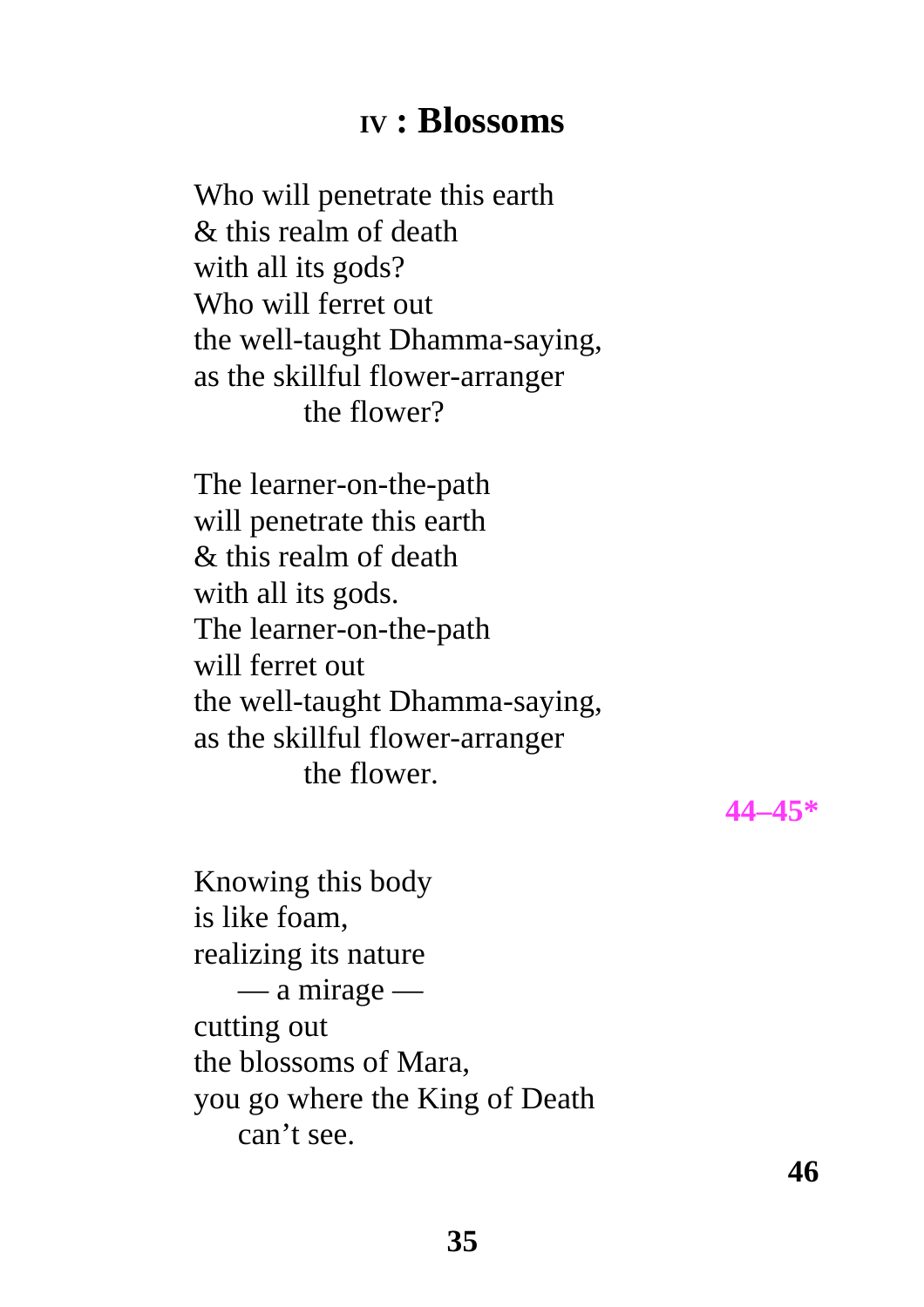## IV : Blossoms

Who will penetrate this earth  
& this realm of death  
with all its gods?  
Who will ferret out  
the well-taught Dhamma-saying,  
as the skillful flower-arranger  
            the flower?

The learner-on-the-path  
will penetrate this earth  
& this realm of death  
with all its gods.  
The learner-on-the-path  
will ferret out  
the well-taught Dhamma-saying,  
as the skillful flower-arranger  
            the flower.

**44–45***

Knowing this body  
is like foam,  
realizing its nature  
    — a mirage —  
cutting out  
the blossoms of Mara,  
you go where the King of Death  
    can't see.

**46**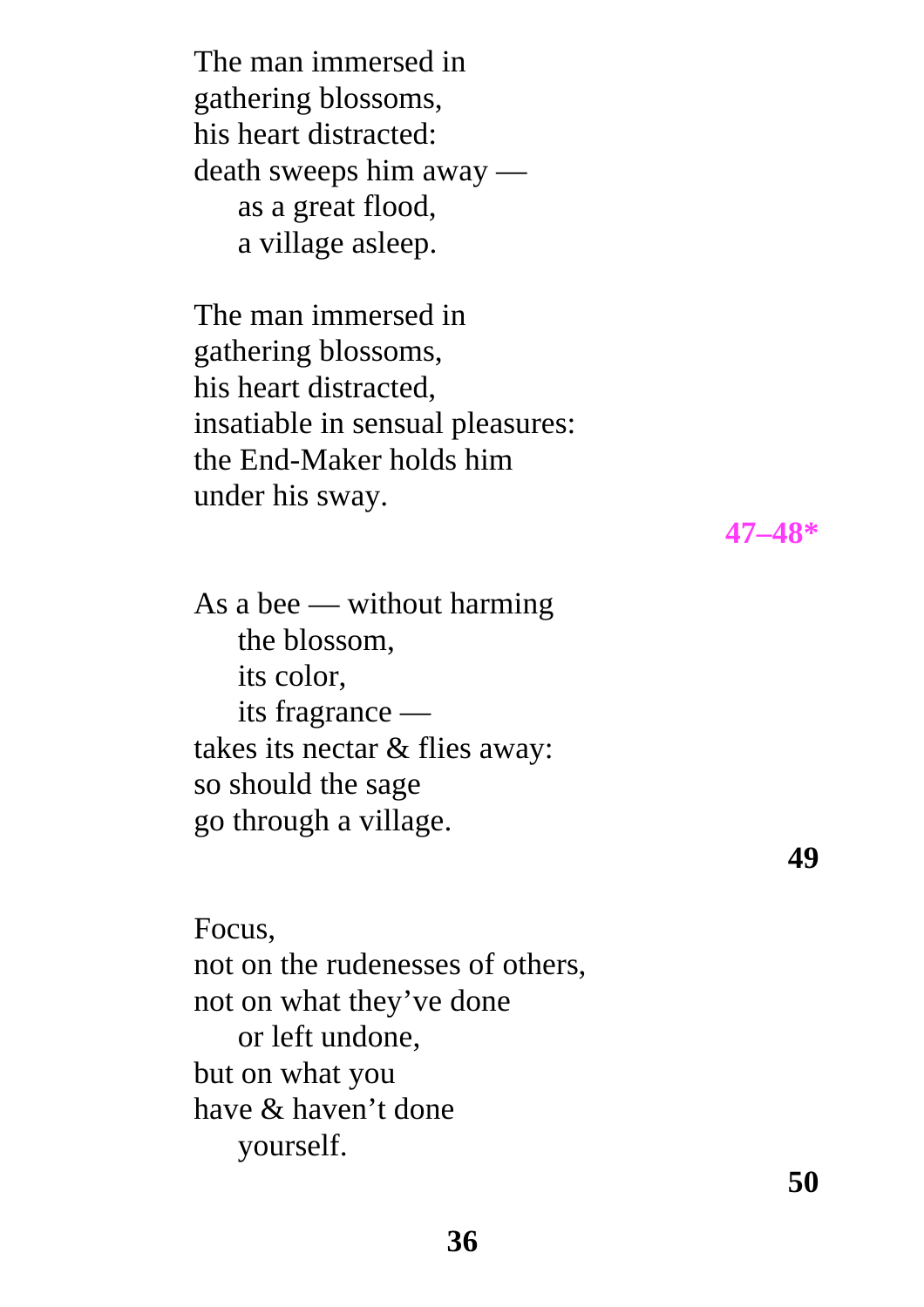The man immersed in  
gathering blossoms,  
his heart distracted:  
death sweeps him away —  
    as a great flood,  
    a village asleep.

The man immersed in  
gathering blossoms,  
his heart distracted,  
insatiable in sensual pleasures:  
the End-Maker holds him  
under his sway.

**47–48***

As a bee — without harming  
    the blossom,  
    its color,  
    its fragrance —  
takes its nectar & flies away:  
so should the sage  
go through a village.

**49**

Focus,  
not on the rudenesses of others,  
not on what they've done  
    or left undone,  
but on what you  
have & haven't done  
    yourself.

**50**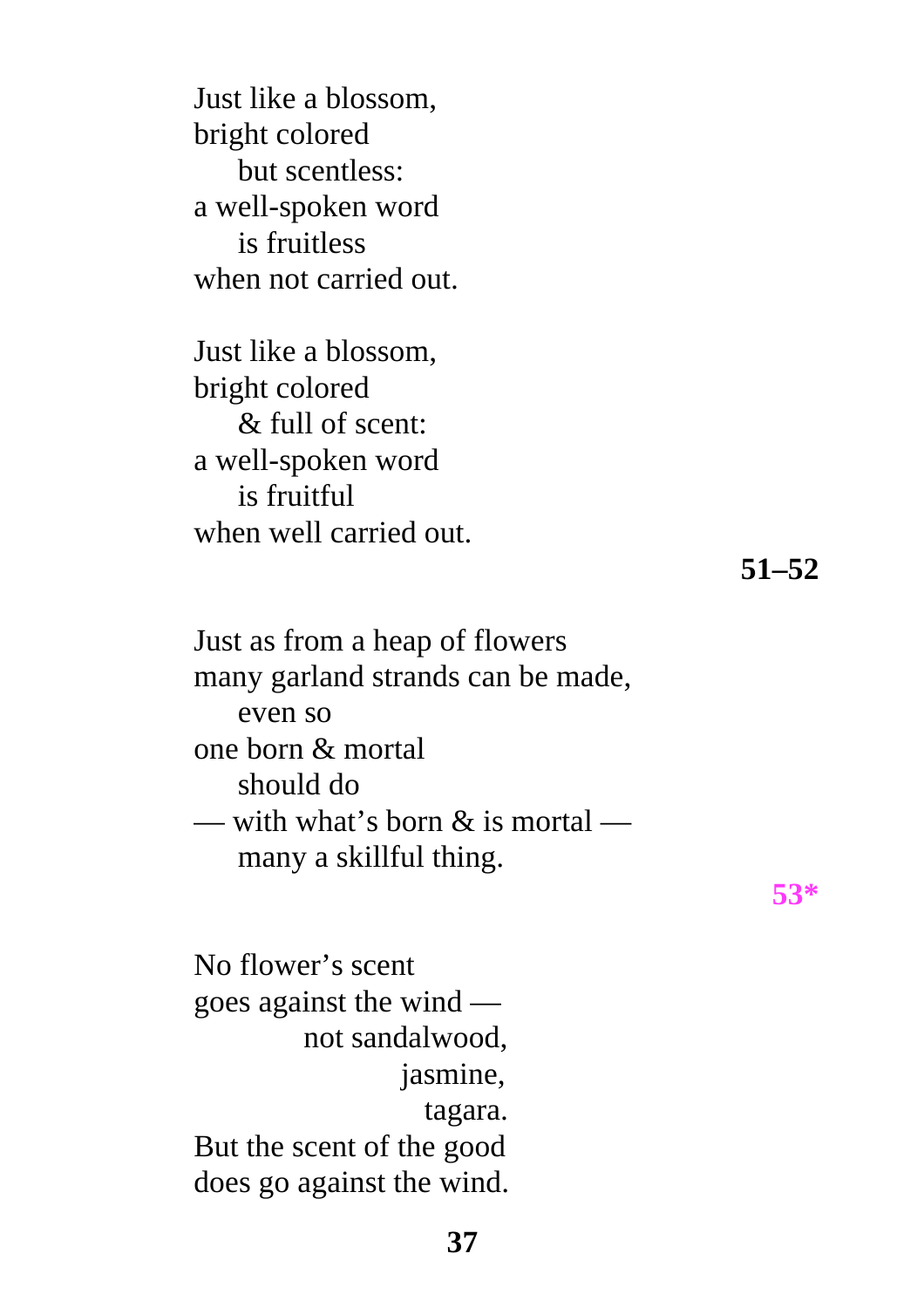Just like a blossom,  
bright colored  
    but scentless:  
a well-spoken word  
    is fruitless  
when not carried out.

Just like a blossom,  
bright colored  
    & full of scent:  
a well-spoken word  
    is fruitful  
when well carried out.

**51–52**

Just as from a heap of flowers  
many garland strands can be made,  
    even so  
one born & mortal  
    should do  
— with what's born & is mortal —  
    many a skillful thing.

**53***

No flower's scent  
goes against the wind —  
        not sandalwood,  
            jasmine,  
            tagara.  
But the scent of the good  
does go against the wind.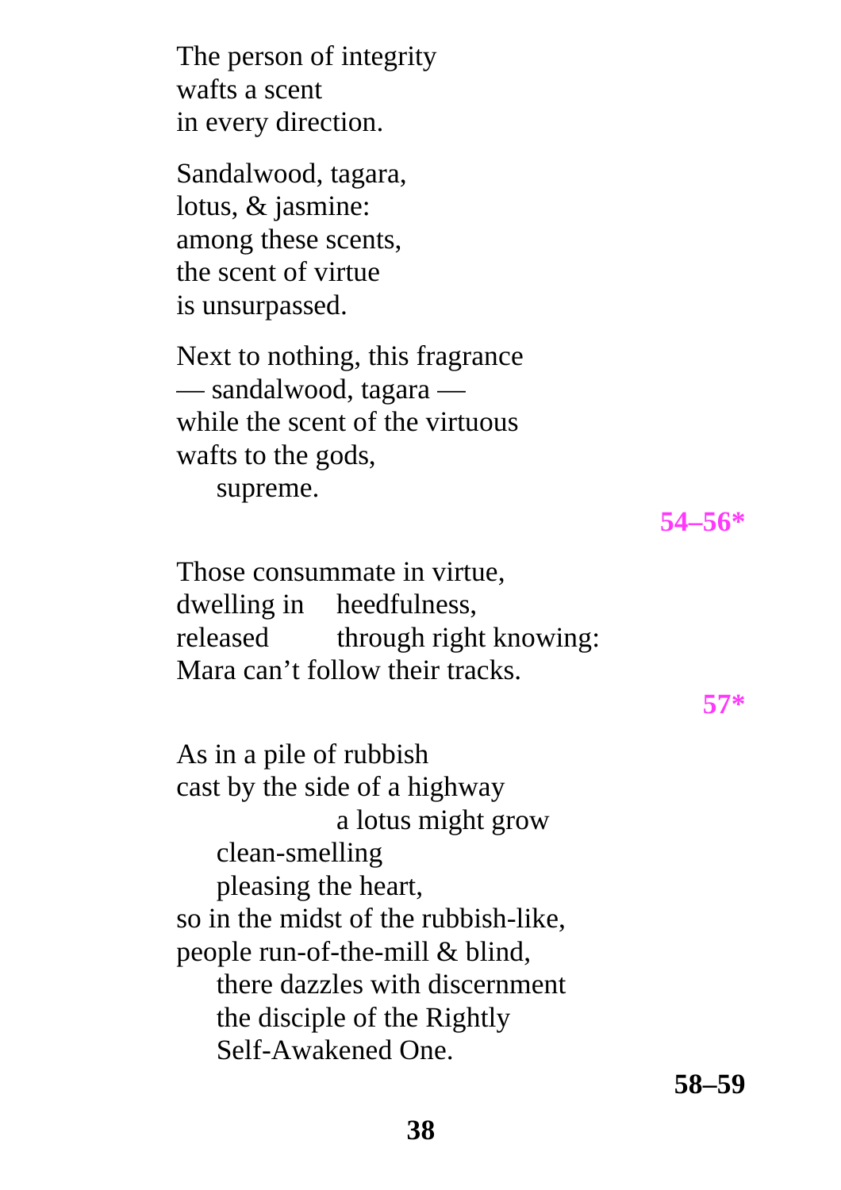The person of integrity
wafts a scent
in every direction.

Sandalwood, tagara,
lotus, & jasmine:
among these scents,
the scent of virtue
is unsurpassed.

Next to nothing, this fragrance
— sandalwood, tagara —
while the scent of the virtuous
wafts to the gods,
    supreme.

**54–56***

Those consummate in virtue,
dwelling in    heedfulness,
released        through right knowing:
Mara can't follow their tracks.

**57***

As in a pile of rubbish
cast by the side of a highway
                a lotus might grow
    clean-smelling
    pleasing the heart,
so in the midst of the rubbish-like,
people run-of-the-mill & blind,
    there dazzles with discernment
    the disciple of the Rightly
    Self-Awakened One.

**58–59**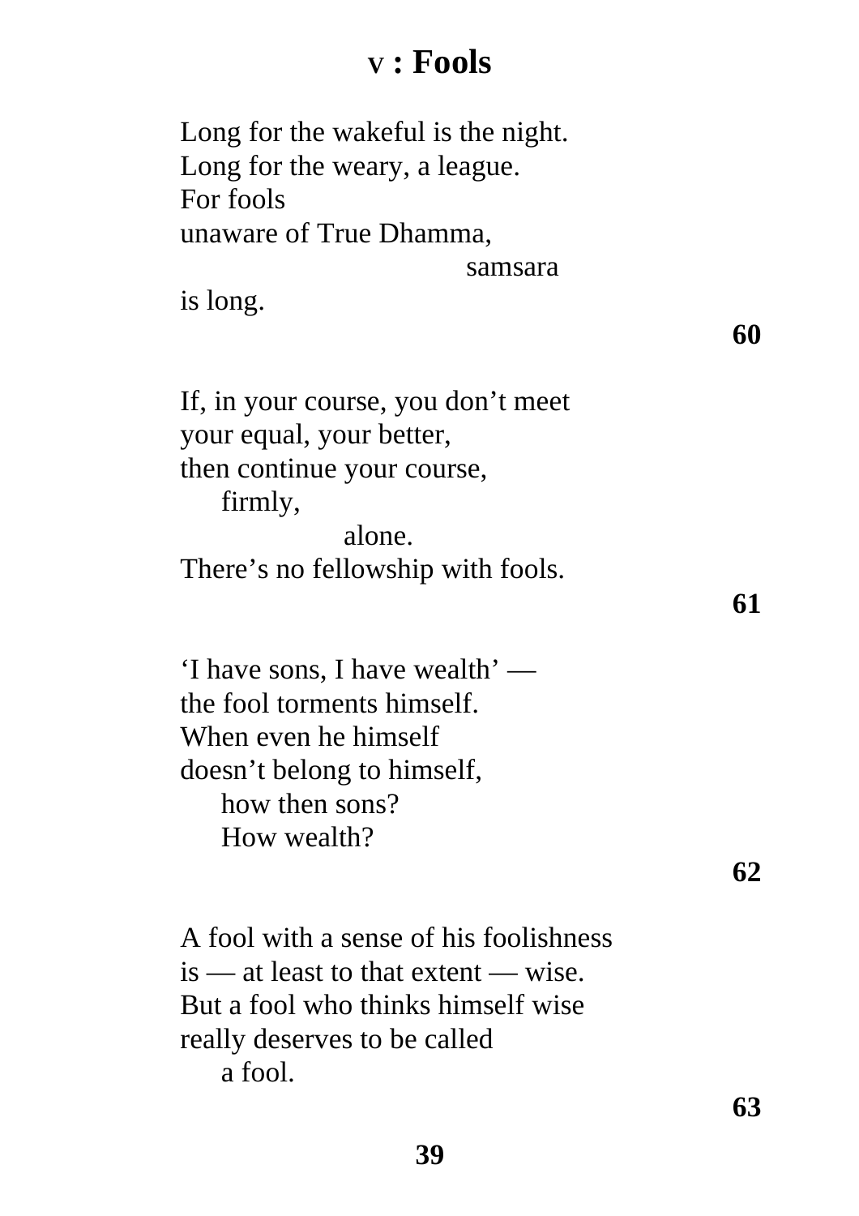# V : Fools

Long for the wakeful is the night.  
Long for the weary, a league.  
For fools  
unaware of True Dhamma,  
samsara  
is long.

**60**

If, in your course, you don’t meet  
your equal, your better,  
then continue your course,  
firmly,  
alone.  
There’s no fellowship with fools.

**61**

‘I have sons, I have wealth’ —  
the fool torments himself.  
When even he himself  
doesn’t belong to himself,  
how then sons?  
How wealth?

**62**

A fool with a sense of his foolishness  
is — at least to that extent — wise.  
But a fool who thinks himself wise  
really deserves to be called  
a fool.

**63**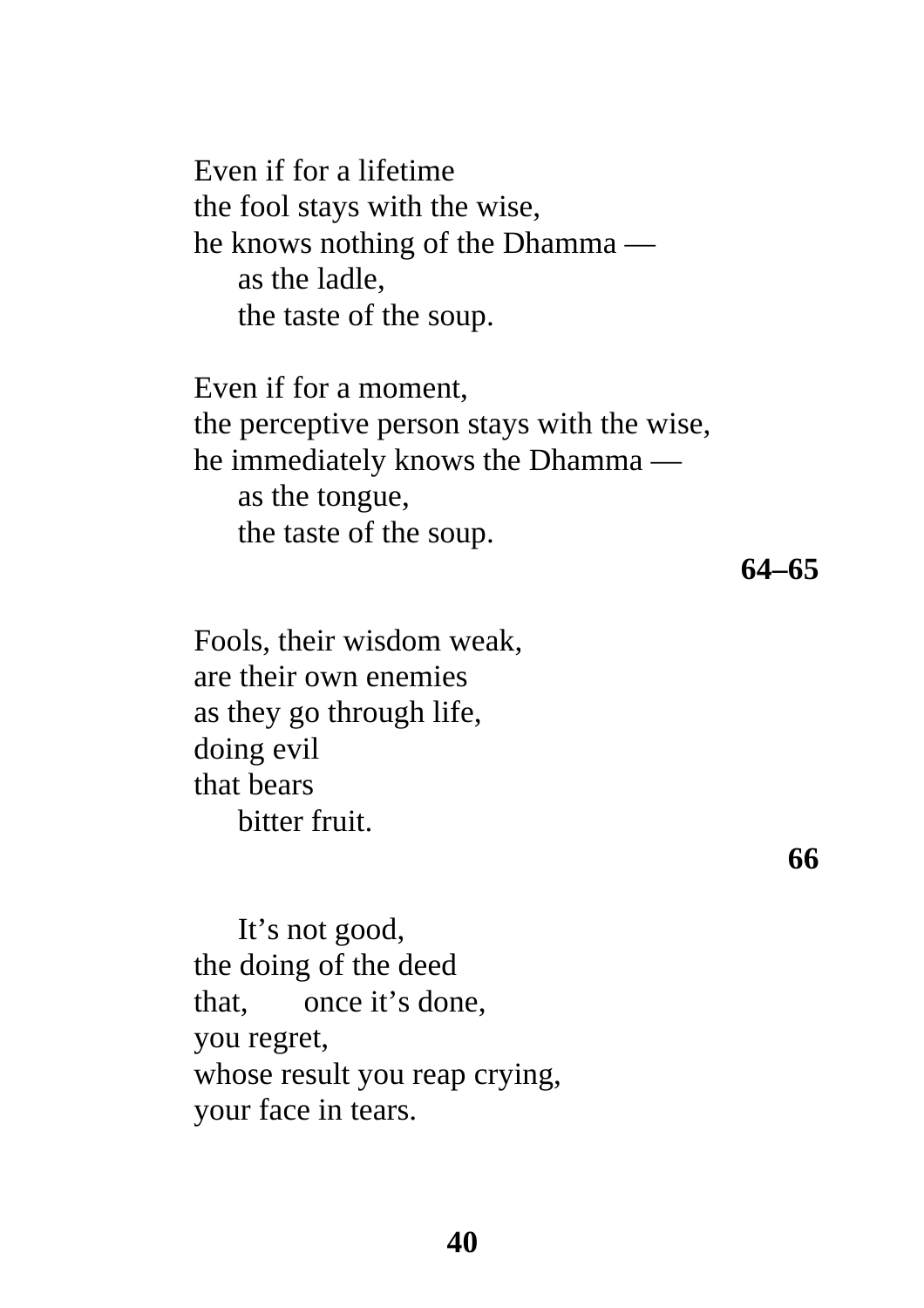Even if for a lifetime  
the fool stays with the wise,  
he knows nothing of the Dhamma —  
&nbsp;&nbsp;&nbsp;&nbsp;as the ladle,  
&nbsp;&nbsp;&nbsp;&nbsp;the taste of the soup.

Even if for a moment,  
the perceptive person stays with the wise,  
he immediately knows the Dhamma —  
&nbsp;&nbsp;&nbsp;&nbsp;as the tongue,  
&nbsp;&nbsp;&nbsp;&nbsp;the taste of the soup.

**64–65**

Fools, their wisdom weak,  
are their own enemies  
as they go through life,  
doing evil  
that bears  
&nbsp;&nbsp;&nbsp;&nbsp;bitter fruit.

**66**

&nbsp;&nbsp;&nbsp;&nbsp;It's not good,  
the doing of the deed  
that, &nbsp;&nbsp;&nbsp;&nbsp;once it's done,  
you regret,  
whose result you reap crying,  
your face in tears.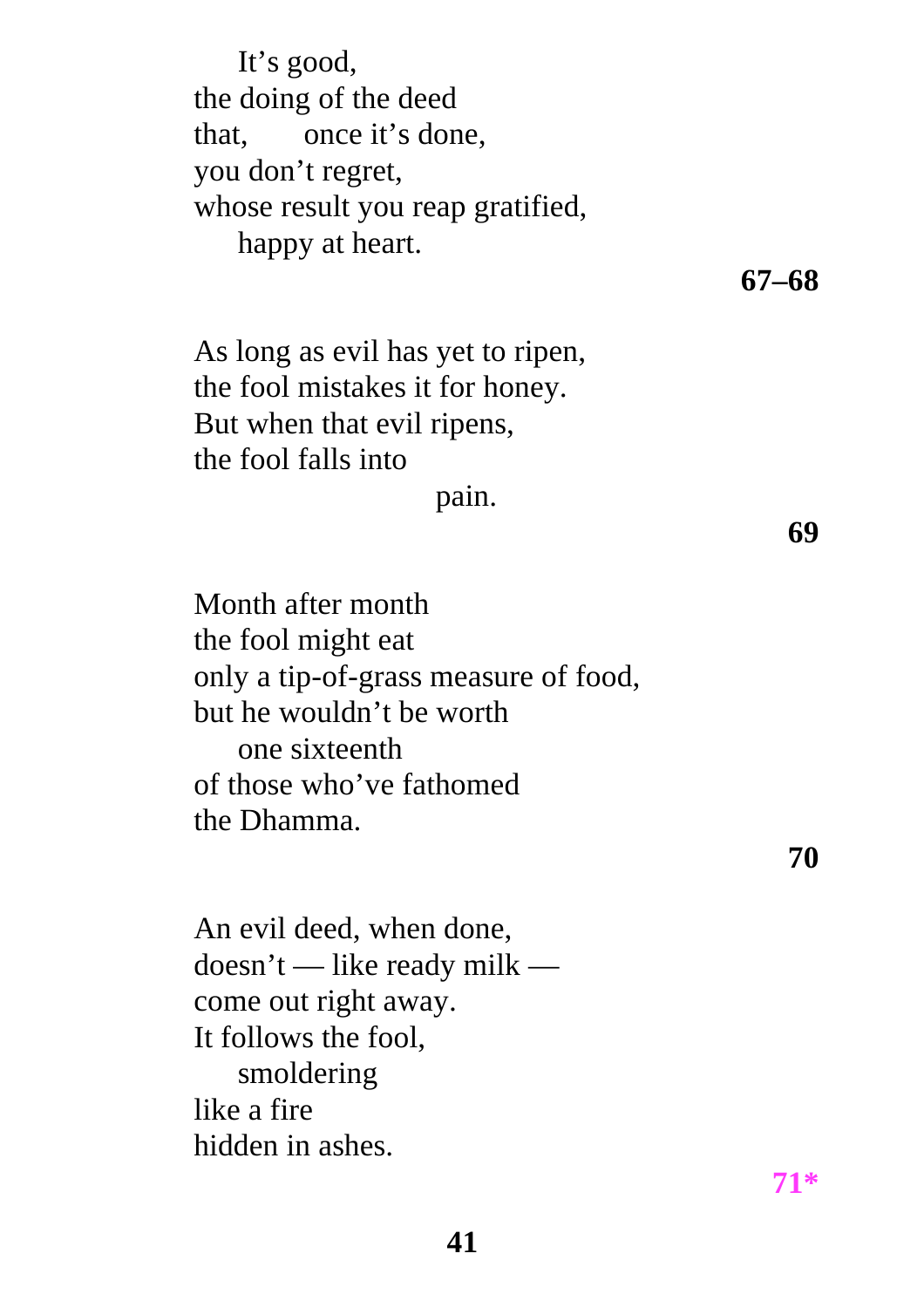It's good,
the doing of the deed
that, once it's done,
you don't regret,
whose result you reap gratified,
happy at heart.

**67–68**

As long as evil has yet to ripen,
the fool mistakes it for honey.
But when that evil ripens,
the fool falls into
pain.

**69**

Month after month
the fool might eat
only a tip-of-grass measure of food,
but he wouldn't be worth
one sixteenth
of those who've fathomed
the Dhamma.

**70**

An evil deed, when done,
doesn't — like ready milk —
come out right away.
It follows the fool,
smoldering
like a fire
hidden in ashes.

**71***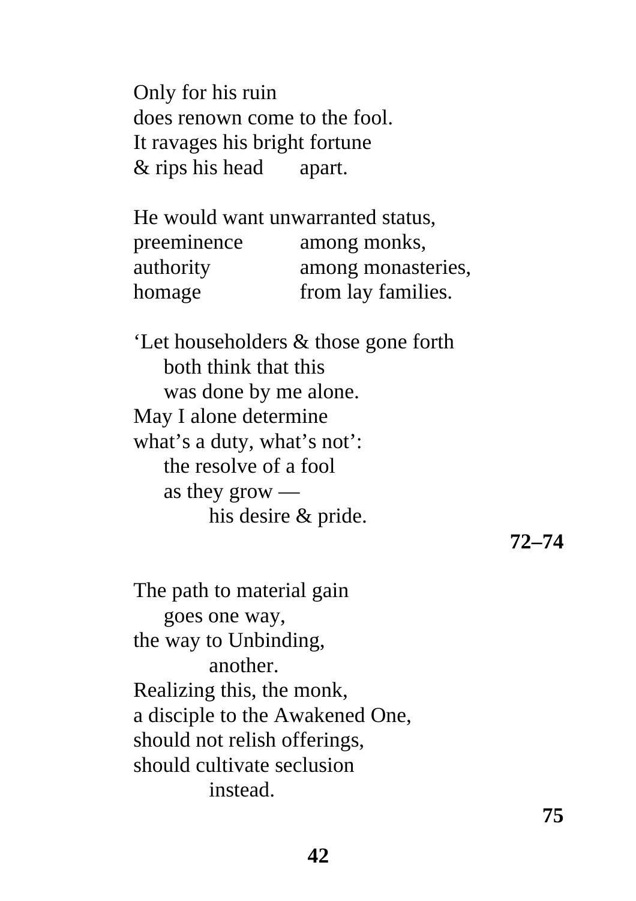Only for his ruin  
does renown come to the fool.  
It ravages his bright fortune  
& rips his head   apart.

He would want unwarranted status,  
preeminence   among monks,  
authority   among monasteries,  
homage   from lay families.

'Let householders & those gone forth  
  both think that this  
  was done by me alone.  
May I alone determine  
what's a duty, what's not':  
  the resolve of a fool  
  as they grow —  
    his desire & pride.

**72–74**

The path to material gain  
  goes one way,  
the way to Unbinding,  
    another.  
Realizing this, the monk,  
a disciple to the Awakened One,  
should not relish offerings,  
should cultivate seclusion  
    instead.

**75**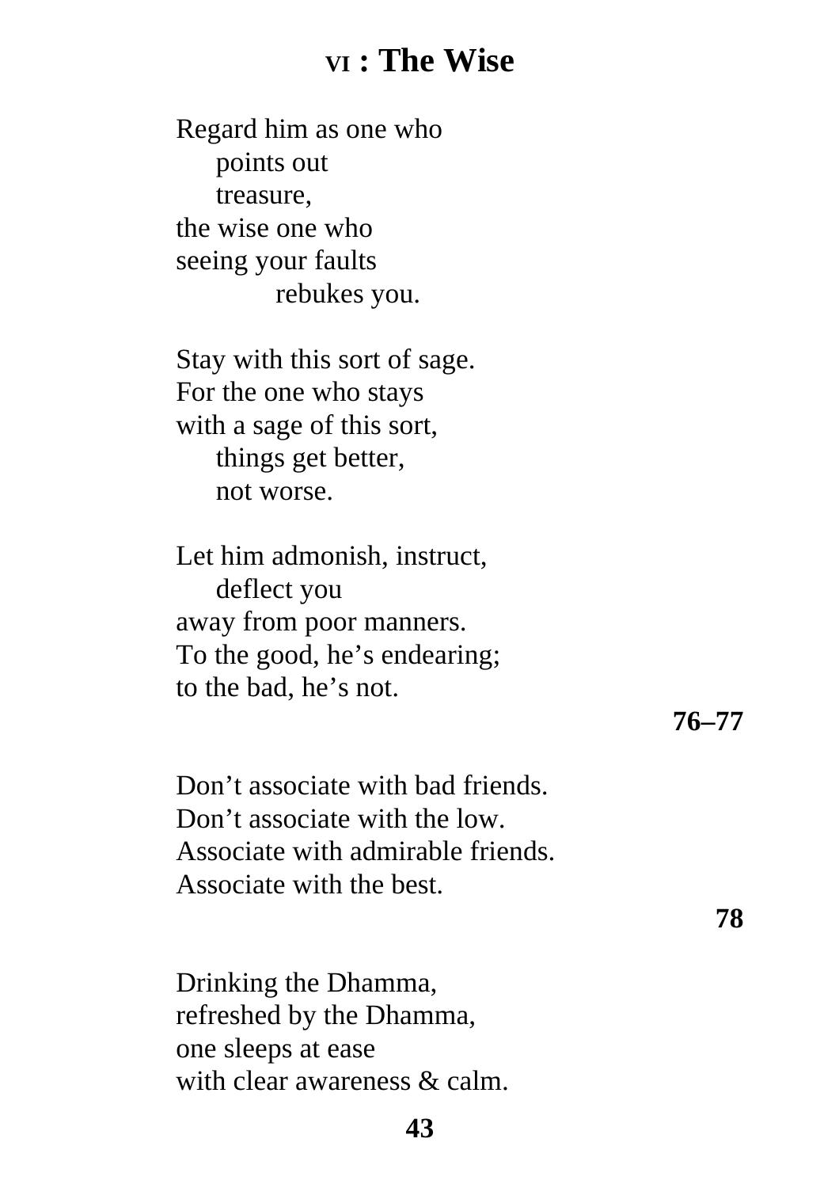## VI : The Wise

Regard him as one who
    points out
    treasure,
the wise one who
seeing your faults
        rebukes you.

Stay with this sort of sage.
For the one who stays
with a sage of this sort,
    things get better,
    not worse.

Let him admonish, instruct,
    deflect you
away from poor manners.
To the good, he's endearing;
to the bad, he's not.

**76–77**

Don't associate with bad friends.
Don't associate with the low.
Associate with admirable friends.
Associate with the best.

**78**

Drinking the Dhamma,
refreshed by the Dhamma,
one sleeps at ease
with clear awareness & calm.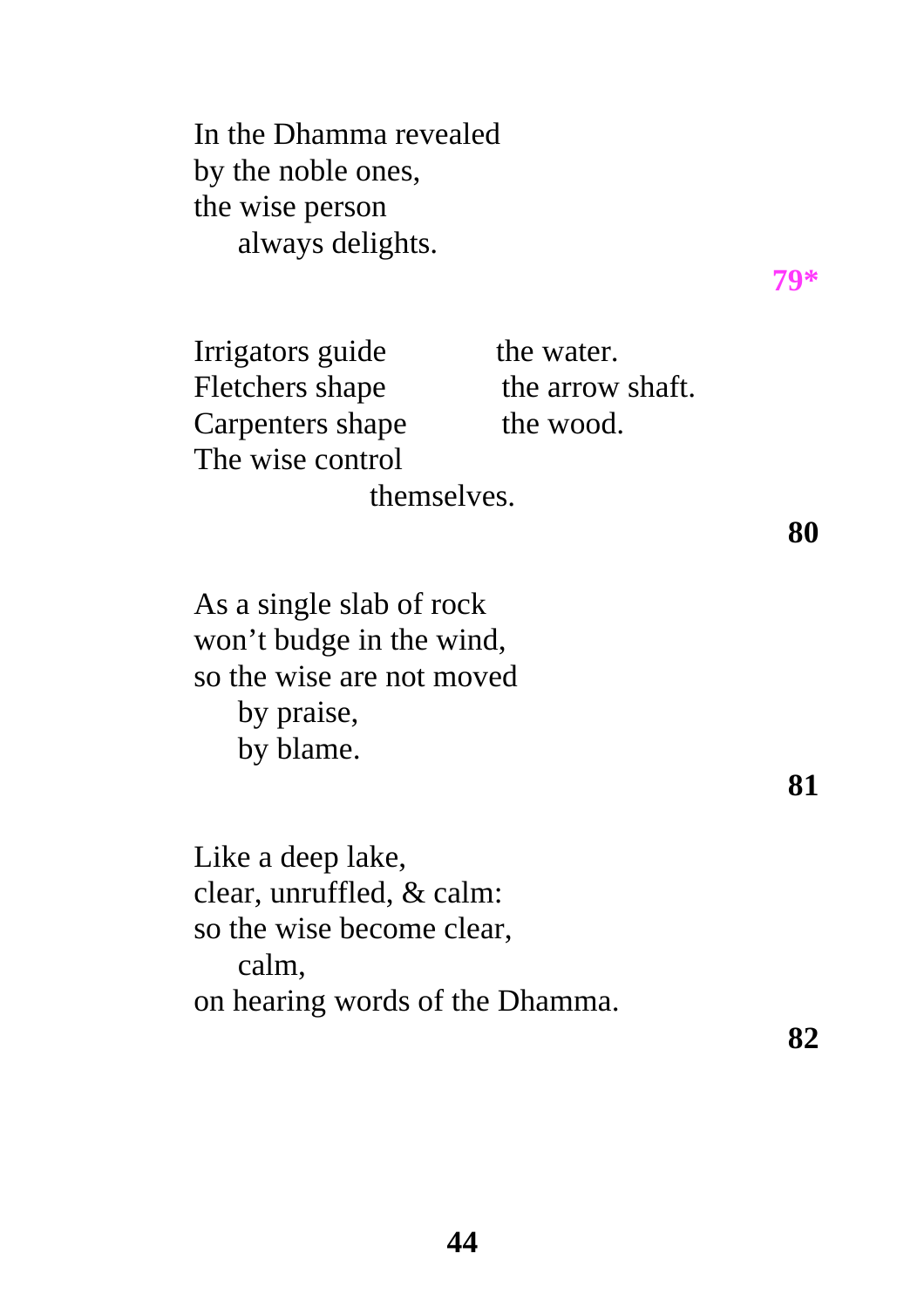In the Dhamma revealed
by the noble ones,
the wise person
    always delights.

**79***

Irrigators guide the water.
Fletchers shape the arrow shaft.
Carpenters shape the wood.
The wise control
    themselves.

**80**

As a single slab of rock
won't budge in the wind,
so the wise are not moved
    by praise,
    by blame.

**81**

Like a deep lake,
clear, unruffled, & calm:
so the wise become clear,
    calm,
on hearing words of the Dhamma.

**82**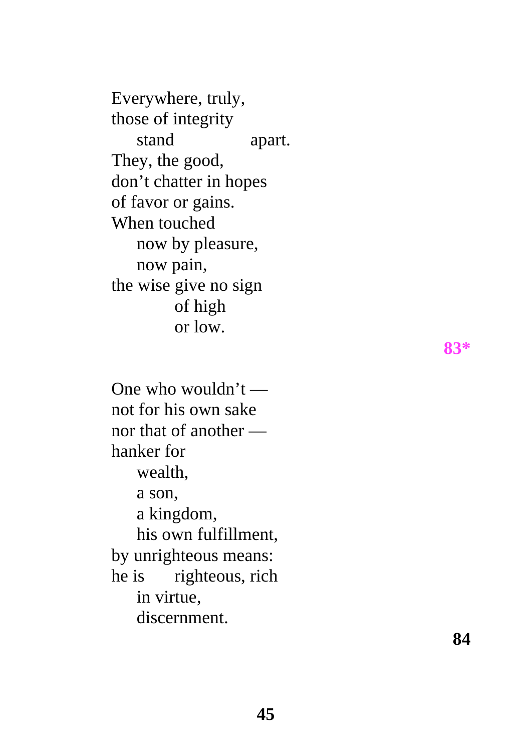Everywhere, truly,  
those of integrity  
&nbsp;&nbsp;&nbsp;&nbsp;stand&nbsp;&nbsp;&nbsp;&nbsp;&nbsp;&nbsp;&nbsp;&nbsp;&nbsp;&nbsp;&nbsp;&nbsp;apart.  
They, the good,  
don't chatter in hopes  
of favor or gains.  
When touched  
&nbsp;&nbsp;&nbsp;&nbsp;now by pleasure,  
&nbsp;&nbsp;&nbsp;&nbsp;now pain,  
the wise give no sign  
&nbsp;&nbsp;&nbsp;&nbsp;&nbsp;&nbsp;&nbsp;&nbsp;&nbsp;&nbsp;of high  
&nbsp;&nbsp;&nbsp;&nbsp;&nbsp;&nbsp;&nbsp;&nbsp;&nbsp;&nbsp;or low.

**83***

One who wouldn't —  
not for his own sake  
nor that of another —  
hanker for  
&nbsp;&nbsp;&nbsp;&nbsp;wealth,  
&nbsp;&nbsp;&nbsp;&nbsp;a son,  
&nbsp;&nbsp;&nbsp;&nbsp;a kingdom,  
&nbsp;&nbsp;&nbsp;&nbsp;his own fulfillment,  
by unrighteous means:  
he is&nbsp;&nbsp;&nbsp;&nbsp;&nbsp;&nbsp;righteous, rich  
&nbsp;&nbsp;&nbsp;&nbsp;in virtue,  
&nbsp;&nbsp;&nbsp;&nbsp;discernment.

**84**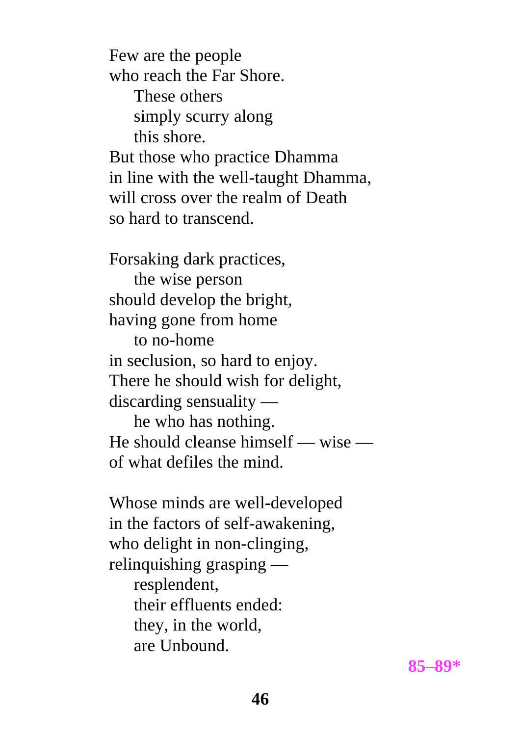Few are the people  
who reach the Far Shore.  
&nbsp;&nbsp;&nbsp;&nbsp;These others  
&nbsp;&nbsp;&nbsp;&nbsp;simply scurry along  
&nbsp;&nbsp;&nbsp;&nbsp;this shore.  
But those who practice Dhamma  
in line with the well-taught Dhamma,  
will cross over the realm of Death  
so hard to transcend.

Forsaking dark practices,  
&nbsp;&nbsp;&nbsp;&nbsp;the wise person  
should develop the bright,  
having gone from home  
&nbsp;&nbsp;&nbsp;&nbsp;to no-home  
in seclusion, so hard to enjoy.  
There he should wish for delight,  
discarding sensuality —  
&nbsp;&nbsp;&nbsp;&nbsp;he who has nothing.  
He should cleanse himself — wise —  
of what defiles the mind.

Whose minds are well-developed  
in the factors of self-awakening,  
who delight in non-clinging,  
relinquishing grasping —  
&nbsp;&nbsp;&nbsp;&nbsp;resplendent,  
&nbsp;&nbsp;&nbsp;&nbsp;their effluents ended:  
&nbsp;&nbsp;&nbsp;&nbsp;they, in the world,  
&nbsp;&nbsp;&nbsp;&nbsp;are Unbound.

**85–89***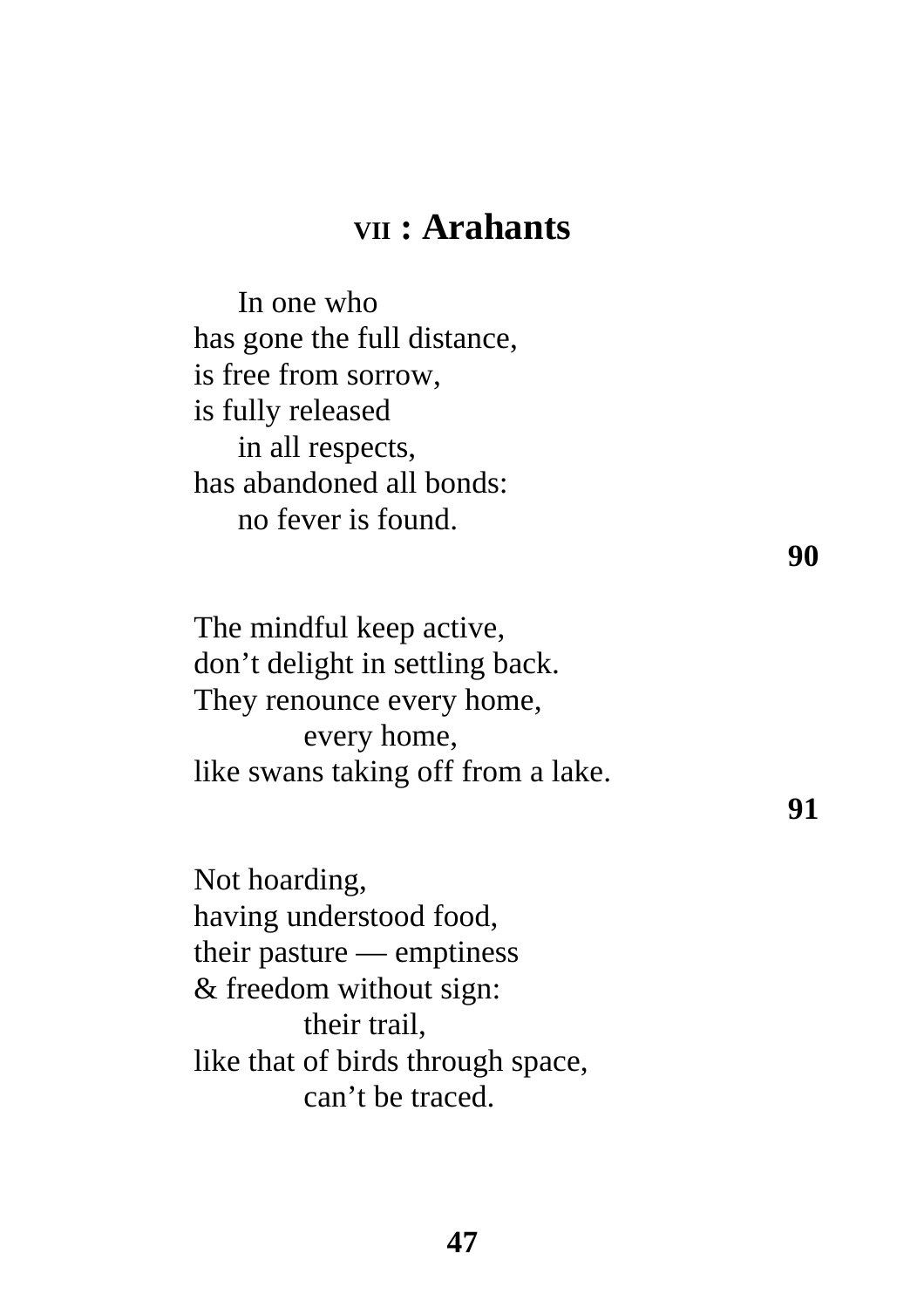## VII : Arahants

In one who  
has gone the full distance,  
is free from sorrow,  
is fully released  
in all respects,  
has abandoned all bonds:  
no fever is found.

**90**

The mindful keep active,  
don’t delight in settling back.  
They renounce every home,  
every home,  
like swans taking off from a lake.

**91**

Not hoarding,  
having understood food,  
their pasture — emptiness  
& freedom without sign:  
their trail,  
like that of birds through space,  
can’t be traced.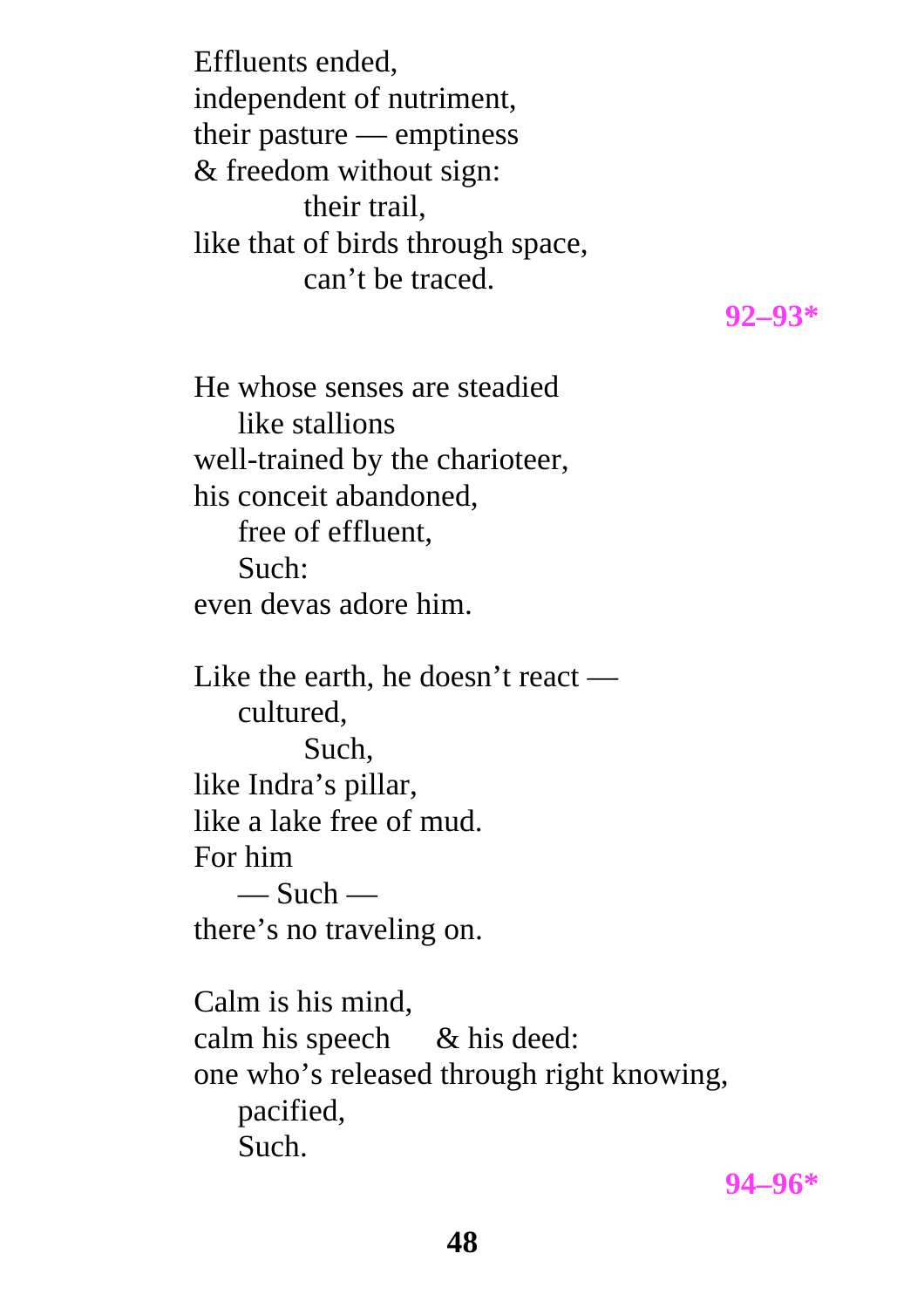Effluents ended,
independent of nutriment,
their pasture — emptiness
& freedom without sign:
their trail,
like that of birds through space,
can't be traced.

**92–93***

He whose senses are steadied
like stallions
well-trained by the charioteer,
his conceit abandoned,
free of effluent,
Such:
even devas adore him.

Like the earth, he doesn't react —
cultured,
Such,
like Indra's pillar,
like a lake free of mud.
For him
— Such —
there's no traveling on.

Calm is his mind,
calm his speech & his deed:
one who's released through right knowing,
pacified,
Such.

**94–96***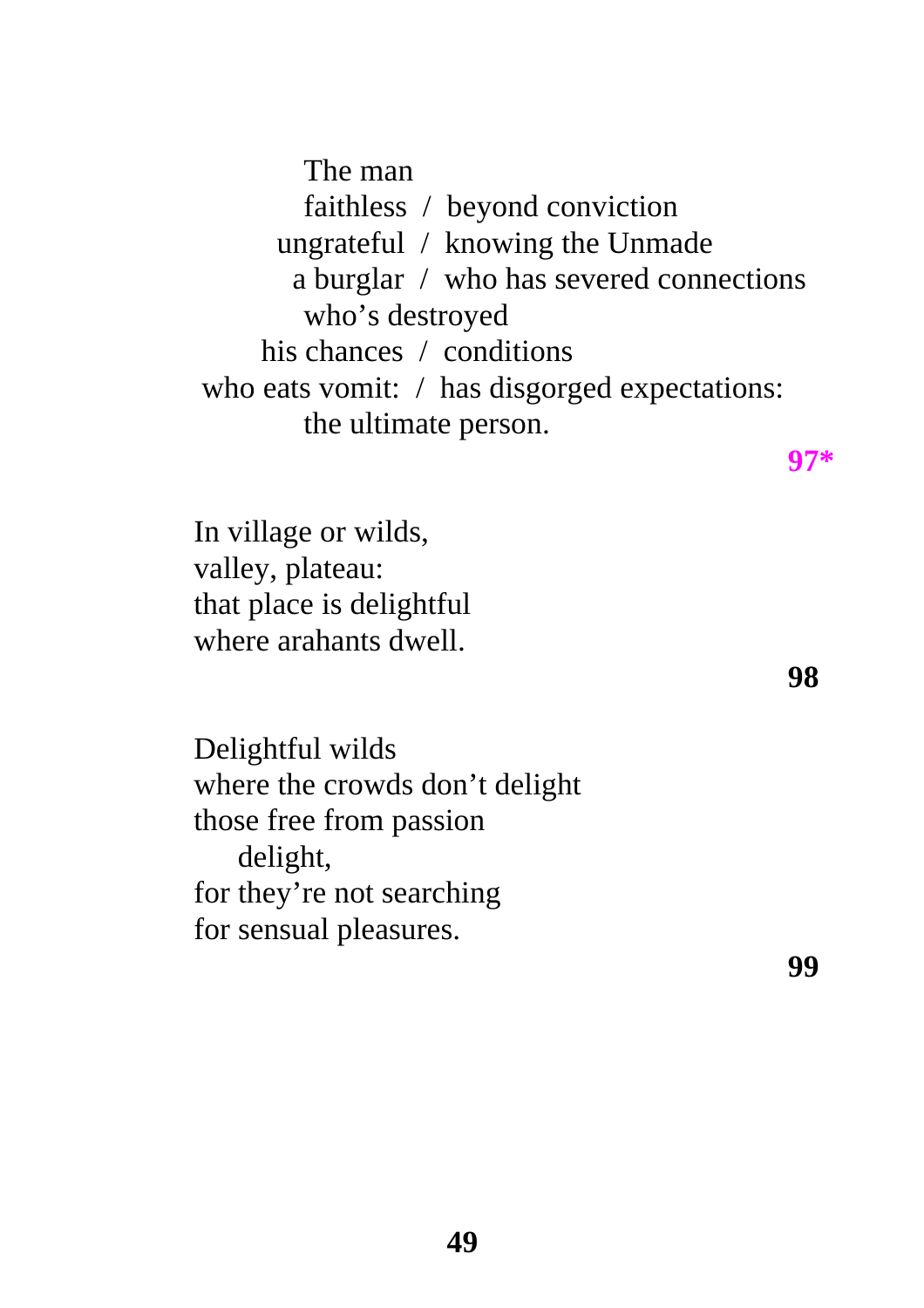The man
faithless / beyond conviction
ungrateful / knowing the Unmade
a burglar / who has severed connections
who's destroyed
his chances / conditions
who eats vomit: / has disgorged expectations:
the ultimate person.

**97***

In village or wilds,
valley, plateau:
that place is delightful
where arahants dwell.

**98**

Delightful wilds
where the crowds don't delight
those free from passion
delight,
for they're not searching
for sensual pleasures.

**99**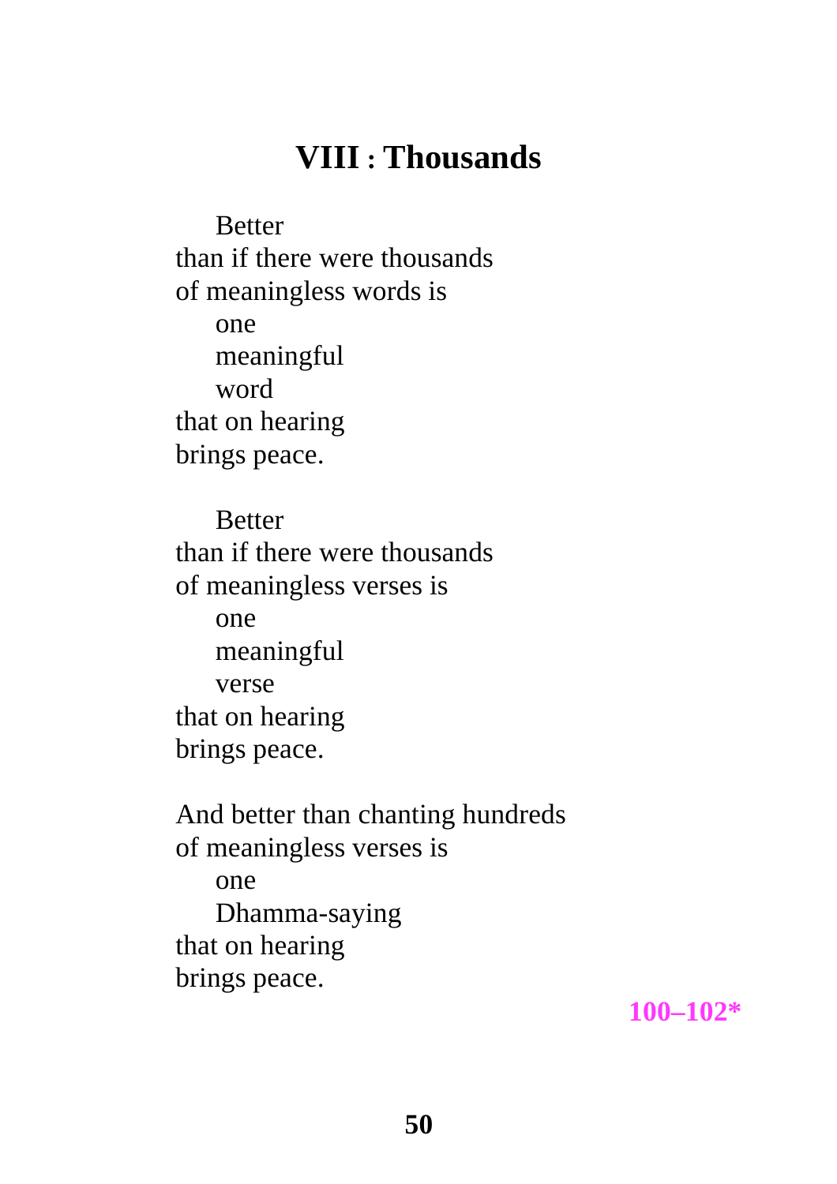# VIII : Thousands

Better  
than if there were thousands  
of meaningless words is  
one  
meaningful  
word  
that on hearing  
brings peace.

Better  
than if there were thousands  
of meaningless verses is  
one  
meaningful  
verse  
that on hearing  
brings peace.

And better than chanting hundreds  
of meaningless verses is  
one  
Dhamma-saying  
that on hearing  
brings peace.

**100–102***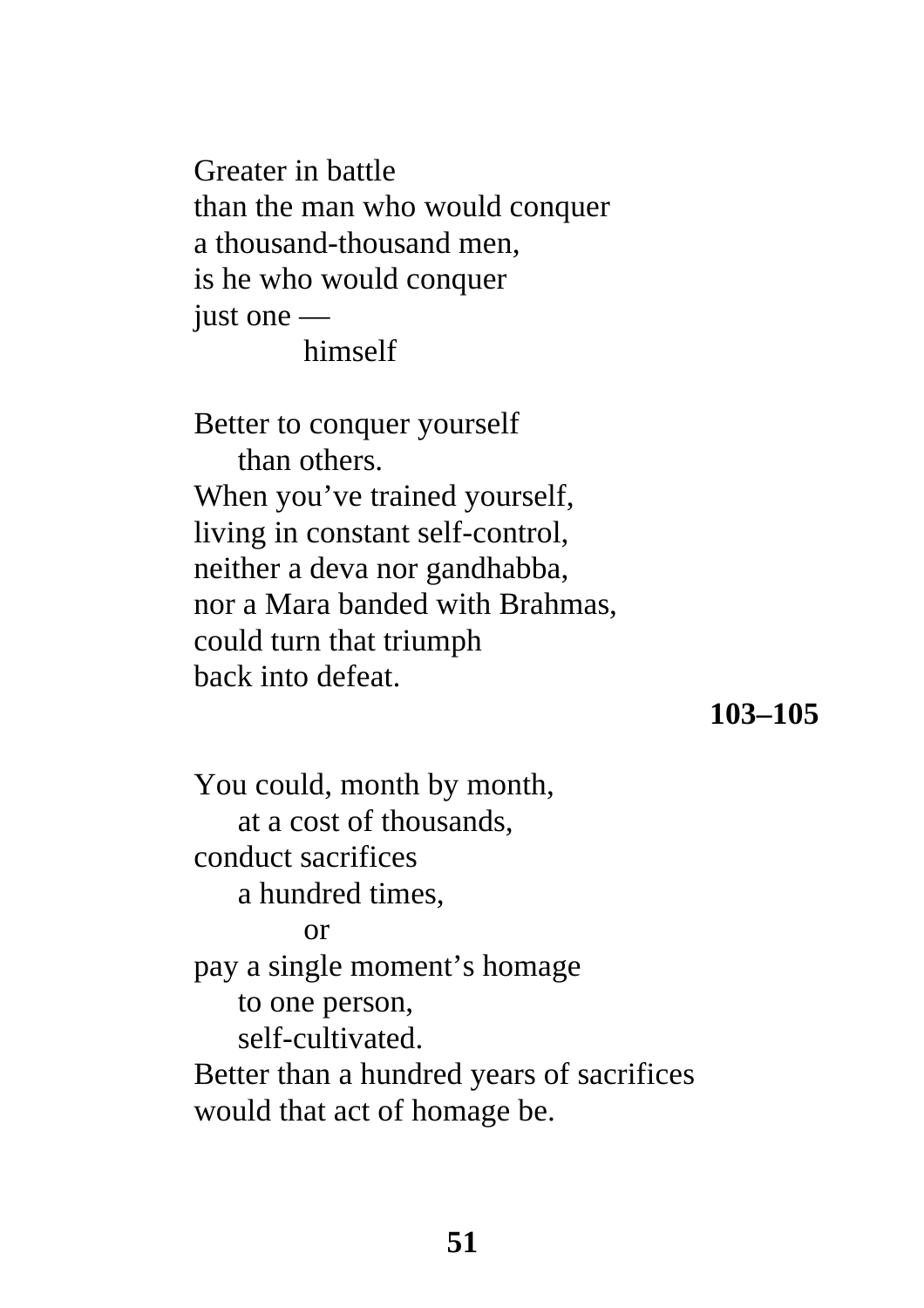Greater in battle  
than the man who would conquer  
a thousand-thousand men,  
is he who would conquer  
just one —  
&emsp;&emsp;&emsp;himself

Better to conquer yourself  
&emsp;than others.  
When you’ve trained yourself,  
living in constant self-control,  
neither a deva nor gandhabba,  
nor a Mara banded with Brahmas,  
could turn that triumph  
back into defeat.

**103–105**

You could, month by month,  
&emsp;at a cost of thousands,  
conduct sacrifices  
&emsp;a hundred times,  
&emsp;&emsp;&emsp;or  
pay a single moment’s homage  
&emsp;to one person,  
&emsp;self-cultivated.  
Better than a hundred years of sacrifices  
would that act of homage be.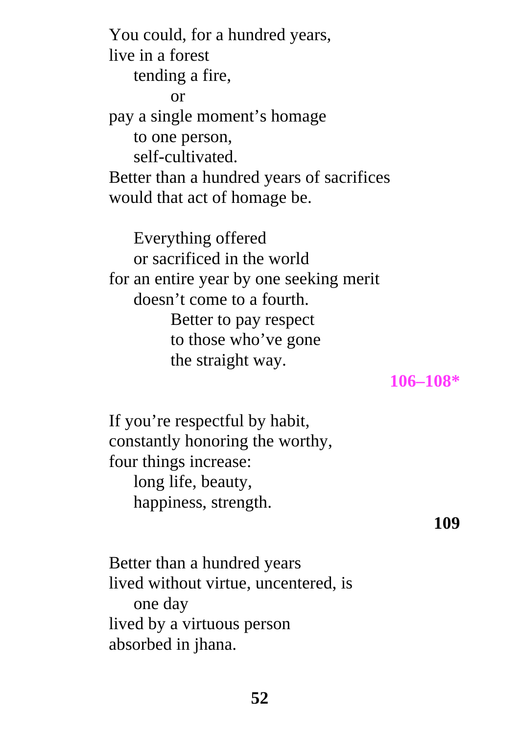You could, for a hundred years,  
live in a forest  
    tending a fire,  
        or  
pay a single moment's homage  
    to one person,  
    self-cultivated.  
Better than a hundred years of sacrifices  
would that act of homage be.

    Everything offered  
    or sacrificed in the world  
for an entire year by one seeking merit  
    doesn't come to a fourth.  
        Better to pay respect  
        to those who've gone  
        the straight way.

**106–108***

If you're respectful by habit,  
constantly honoring the worthy,  
four things increase:  
    long life, beauty,  
    happiness, strength.

**109**

Better than a hundred years  
lived without virtue, uncentered, is  
    one day  
lived by a virtuous person  
absorbed in jhana.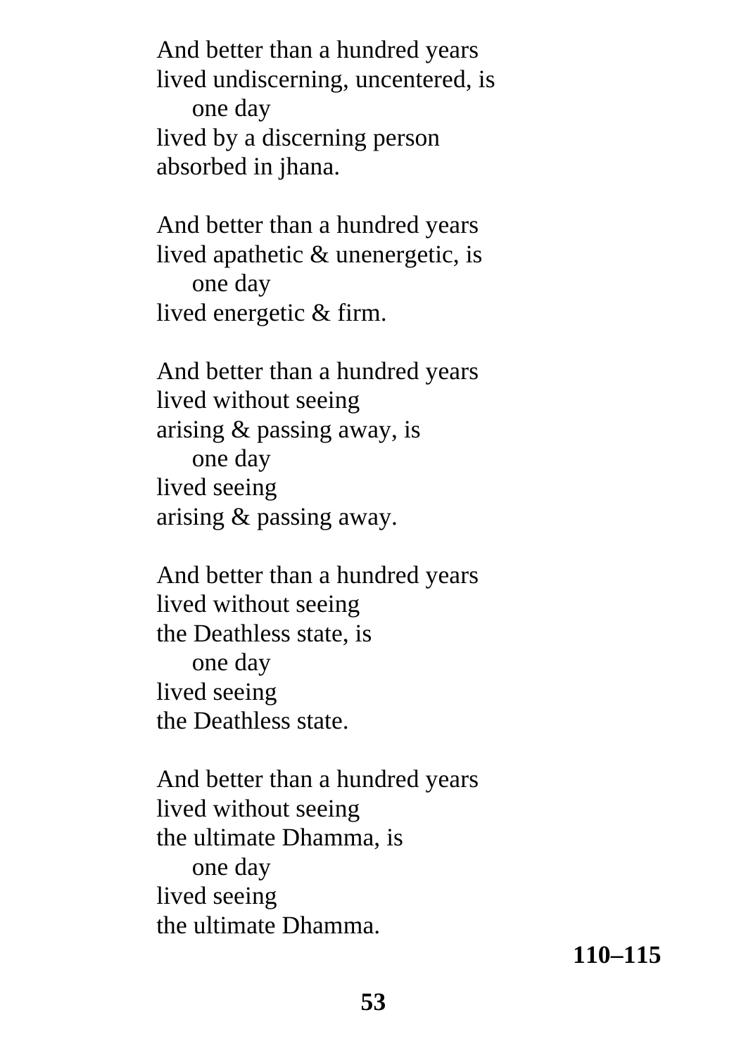And better than a hundred years
lived undiscerning, uncentered, is
    one day
lived by a discerning person
absorbed in jhana.

And better than a hundred years
lived apathetic & unenergetic, is
    one day
lived energetic & firm.

And better than a hundred years
lived without seeing
arising & passing away, is
    one day
lived seeing
arising & passing away.

And better than a hundred years
lived without seeing
the Deathless state, is
    one day
lived seeing
the Deathless state.

And better than a hundred years
lived without seeing
the ultimate Dhamma, is
    one day
lived seeing
the ultimate Dhamma.

**110–115**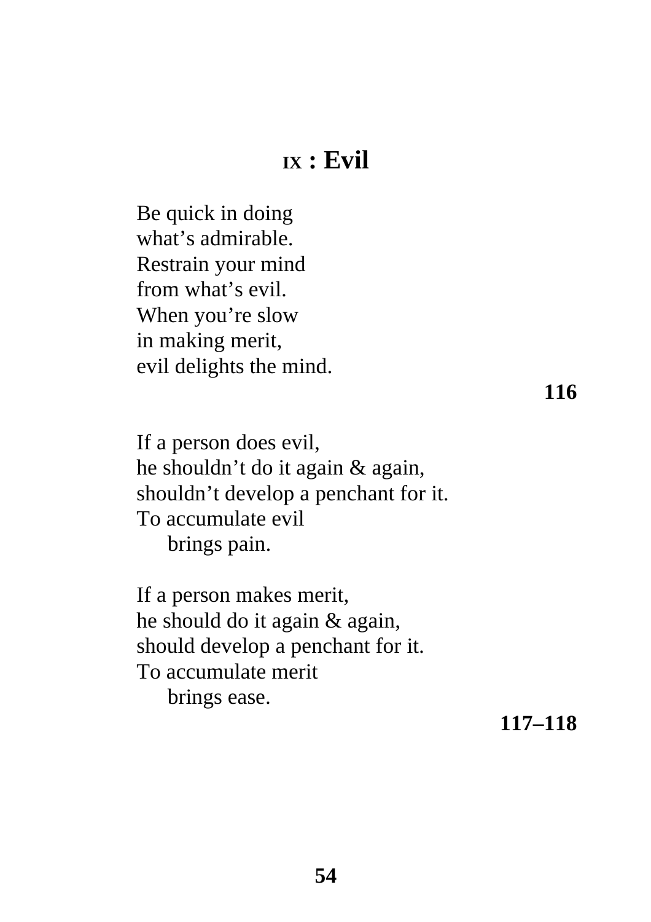## IX : Evil

Be quick in doing  
what's admirable.  
Restrain your mind  
from what's evil.  
When you're slow  
in making merit,  
evil delights the mind.

**116**

If a person does evil,  
he shouldn't do it again & again,  
shouldn't develop a penchant for it.  
To accumulate evil  
    brings pain.

If a person makes merit,  
he should do it again & again,  
should develop a penchant for it.  
To accumulate merit  
    brings ease.

**117–118**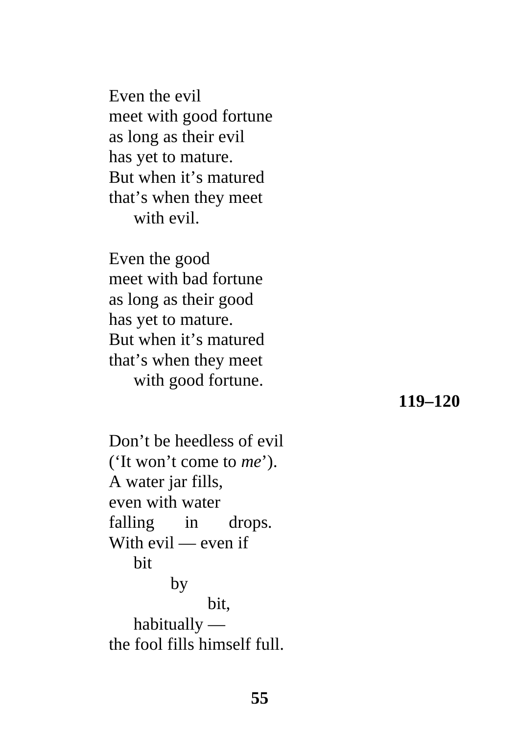Even the evil  
meet with good fortune  
as long as their evil  
has yet to mature.  
But when it's matured  
that's when they meet  
&nbsp;&nbsp;&nbsp;&nbsp;with evil.

Even the good  
meet with bad fortune  
as long as their good  
has yet to mature.  
But when it's matured  
that's when they meet  
&nbsp;&nbsp;&nbsp;&nbsp;with good fortune.

**119–120**

Don't be heedless of evil  
('It won't come to *me*').  
A water jar fills,  
even with water  
falling&nbsp;&nbsp;&nbsp;&nbsp;&nbsp;&nbsp;in&nbsp;&nbsp;&nbsp;&nbsp;&nbsp;&nbsp;drops.  
With evil — even if  
&nbsp;&nbsp;&nbsp;&nbsp;bit  
&nbsp;&nbsp;&nbsp;&nbsp;&nbsp;&nbsp;&nbsp;&nbsp;&nbsp;&nbsp;by  
&nbsp;&nbsp;&nbsp;&nbsp;&nbsp;&nbsp;&nbsp;&nbsp;&nbsp;&nbsp;&nbsp;&nbsp;&nbsp;&nbsp;&nbsp;&nbsp;bit,  
&nbsp;&nbsp;&nbsp;&nbsp;habitually —  
the fool fills himself full.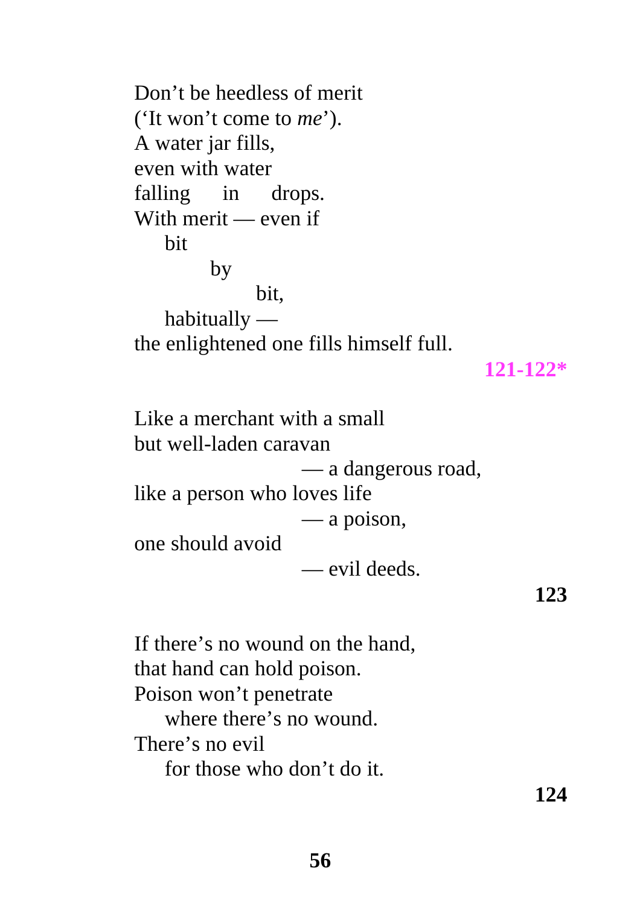Don’t be heedless of merit  
(‘It won’t come to *me*’).  
A water jar fills,  
even with water  
falling in drops.  
With merit — even if  
bit  
by  
bit,  
habitually —  
the enlightened one fills himself full.

**121-122***

Like a merchant with a small  
but well-laden caravan  
— a dangerous road,  
like a person who loves life  
— a poison,  
one should avoid  
— evil deeds.

**123**

If there’s no wound on the hand,  
that hand can hold poison.  
Poison won’t penetrate  
where there’s no wound.  
There’s no evil  
for those who don’t do it.

**124**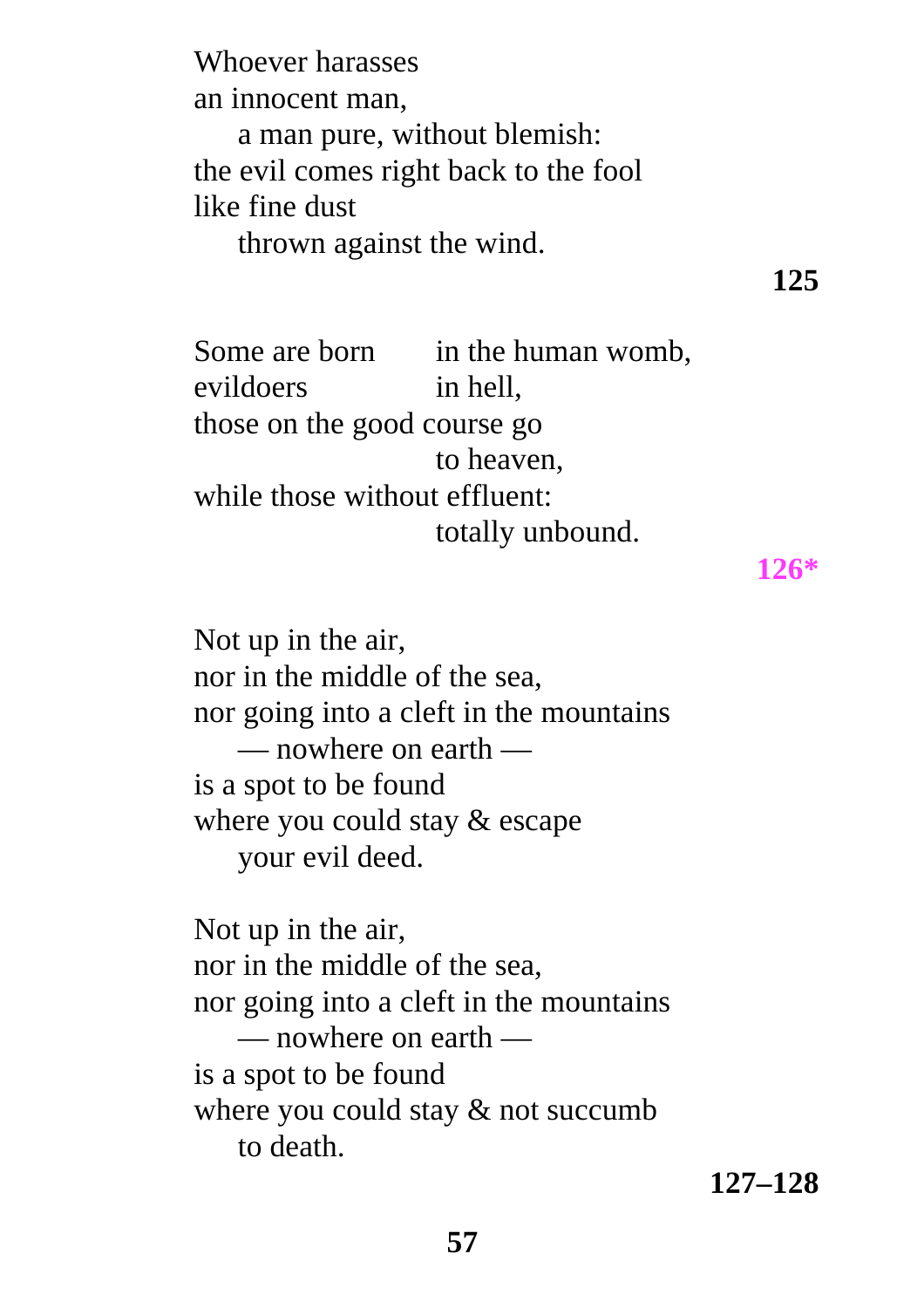Whoever harasses  
an innocent man,  
&nbsp;&nbsp;&nbsp;&nbsp;a man pure, without blemish:  
the evil comes right back to the fool  
like fine dust  
&nbsp;&nbsp;&nbsp;&nbsp;thrown against the wind.

**125**

Some are born &nbsp;&nbsp;&nbsp;&nbsp;&nbsp;&nbsp;in the human womb,  
evildoers &nbsp;&nbsp;&nbsp;&nbsp;&nbsp;&nbsp;&nbsp;&nbsp;&nbsp;&nbsp;in hell,  
those on the good course go  
&nbsp;&nbsp;&nbsp;&nbsp;&nbsp;&nbsp;&nbsp;&nbsp;&nbsp;&nbsp;&nbsp;&nbsp;&nbsp;&nbsp;&nbsp;&nbsp;&nbsp;&nbsp;&nbsp;&nbsp;&nbsp;&nbsp;&nbsp;&nbsp;&nbsp;&nbsp;to heaven,  
while those without effluent:  
&nbsp;&nbsp;&nbsp;&nbsp;&nbsp;&nbsp;&nbsp;&nbsp;&nbsp;&nbsp;&nbsp;&nbsp;&nbsp;&nbsp;&nbsp;&nbsp;&nbsp;&nbsp;&nbsp;&nbsp;&nbsp;&nbsp;&nbsp;&nbsp;&nbsp;&nbsp;totally unbound.

**126***

Not up in the air,  
nor in the middle of the sea,  
nor going into a cleft in the mountains  
&nbsp;&nbsp;&nbsp;&nbsp;— nowhere on earth —  
is a spot to be found  
where you could stay & escape  
&nbsp;&nbsp;&nbsp;&nbsp;your evil deed.

Not up in the air,  
nor in the middle of the sea,  
nor going into a cleft in the mountains  
&nbsp;&nbsp;&nbsp;&nbsp;— nowhere on earth —  
is a spot to be found  
where you could stay & not succumb  
&nbsp;&nbsp;&nbsp;&nbsp;to death.

**127–128**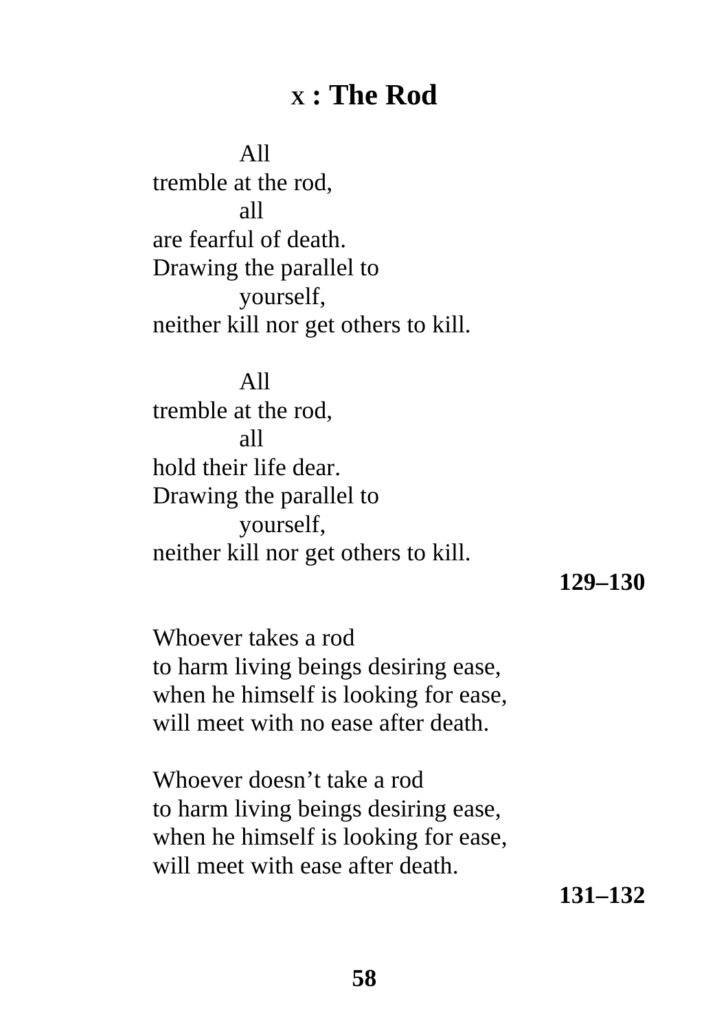## X : The Rod

All
tremble at the rod,
all
are fearful of death.
Drawing the parallel to
yourself,
neither kill nor get others to kill.

All
tremble at the rod,
all
hold their life dear.
Drawing the parallel to
yourself,
neither kill nor get others to kill.

**129–130**

Whoever takes a rod
to harm living beings desiring ease,
when he himself is looking for ease,
will meet with no ease after death.

Whoever doesn't take a rod
to harm living beings desiring ease,
when he himself is looking for ease,
will meet with ease after death.

**131–132**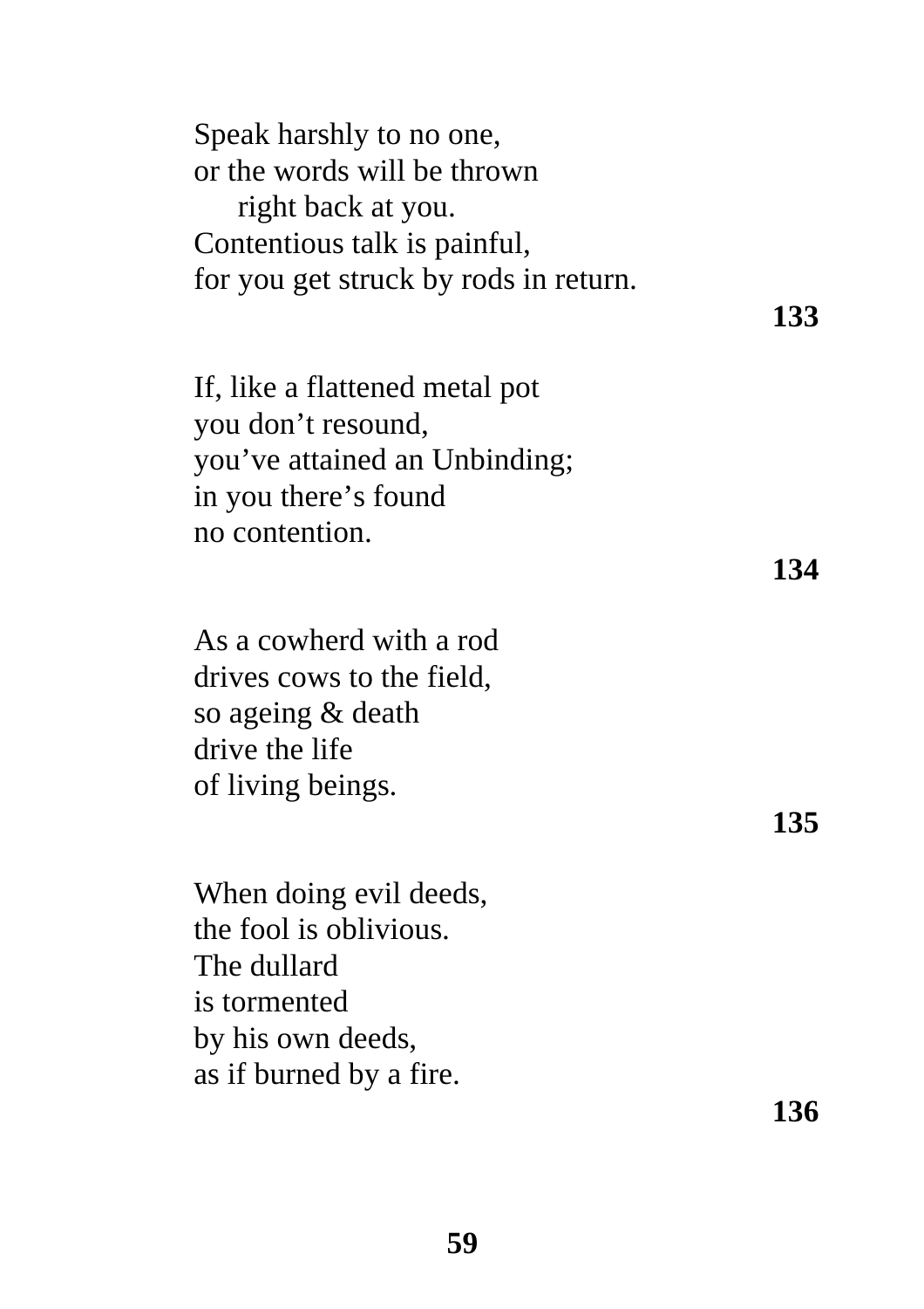Speak harshly to no one,
or the words will be thrown
  right back at you.
Contentious talk is painful,
for you get struck by rods in return.

**133**

If, like a flattened metal pot
you don’t resound,
you’ve attained an Unbinding;
in you there’s found
no contention.

**134**

As a cowherd with a rod
drives cows to the field,
so ageing & death
drive the life
of living beings.

**135**

When doing evil deeds,
the fool is oblivious.
The dullard
is tormented
by his own deeds,
as if burned by a fire.

**136**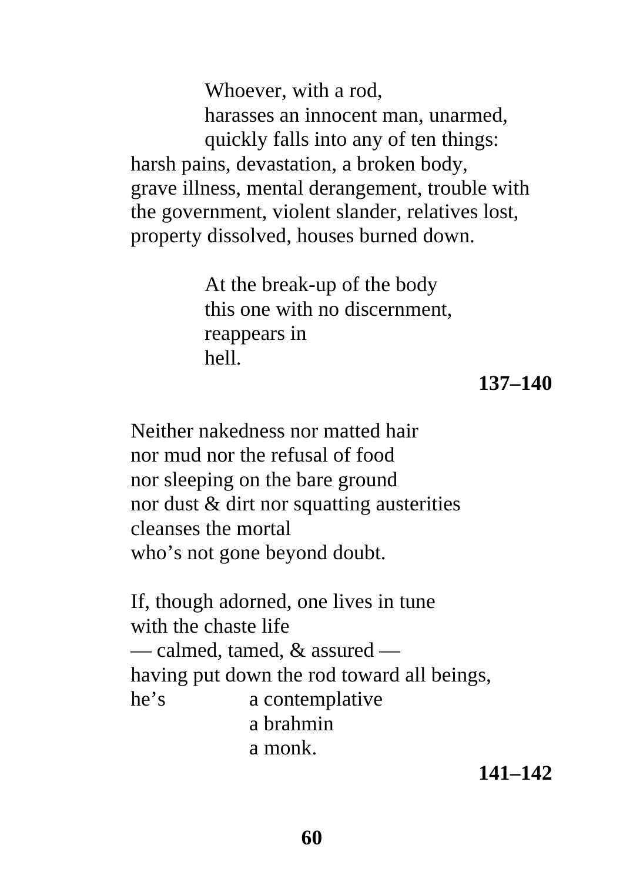Whoever, with a rod,
harasses an innocent man, unarmed,
quickly falls into any of ten things:
harsh pains, devastation, a broken body,
grave illness, mental derangement, trouble with
the government, violent slander, relatives lost,
property dissolved, houses burned down.

At the break-up of the body
this one with no discernment,
reappears in
hell.

**137–140**

Neither nakedness nor matted hair
nor mud nor the refusal of food
nor sleeping on the bare ground
nor dust & dirt nor squatting austerities
cleanses the mortal
who's not gone beyond doubt.

If, though adorned, one lives in tune
with the chaste life
— calmed, tamed, & assured —
having put down the rod toward all beings,
he's a contemplative
a brahmin
a monk.

**141–142**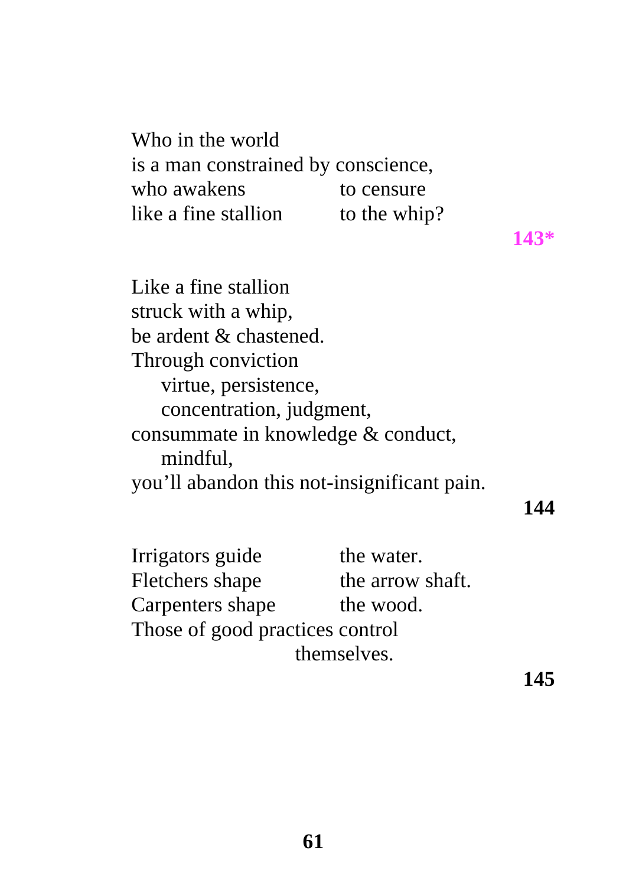Who in the world
is a man constrained by conscience,
who awakens    to censure
like a fine stallion    to the whip?

**143***

Like a fine stallion
struck with a whip,
be ardent & chastened.
Through conviction
  virtue, persistence,
  concentration, judgment,
consummate in knowledge & conduct,
  mindful,
you'll abandon this not-insignificant pain.

**144**

Irrigators guide    the water.
Fletchers shape    the arrow shaft.
Carpenters shape    the wood.
Those of good practices control
    themselves.

**145**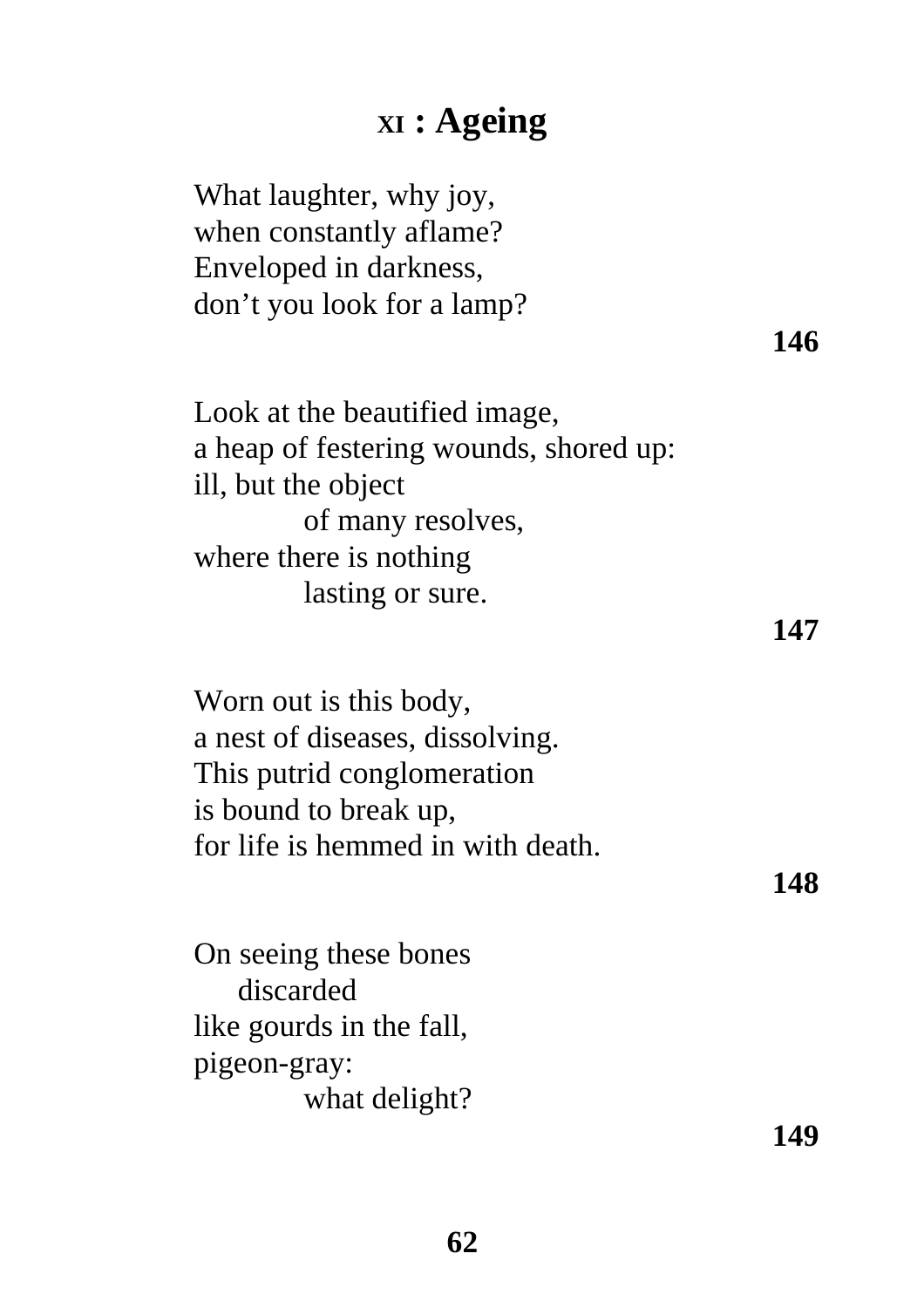## XI : Ageing

What laughter, why joy,
when constantly aflame?
Enveloped in darkness,
don't you look for a lamp?

**146**

Look at the beautified image,
a heap of festering wounds, shored up:
ill, but the object
    of many resolves,
where there is nothing
    lasting or sure.

**147**

Worn out is this body,
a nest of diseases, dissolving.
This putrid conglomeration
is bound to break up,
for life is hemmed in with death.

**148**

On seeing these bones
  discarded
like gourds in the fall,
pigeon-gray:
    what delight?

**149**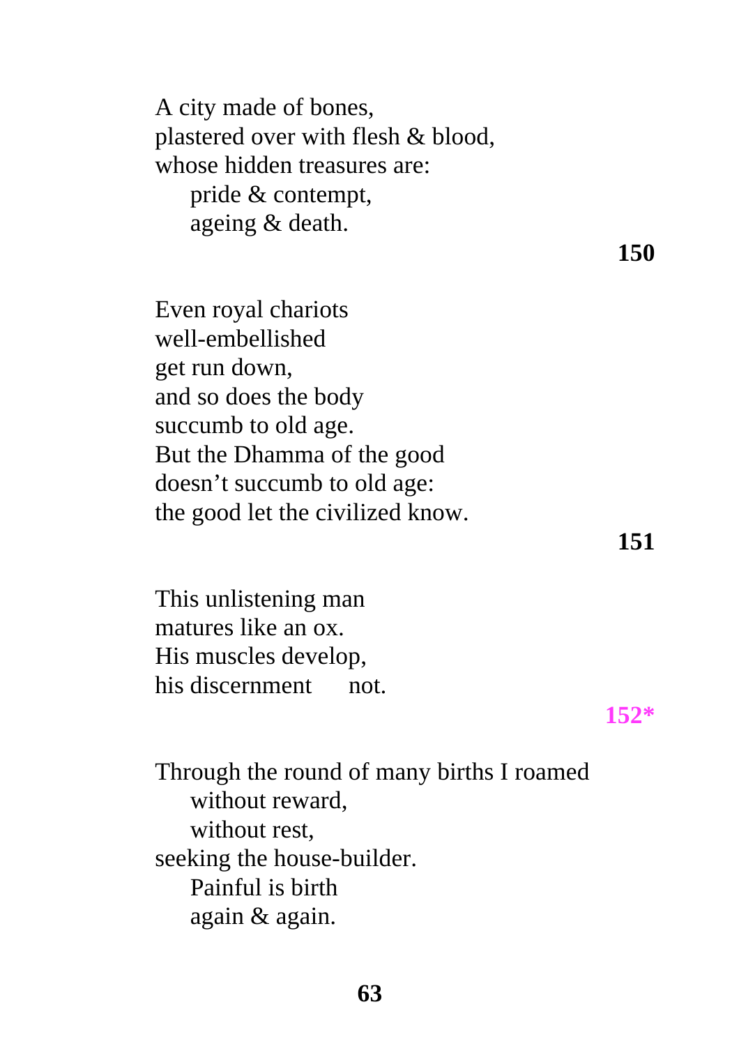A city made of bones,  
plastered over with flesh & blood,  
whose hidden treasures are:  
    pride & contempt,  
    ageing & death.

**150**

Even royal chariots  
well-embellished  
get run down,  
and so does the body  
succumb to old age.  
But the Dhamma of the good  
doesn't succumb to old age:  
the good let the civilized know.

**151**

This unlistening man  
matures like an ox.  
His muscles develop,  
his discernment    not.

**152***

Through the round of many births I roamed  
    without reward,  
    without rest,  
seeking the house-builder.  
    Painful is birth  
    again & again.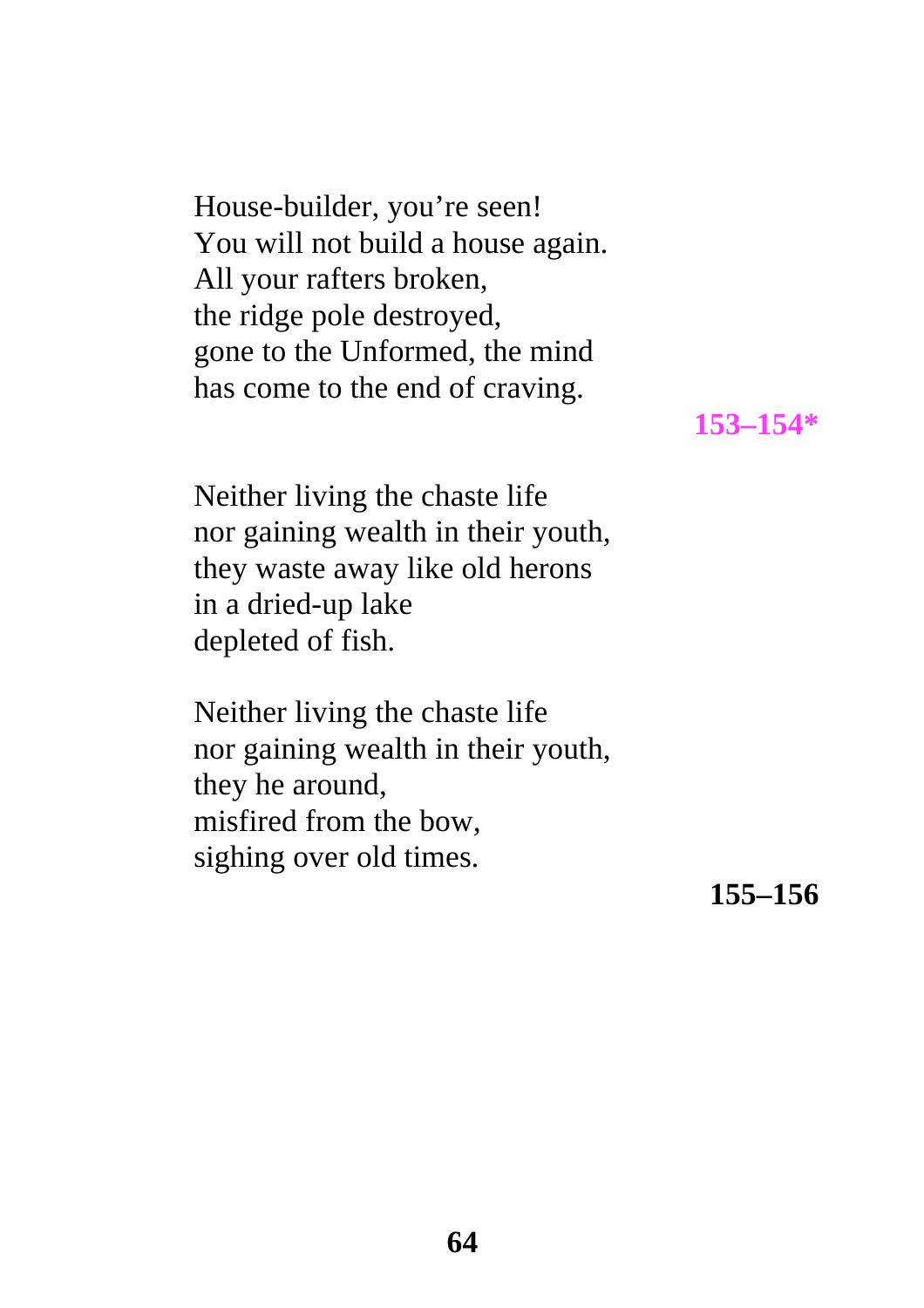House-builder, you’re seen!  
You will not build a house again.  
All your rafters broken,  
the ridge pole destroyed,  
gone to the Unformed, the mind  
has come to the end of craving.

**153–154***

Neither living the chaste life  
nor gaining wealth in their youth,  
they waste away like old herons  
in a dried-up lake  
depleted of fish.

Neither living the chaste life  
nor gaining wealth in their youth,  
they he around,  
misfired from the bow,  
sighing over old times.

**155–156**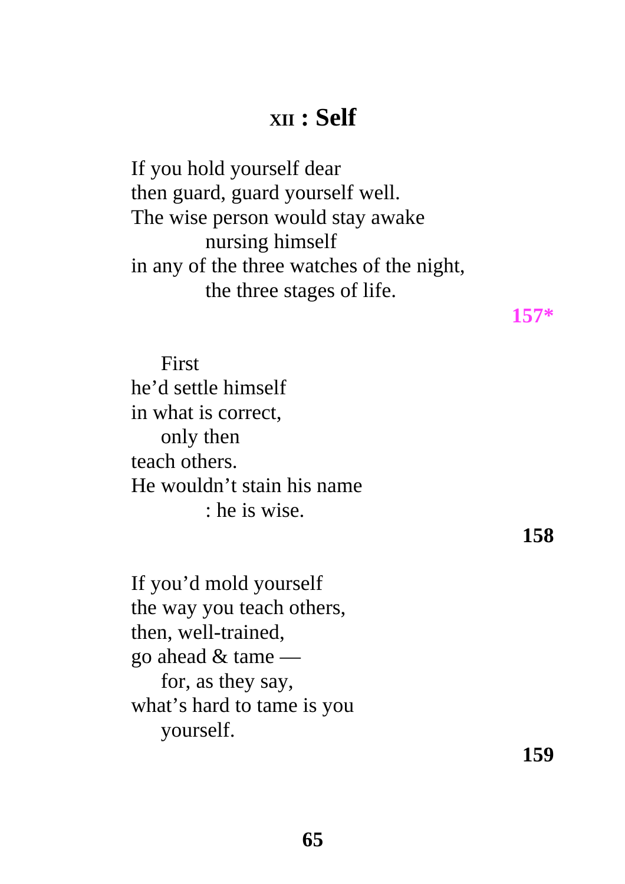# XII : Self

If you hold yourself dear
then guard, guard yourself well.
The wise person would stay awake
          nursing himself
in any of the three watches of the night,
          the three stages of life.

**157***

    First
he'd settle himself
in what is correct,
    only then
teach others.
He wouldn't stain his name
          : he is wise.

**158**

If you'd mold yourself
the way you teach others,
then, well-trained,
go ahead & tame —
    for, as they say,
what's hard to tame is you
    yourself.

**159**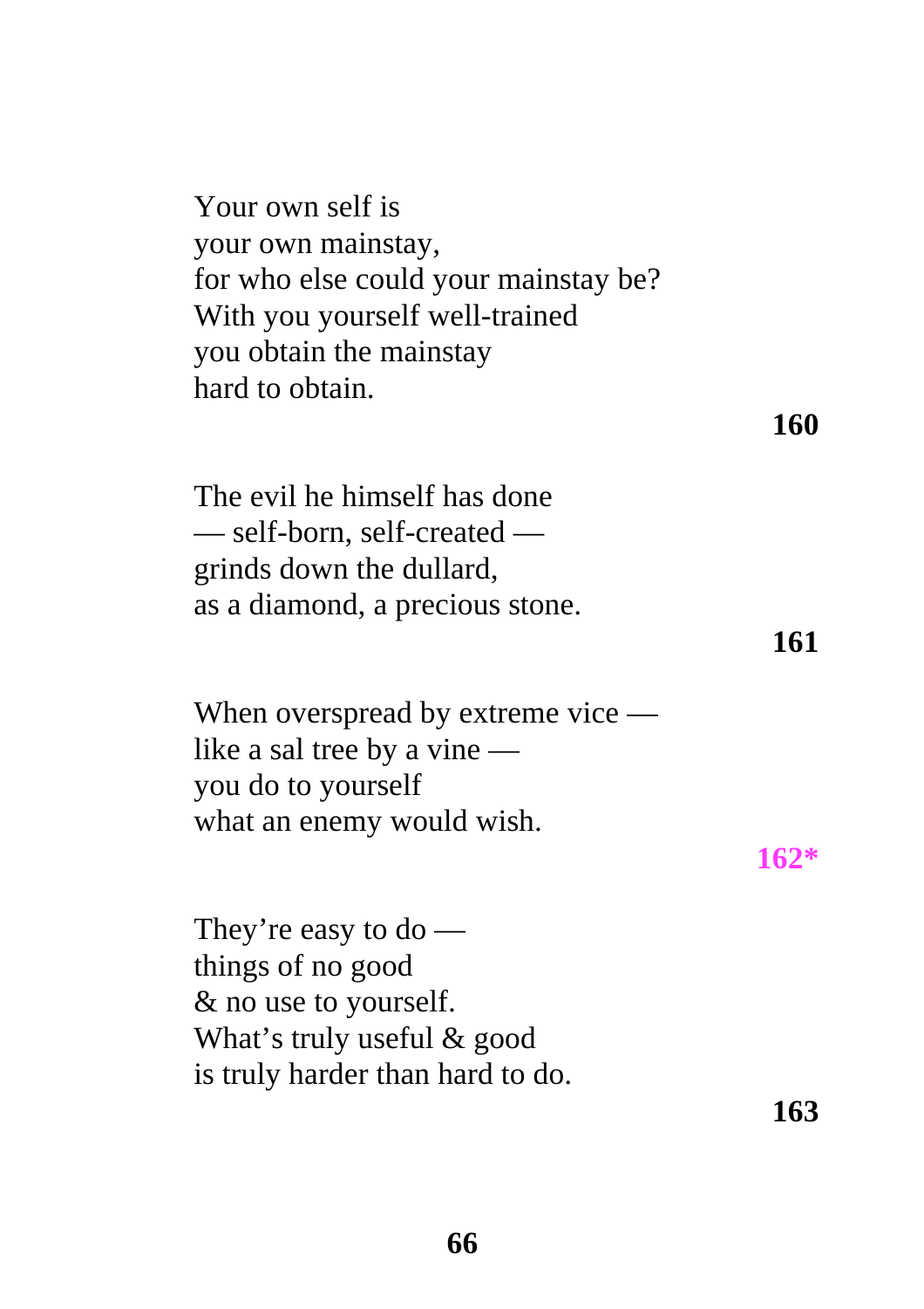Your own self is
your own mainstay,
for who else could your mainstay be?
With you yourself well-trained
you obtain the mainstay
hard to obtain.

**160**

The evil he himself has done
— self-born, self-created —
grinds down the dullard,
as a diamond, a precious stone.

**161**

When overspread by extreme vice —
like a sal tree by a vine —
you do to yourself
what an enemy would wish.

**162***

They're easy to do —
things of no good
& no use to yourself.
What's truly useful & good
is truly harder than hard to do.

**163**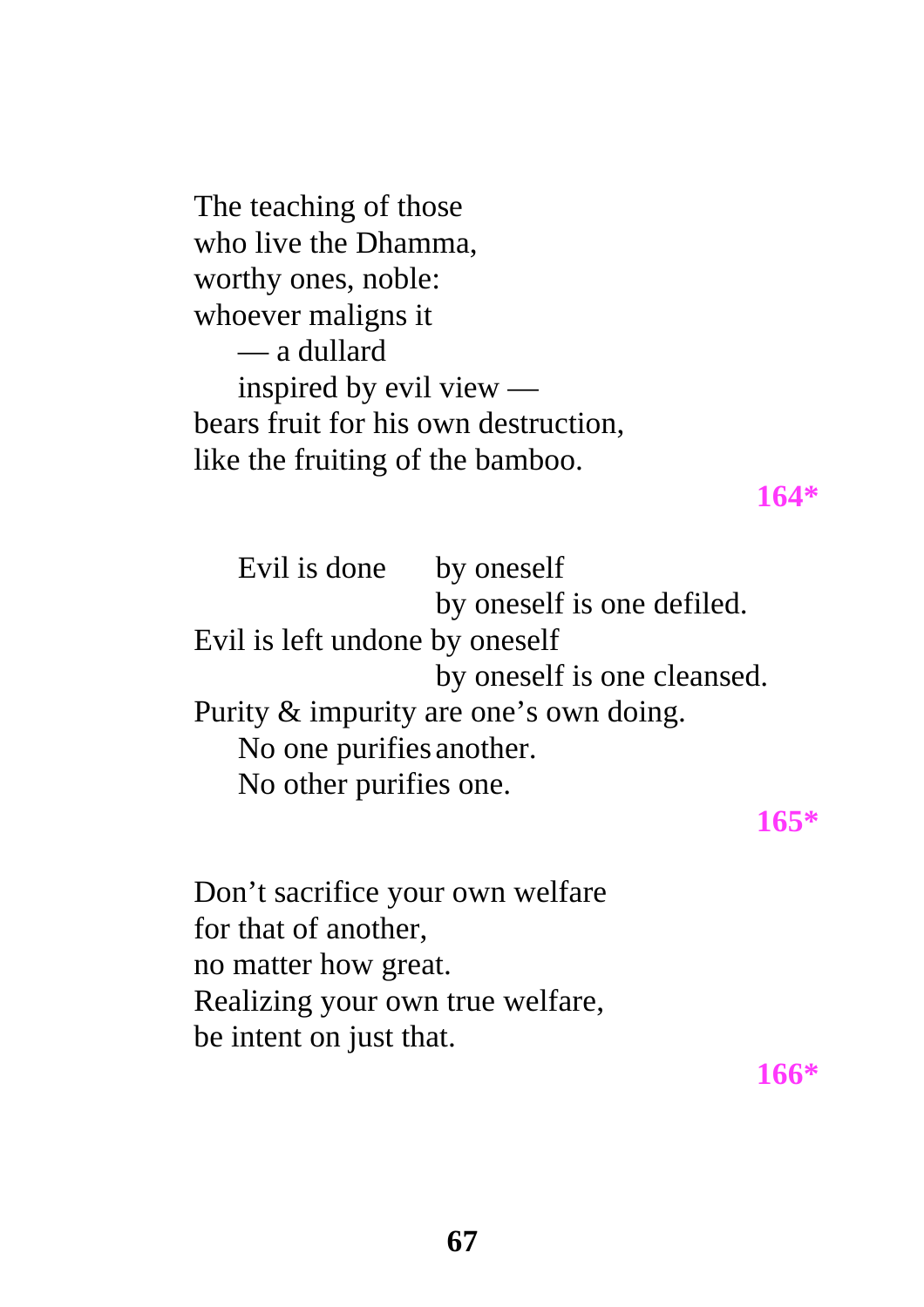The teaching of those  
who live the Dhamma,  
worthy ones, noble:  
whoever maligns it  
&nbsp;&nbsp;&nbsp;&nbsp;— a dullard  
&nbsp;&nbsp;&nbsp;&nbsp;inspired by evil view —  
bears fruit for his own destruction,  
like the fruiting of the bamboo.

**164***

&nbsp;&nbsp;&nbsp;&nbsp;Evil is done by oneself  
&nbsp;&nbsp;&nbsp;&nbsp;&nbsp;&nbsp;&nbsp;&nbsp;by oneself is one defiled.  
Evil is left undone by oneself  
&nbsp;&nbsp;&nbsp;&nbsp;&nbsp;&nbsp;&nbsp;&nbsp;by oneself is one cleansed.  
Purity & impurity are one's own doing.  
&nbsp;&nbsp;&nbsp;&nbsp;No one purifies another.  
&nbsp;&nbsp;&nbsp;&nbsp;No other purifies one.

**165***

Don't sacrifice your own welfare  
for that of another,  
no matter how great.  
Realizing your own true welfare,  
be intent on just that.

**166***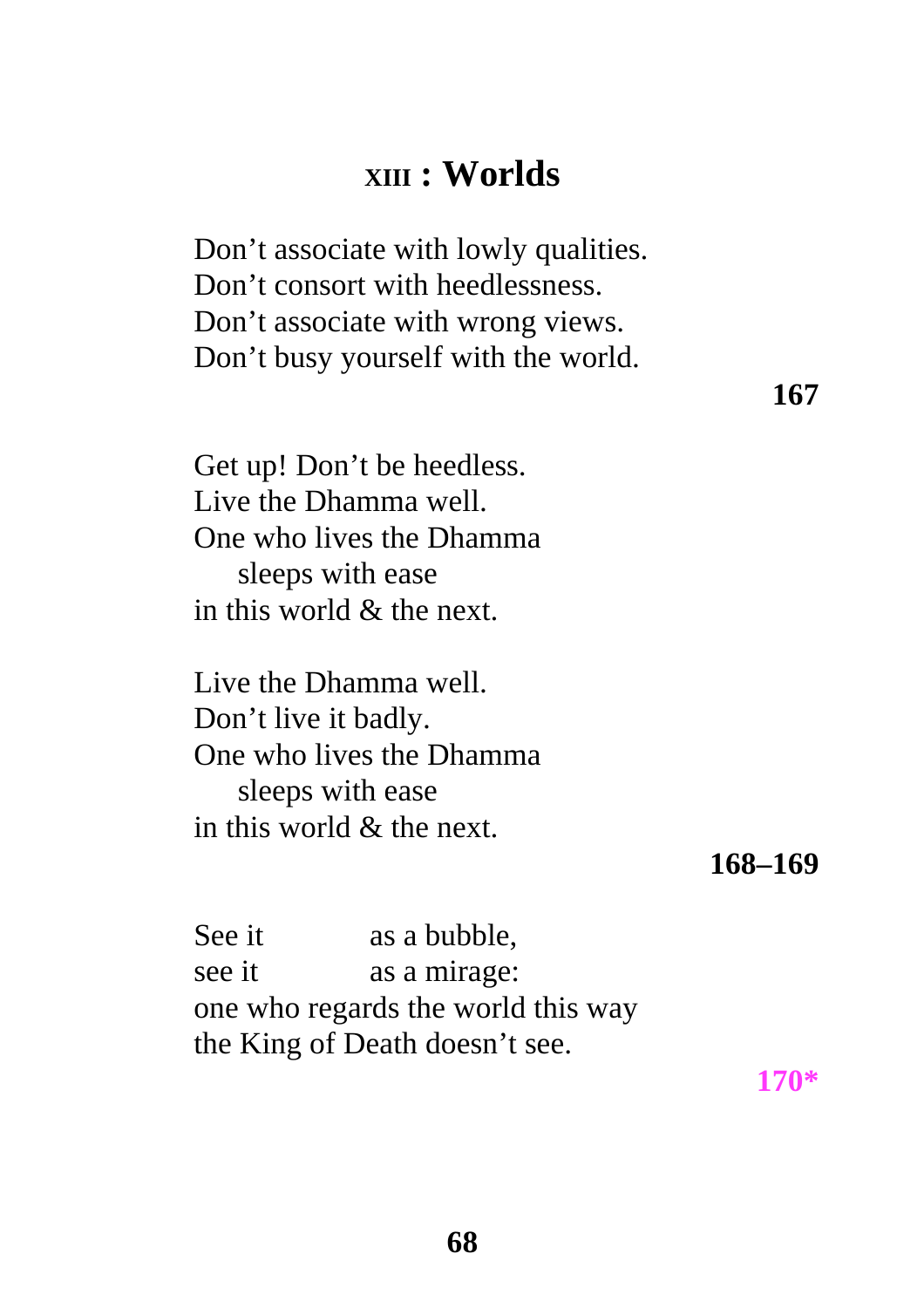# XIII : Worlds

Don't associate with lowly qualities.
Don't consort with heedlessness.
Don't associate with wrong views.
Don't busy yourself with the world.

**167**

Get up! Don't be heedless.
Live the Dhamma well.
One who lives the Dhamma
    sleeps with ease
in this world & the next.

Live the Dhamma well.
Don't live it badly.
One who lives the Dhamma
    sleeps with ease
in this world & the next.

**168–169**

See it    as a bubble,
see it    as a mirage:
one who regards the world this way
the King of Death doesn't see.

**170***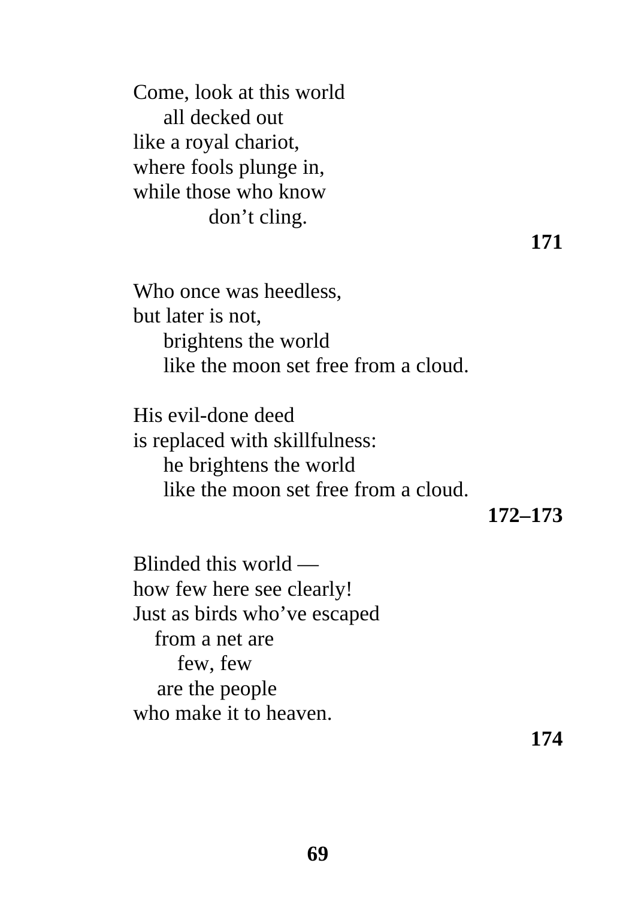Come, look at this world  
    all decked out  
like a royal chariot,  
where fools plunge in,  
while those who know  
        don't cling.

**171**

Who once was heedless,  
but later is not,  
    brightens the world  
    like the moon set free from a cloud.

His evil-done deed  
is replaced with skillfulness:  
    he brightens the world  
    like the moon set free from a cloud.

**172–173**

Blinded this world —  
how few here see clearly!  
Just as birds who've escaped  
  from a net are  
    few, few  
  are the people  
who make it to heaven.

**174**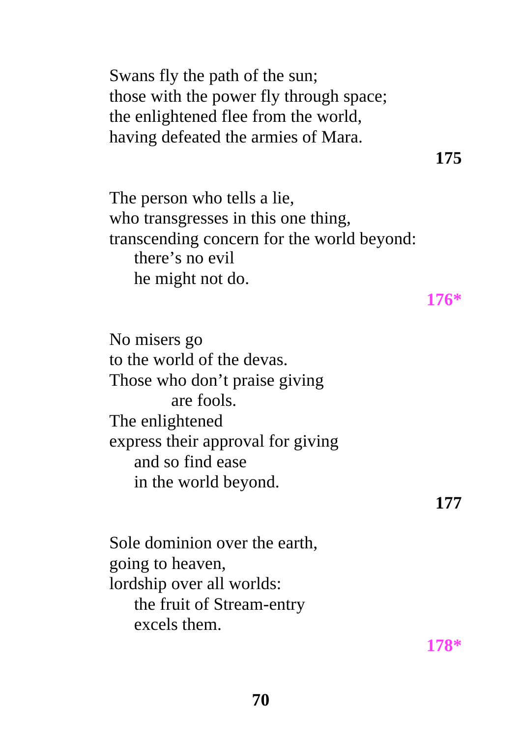Swans fly the path of the sun;  
those with the power fly through space;  
the enlightened flee from the world,  
having defeated the armies of Mara.

**175**

The person who tells a lie,  
who transgresses in this one thing,  
transcending concern for the world beyond:  
    there's no evil  
    he might not do.

**176***

No misers go  
to the world of the devas.  
Those who don't praise giving  
        are fools.  
The enlightened  
express their approval for giving  
    and so find ease  
    in the world beyond.

**177**

Sole dominion over the earth,  
going to heaven,  
lordship over all worlds:  
    the fruit of Stream-entry  
    excels them.

**178***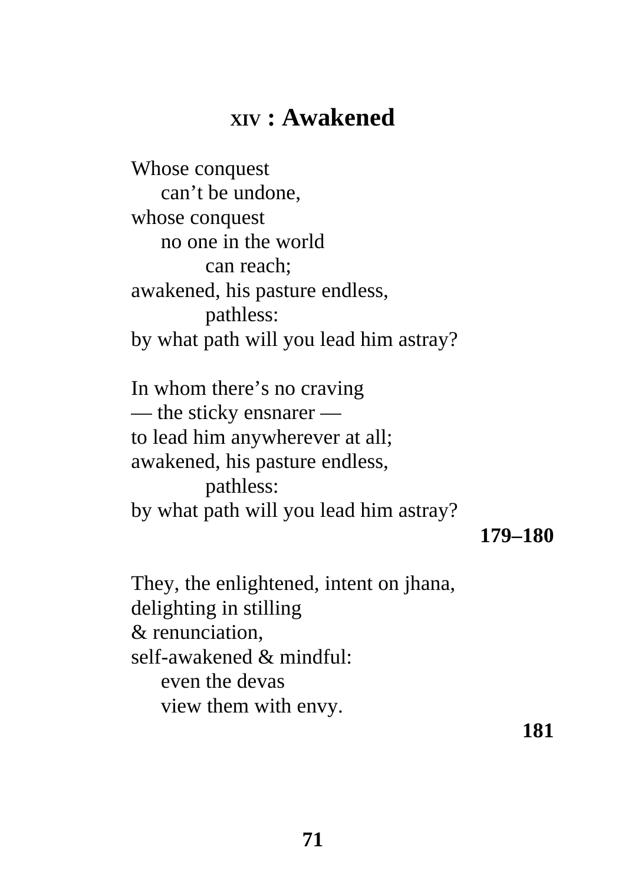# XIV : Awakened

Whose conquest
  can't be undone,
whose conquest
  no one in the world
    can reach;
awakened, his pasture endless,
    pathless:
by what path will you lead him astray?

In whom there's no craving
— the sticky ensnarer —
to lead him anywherever at all;
awakened, his pasture endless,
    pathless:
by what path will you lead him astray?

**179–180**

They, the enlightened, intent on jhana,
delighting in stilling
& renunciation,
self-awakened & mindful:
  even the devas
  view them with envy.

**181**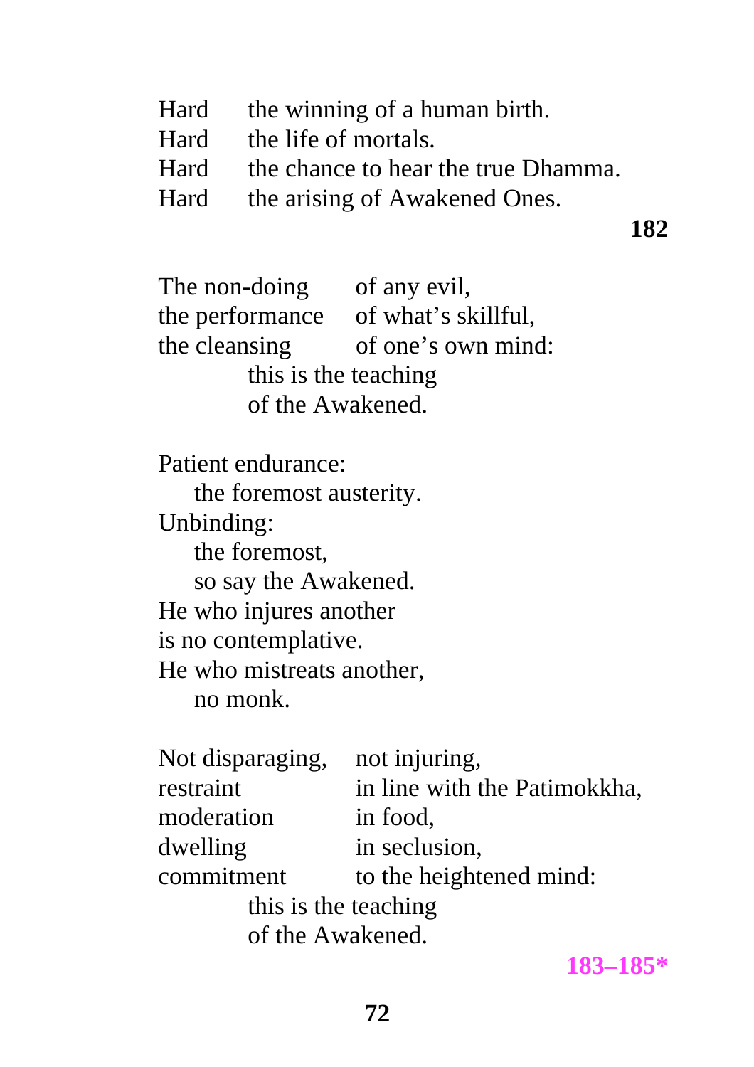Hard the winning of a human birth.  
Hard the life of mortals.  
Hard the chance to hear the true Dhamma.  
Hard the arising of Awakened Ones.

**182**

The non-doing of any evil,  
the performance of what's skillful,  
the cleansing of one's own mind:  
this is the teaching  
of the Awakened.

Patient endurance:  
the foremost austerity.  
Unbinding:  
the foremost,  
so say the Awakened.  
He who injures another  
is no contemplative.  
He who mistreats another,  
no monk.

Not disparaging, not injuring,  
restraint in line with the Patimokkha,  
moderation in food,  
dwelling in seclusion,  
commitment to the heightened mind:  
this is the teaching  
of the Awakened.

**183–185***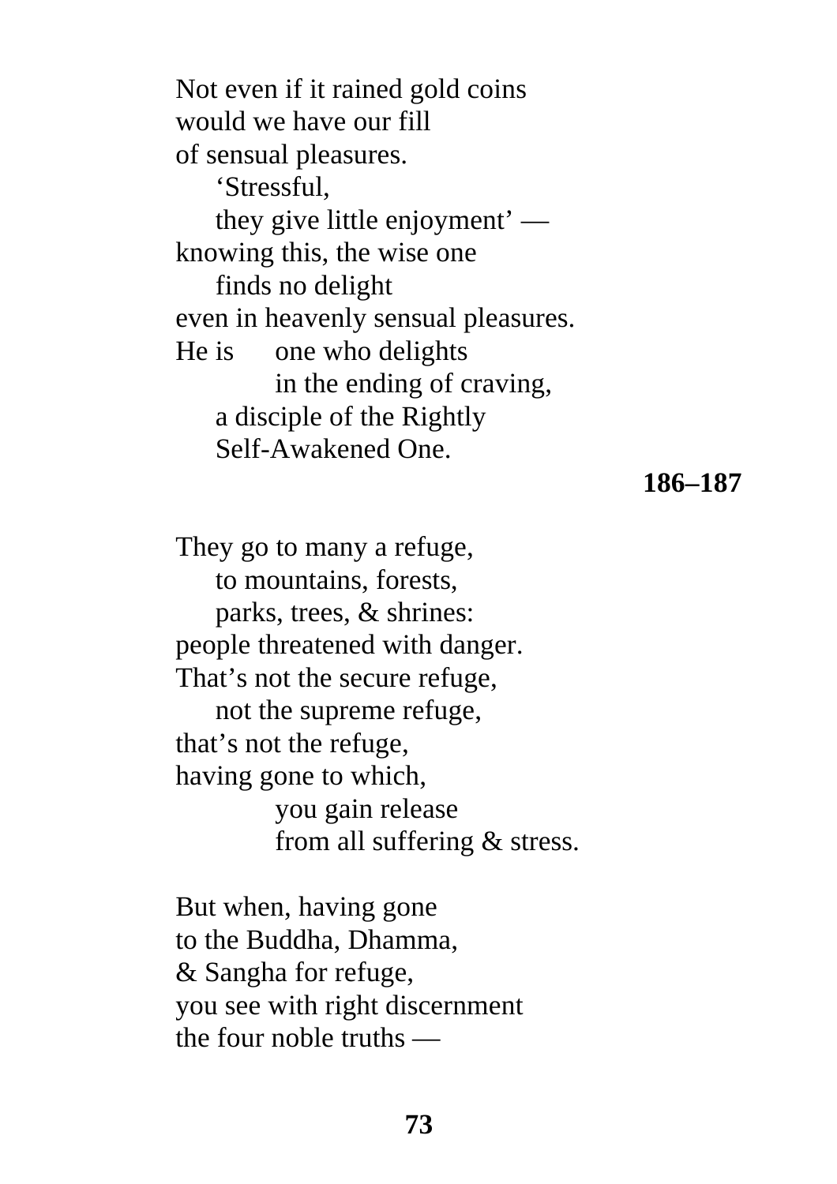Not even if it rained gold coins
would we have our fill
of sensual pleasures.
    ‘Stressful,
    they give little enjoyment’ —
knowing this, the wise one
    finds no delight
even in heavenly sensual pleasures.
He is    one who delights
        in the ending of craving,
    a disciple of the Rightly
    Self-Awakened One.

**186–187**

They go to many a refuge,
    to mountains, forests,
    parks, trees, & shrines:
people threatened with danger.
That’s not the secure refuge,
    not the supreme refuge,
that’s not the refuge,
having gone to which,
        you gain release
        from all suffering & stress.

But when, having gone
to the Buddha, Dhamma,
& Sangha for refuge,
you see with right discernment
the four noble truths —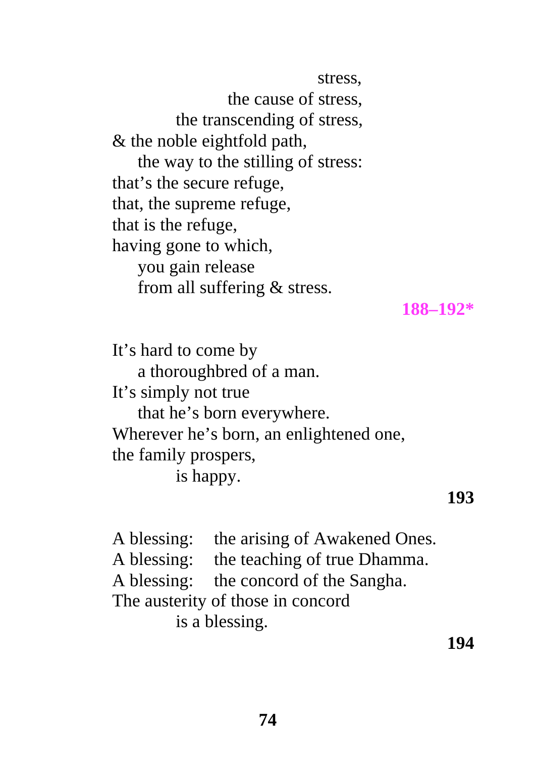stress,
the cause of stress,
the transcending of stress,
& the noble eightfold path,
the way to the stilling of stress:
that's the secure refuge,
that, the supreme refuge,
that is the refuge,
having gone to which,
you gain release
from all suffering & stress.

**188–192***

It's hard to come by
a thoroughbred of a man.
It's simply not true
that he's born everywhere.
Wherever he's born, an enlightened one,
the family prospers,
is happy.

**193**

A blessing: the arising of Awakened Ones.
A blessing: the teaching of true Dhamma.
A blessing: the concord of the Sangha.
The austerity of those in concord
is a blessing.

**194**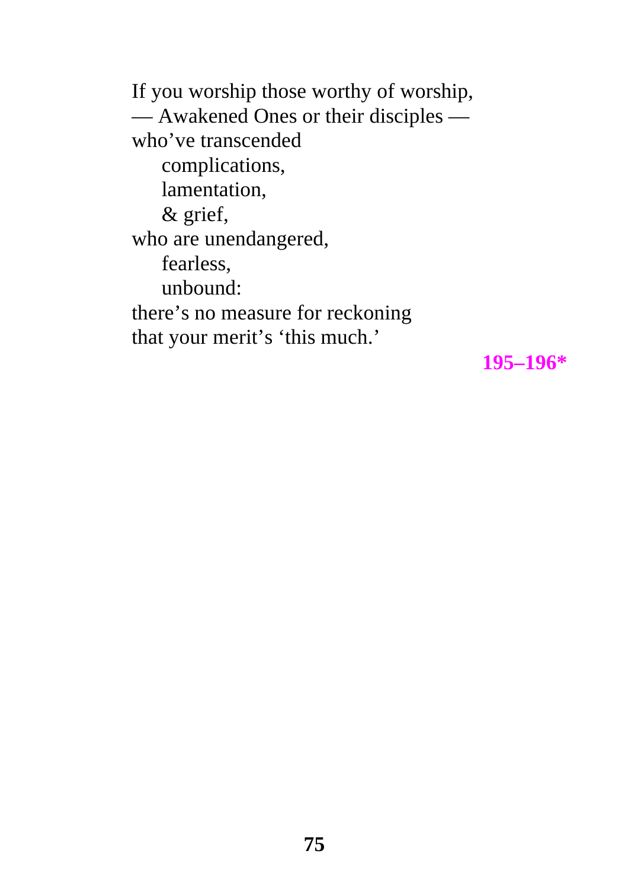If you worship those worthy of worship,
— Awakened Ones or their disciples —
who've transcended
    complications,
    lamentation,
    & grief,
who are unendangered,
    fearless,
    unbound:
there's no measure for reckoning
that your merit's 'this much.'

**195–196***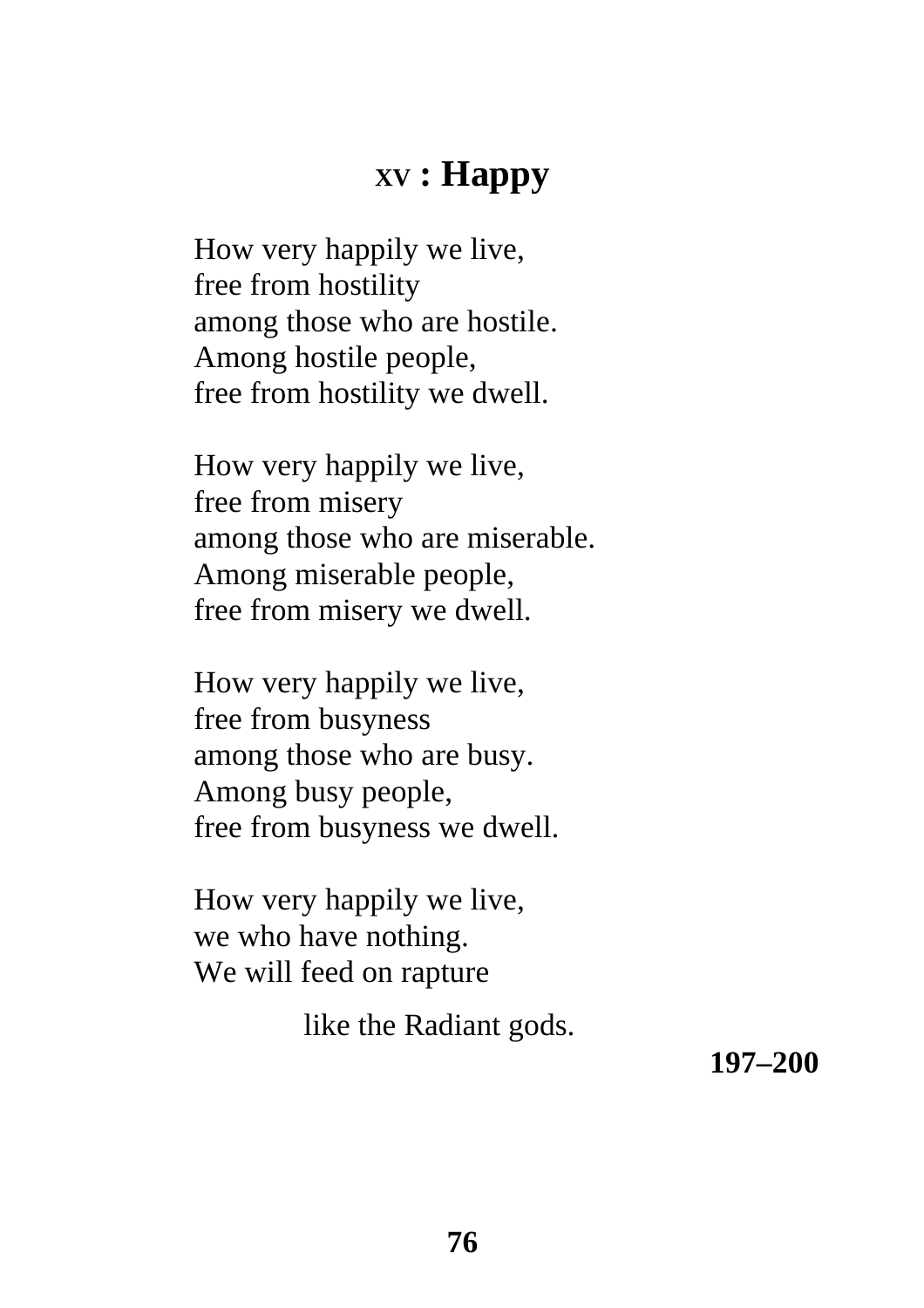## XV : Happy

How very happily we live,
free from hostility
among those who are hostile.
Among hostile people,
free from hostility we dwell.

How very happily we live,
free from misery
among those who are miserable.
Among miserable people,
free from misery we dwell.

How very happily we live,
free from busyness
among those who are busy.
Among busy people,
free from busyness we dwell.

How very happily we live,
we who have nothing.
We will feed on rapture
like the Radiant gods.

**197–200**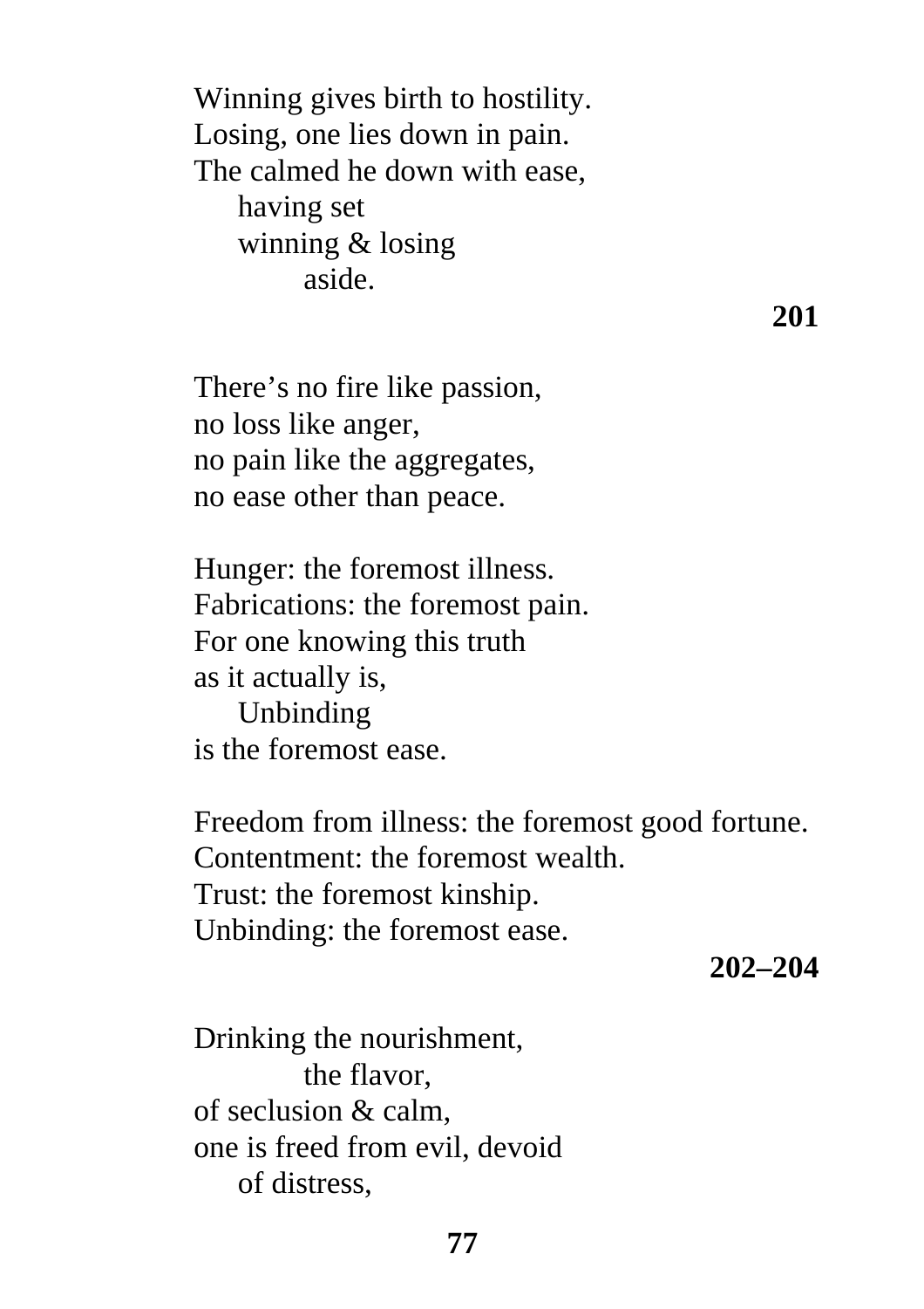Winning gives birth to hostility.  
Losing, one lies down in pain.  
The calmed he down with ease,  
  having set  
  winning & losing  
    aside.

**201**

There's no fire like passion,  
no loss like anger,  
no pain like the aggregates,  
no ease other than peace.

Hunger: the foremost illness.  
Fabrications: the foremost pain.  
For one knowing this truth  
as it actually is,  
  Unbinding  
is the foremost ease.

Freedom from illness: the foremost good fortune.  
Contentment: the foremost wealth.  
Trust: the foremost kinship.  
Unbinding: the foremost ease.

**202–204**

Drinking the nourishment,  
    the flavor,  
of seclusion & calm,  
one is freed from evil, devoid  
  of distress,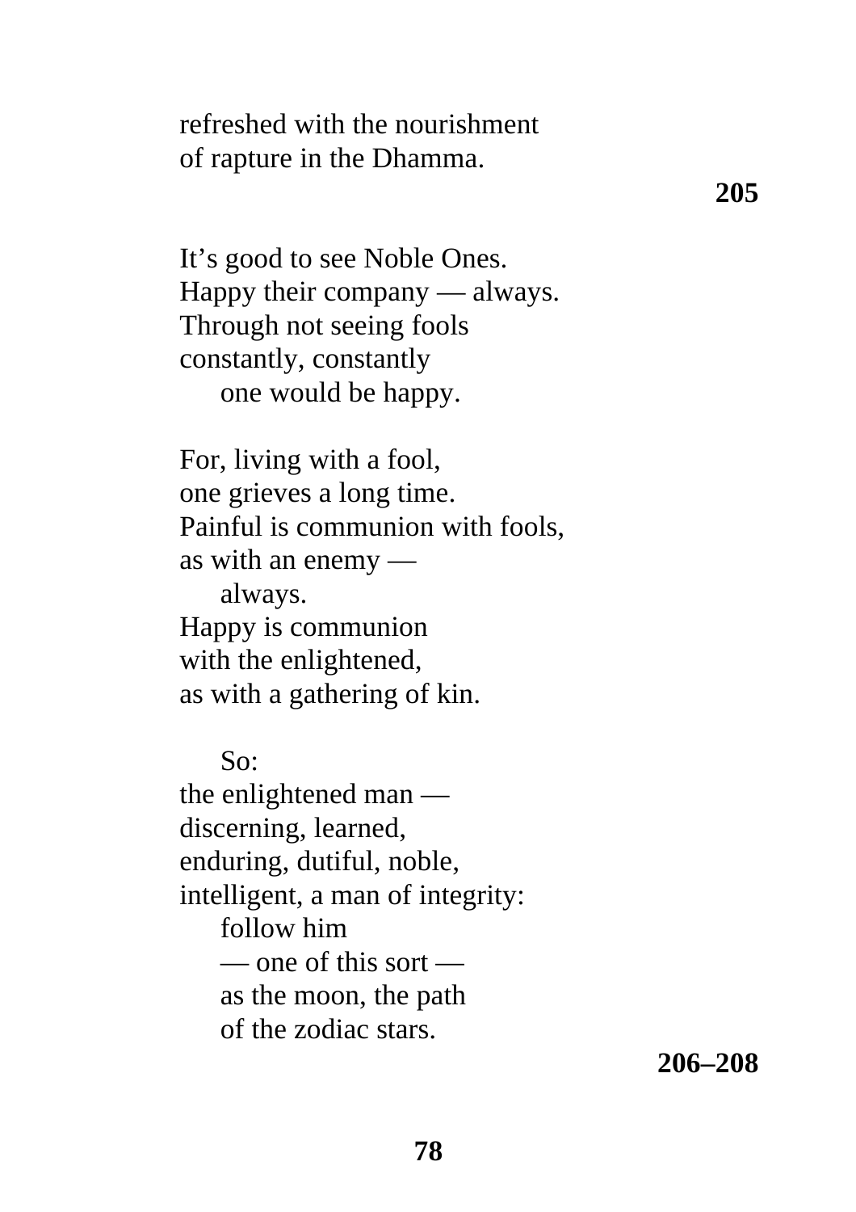refreshed with the nourishment  
of rapture in the Dhamma.

**205**

It’s good to see Noble Ones.  
Happy their company — always.  
Through not seeing fools  
constantly, constantly  
    one would be happy.

For, living with a fool,  
one grieves a long time.  
Painful is communion with fools,  
as with an enemy —  
    always.  
Happy is communion  
with the enlightened,  
as with a gathering of kin.

    So:  
the enlightened man —  
discerning, learned,  
enduring, dutiful, noble,  
intelligent, a man of integrity:  
    follow him  
    — one of this sort —  
    as the moon, the path  
    of the zodiac stars.

**206–208**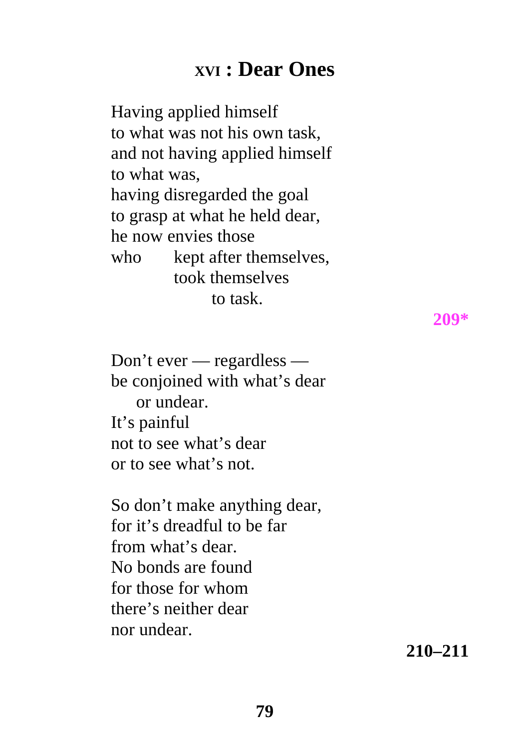## XVI : Dear Ones

Having applied himself  
to what was not his own task,  
and not having applied himself  
to what was,  
having disregarded the goal  
to grasp at what he held dear,  
he now envies those  
who     kept after themselves,  
            took themselves  
                    to task.

**209***

Don't ever — regardless —  
be conjoined with what's dear  
    or undear.  
It's painful  
not to see what's dear  
or to see what's not.

So don't make anything dear,  
for it's dreadful to be far  
from what's dear.  
No bonds are found  
for those for whom  
there's neither dear  
nor undear.

**210–211**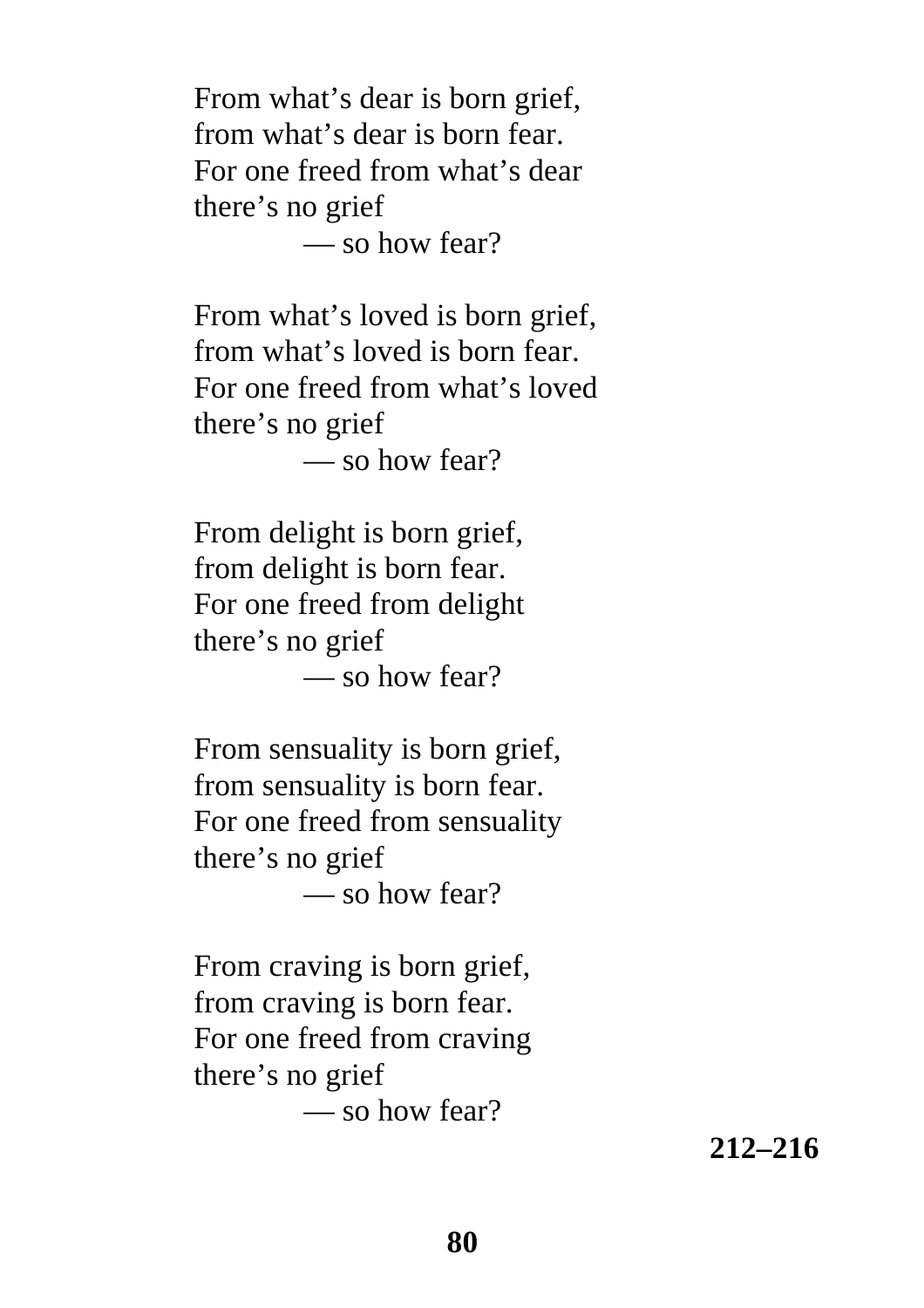From what's dear is born grief,  
from what's dear is born fear.  
For one freed from what's dear  
there's no grief  
— so how fear?

From what's loved is born grief,  
from what's loved is born fear.  
For one freed from what's loved  
there's no grief  
— so how fear?

From delight is born grief,  
from delight is born fear.  
For one freed from delight  
there's no grief  
— so how fear?

From sensuality is born grief,  
from sensuality is born fear.  
For one freed from sensuality  
there's no grief  
— so how fear?

From craving is born grief,  
from craving is born fear.  
For one freed from craving  
there's no grief  
— so how fear?

**212–216**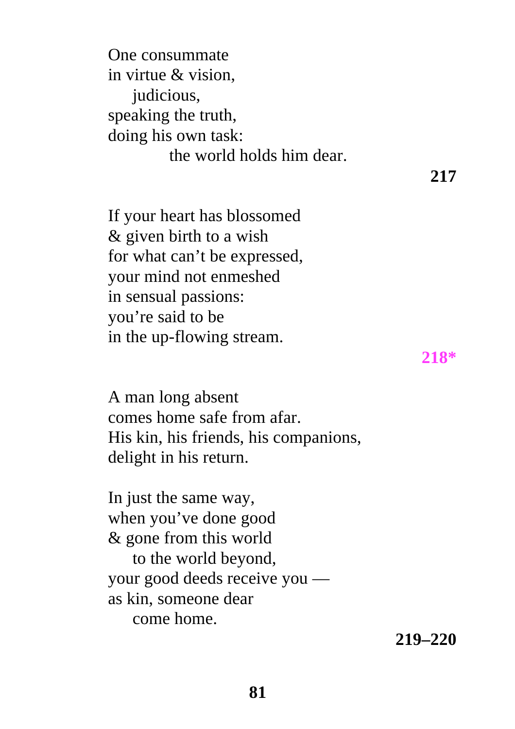One consummate  
in virtue & vision,  
    judicious,  
speaking the truth,  
doing his own task:  
        the world holds him dear.

**217**

If your heart has blossomed  
& given birth to a wish  
for what can't be expressed,  
your mind not enmeshed  
in sensual passions:  
you're said to be  
in the up-flowing stream.

**218***

A man long absent  
comes home safe from afar.  
His kin, his friends, his companions,  
delight in his return.

In just the same way,  
when you've done good  
& gone from this world  
    to the world beyond,  
your good deeds receive you —  
as kin, someone dear  
    come home.

**219–220**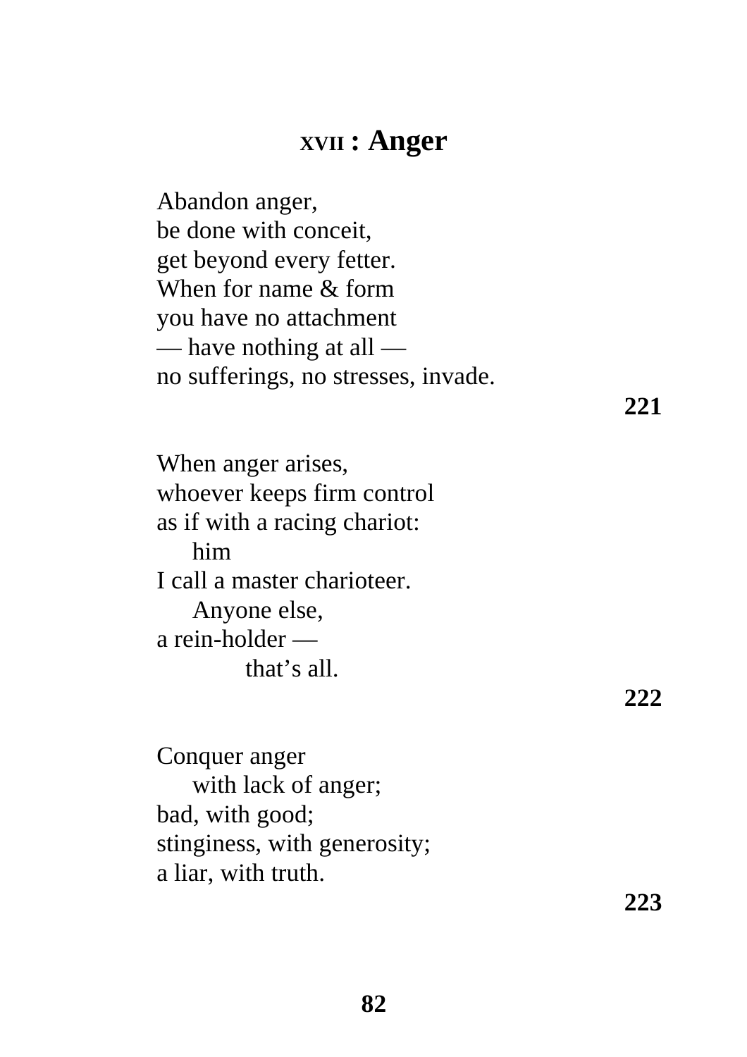## XVII : Anger

Abandon anger,  
be done with conceit,  
get beyond every fetter.  
When for name & form  
you have no attachment  
— have nothing at all —  
no sufferings, no stresses, invade.

**221**

When anger arises,  
whoever keeps firm control  
as if with a racing chariot:  
    him  
I call a master charioteer.  
    Anyone else,  
a rein-holder —  
        that's all.

**222**

Conquer anger  
    with lack of anger;  
bad, with good;  
stinginess, with generosity;  
a liar, with truth.

**223**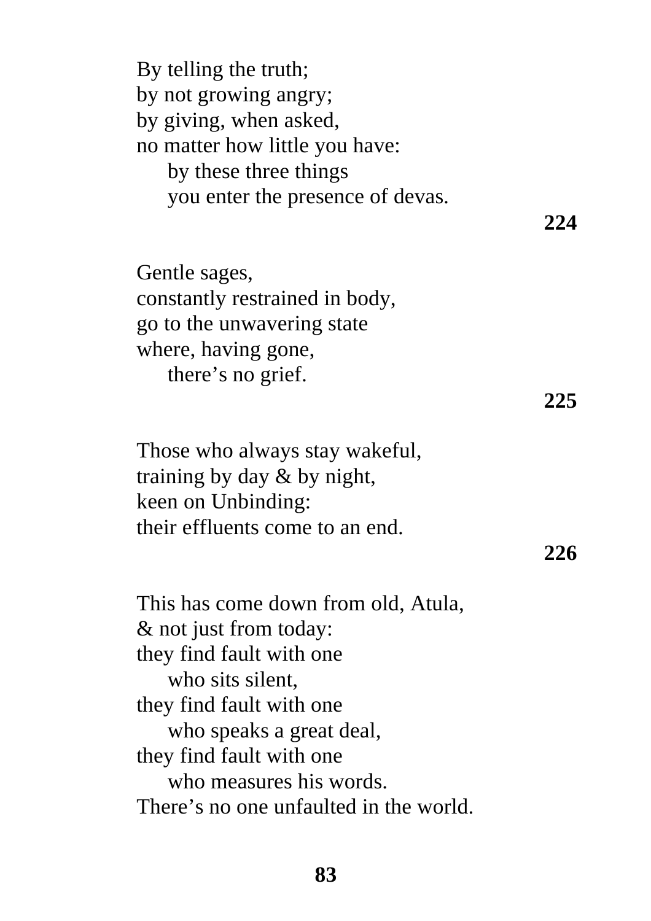By telling the truth;  
by not growing angry;  
by giving, when asked,  
no matter how little you have:  
&nbsp;&nbsp;&nbsp;&nbsp;by these three things  
&nbsp;&nbsp;&nbsp;&nbsp;you enter the presence of devas.

**224**

Gentle sages,  
constantly restrained in body,  
go to the unwavering state  
where, having gone,  
&nbsp;&nbsp;&nbsp;&nbsp;there's no grief.

**225**

Those who always stay wakeful,  
training by day & by night,  
keen on Unbinding:  
their effluents come to an end.

**226**

This has come down from old, Atula,  
& not just from today:  
they find fault with one  
&nbsp;&nbsp;&nbsp;&nbsp;who sits silent,  
they find fault with one  
&nbsp;&nbsp;&nbsp;&nbsp;who speaks a great deal,  
they find fault with one  
&nbsp;&nbsp;&nbsp;&nbsp;who measures his words.  
There's no one unfaulted in the world.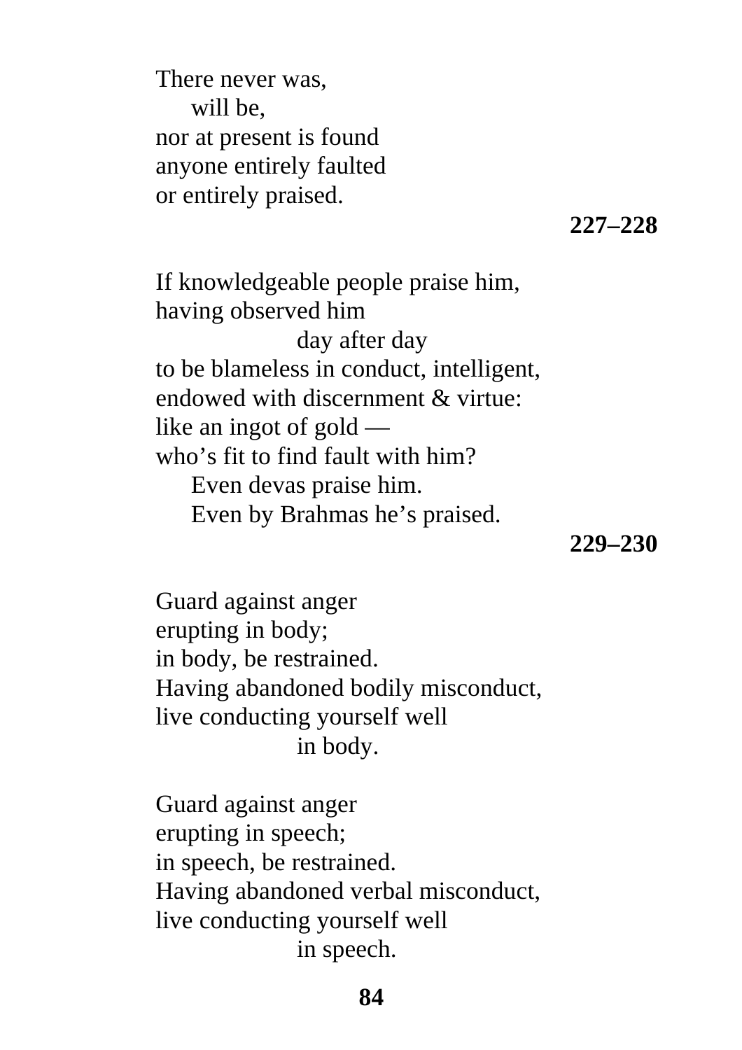There never was,  
    will be,  
nor at present is found  
anyone entirely faulted  
or entirely praised.

**227–228**

If knowledgeable people praise him,  
having observed him  
        day after day  
to be blameless in conduct, intelligent,  
endowed with discernment & virtue:  
like an ingot of gold —  
who’s fit to find fault with him?  
    Even devas praise him.  
    Even by Brahmas he’s praised.

**229–230**

Guard against anger  
erupting in body;  
in body, be restrained.  
Having abandoned bodily misconduct,  
live conducting yourself well  
        in body.

Guard against anger  
erupting in speech;  
in speech, be restrained.  
Having abandoned verbal misconduct,  
live conducting yourself well  
        in speech.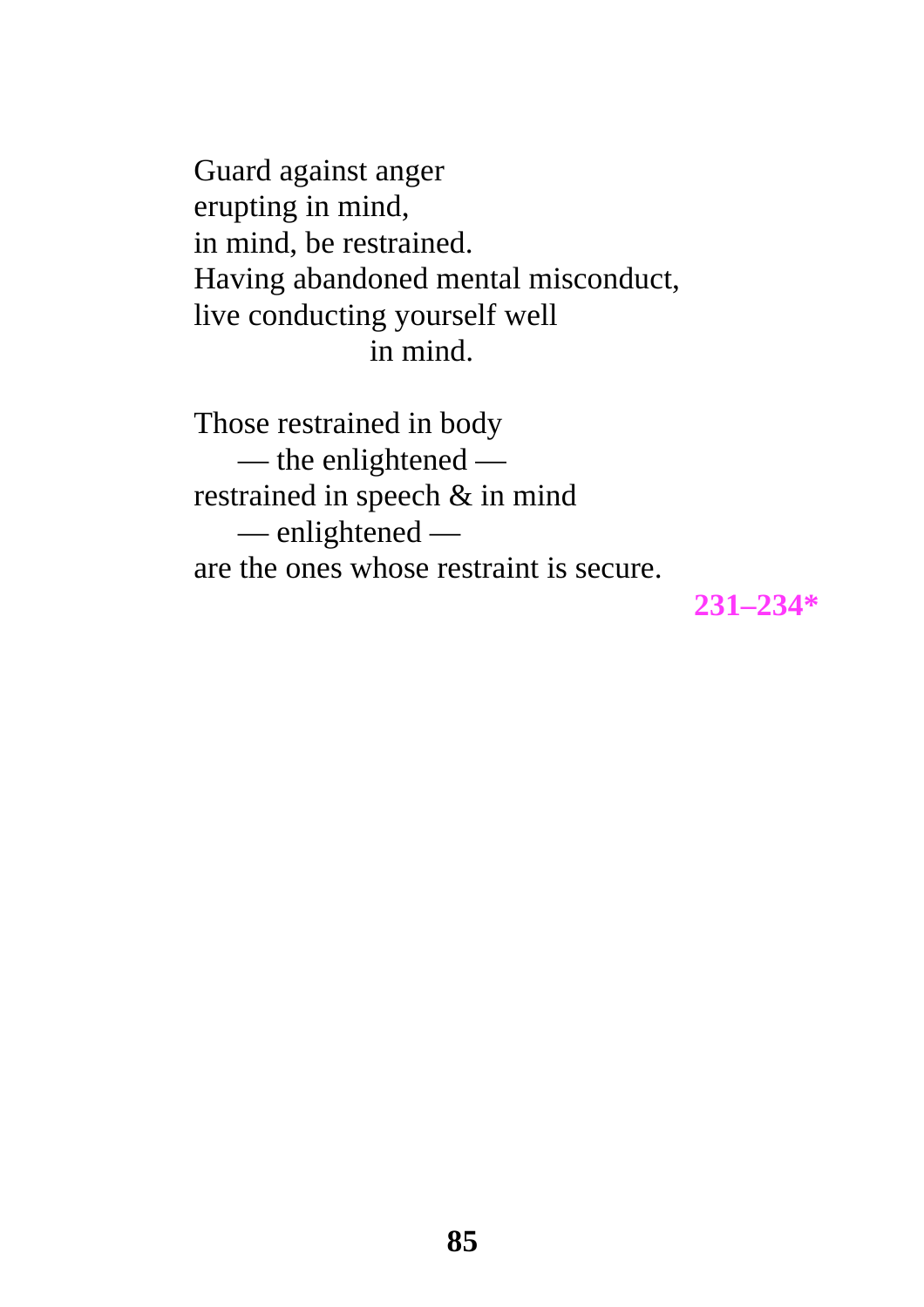Guard against anger  
erupting in mind,  
in mind, be restrained.  
Having abandoned mental misconduct,  
live conducting yourself well  
                    in mind.

Those restrained in body  
     — the enlightened —  
restrained in speech & in mind  
     — enlightened —  
are the ones whose restraint is secure.

**231–234***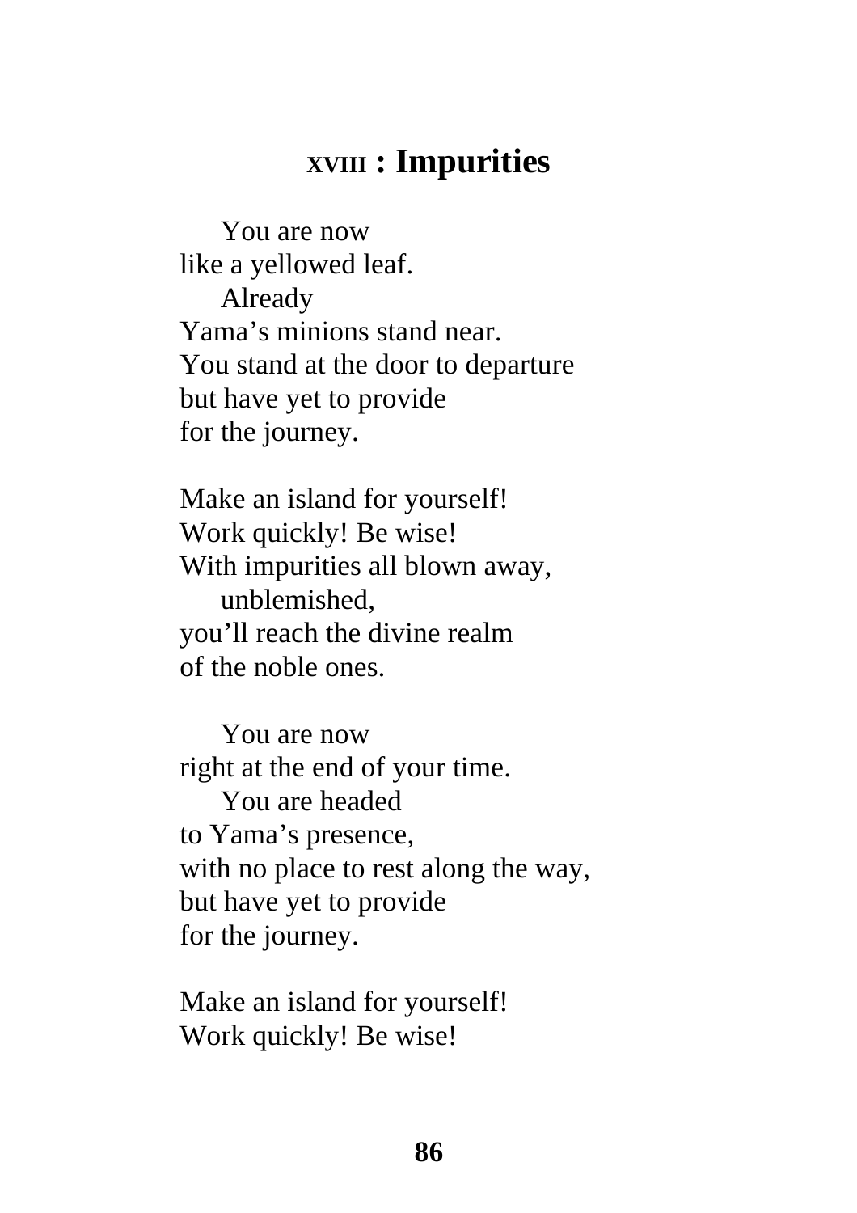## XVIII : Impurities

You are now  
like a yellowed leaf.  
Already  
Yama's minions stand near.  
You stand at the door to departure  
but have yet to provide  
for the journey.

Make an island for yourself!  
Work quickly! Be wise!  
With impurities all blown away,  
unblemished,  
you'll reach the divine realm  
of the noble ones.

You are now  
right at the end of your time.  
You are headed  
to Yama's presence,  
with no place to rest along the way,  
but have yet to provide  
for the journey.

Make an island for yourself!  
Work quickly! Be wise!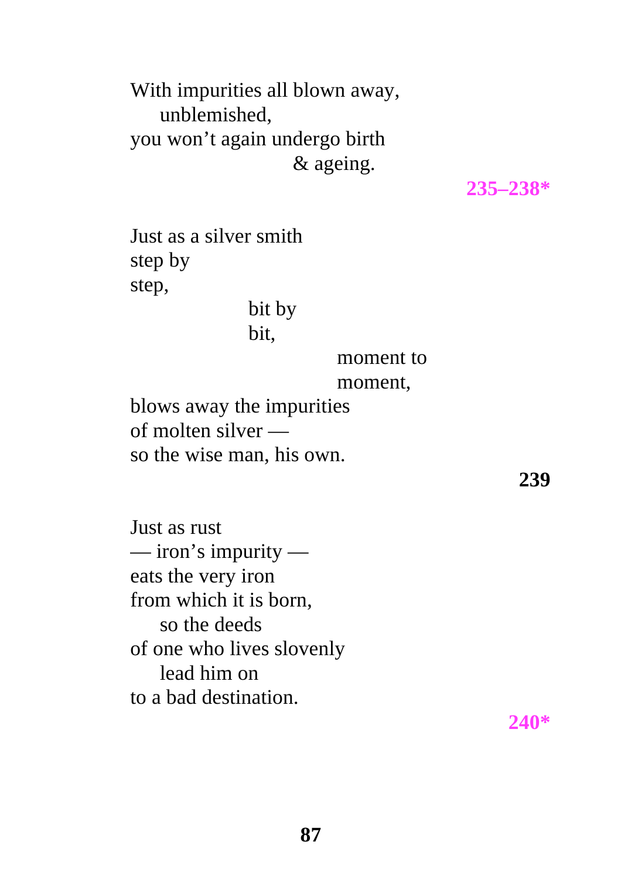With impurities all blown away,
unblemished,
you won't again undergo birth
& ageing.

**235–238***

Just as a silver smith
step by
step,
bit by
bit,
moment to
moment,
blows away the impurities
of molten silver —
so the wise man, his own.

**239**

Just as rust
— iron's impurity —
eats the very iron
from which it is born,
so the deeds
of one who lives slovenly
lead him on
to a bad destination.

**240***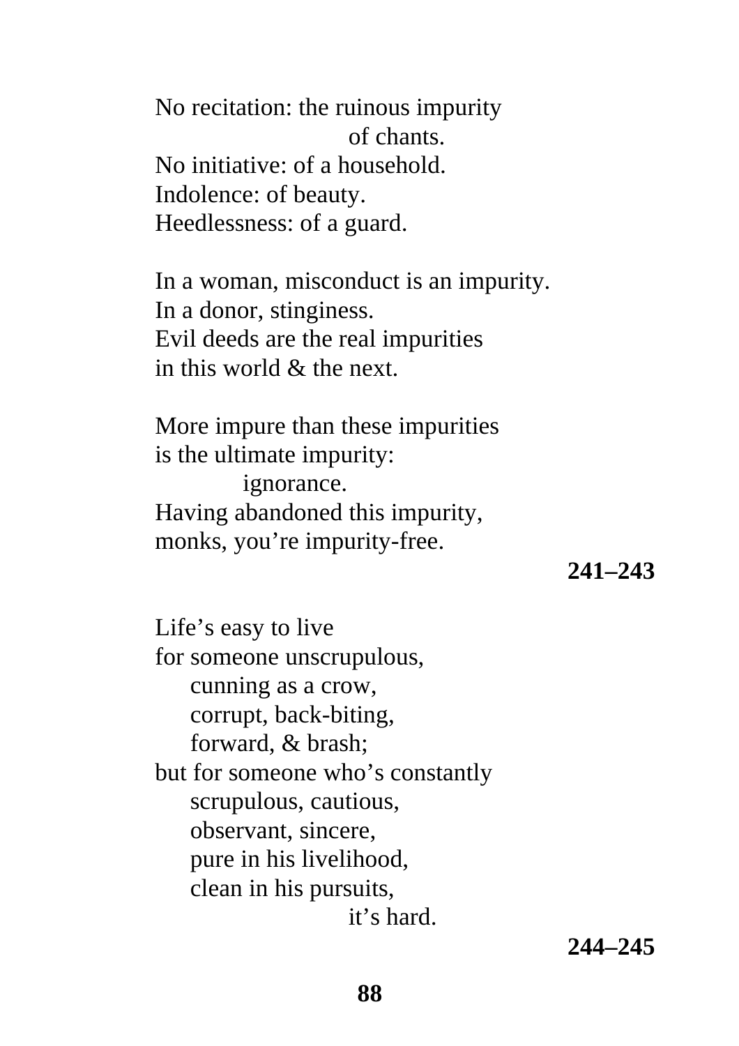No recitation: the ruinous impurity
                    of chants.
No initiative: of a household.
Indolence: of beauty.
Heedlessness: of a guard.

In a woman, misconduct is an impurity.
In a donor, stinginess.
Evil deeds are the real impurities
in this world & the next.

More impure than these impurities
is the ultimate impurity:
        ignorance.
Having abandoned this impurity,
monks, you're impurity-free.

**241–243**

Life's easy to live
for someone unscrupulous,
    cunning as a crow,
    corrupt, back-biting,
    forward, & brash;
but for someone who's constantly
    scrupulous, cautious,
    observant, sincere,
    pure in his livelihood,
    clean in his pursuits,
                    it's hard.

**244–245**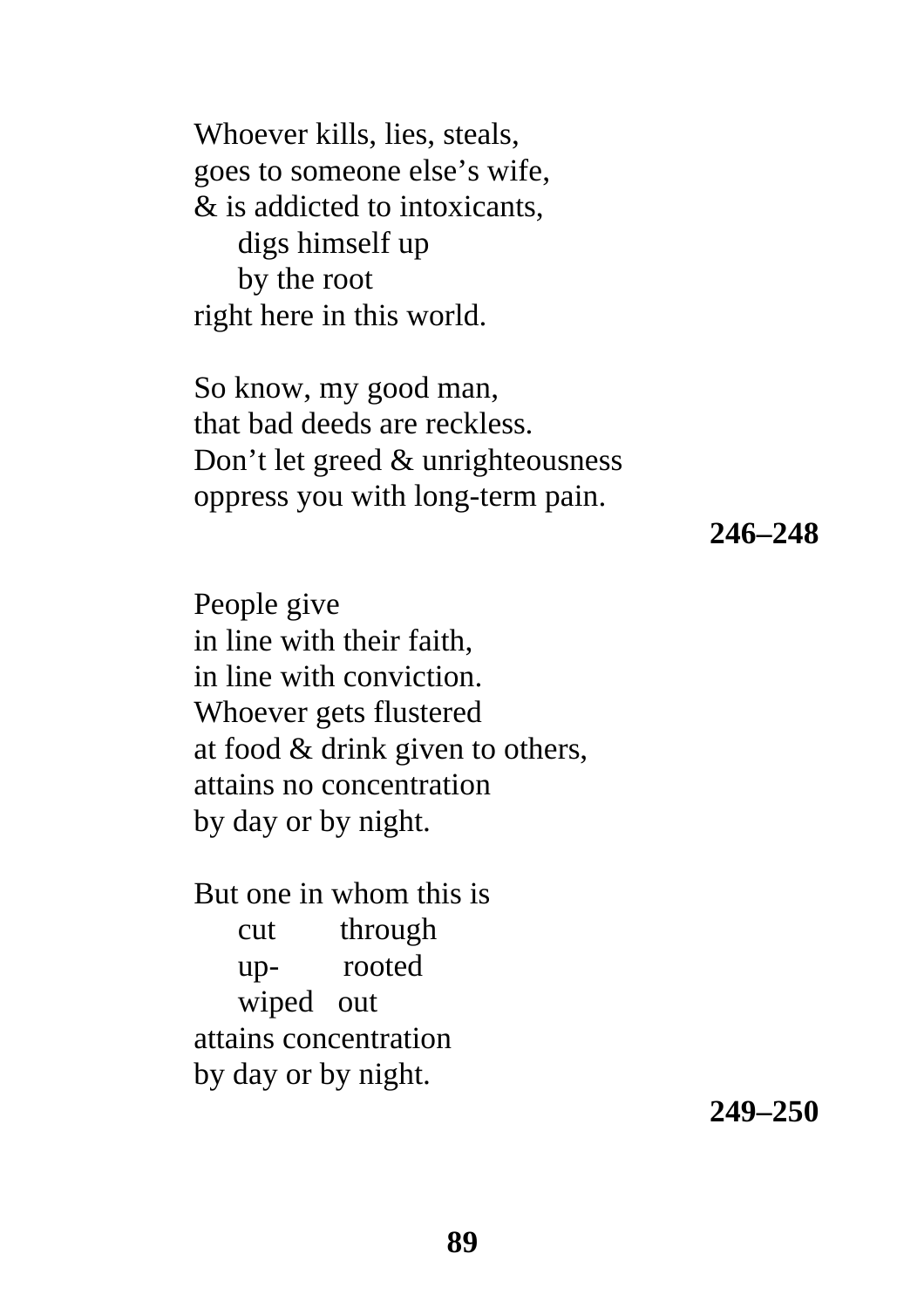Whoever kills, lies, steals,  
goes to someone else's wife,  
& is addicted to intoxicants,  
&nbsp;&nbsp;&nbsp;&nbsp;&nbsp;digs himself up  
&nbsp;&nbsp;&nbsp;&nbsp;&nbsp;by the root  
right here in this world.

So know, my good man,  
that bad deeds are reckless.  
Don't let greed & unrighteousness  
oppress you with long-term pain.

**246–248**

People give  
in line with their faith,  
in line with conviction.  
Whoever gets flustered  
at food & drink given to others,  
attains no concentration  
by day or by night.

But one in whom this is  
&nbsp;&nbsp;&nbsp;&nbsp;&nbsp;cut&nbsp;&nbsp;&nbsp;&nbsp;&nbsp;&nbsp;&nbsp;&nbsp;through  
&nbsp;&nbsp;&nbsp;&nbsp;&nbsp;up-&nbsp;&nbsp;&nbsp;&nbsp;&nbsp;&nbsp;&nbsp;&nbsp;rooted  
&nbsp;&nbsp;&nbsp;&nbsp;&nbsp;wiped&nbsp;&nbsp;&nbsp;out  
attains concentration  
by day or by night.

**249–250**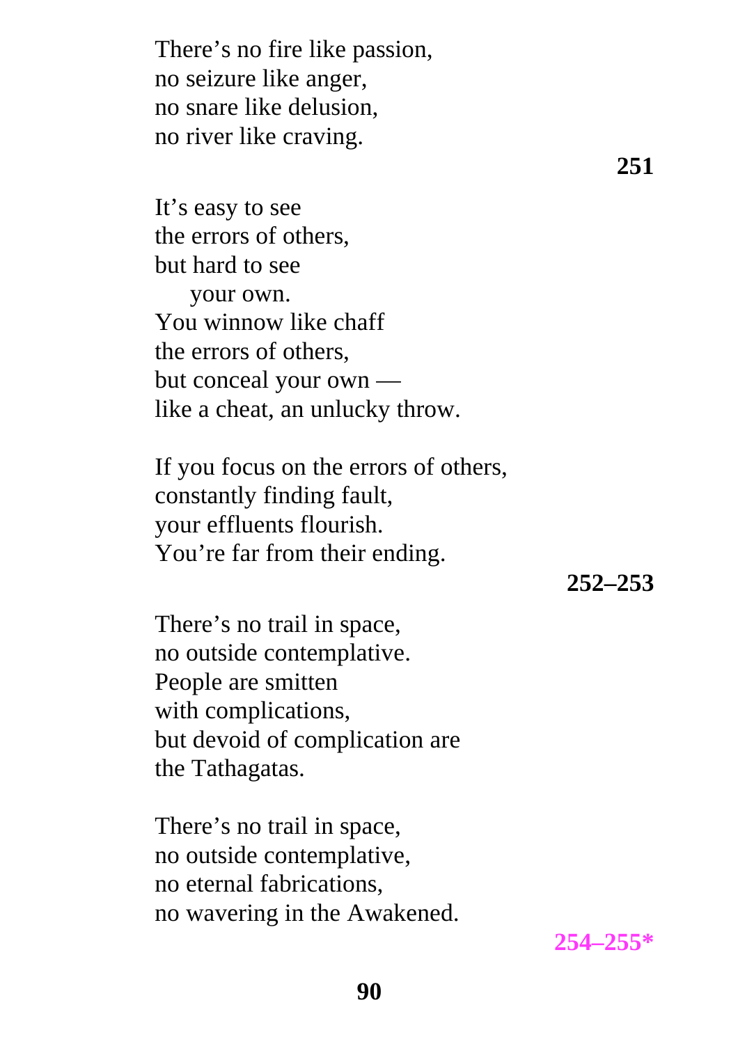There's no fire like passion,
no seizure like anger,
no snare like delusion,
no river like craving.

**251**

It's easy to see
the errors of others,
but hard to see
    your own.
You winnow like chaff
the errors of others,
but conceal your own —
like a cheat, an unlucky throw.

If you focus on the errors of others,
constantly finding fault,
your effluents flourish.
You're far from their ending.

**252–253**

There's no trail in space,
no outside contemplative.
People are smitten
with complications,
but devoid of complication are
the Tathagatas.

There's no trail in space,
no outside contemplative,
no eternal fabrications,
no wavering in the Awakened.

**254–255***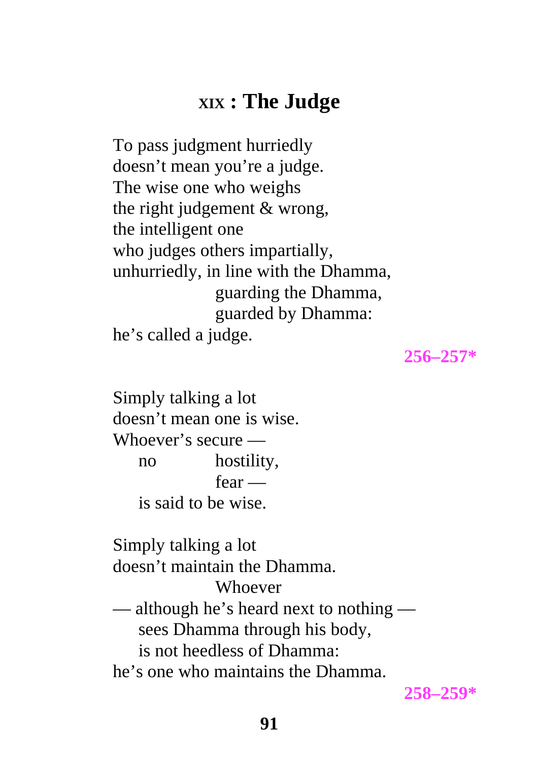## XIX : The Judge

To pass judgment hurriedly  
doesn’t mean you’re a judge.  
The wise one who weighs  
the right judgement & wrong,  
the intelligent one  
who judges others impartially,  
unhurriedly, in line with the Dhamma,  
guarding the Dhamma,  
guarded by Dhamma:  
he’s called a judge.

**256–257***

Simply talking a lot  
doesn’t mean one is wise.  
Whoever’s secure —  
no hostility,  
fear —  
is said to be wise.

Simply talking a lot  
doesn’t maintain the Dhamma.  
Whoever  
— although he’s heard next to nothing —  
sees Dhamma through his body,  
is not heedless of Dhamma:  
he’s one who maintains the Dhamma.

**258–259***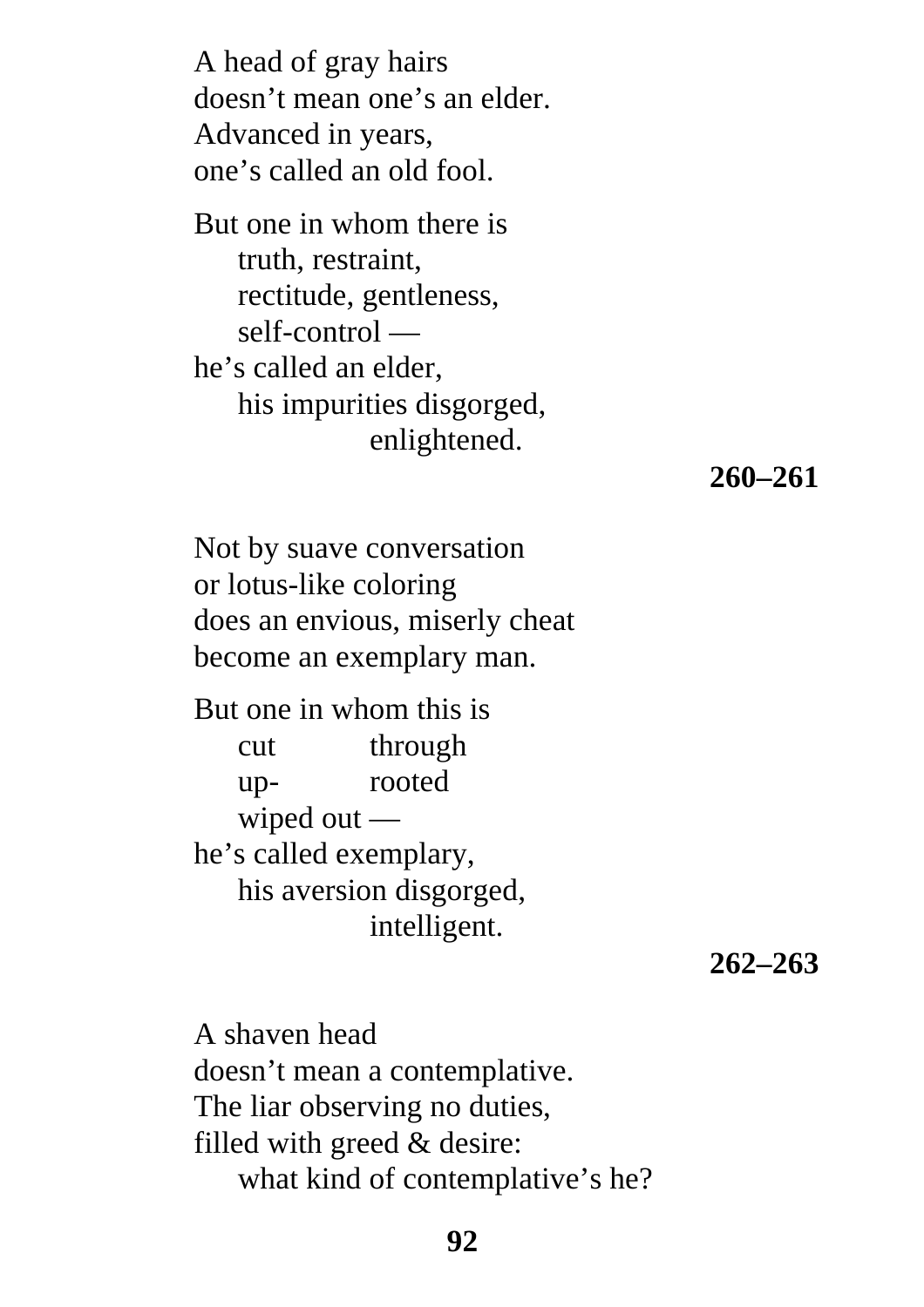A head of gray hairs  
doesn't mean one's an elder.  
Advanced in years,  
one's called an old fool.

But one in whom there is  
&nbsp;&nbsp;&nbsp;&nbsp;truth, restraint,  
&nbsp;&nbsp;&nbsp;&nbsp;rectitude, gentleness,  
&nbsp;&nbsp;&nbsp;&nbsp;self-control —  
he's called an elder,  
&nbsp;&nbsp;&nbsp;&nbsp;his impurities disgorged,  
&nbsp;&nbsp;&nbsp;&nbsp;&nbsp;&nbsp;&nbsp;&nbsp;&nbsp;&nbsp;&nbsp;&nbsp;enlightened.

**260–261**

Not by suave conversation  
or lotus-like coloring  
does an envious, miserly cheat  
become an exemplary man.

But one in whom this is  
&nbsp;&nbsp;&nbsp;&nbsp;cut&nbsp;&nbsp;&nbsp;&nbsp;&nbsp;&nbsp;&nbsp;&nbsp;through  
&nbsp;&nbsp;&nbsp;&nbsp;up-&nbsp;&nbsp;&nbsp;&nbsp;&nbsp;&nbsp;&nbsp;&nbsp;rooted  
&nbsp;&nbsp;&nbsp;&nbsp;wiped out —  
he's called exemplary,  
&nbsp;&nbsp;&nbsp;&nbsp;his aversion disgorged,  
&nbsp;&nbsp;&nbsp;&nbsp;&nbsp;&nbsp;&nbsp;&nbsp;&nbsp;&nbsp;&nbsp;&nbsp;intelligent.

**262–263**

A shaven head  
doesn't mean a contemplative.  
The liar observing no duties,  
filled with greed & desire:  
&nbsp;&nbsp;&nbsp;&nbsp;what kind of contemplative's he?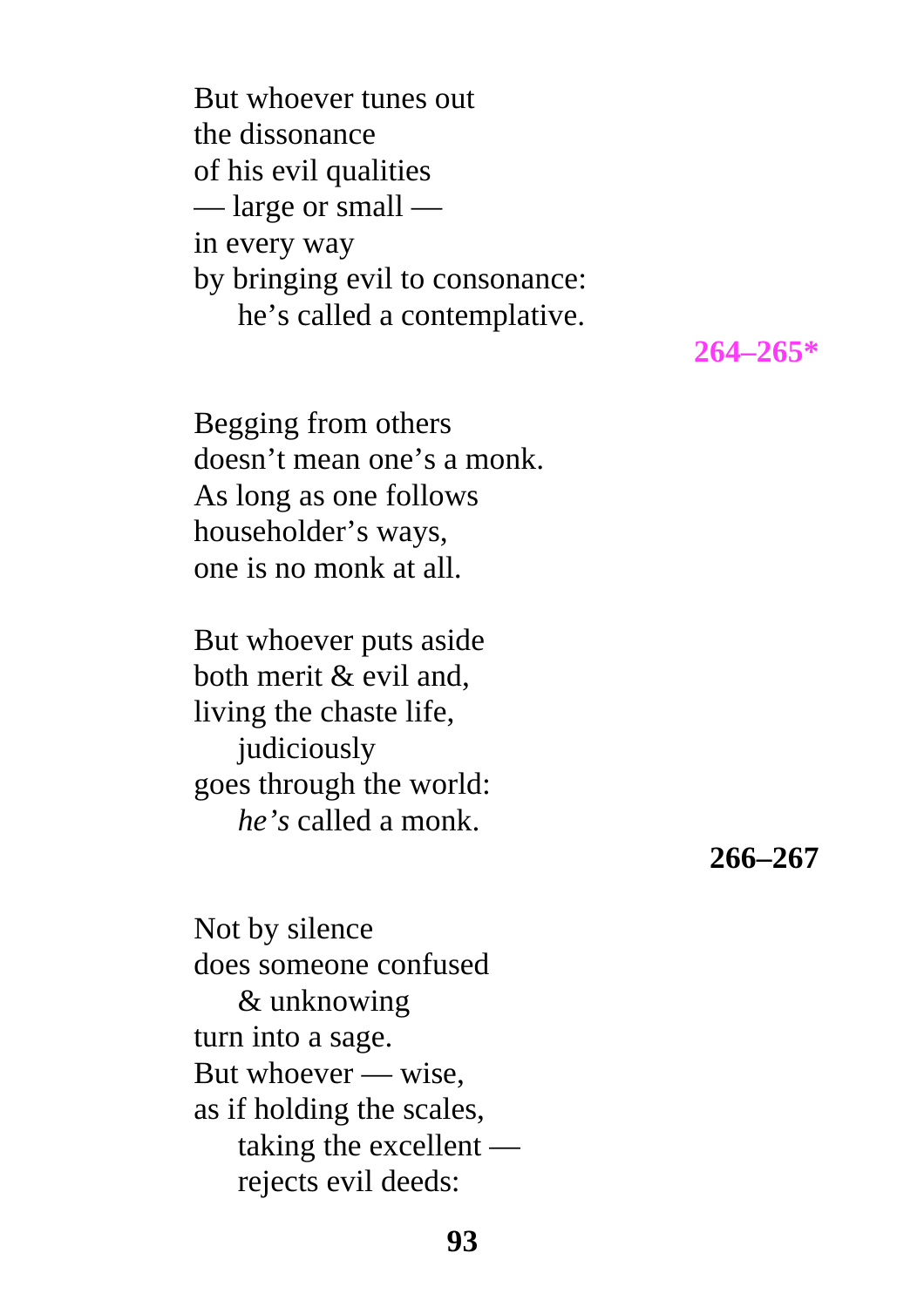But whoever tunes out  
the dissonance  
of his evil qualities  
— large or small —  
in every way  
by bringing evil to consonance:  
    he's called a contemplative.

**264–265***

Begging from others  
doesn't mean one's a monk.  
As long as one follows  
householder's ways,  
one is no monk at all.

But whoever puts aside  
both merit & evil and,  
living the chaste life,  
    judiciously  
goes through the world:  
    *he's* called a monk.

**266–267**

Not by silence  
does someone confused  
    & unknowing  
turn into a sage.  
But whoever — wise,  
as if holding the scales,  
    taking the excellent —  
    rejects evil deeds: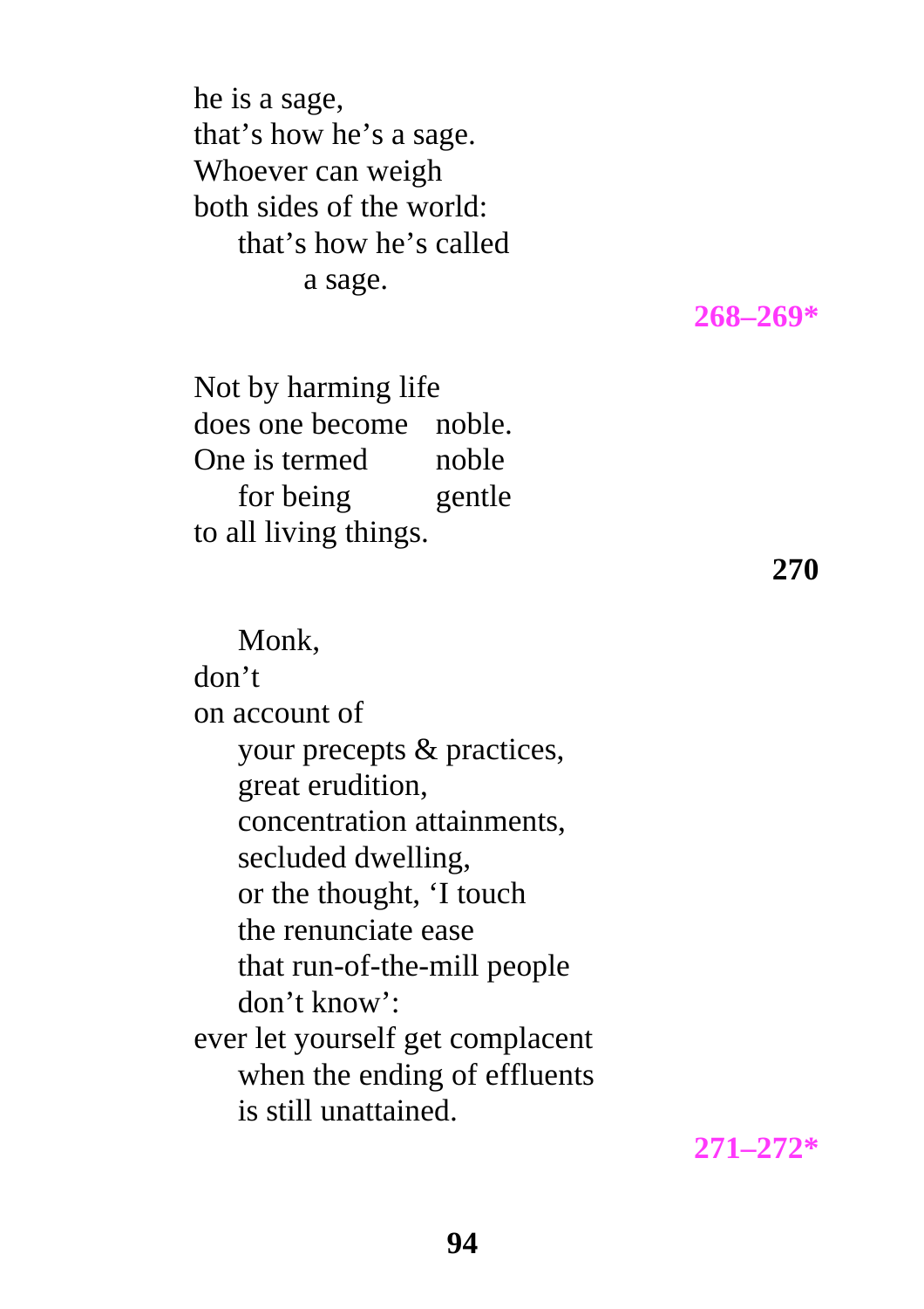he is a sage,  
that's how he's a sage.  
Whoever can weigh  
both sides of the world:  
    that's how he's called  
        a sage.

**268–269***

Not by harming life  
does one become   noble.  
One is termed     noble  
    for being     gentle  
to all living things.

**270**

    Monk,  
don't  
on account of  
    your precepts & practices,  
    great erudition,  
    concentration attainments,  
    secluded dwelling,  
    or the thought, 'I touch  
    the renunciate ease  
    that run-of-the-mill people  
    don't know':  
ever let yourself get complacent  
    when the ending of effluents  
    is still unattained.

**271–272***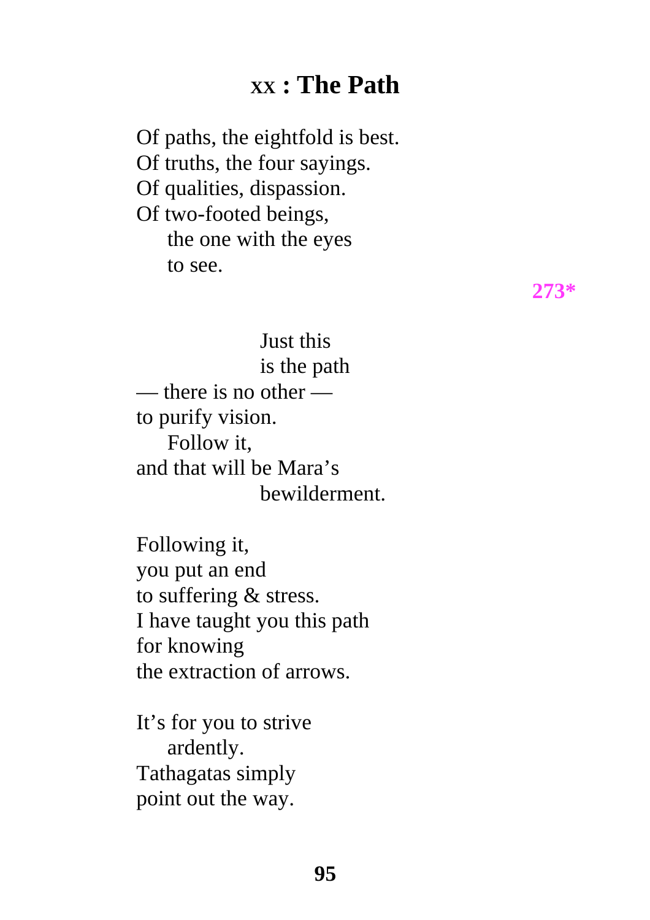# xx : The Path

Of paths, the eightfold is best.
Of truths, the four sayings.
Of qualities, dispassion.
Of two-footed beings,
    the one with the eyes
    to see.

**273***

Just this
is the path
— there is no other —
to purify vision.
    Follow it,
and that will be Mara's
    bewilderment.

Following it,
you put an end
to suffering & stress.
I have taught you this path
for knowing
the extraction of arrows.

It's for you to strive
    ardently.
Tathagatas simply
point out the way.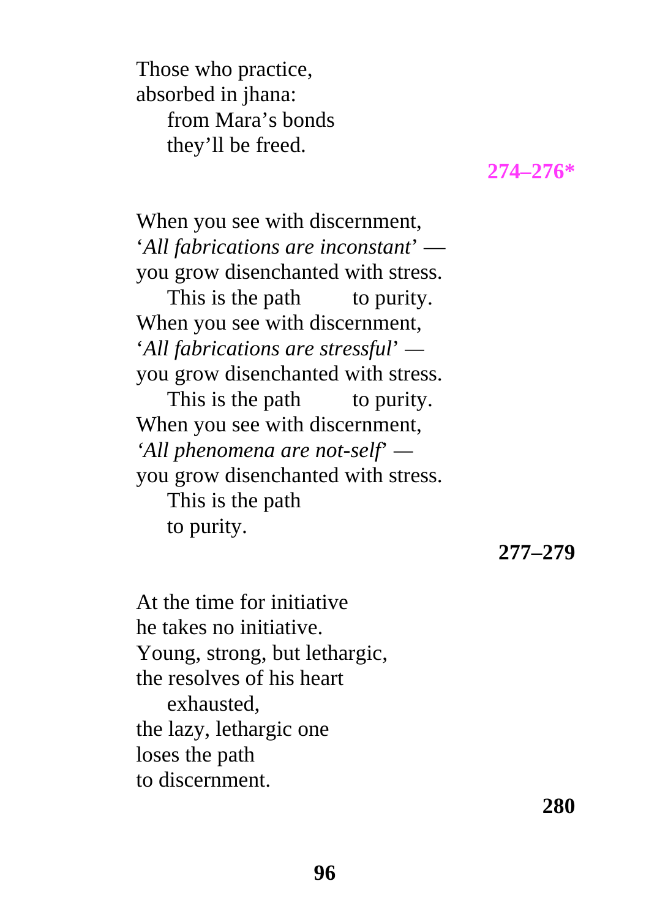Those who practice,
absorbed in jhana:
from Mara's bonds
they'll be freed.

**274–276***

When you see with discernment,
'*All fabrications are inconstant*' —
you grow disenchanted with stress.
This is the path to purity.
When you see with discernment,
'*All fabrications are stressful*' —
you grow disenchanted with stress.
This is the path to purity.
When you see with discernment,
'*All phenomena are not-self*' —
you grow disenchanted with stress.
This is the path
to purity.

**277–279**

At the time for initiative
he takes no initiative.
Young, strong, but lethargic,
the resolves of his heart
exhausted,
the lazy, lethargic one
loses the path
to discernment.

**280**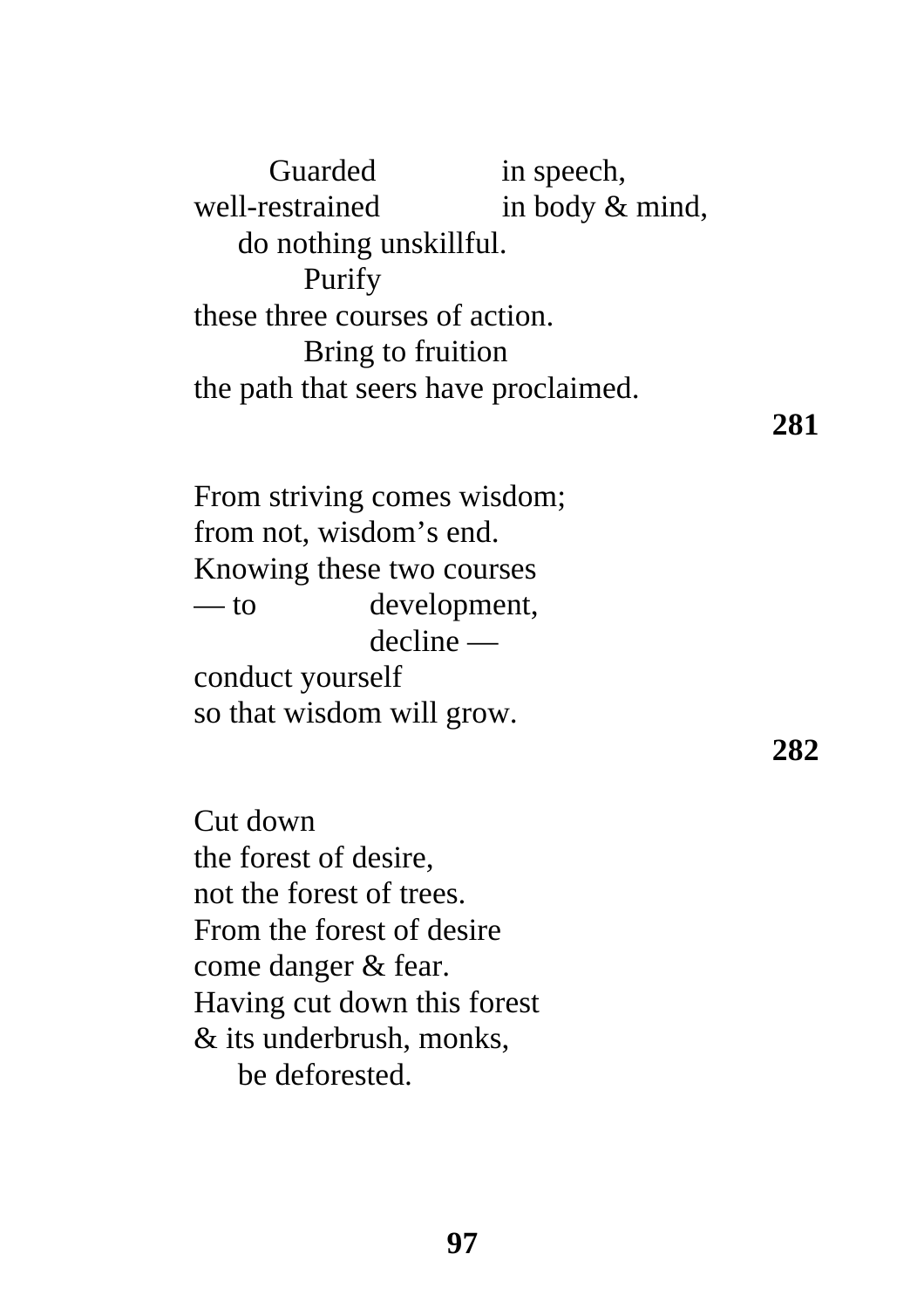Guarded in speech,
well-restrained in body & mind,
do nothing unskillful.
Purify
these three courses of action.
Bring to fruition
the path that seers have proclaimed.

**281**

From striving comes wisdom;
from not, wisdom's end.
Knowing these two courses
— to development,
decline —
conduct yourself
so that wisdom will grow.

**282**

Cut down
the forest of desire,
not the forest of trees.
From the forest of desire
come danger & fear.
Having cut down this forest
& its underbrush, monks,
be deforested.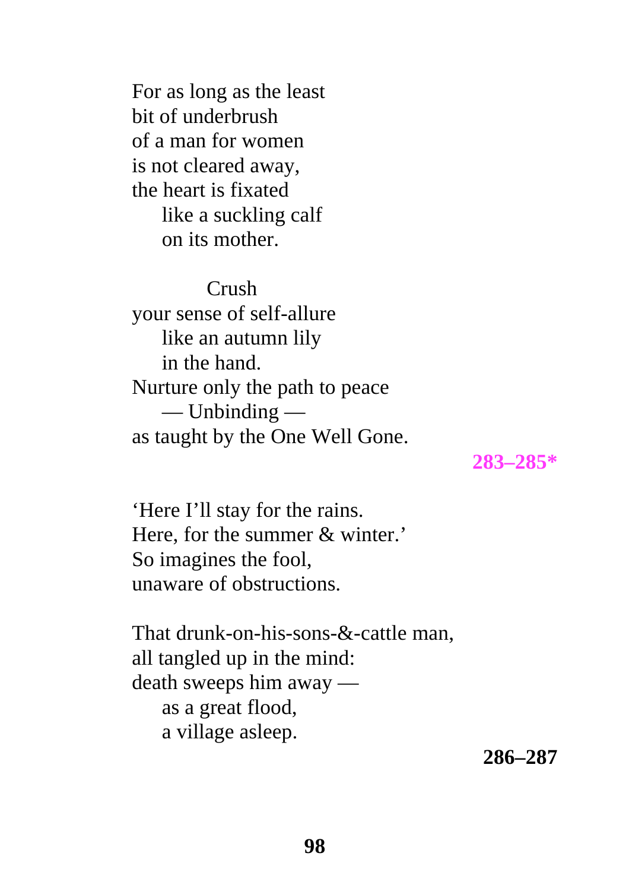For as long as the least  
bit of underbrush  
of a man for women  
is not cleared away,  
the heart is fixated  
    like a suckling calf  
    on its mother.

        Crush  
your sense of self-allure  
    like an autumn lily  
    in the hand.  
Nurture only the path to peace  
    — Unbinding —  
as taught by the One Well Gone.

**283–285***

‘Here I’ll stay for the rains.  
Here, for the summer & winter.’  
So imagines the fool,  
unaware of obstructions.

That drunk-on-his-sons-&-cattle man,  
all tangled up in the mind:  
death sweeps him away —  
    as a great flood,  
    a village asleep.

**286–287**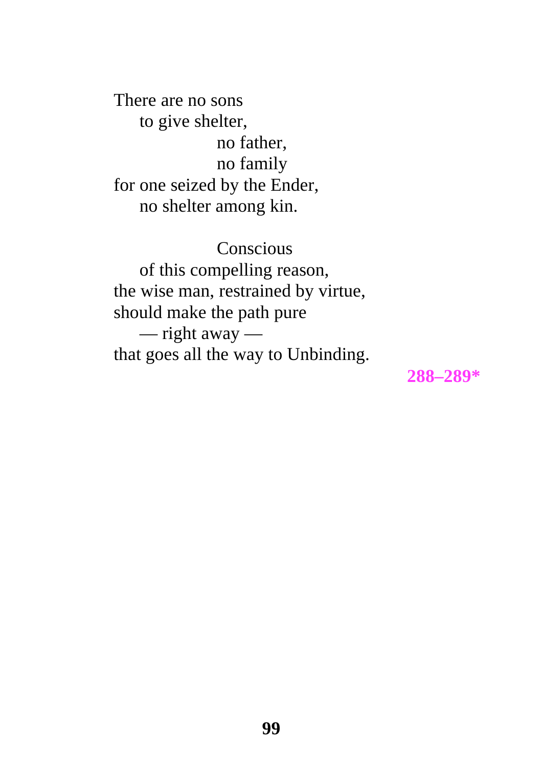There are no sons  
    to give shelter,  
        no father,  
        no family  
for one seized by the Ender,  
    no shelter among kin.

        Conscious  
    of this compelling reason,  
the wise man, restrained by virtue,  
should make the path pure  
    — right away —  
that goes all the way to Unbinding.

**288–289***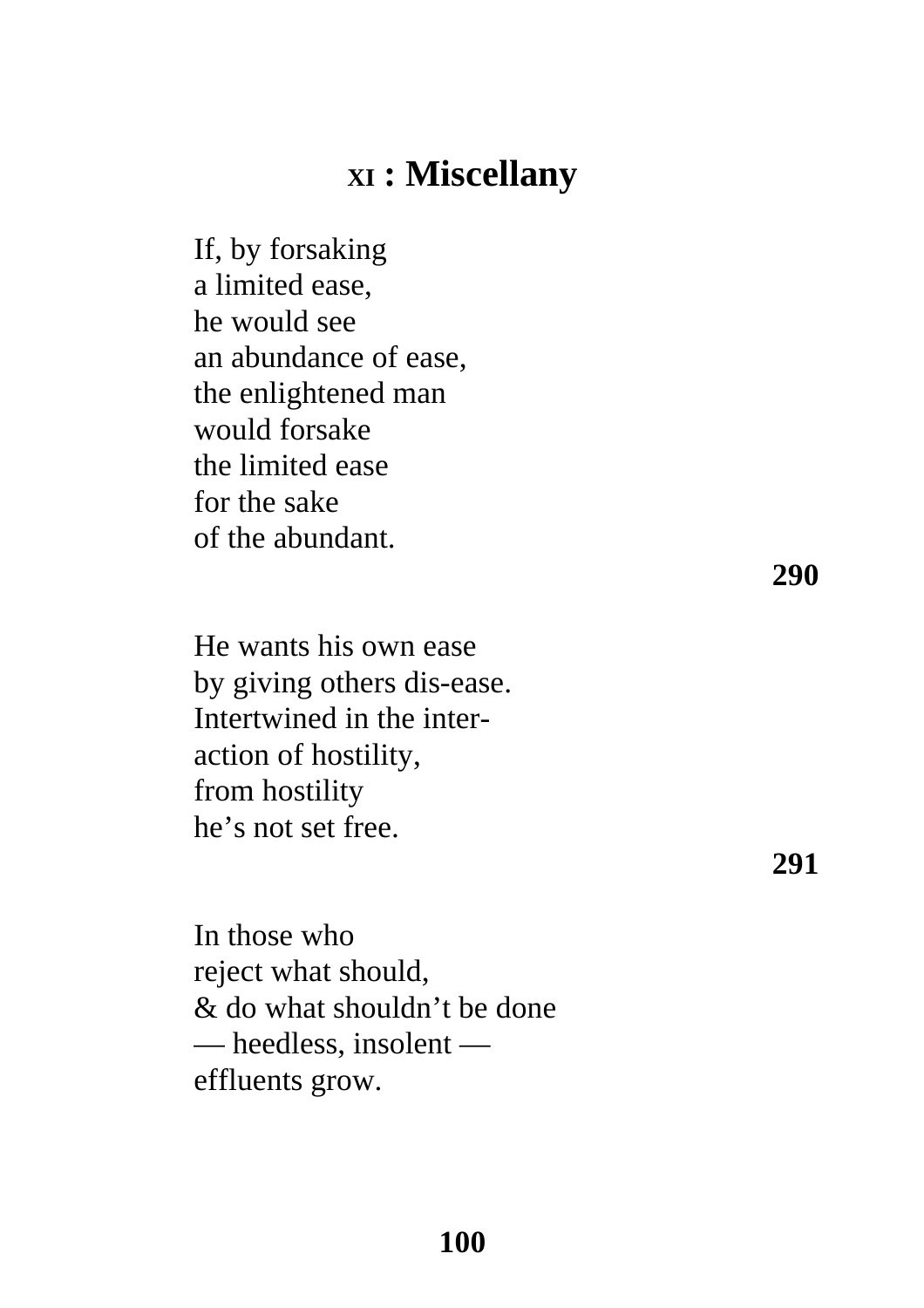## XI : Miscellany

If, by forsaking  
a limited ease,  
he would see  
an abundance of ease,  
the enlightened man  
would forsake  
the limited ease  
for the sake  
of the abundant.

**290**

He wants his own ease  
by giving others dis-ease.  
Intertwined in the inter-  
action of hostility,  
from hostility  
he's not set free.

**291**

In those who  
reject what should,  
& do what shouldn't be done  
— heedless, insolent —  
effluents grow.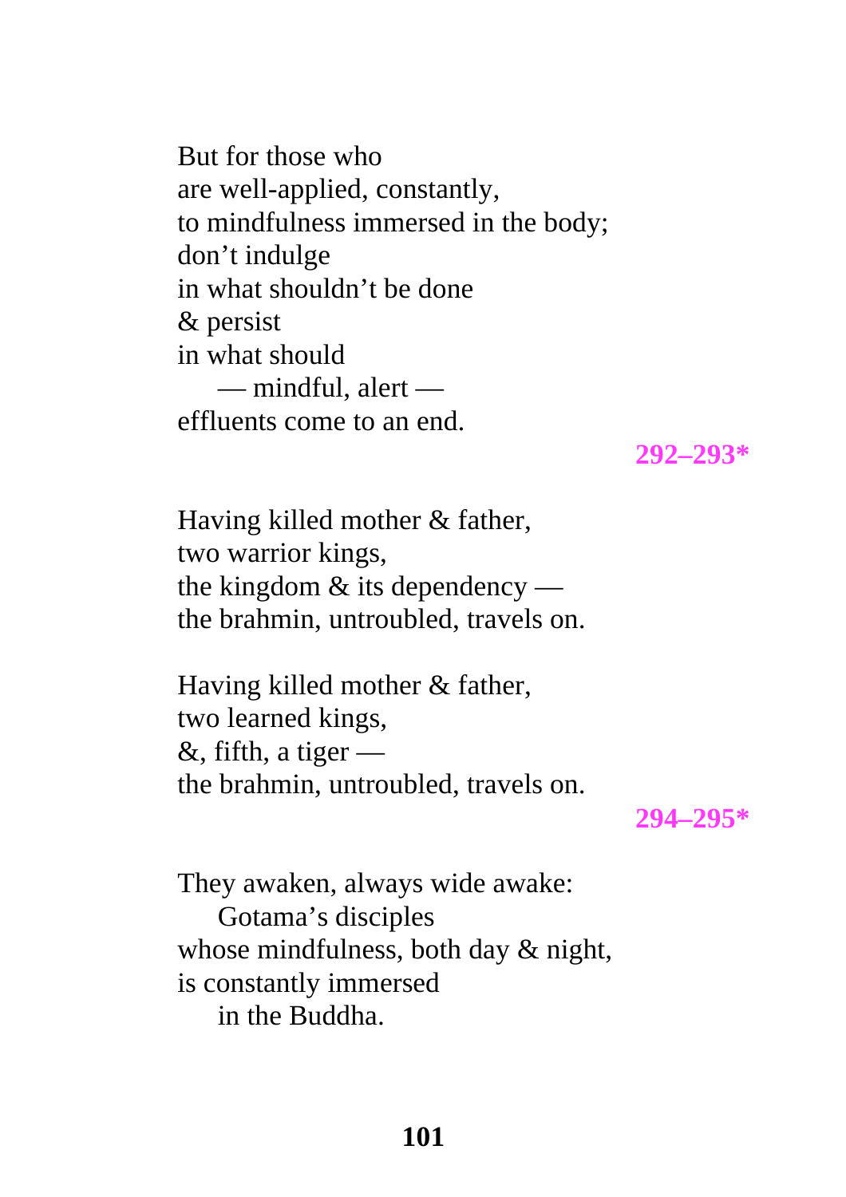But for those who  
are well-applied, constantly,  
to mindfulness immersed in the body;  
don’t indulge  
in what shouldn’t be done  
& persist  
in what should  
    — mindful, alert —  
effluents come to an end.

**292–293***

Having killed mother & father,  
two warrior kings,  
the kingdom & its dependency —  
the brahmin, untroubled, travels on.

Having killed mother & father,  
two learned kings,  
&, fifth, a tiger —  
the brahmin, untroubled, travels on.

**294–295***

They awaken, always wide awake:  
    Gotama’s disciples  
whose mindfulness, both day & night,  
is constantly immersed  
    in the Buddha.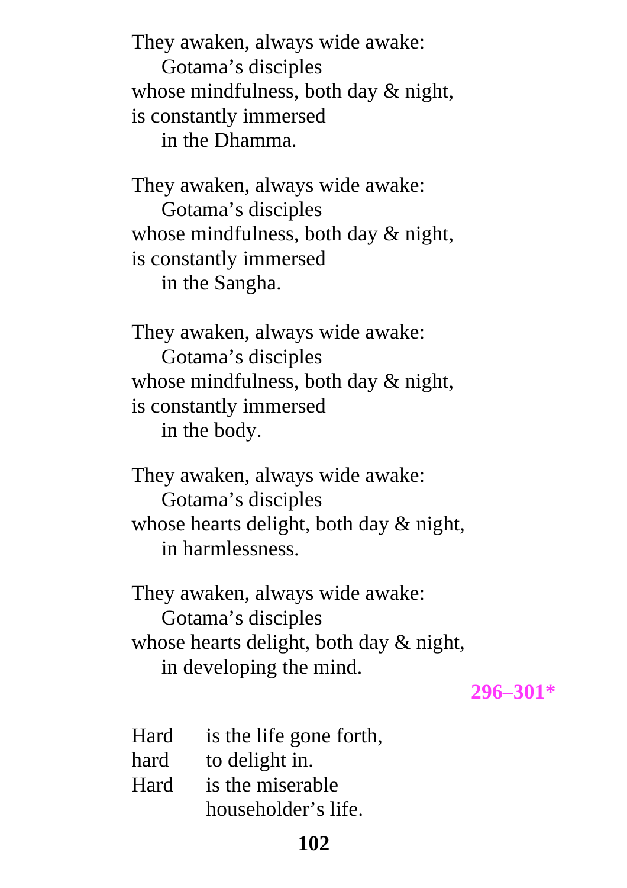They awaken, always wide awake:
    Gotama's disciples
whose mindfulness, both day & night,
is constantly immersed
    in the Dhamma.

They awaken, always wide awake:
    Gotama's disciples
whose mindfulness, both day & night,
is constantly immersed
    in the Sangha.

They awaken, always wide awake:
    Gotama's disciples
whose mindfulness, both day & night,
is constantly immersed
    in the body.

They awaken, always wide awake:
    Gotama's disciples
whose hearts delight, both day & night,
    in harmlessness.

They awaken, always wide awake:
    Gotama's disciples
whose hearts delight, both day & night,
    in developing the mind.

**296–301***

Hard    is the life gone forth,
hard    to delight in.
Hard    is the miserable
        householder's life.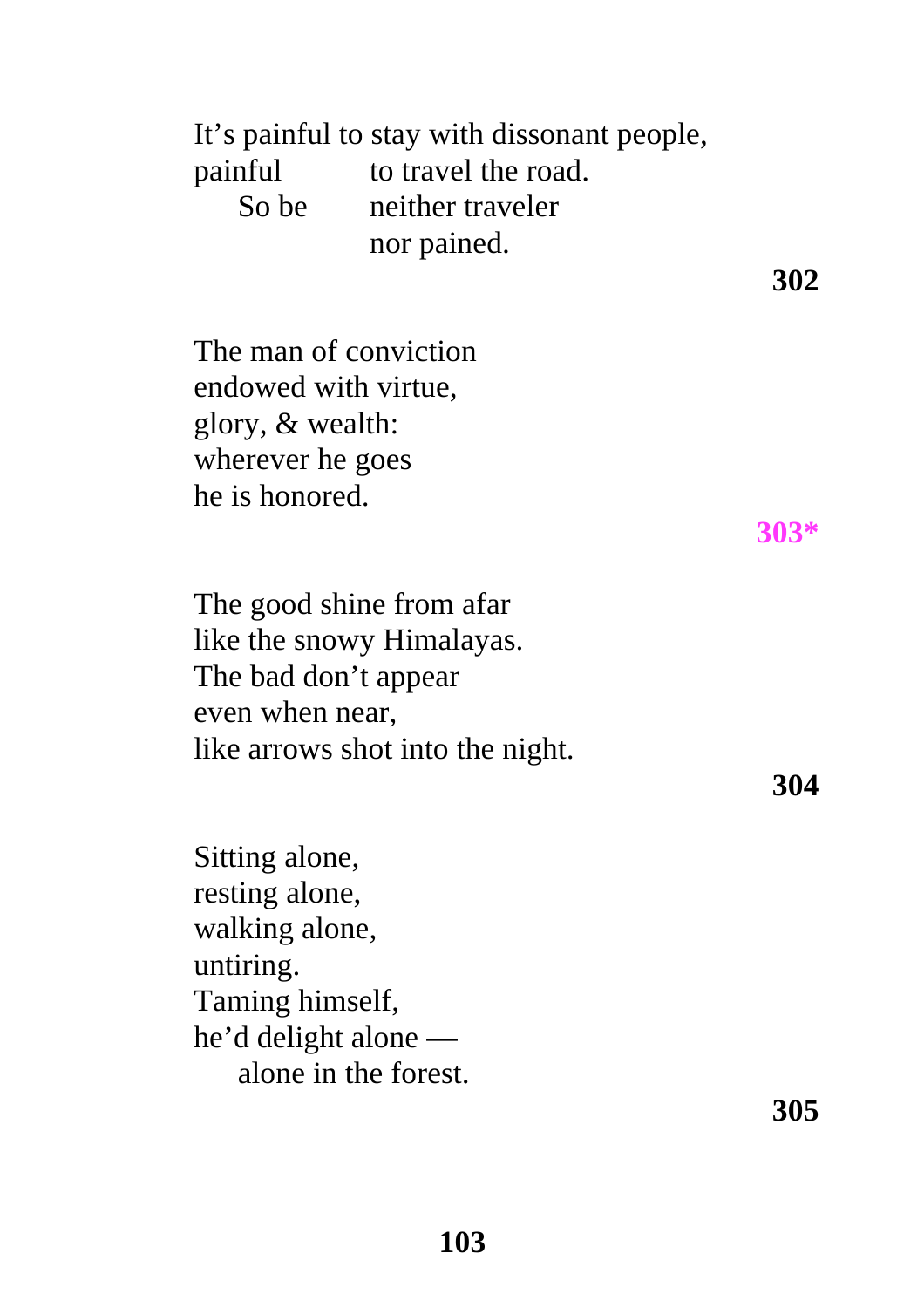It's painful to stay with dissonant people,
painful       to travel the road.
    So be       neither traveler
                nor pained.

**302**

The man of conviction
endowed with virtue,
glory, & wealth:
wherever he goes
he is honored.

**303***

The good shine from afar
like the snowy Himalayas.
The bad don't appear
even when near,
like arrows shot into the night.

**304**

Sitting alone,
resting alone,
walking alone,
untiring.
Taming himself,
he'd delight alone —
    alone in the forest.

**305**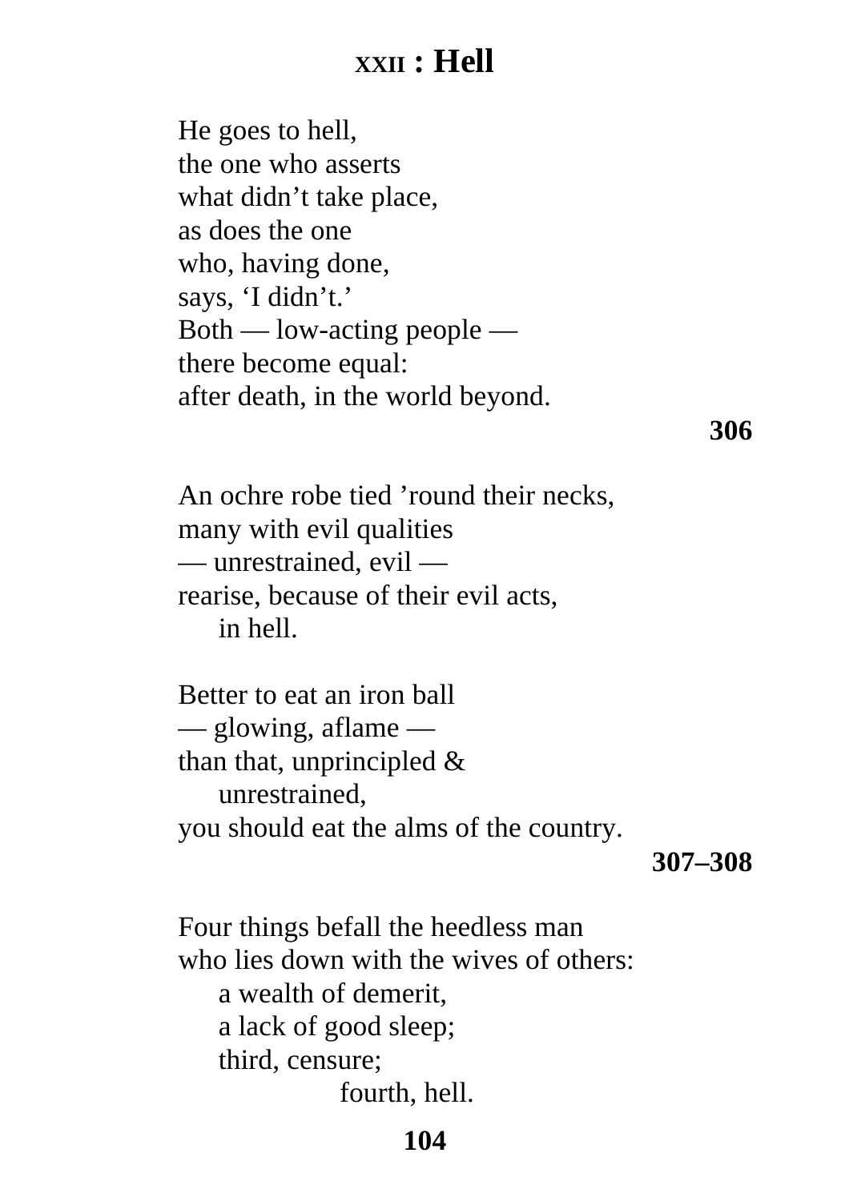# XXII : Hell

He goes to hell,  
the one who asserts  
what didn't take place,  
as does the one  
who, having done,  
says, 'I didn't.'  
Both — low-acting people —  
there become equal:  
after death, in the world beyond.

**306**

An ochre robe tied 'round their necks,  
many with evil qualities  
— unrestrained, evil —  
rearise, because of their evil acts,  
    in hell.

Better to eat an iron ball  
— glowing, aflame —  
than that, unprincipled &  
    unrestrained,  
you should eat the alms of the country.

**307–308**

Four things befall the heedless man  
who lies down with the wives of others:  
    a wealth of demerit,  
    a lack of good sleep;  
    third, censure;  
        fourth, hell.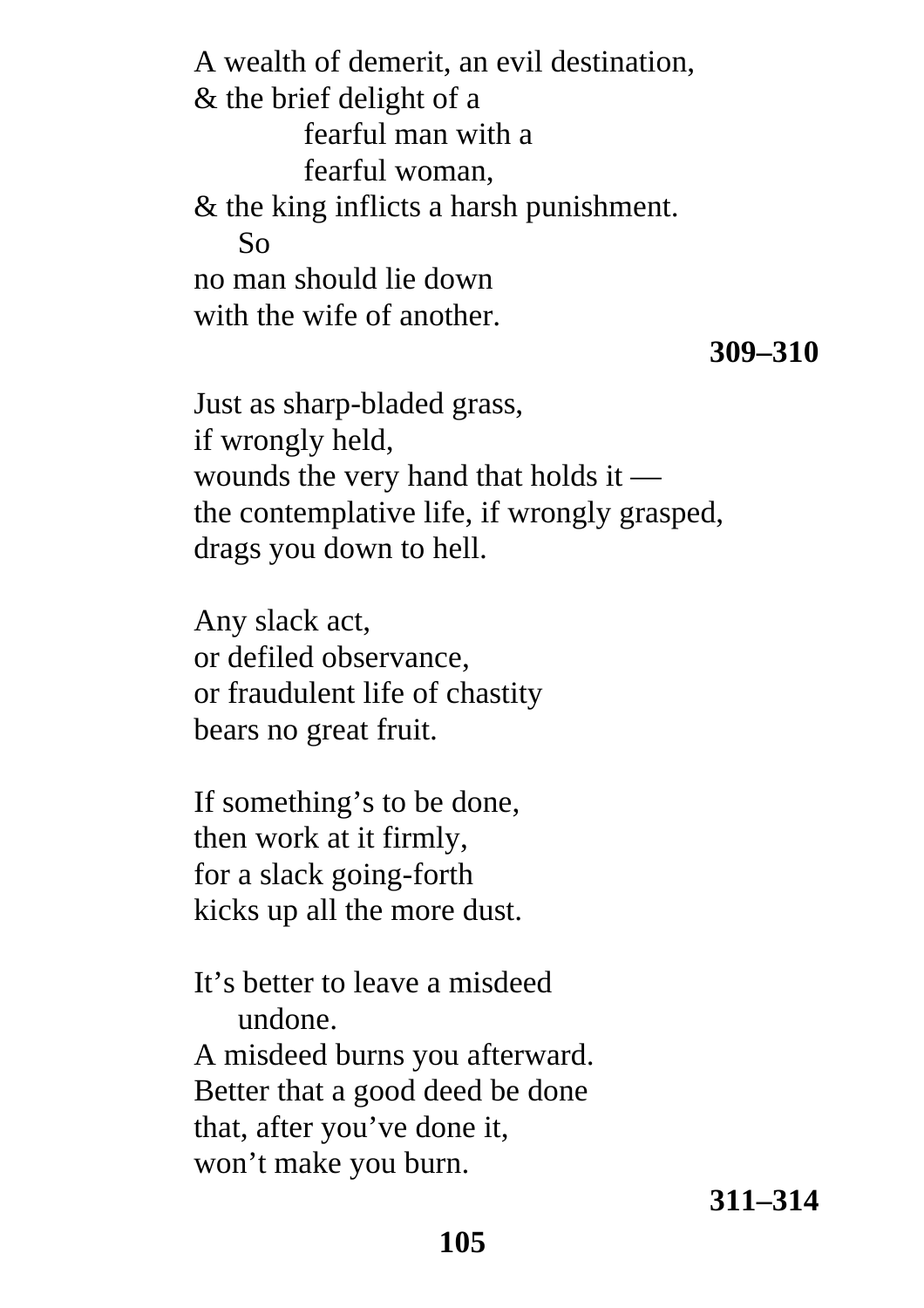A wealth of demerit, an evil destination,
& the brief delight of a
        fearful man with a
        fearful woman,
& the king inflicts a harsh punishment.
    So
no man should lie down
with the wife of another.

**309–310**

Just as sharp-bladed grass,
if wrongly held,
wounds the very hand that holds it —
the contemplative life, if wrongly grasped,
drags you down to hell.

Any slack act,
or defiled observance,
or fraudulent life of chastity
bears no great fruit.

If something's to be done,
then work at it firmly,
for a slack going-forth
kicks up all the more dust.

It's better to leave a misdeed
    undone.
A misdeed burns you afterward.
Better that a good deed be done
that, after you've done it,
won't make you burn.

**311–314**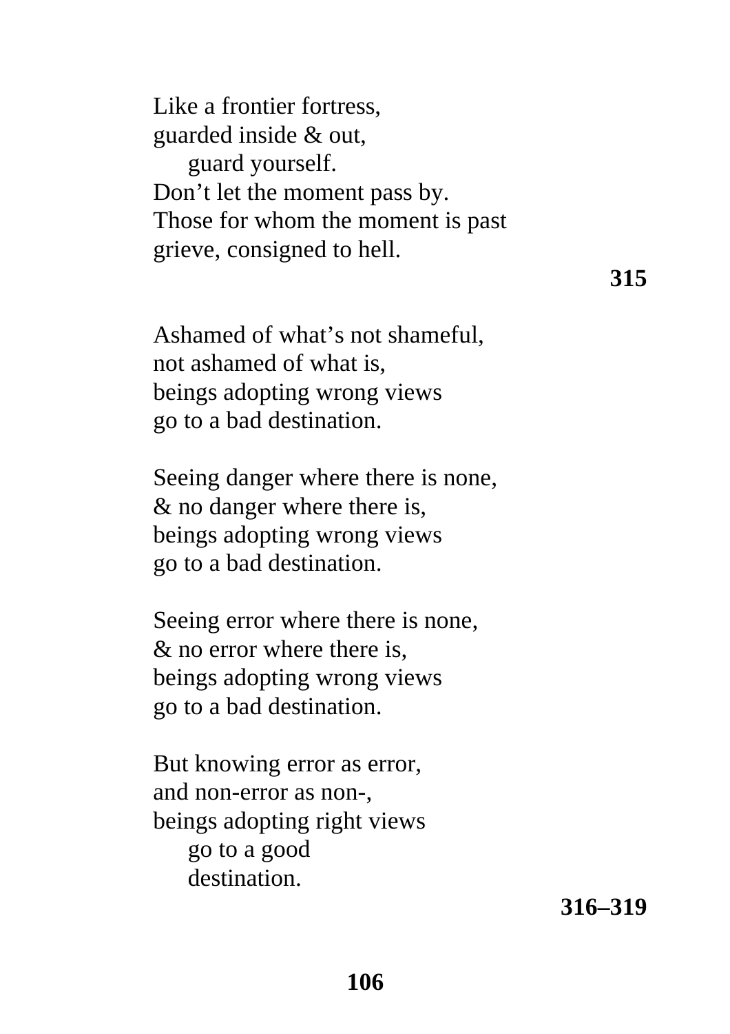Like a frontier fortress,  
guarded inside & out,  
    guard yourself.  
Don't let the moment pass by.  
Those for whom the moment is past  
grieve, consigned to hell.

**315**

Ashamed of what's not shameful,  
not ashamed of what is,  
beings adopting wrong views  
go to a bad destination.

Seeing danger where there is none,  
& no danger where there is,  
beings adopting wrong views  
go to a bad destination.

Seeing error where there is none,  
& no error where there is,  
beings adopting wrong views  
go to a bad destination.

But knowing error as error,  
and non-error as non-,  
beings adopting right views  
    go to a good  
    destination.

**316–319**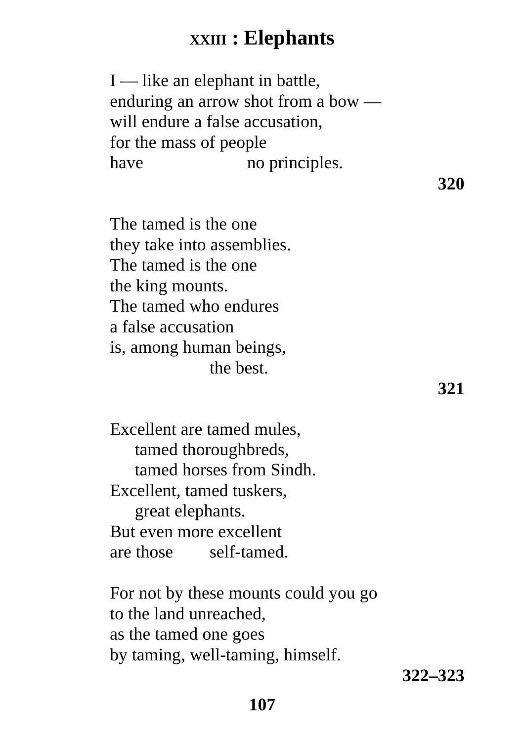## XXIII : Elephants

I — like an elephant in battle,
enduring an arrow shot from a bow —
will endure a false accusation,
for the mass of people
have no principles.

**320**

The tamed is the one
they take into assemblies.
The tamed is the one
the king mounts.
The tamed who endures
a false accusation
is, among human beings,
the best.

**321**

Excellent are tamed mules,
tamed thoroughbreds,
tamed horses from Sindh.
Excellent, tamed tuskers,
great elephants.
But even more excellent
are those self-tamed.

For not by these mounts could you go
to the land unreached,
as the tamed one goes
by taming, well-taming, himself.

**322–323**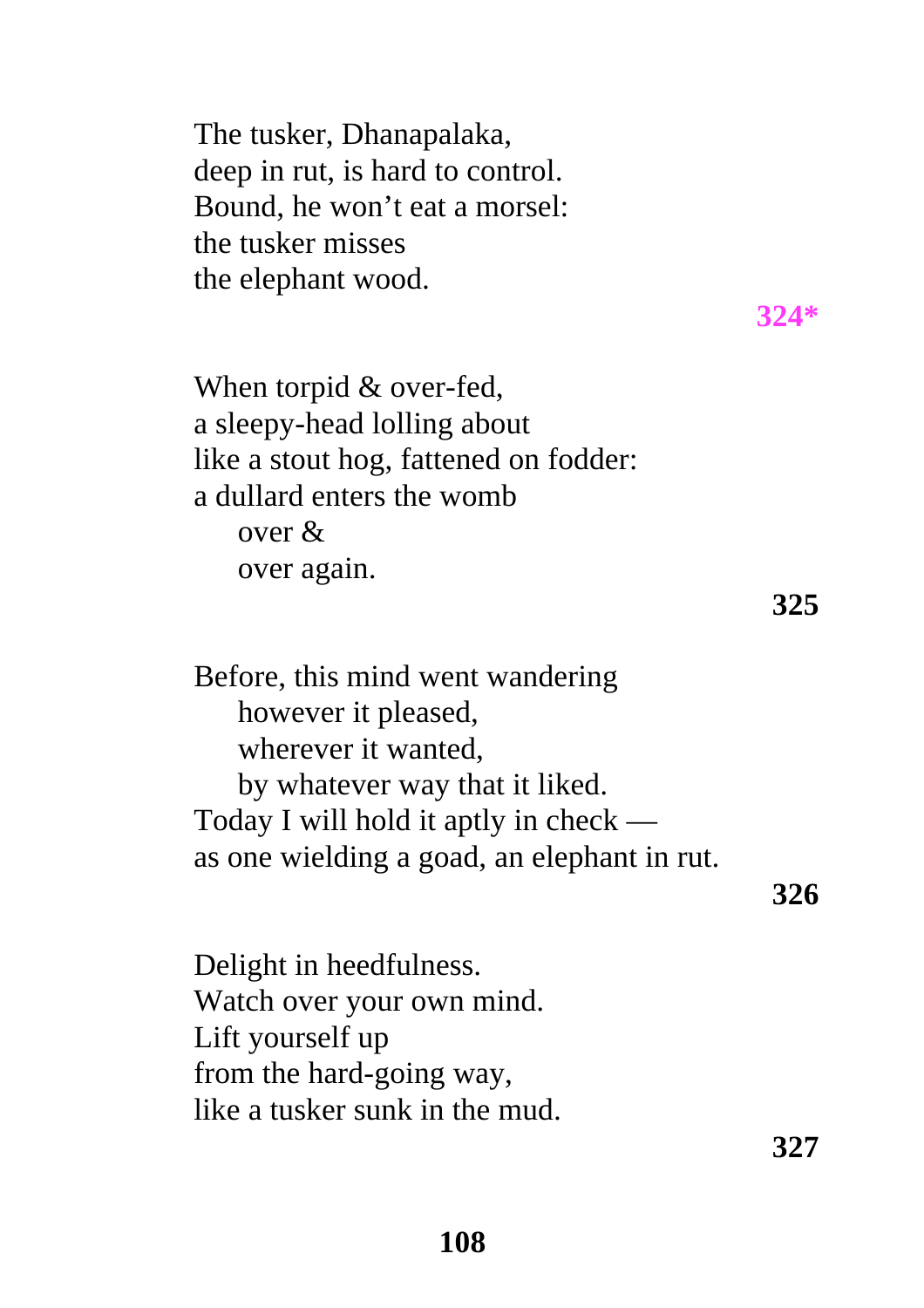The tusker, Dhanapalaka,  
deep in rut, is hard to control.  
Bound, he won't eat a morsel:  
the tusker misses  
the elephant wood.

**324***

When torpid & over-fed,  
a sleepy-head lolling about  
like a stout hog, fattened on fodder:  
a dullard enters the womb  
    over &  
    over again.

**325**

Before, this mind went wandering  
    however it pleased,  
    wherever it wanted,  
    by whatever way that it liked.  
Today I will hold it aptly in check —  
as one wielding a goad, an elephant in rut.

**326**

Delight in heedfulness.  
Watch over your own mind.  
Lift yourself up  
from the hard-going way,  
like a tusker sunk in the mud.

**327**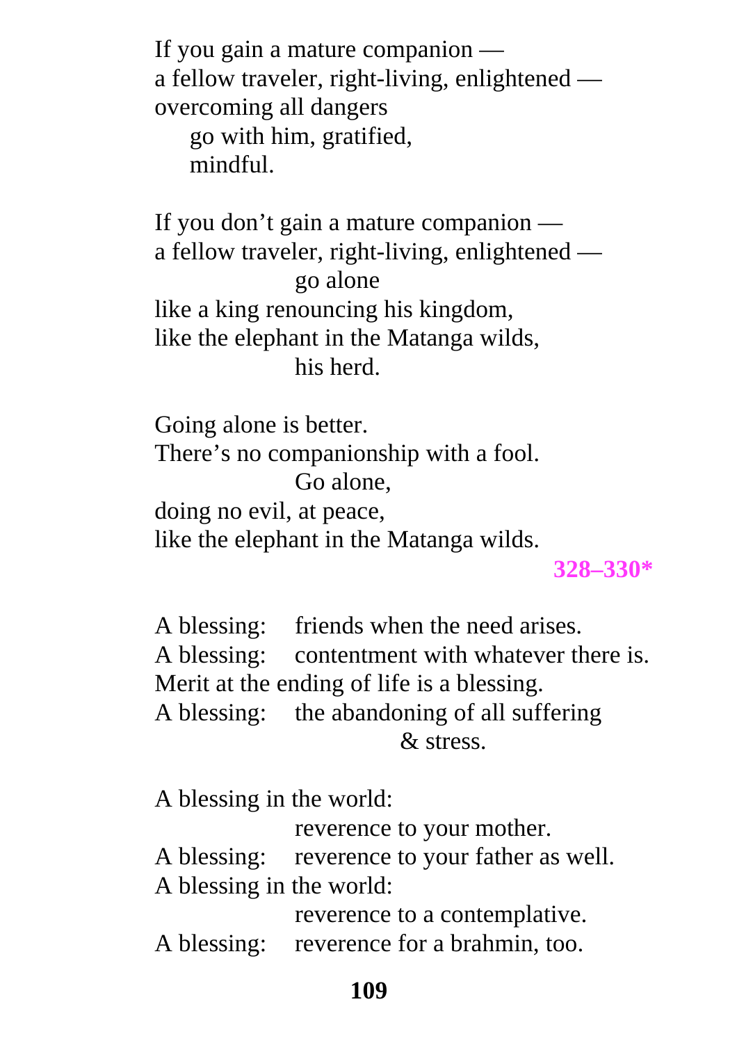If you gain a mature companion —
a fellow traveler, right-living, enlightened —
overcoming all dangers
    go with him, gratified,
    mindful.

If you don't gain a mature companion —
a fellow traveler, right-living, enlightened —
        go alone
like a king renouncing his kingdom,
like the elephant in the Matanga wilds,
        his herd.

Going alone is better.
There's no companionship with a fool.
        Go alone,
doing no evil, at peace,
like the elephant in the Matanga wilds.

**328–330***

A blessing: friends when the need arises.
A blessing: contentment with whatever there is.
Merit at the ending of life is a blessing.
A blessing: the abandoning of all suffering
        & stress.

A blessing in the world:
        reverence to your mother.
A blessing: reverence to your father as well.
A blessing in the world:
        reverence to a contemplative.
A blessing: reverence for a brahmin, too.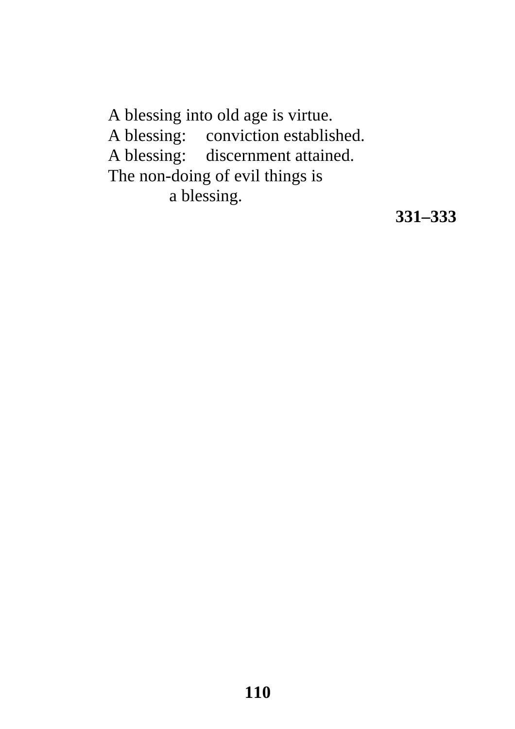A blessing into old age is virtue.
A blessing: conviction established.
A blessing: discernment attained.
The non-doing of evil things is
    a blessing.

**331–333**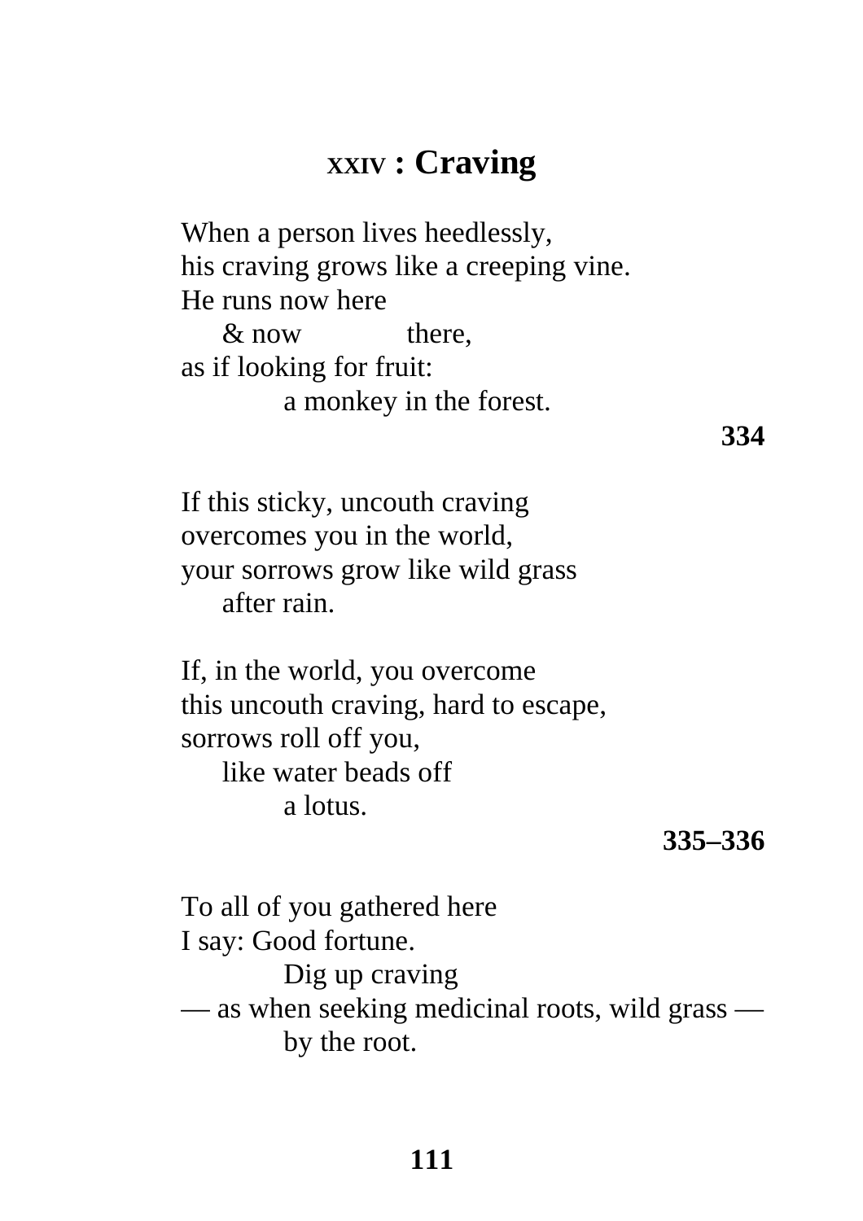## XXIV : Craving

When a person lives heedlessly,
his craving grows like a creeping vine.
He runs now here
&nbsp;&nbsp;&nbsp;&nbsp;& now &nbsp;&nbsp;&nbsp;&nbsp;&nbsp;&nbsp;&nbsp;&nbsp;there,
as if looking for fruit:
&nbsp;&nbsp;&nbsp;&nbsp;&nbsp;&nbsp;&nbsp;&nbsp;a monkey in the forest.

**334**

If this sticky, uncouth craving
overcomes you in the world,
your sorrows grow like wild grass
&nbsp;&nbsp;&nbsp;&nbsp;after rain.

If, in the world, you overcome
this uncouth craving, hard to escape,
sorrows roll off you,
&nbsp;&nbsp;&nbsp;&nbsp;like water beads off
&nbsp;&nbsp;&nbsp;&nbsp;&nbsp;&nbsp;&nbsp;&nbsp;a lotus.

**335–336**

To all of you gathered here
I say: Good fortune.
&nbsp;&nbsp;&nbsp;&nbsp;&nbsp;&nbsp;&nbsp;&nbsp;Dig up craving
— as when seeking medicinal roots, wild grass —
&nbsp;&nbsp;&nbsp;&nbsp;&nbsp;&nbsp;&nbsp;&nbsp;by the root.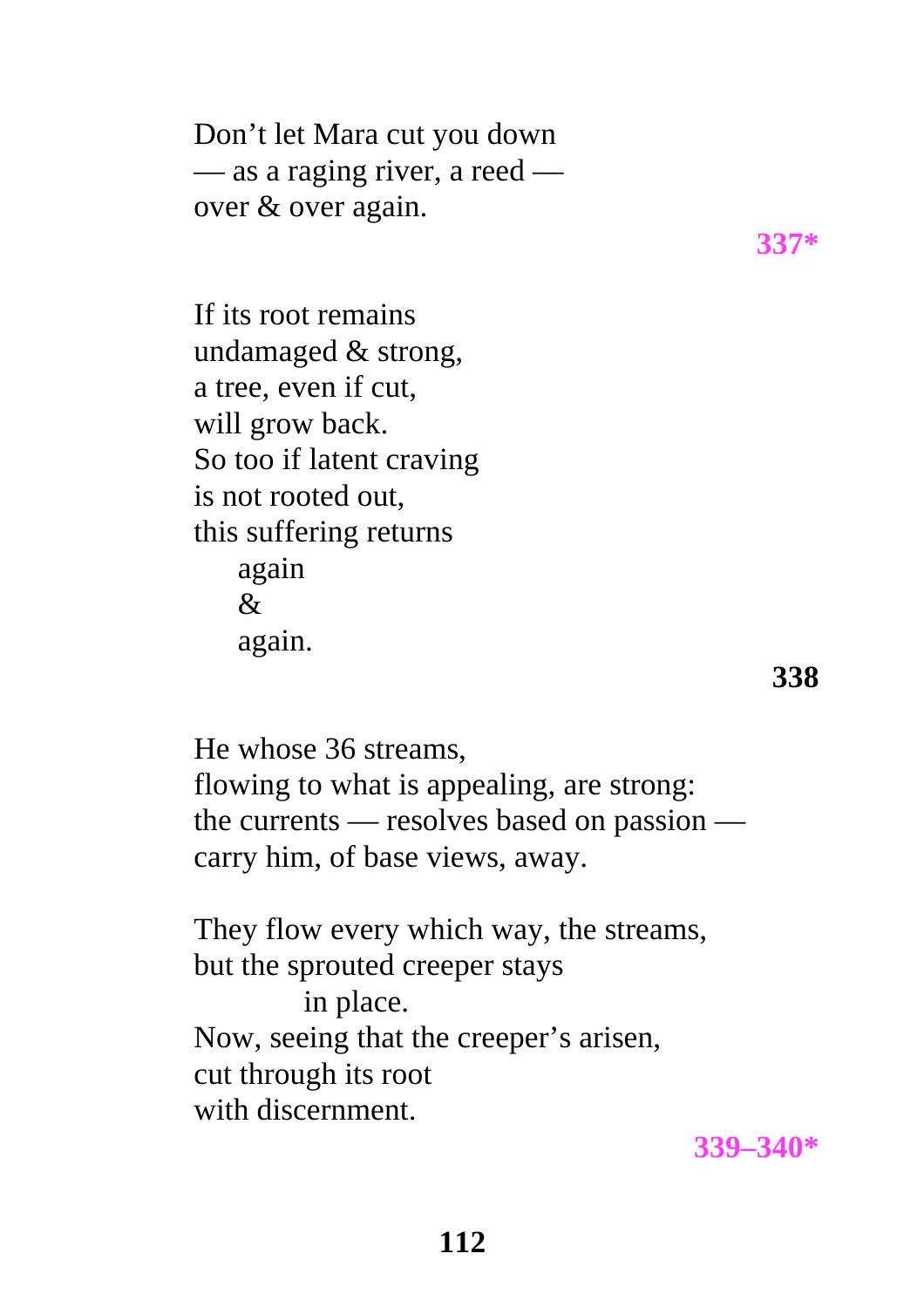Don’t let Mara cut you down  
— as a raging river, a reed —  
over & over again.

**337***

If its root remains  
undamaged & strong,  
a tree, even if cut,  
will grow back.  
So too if latent craving  
is not rooted out,  
this suffering returns  
    again  
    &  
    again.

**338**

He whose 36 streams,  
flowing to what is appealing, are strong:  
the currents — resolves based on passion —  
carry him, of base views, away.

They flow every which way, the streams,  
but the sprouted creeper stays  
        in place.  
Now, seeing that the creeper’s arisen,  
cut through its root  
with discernment.

**339–340***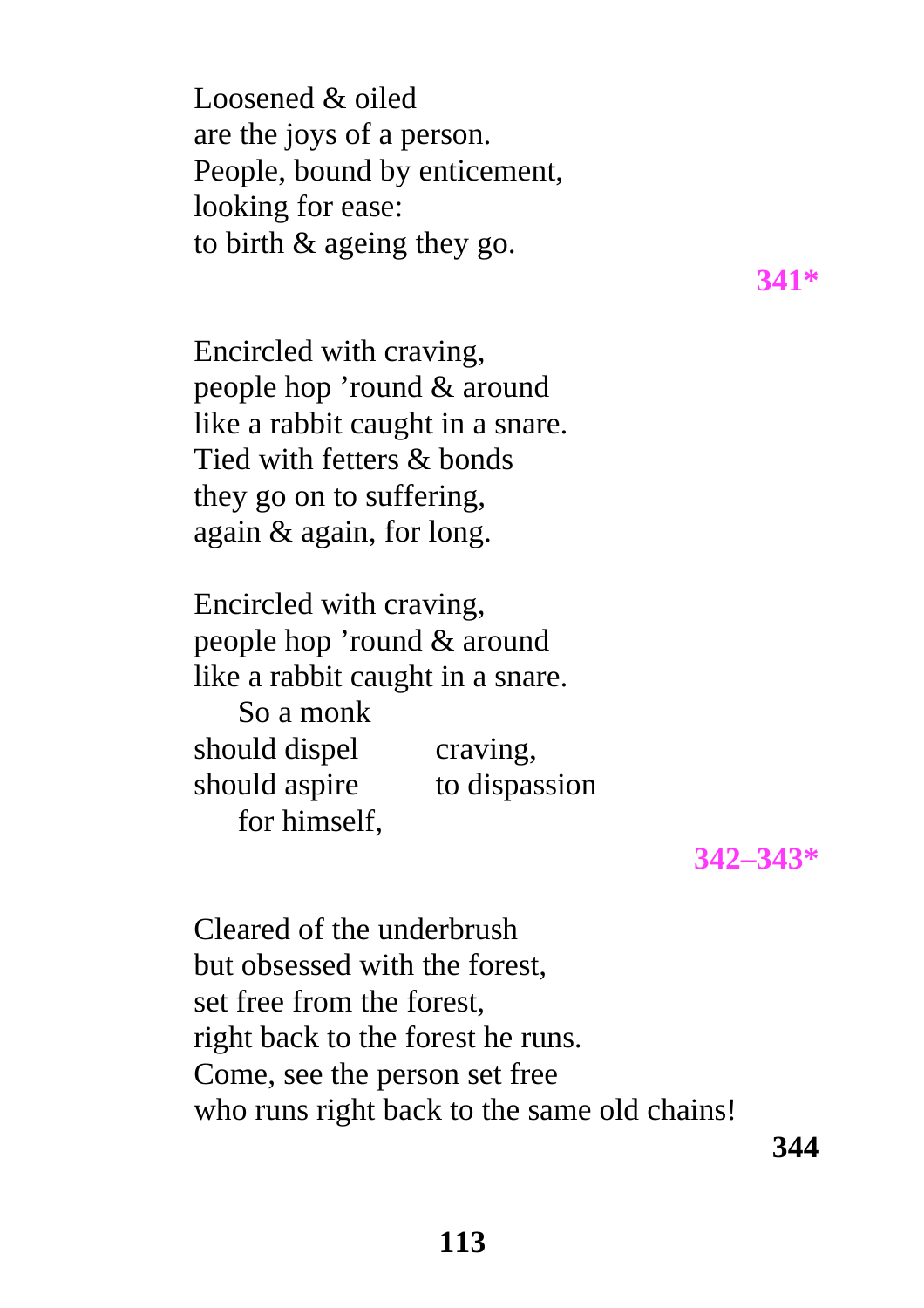Loosened & oiled  
are the joys of a person.  
People, bound by enticement,  
looking for ease:  
to birth & ageing they go.

**341***

Encircled with craving,  
people hop 'round & around  
like a rabbit caught in a snare.  
Tied with fetters & bonds  
they go on to suffering,  
again & again, for long.

Encircled with craving,  
people hop 'round & around  
like a rabbit caught in a snare.  
  So a monk  
should dispel   craving,  
should aspire   to dispassion  
  for himself,

**342–343***

Cleared of the underbrush  
but obsessed with the forest,  
set free from the forest,  
right back to the forest he runs.  
Come, see the person set free  
who runs right back to the same old chains!

**344**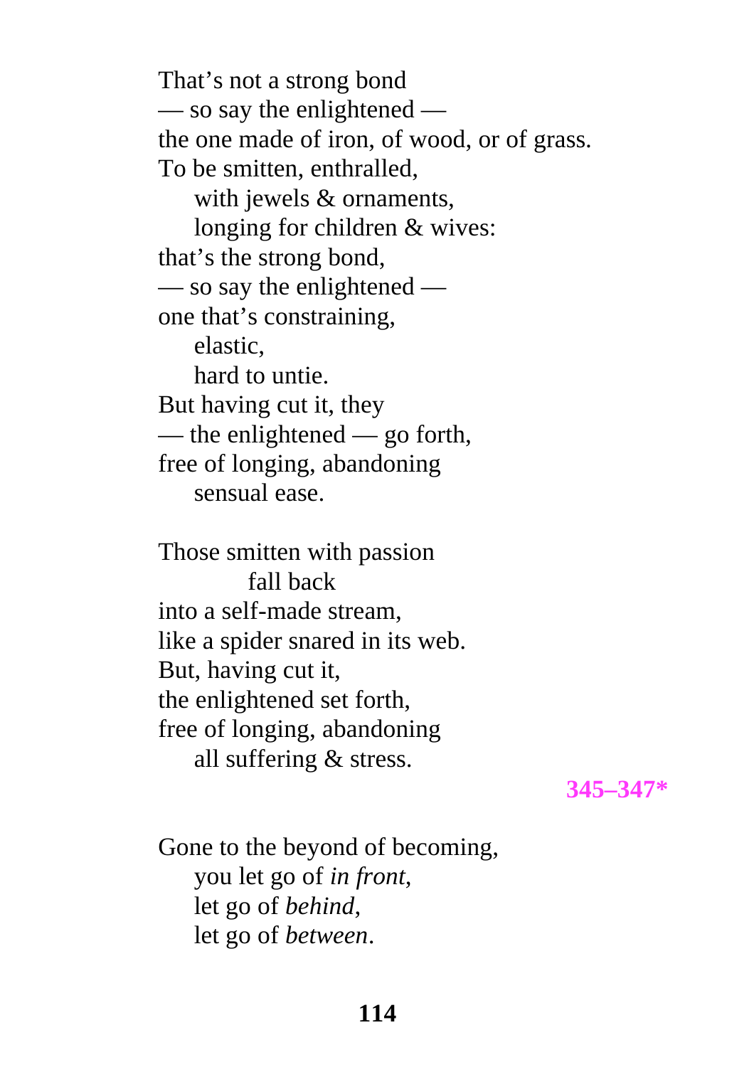That's not a strong bond  
— so say the enlightened —  
the one made of iron, of wood, or of grass.  
To be smitten, enthralled,  
    with jewels & ornaments,  
    longing for children & wives:  
that's the strong bond,  
— so say the enlightened —  
one that's constraining,  
    elastic,  
    hard to untie.  
But having cut it, they  
— the enlightened — go forth,  
free of longing, abandoning  
    sensual ease.

Those smitten with passion  
        fall back  
into a self-made stream,  
like a spider snared in its web.  
But, having cut it,  
the enlightened set forth,  
free of longing, abandoning  
    all suffering & stress.

**345–347***

Gone to the beyond of becoming,  
    you let go of *in front*,  
    let go of *behind*,  
    let go of *between*.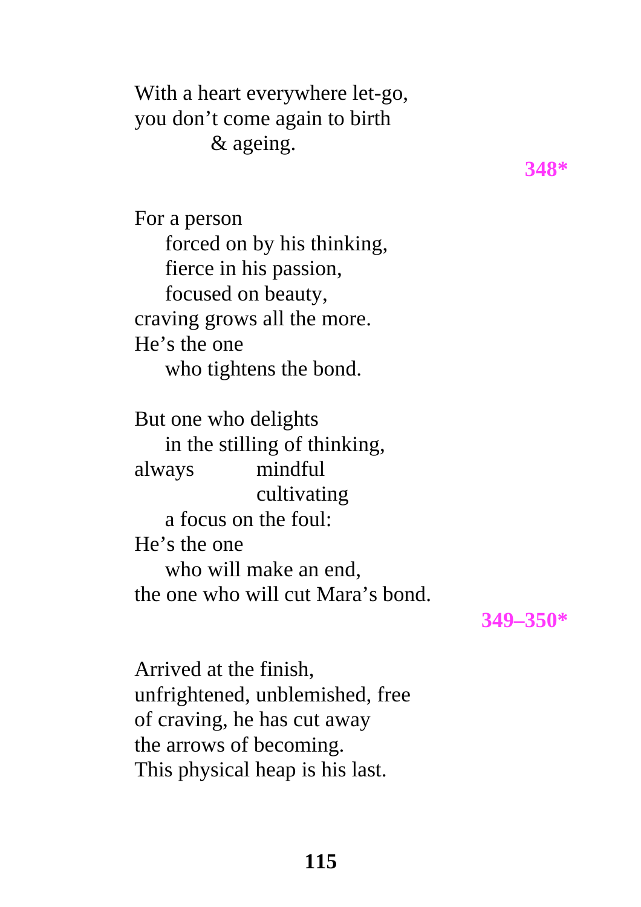With a heart everywhere let-go,
you don’t come again to birth
&nbsp;&nbsp;&nbsp;&nbsp;&nbsp;&nbsp;&nbsp;&nbsp;&nbsp;&nbsp;&nbsp;&nbsp;& ageing.

**348***

For a person
&nbsp;&nbsp;&nbsp;&nbsp;forced on by his thinking,
&nbsp;&nbsp;&nbsp;&nbsp;fierce in his passion,
&nbsp;&nbsp;&nbsp;&nbsp;focused on beauty,
craving grows all the more.
He’s the one
&nbsp;&nbsp;&nbsp;&nbsp;who tightens the bond.

But one who delights
&nbsp;&nbsp;&nbsp;&nbsp;in the stilling of thinking,
always &nbsp;&nbsp;&nbsp;&nbsp;&nbsp;&nbsp;&nbsp;&nbsp;mindful
&nbsp;&nbsp;&nbsp;&nbsp;&nbsp;&nbsp;&nbsp;&nbsp;&nbsp;&nbsp;&nbsp;&nbsp;&nbsp;&nbsp;&nbsp;&nbsp;&nbsp;&nbsp;&nbsp;&nbsp;cultivating
&nbsp;&nbsp;&nbsp;&nbsp;a focus on the foul:
He’s the one
&nbsp;&nbsp;&nbsp;&nbsp;who will make an end,
the one who will cut Mara’s bond.

**349–350***

Arrived at the finish,
unfrightened, unblemished, free
of craving, he has cut away
the arrows of becoming.
This physical heap is his last.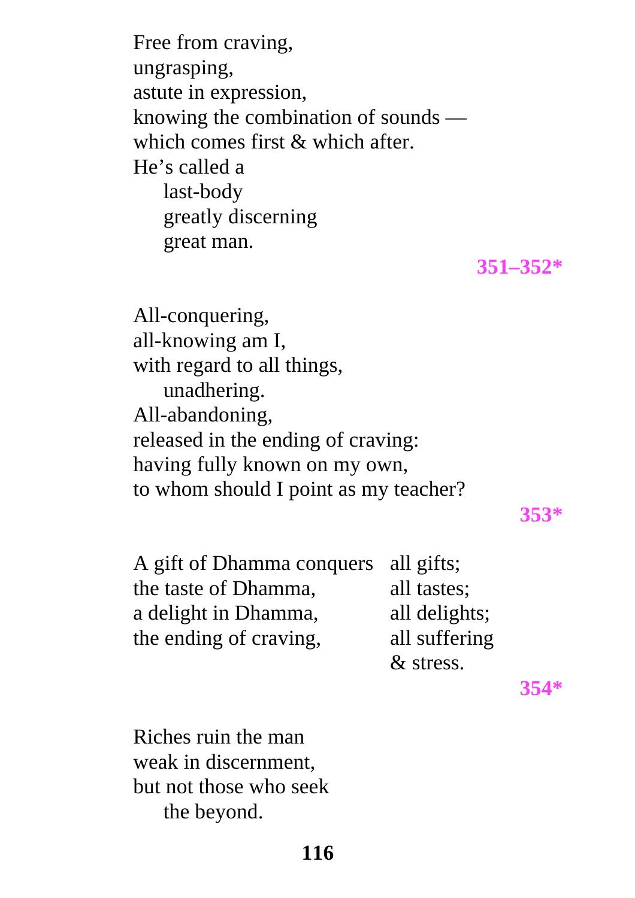Free from craving,  
ungrasping,  
astute in expression,  
knowing the combination of sounds —  
which comes first & which after.  
He's called a  
  last-body  
  greatly discerning  
  great man.

**351–352***

All-conquering,  
all-knowing am I,  
with regard to all things,  
  unadhering.  
All-abandoning,  
released in the ending of craving:  
having fully known on my own,  
to whom should I point as my teacher?

**353***

A gift of Dhamma conquers all gifts;  
the taste of Dhamma, all tastes;  
a delight in Dhamma, all delights;  
the ending of craving, all suffering & stress.

**354***

Riches ruin the man  
weak in discernment,  
but not those who seek  
  the beyond.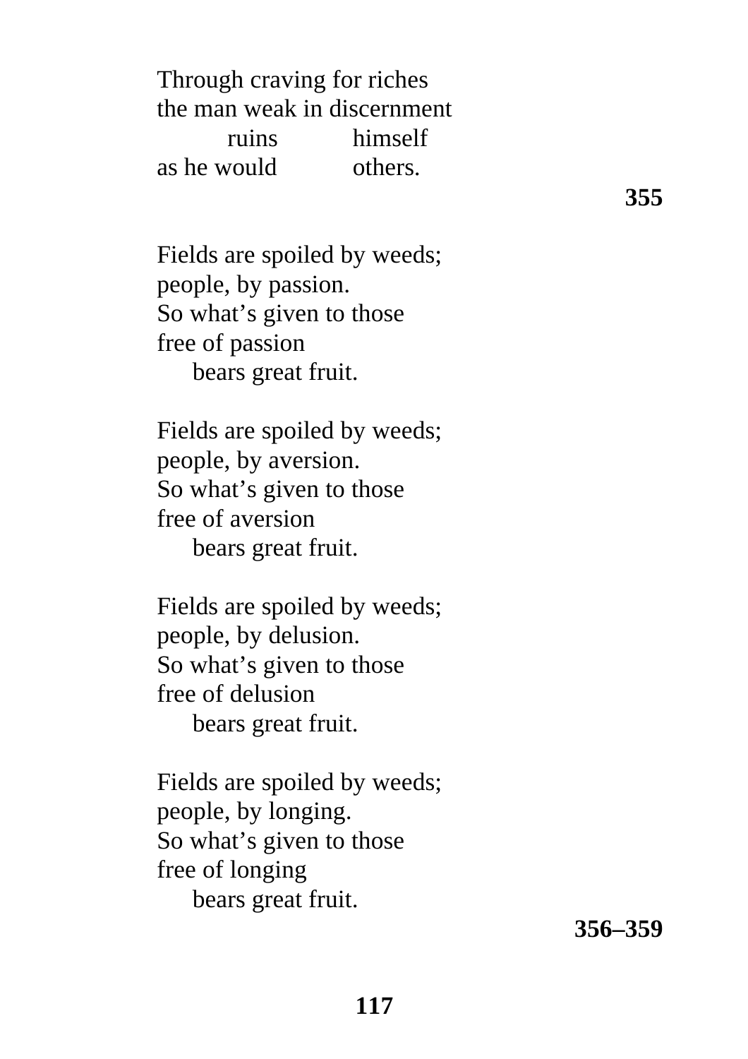Through craving for riches  
the man weak in discernment  
        ruins        himself  
as he would        others.

**355**

Fields are spoiled by weeds;  
people, by passion.  
So what's given to those  
free of passion  
    bears great fruit.

Fields are spoiled by weeds;  
people, by aversion.  
So what's given to those  
free of aversion  
    bears great fruit.

Fields are spoiled by weeds;  
people, by delusion.  
So what's given to those  
free of delusion  
    bears great fruit.

Fields are spoiled by weeds;  
people, by longing.  
So what's given to those  
free of longing  
    bears great fruit.

**356–359**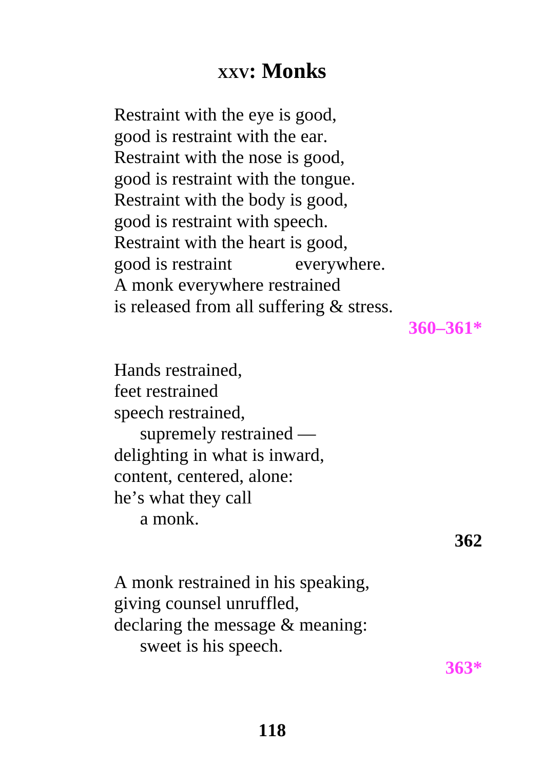# XXV: Monks

Restraint with the eye is good,  
good is restraint with the ear.  
Restraint with the nose is good,  
good is restraint with the tongue.  
Restraint with the body is good,  
good is restraint with speech.  
Restraint with the heart is good,  
good is restraint everywhere.  
A monk everywhere restrained  
is released from all suffering & stress.

**360–361***

Hands restrained,  
feet restrained  
speech restrained,  
  supremely restrained —  
delighting in what is inward,  
content, centered, alone:  
he's what they call  
  a monk.

**362**

A monk restrained in his speaking,  
giving counsel unruffled,  
declaring the message & meaning:  
  sweet is his speech.

**363***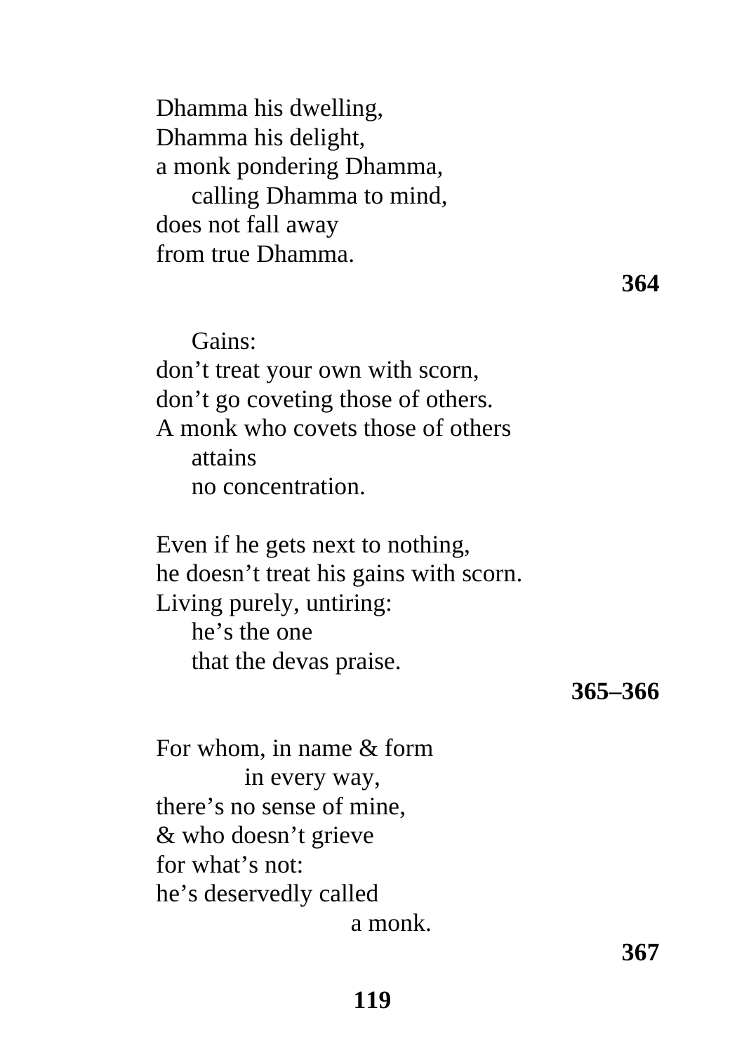Dhamma his dwelling,
Dhamma his delight,
a monk pondering Dhamma,
    calling Dhamma to mind,
does not fall away
from true Dhamma.

**364**

    Gains:
don’t treat your own with scorn,
don’t go coveting those of others.
A monk who covets those of others
    attains
    no concentration.

Even if he gets next to nothing,
he doesn’t treat his gains with scorn.
Living purely, untiring:
    he’s the one
    that the devas praise.

**365–366**

For whom, in name & form
        in every way,
there’s no sense of mine,
& who doesn’t grieve
for what’s not:
he’s deservedly called
            a monk.

**367**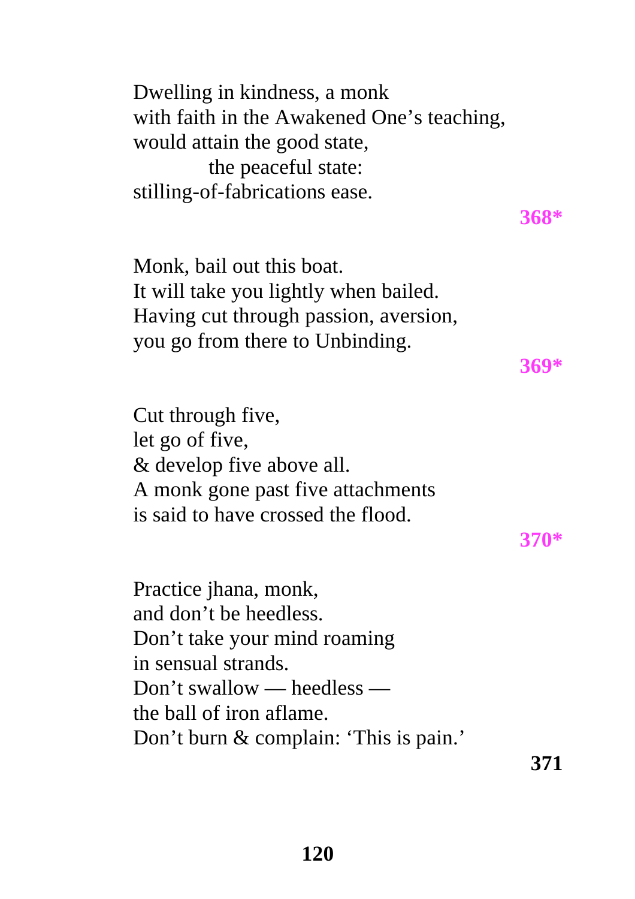Dwelling in kindness, a monk  
with faith in the Awakened One's teaching,  
would attain the good state,  
            the peaceful state:  
stilling-of-fabrications ease.

**368***

Monk, bail out this boat.  
It will take you lightly when bailed.  
Having cut through passion, aversion,  
you go from there to Unbinding.

**369***

Cut through five,  
let go of five,  
& develop five above all.  
A monk gone past five attachments  
is said to have crossed the flood.

**370***

Practice jhana, monk,  
and don't be heedless.  
Don't take your mind roaming  
in sensual strands.  
Don't swallow — heedless —  
the ball of iron aflame.  
Don't burn & complain: 'This is pain.'

**371**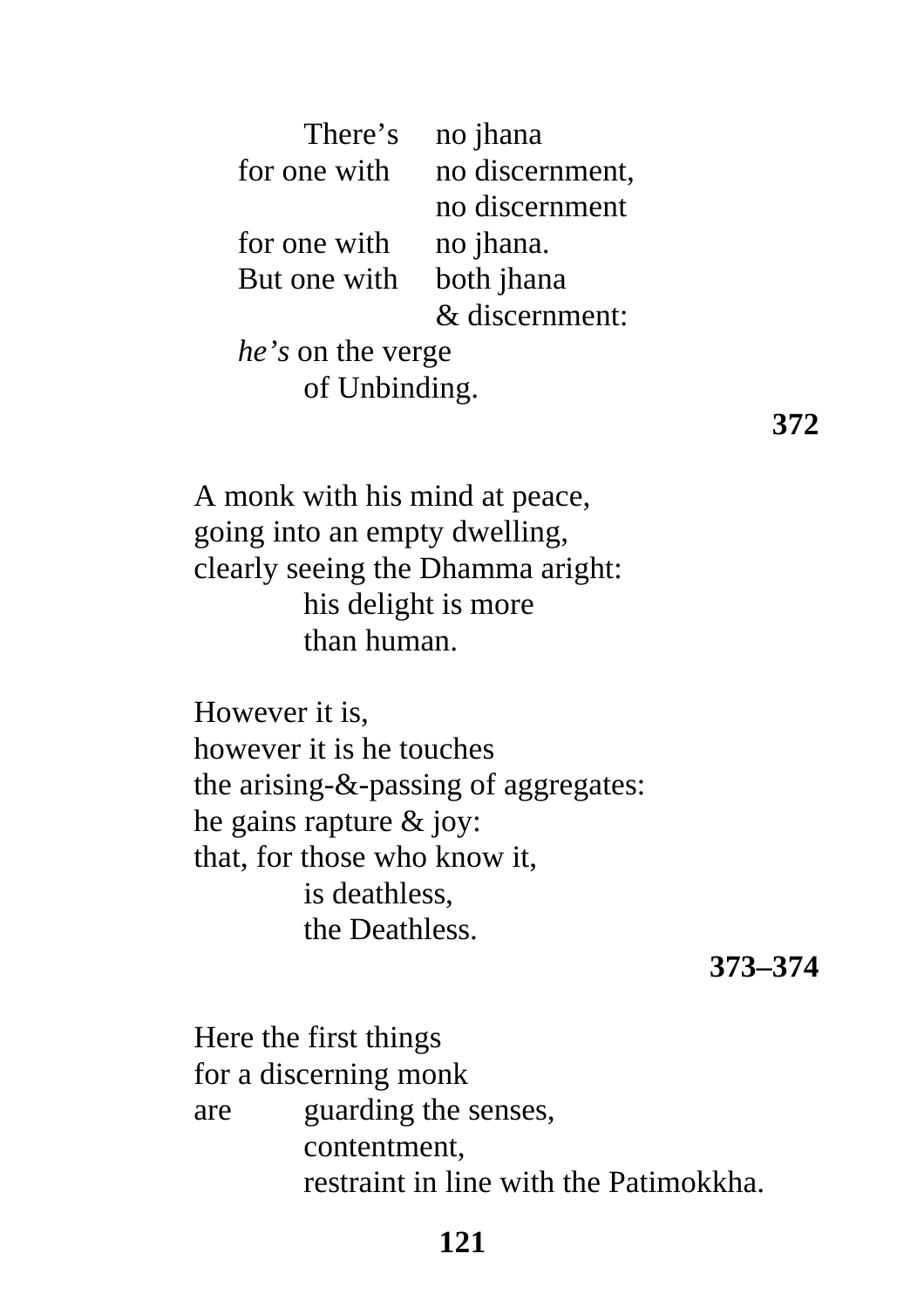There's no jhana
for one with no discernment,
no discernment
for one with no jhana.
But one with both jhana
& discernment:
*he's* on the verge
of Unbinding.

**372**

A monk with his mind at peace,
going into an empty dwelling,
clearly seeing the Dhamma aright:
his delight is more
than human.

However it is,
however it is he touches
the arising-&-passing of aggregates:
he gains rapture & joy:
that, for those who know it,
is deathless,
the Deathless.

**373–374**

Here the first things
for a discerning monk
are guarding the senses,
contentment,
restraint in line with the Patimokkha.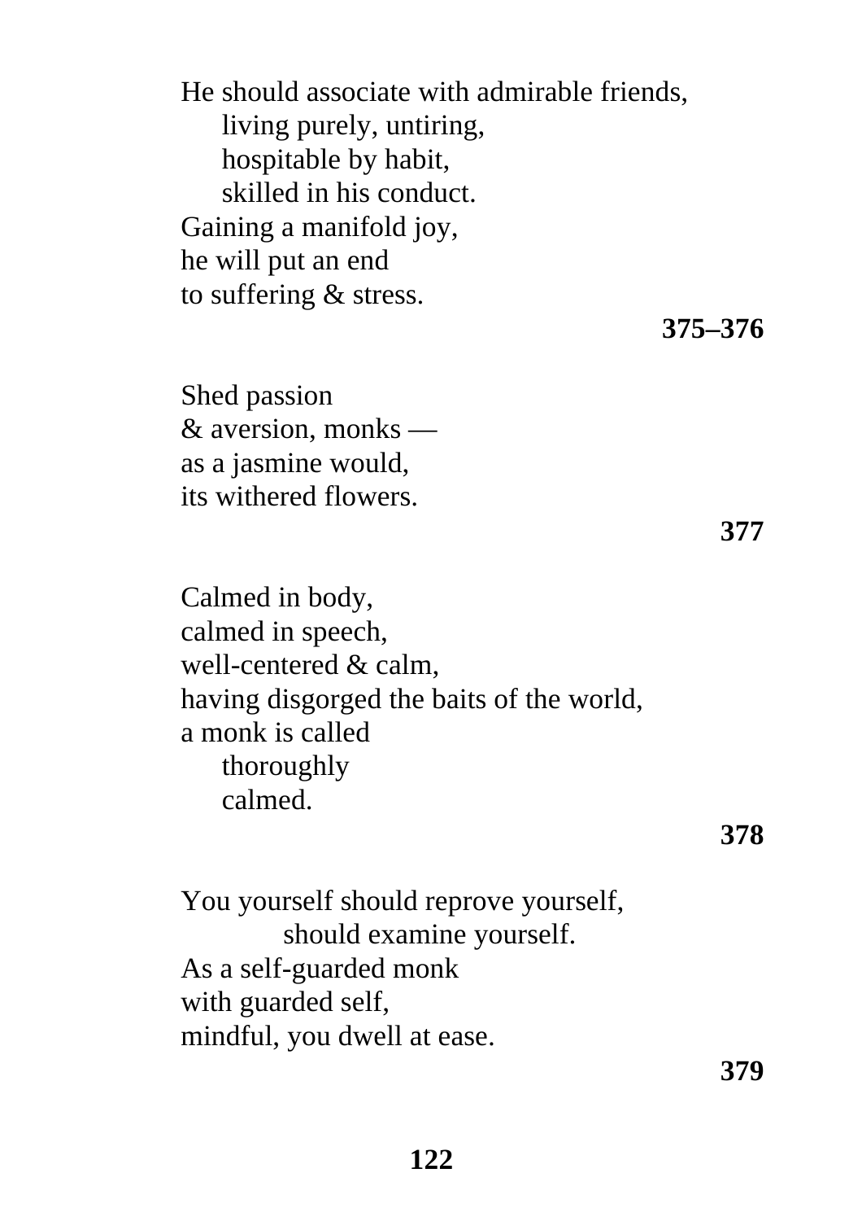He should associate with admirable friends,  
  living purely, untiring,  
  hospitable by habit,  
  skilled in his conduct.  
Gaining a manifold joy,  
he will put an end  
to suffering & stress.

**375–376**

Shed passion  
& aversion, monks —  
as a jasmine would,  
its withered flowers.

**377**

Calmed in body,  
calmed in speech,  
well-centered & calm,  
having disgorged the baits of the world,  
a monk is called  
  thoroughly  
  calmed.

**378**

You yourself should reprove yourself,  
    should examine yourself.  
As a self-guarded monk  
with guarded self,  
mindful, you dwell at ease.

**379**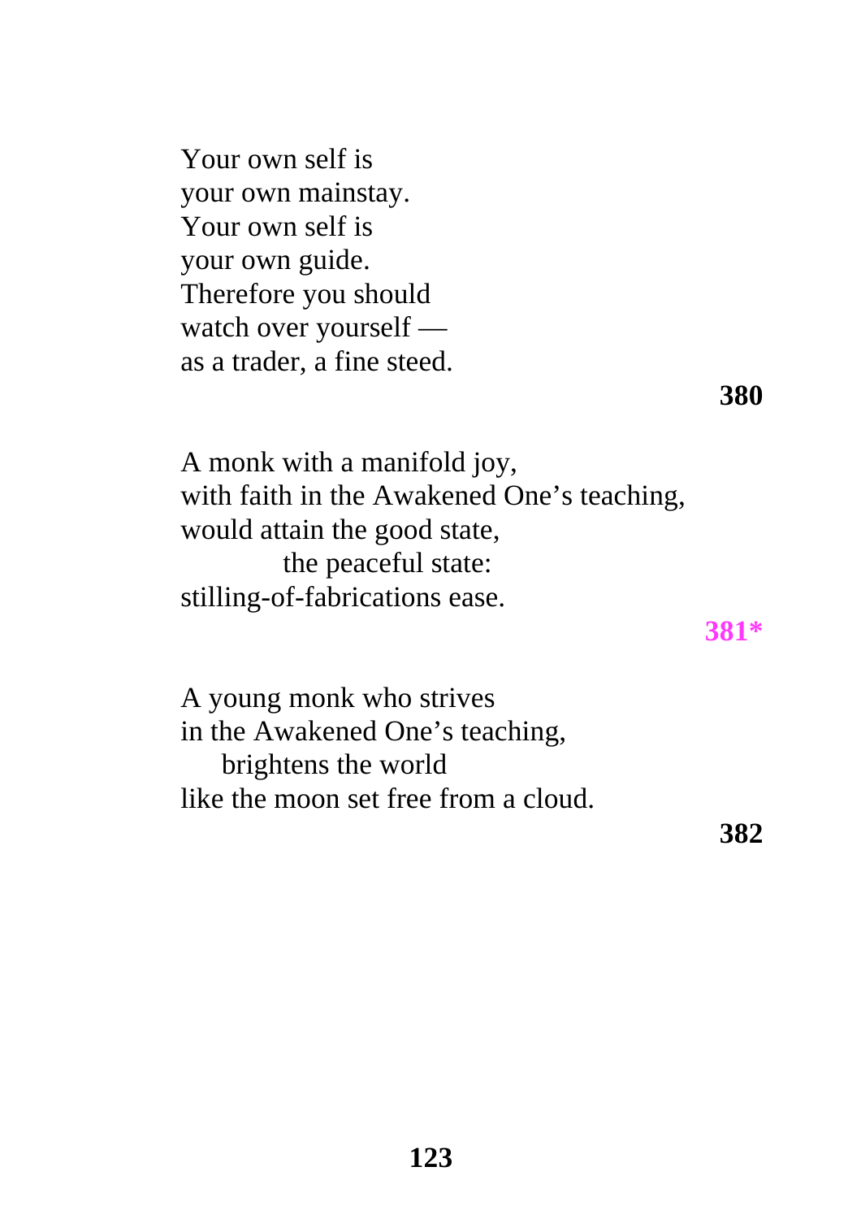Your own self is  
your own mainstay.  
Your own self is  
your own guide.  
Therefore you should  
watch over yourself —  
as a trader, a fine steed.

**380**

A monk with a manifold joy,  
with faith in the Awakened One's teaching,  
would attain the good state,  
          the peaceful state:  
stilling-of-fabrications ease.

**381***

A young monk who strives  
in the Awakened One's teaching,  
    brightens the world  
like the moon set free from a cloud.

**382**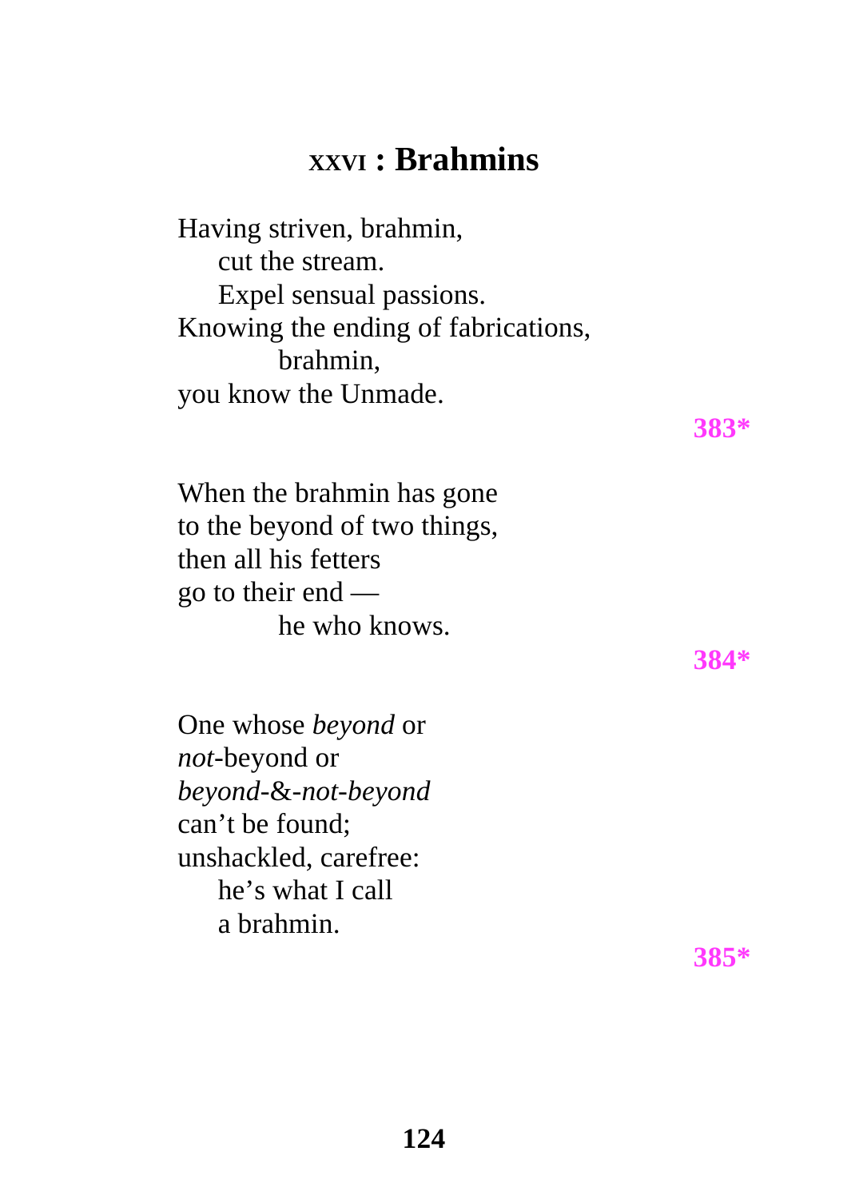# XXVI : Brahmins

Having striven, brahmin,
&nbsp;&nbsp;&nbsp;&nbsp;cut the stream.
&nbsp;&nbsp;&nbsp;&nbsp;Expel sensual passions.
Knowing the ending of fabrications,
&nbsp;&nbsp;&nbsp;&nbsp;&nbsp;&nbsp;&nbsp;&nbsp;brahmin,
you know the Unmade.

**383***

When the brahmin has gone
to the beyond of two things,
then all his fetters
go to their end —
&nbsp;&nbsp;&nbsp;&nbsp;&nbsp;&nbsp;&nbsp;&nbsp;he who knows.

**384***

One whose *beyond* or
*not*-beyond or
*beyond-&-not-beyond*
can't be found;
unshackled, carefree:
&nbsp;&nbsp;&nbsp;&nbsp;he's what I call
&nbsp;&nbsp;&nbsp;&nbsp;a brahmin.

**385***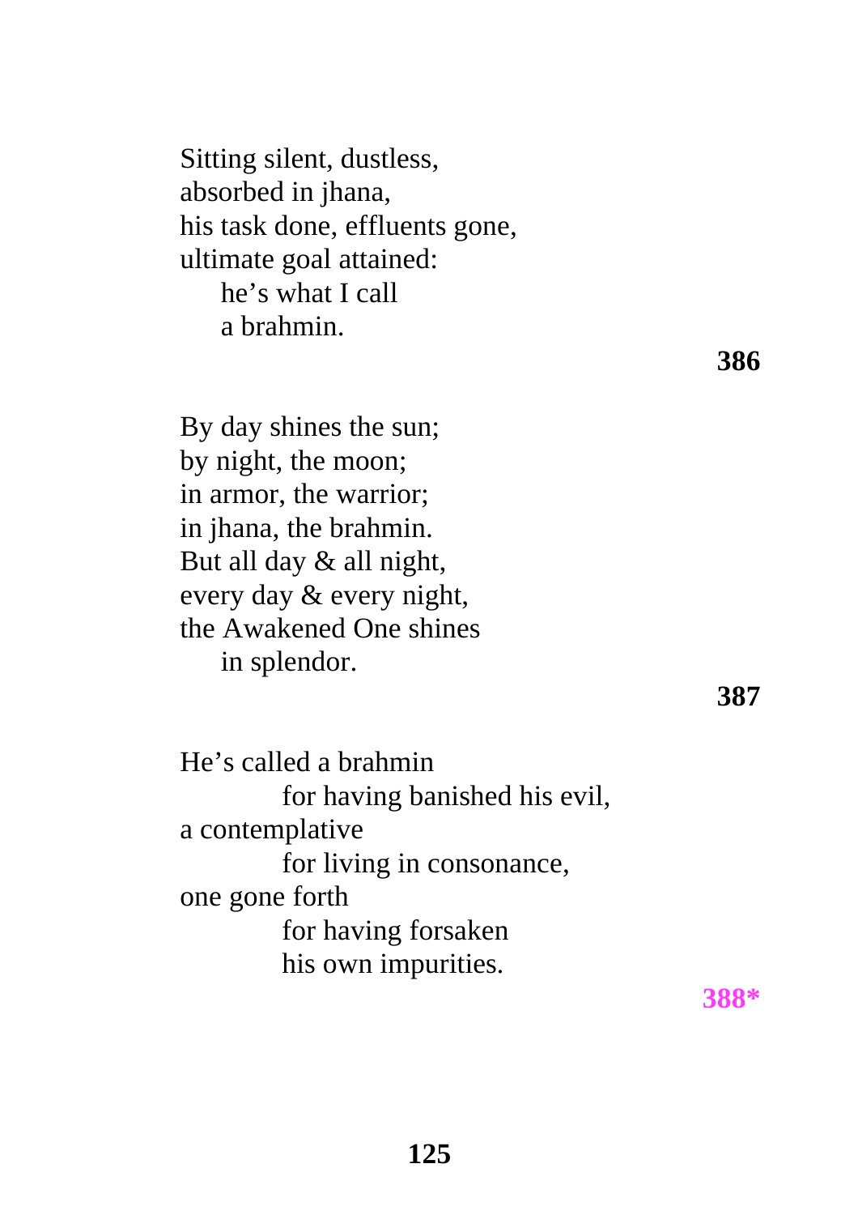Sitting silent, dustless,  
absorbed in jhana,  
his task done, effluents gone,  
ultimate goal attained:  
    he's what I call  
    a brahmin.

**386**

By day shines the sun;  
by night, the moon;  
in armor, the warrior;  
in jhana, the brahmin.  
But all day & all night,  
every day & every night,  
the Awakened One shines  
    in splendor.

**387**

He's called a brahmin  
        for having banished his evil,  
a contemplative  
        for living in consonance,  
one gone forth  
        for having forsaken  
        his own impurities.

**388***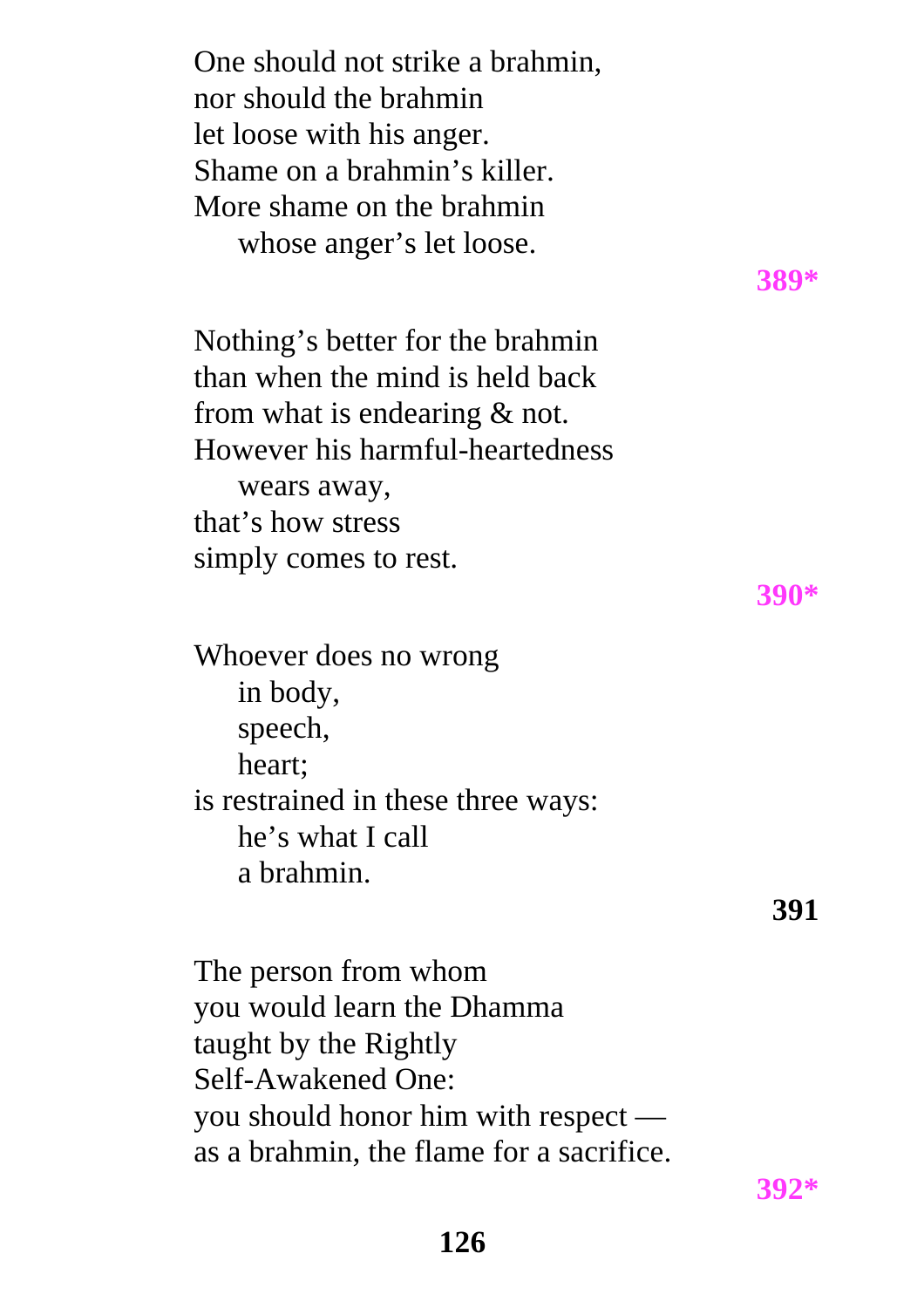One should not strike a brahmin,
nor should the brahmin
let loose with his anger.
Shame on a brahmin's killer.
More shame on the brahmin
    whose anger's let loose.

**389***

Nothing's better for the brahmin
than when the mind is held back
from what is endearing & not.
However his harmful-heartedness
    wears away,
that's how stress
simply comes to rest.

**390***

Whoever does no wrong
    in body,
    speech,
    heart;
is restrained in these three ways:
    he's what I call
    a brahmin.

**391**

The person from whom
you would learn the Dhamma
taught by the Rightly
Self-Awakened One:
you should honor him with respect —
as a brahmin, the flame for a sacrifice.

**392***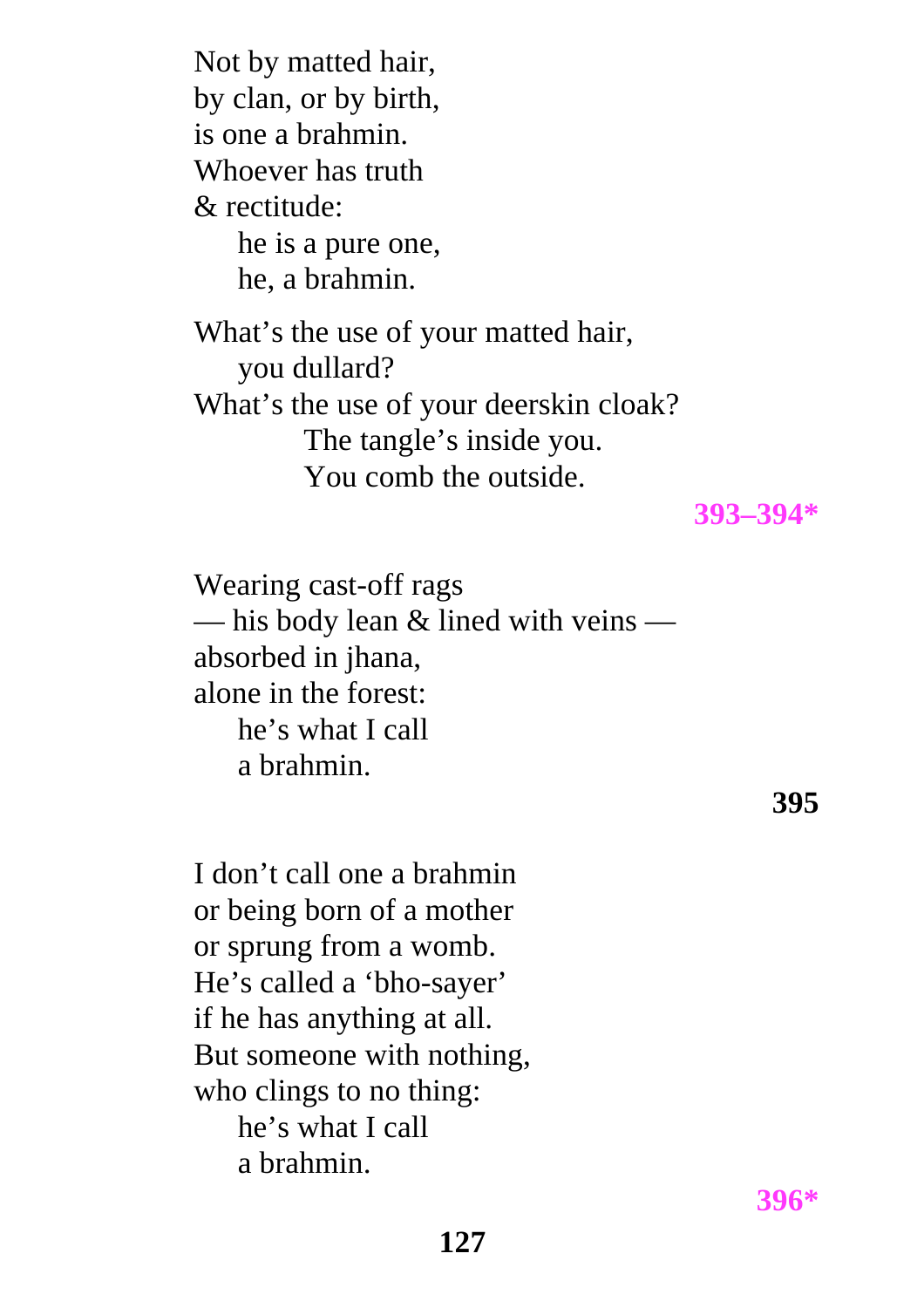Not by matted hair,
by clan, or by birth,
is one a brahmin.
Whoever has truth
& rectitude:
  he is a pure one,
  he, a brahmin.

What's the use of your matted hair,
  you dullard?
What's the use of your deerskin cloak?
    The tangle's inside you.
    You comb the outside.

**393–394***

Wearing cast-off rags
— his body lean & lined with veins —
absorbed in jhana,
alone in the forest:
  he's what I call
  a brahmin.

**395**

I don't call one a brahmin
or being born of a mother
or sprung from a womb.
He's called a 'bho-sayer'
if he has anything at all.
But someone with nothing,
who clings to no thing:
  he's what I call
  a brahmin.

**396***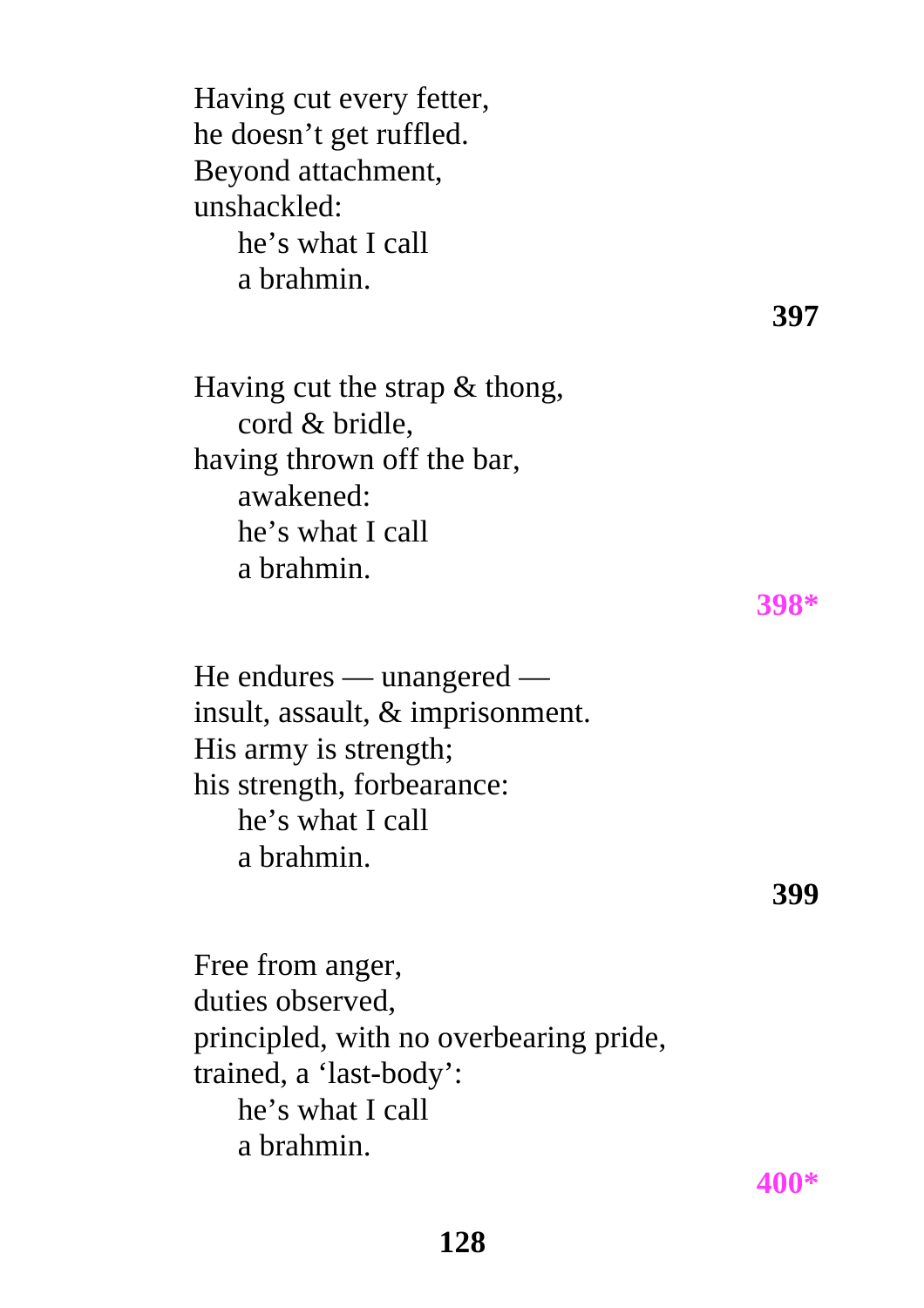Having cut every fetter,  
he doesn’t get ruffled.  
Beyond attachment,  
unshackled:  
    he’s what I call  
    a brahmin.

**397**

Having cut the strap & thong,  
    cord & bridle,  
having thrown off the bar,  
    awakened:  
    he’s what I call  
    a brahmin.

**398***

He endures — unangered —  
insult, assault, & imprisonment.  
His army is strength;  
his strength, forbearance:  
    he’s what I call  
    a brahmin.

**399**

Free from anger,  
duties observed,  
principled, with no overbearing pride,  
trained, a ‘last-body’:  
    he’s what I call  
    a brahmin.

**400***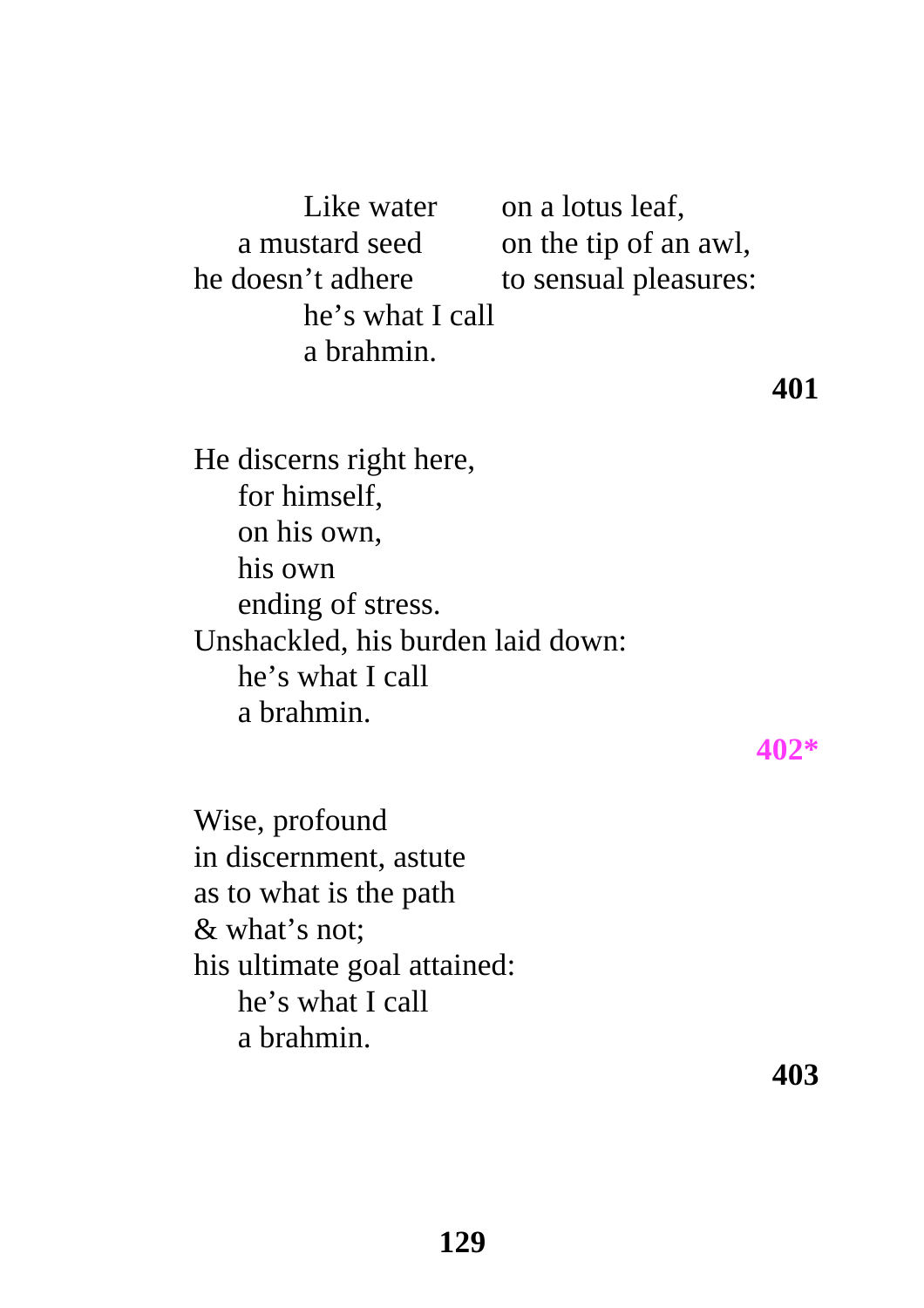Like water on a lotus leaf,  
a mustard seed on the tip of an awl,  
he doesn't adhere to sensual pleasures:  
he's what I call  
a brahmin.

**401**

He discerns right here,  
for himself,  
on his own,  
his own  
ending of stress.  
Unshackled, his burden laid down:  
he's what I call  
a brahmin.

**402***

Wise, profound  
in discernment, astute  
as to what is the path  
& what's not;  
his ultimate goal attained:  
he's what I call  
a brahmin.

**403**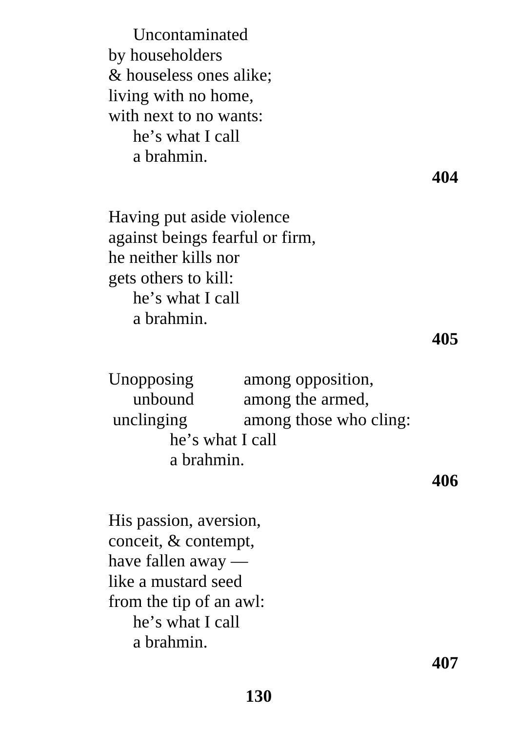Uncontaminated  
by householders  
& houseless ones alike;  
living with no home,  
with next to no wants:  
he's what I call  
a brahmin.

**404**

Having put aside violence  
against beings fearful or firm,  
he neither kills nor  
gets others to kill:  
he's what I call  
a brahmin.

**405**

Unopposing among opposition,  
unbound among the armed,  
unclinging among those who cling:  
he's what I call  
a brahmin.

**406**

His passion, aversion,  
conceit, & contempt,  
have fallen away —  
like a mustard seed  
from the tip of an awl:  
he's what I call  
a brahmin.

**407**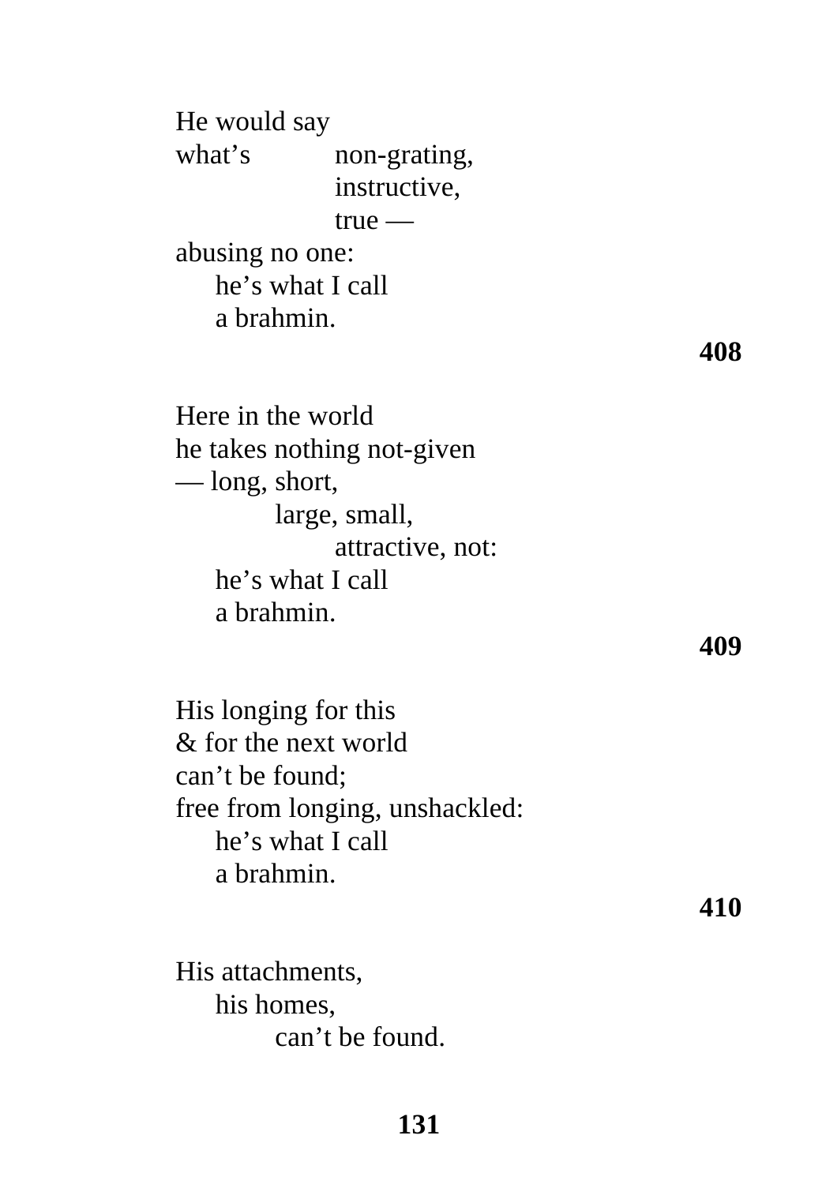He would say  
what's non-grating,  
instructive,  
true —  
abusing no one:  
he's what I call  
a brahmin.

**408**

Here in the world  
he takes nothing not-given  
— long, short,  
large, small,  
attractive, not:  
he's what I call  
a brahmin.

**409**

His longing for this  
& for the next world  
can't be found;  
free from longing, unshackled:  
he's what I call  
a brahmin.

**410**

His attachments,  
his homes,  
can't be found.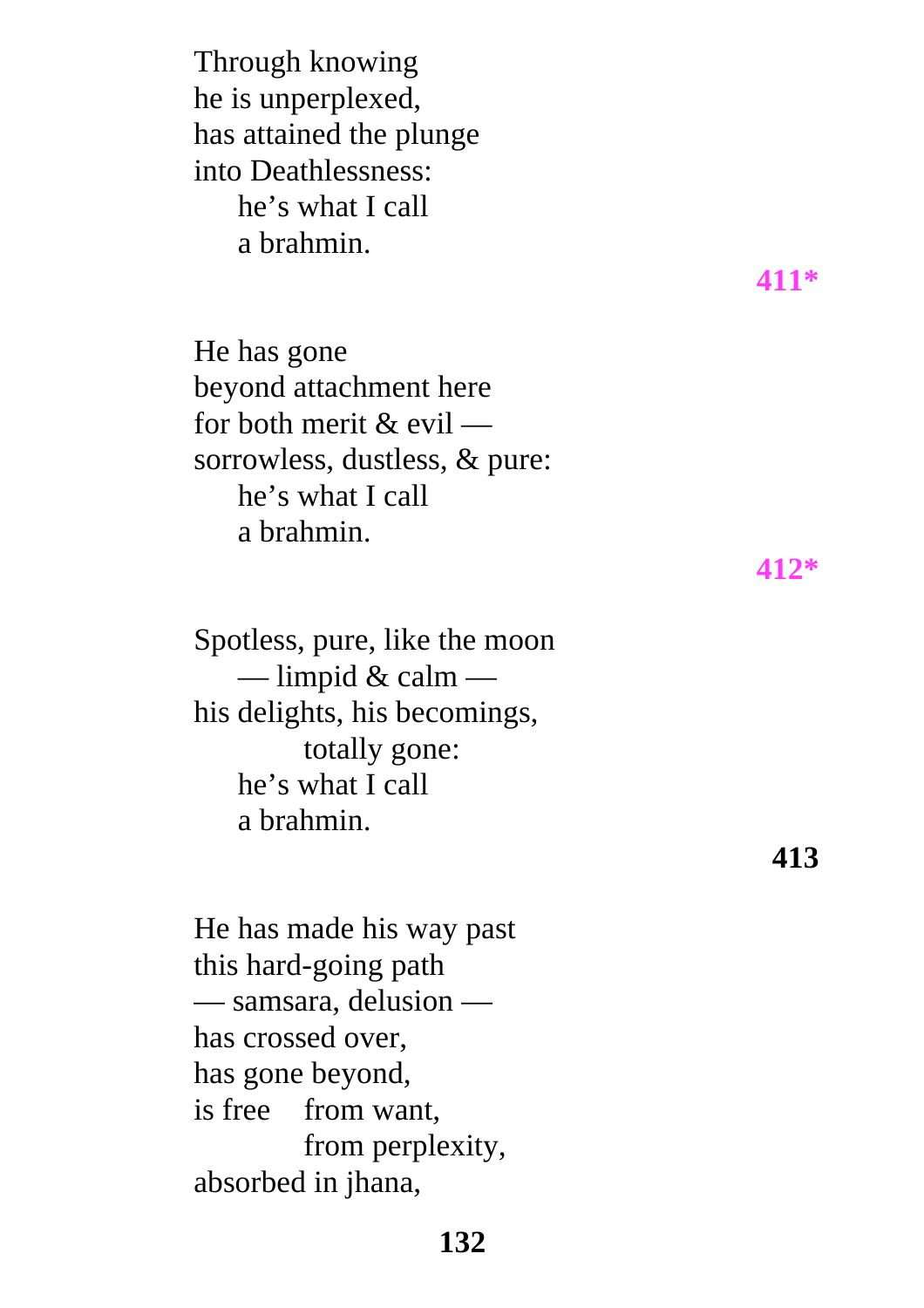Through knowing  
he is unperplexed,  
has attained the plunge  
into Deathlessness:  
&nbsp;&nbsp;&nbsp;&nbsp;he's what I call  
&nbsp;&nbsp;&nbsp;&nbsp;a brahmin.

**411***

He has gone  
beyond attachment here  
for both merit & evil —  
sorrowless, dustless, & pure:  
&nbsp;&nbsp;&nbsp;&nbsp;he's what I call  
&nbsp;&nbsp;&nbsp;&nbsp;a brahmin.

**412***

Spotless, pure, like the moon  
&nbsp;&nbsp;&nbsp;&nbsp;— limpid & calm —  
his delights, his becomings,  
&nbsp;&nbsp;&nbsp;&nbsp;&nbsp;&nbsp;&nbsp;&nbsp;totally gone:  
&nbsp;&nbsp;&nbsp;&nbsp;he's what I call  
&nbsp;&nbsp;&nbsp;&nbsp;a brahmin.

**413**

He has made his way past  
this hard-going path  
— samsara, delusion —  
has crossed over,  
has gone beyond,  
is free &nbsp;&nbsp;&nbsp;from want,  
&nbsp;&nbsp;&nbsp;&nbsp;&nbsp;&nbsp;&nbsp;&nbsp;from perplexity,  
absorbed in jhana,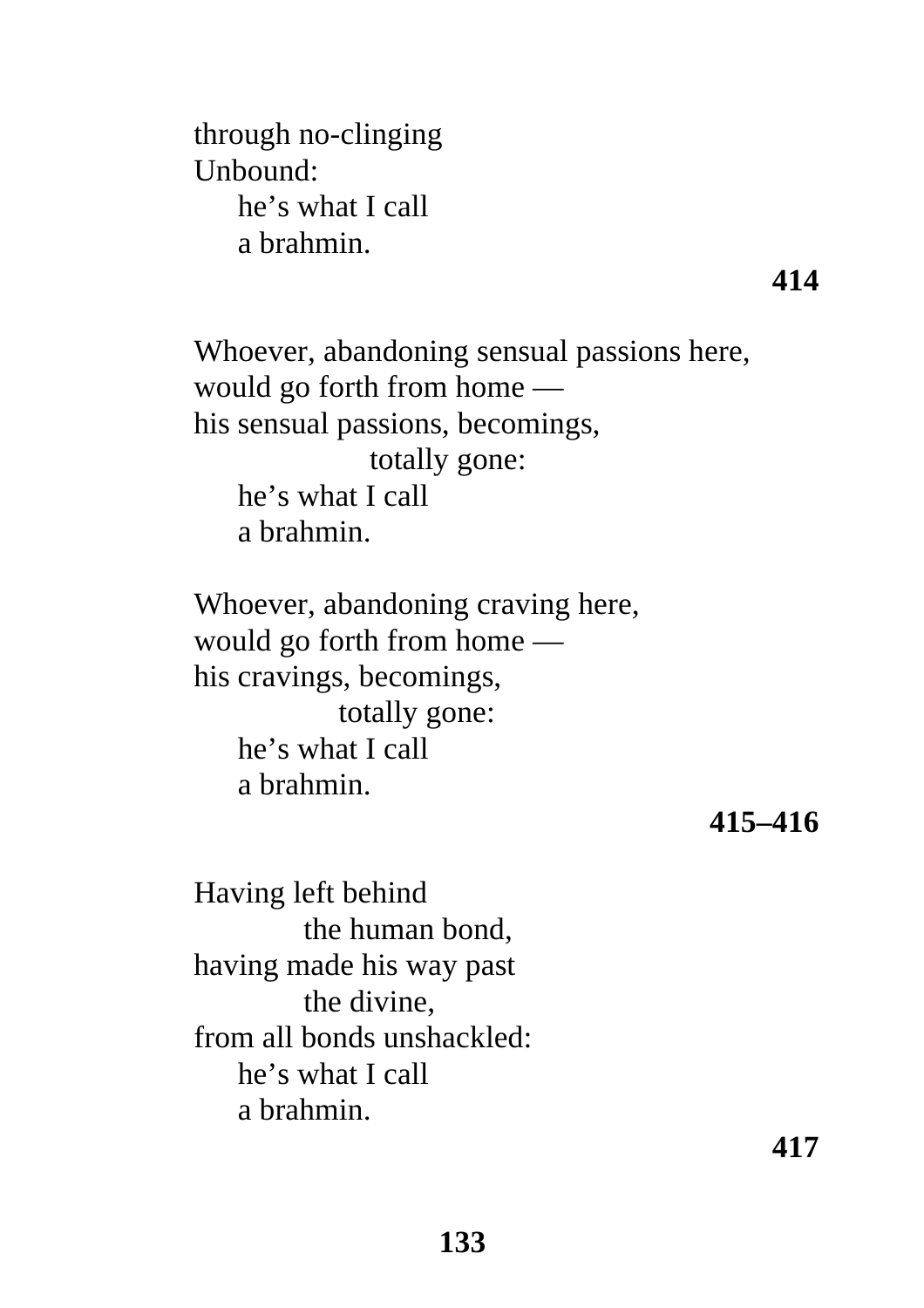through no-clinging  
Unbound:  
&nbsp;&nbsp;&nbsp;&nbsp;he's what I call  
&nbsp;&nbsp;&nbsp;&nbsp;a brahmin.

**414**

Whoever, abandoning sensual passions here,  
would go forth from home —  
his sensual passions, becomings,  
&nbsp;&nbsp;&nbsp;&nbsp;&nbsp;&nbsp;&nbsp;&nbsp;&nbsp;&nbsp;&nbsp;&nbsp;&nbsp;&nbsp;&nbsp;&nbsp;totally gone:  
&nbsp;&nbsp;&nbsp;&nbsp;he's what I call  
&nbsp;&nbsp;&nbsp;&nbsp;a brahmin.

Whoever, abandoning craving here,  
would go forth from home —  
his cravings, becomings,  
&nbsp;&nbsp;&nbsp;&nbsp;&nbsp;&nbsp;&nbsp;&nbsp;&nbsp;&nbsp;&nbsp;&nbsp;&nbsp;totally gone:  
&nbsp;&nbsp;&nbsp;&nbsp;he's what I call  
&nbsp;&nbsp;&nbsp;&nbsp;a brahmin.

**415–416**

Having left behind  
&nbsp;&nbsp;&nbsp;&nbsp;&nbsp;&nbsp;&nbsp;&nbsp;&nbsp;&nbsp;the human bond,  
having made his way past  
&nbsp;&nbsp;&nbsp;&nbsp;&nbsp;&nbsp;&nbsp;&nbsp;&nbsp;&nbsp;the divine,  
from all bonds unshackled:  
&nbsp;&nbsp;&nbsp;&nbsp;he's what I call  
&nbsp;&nbsp;&nbsp;&nbsp;a brahmin.

**417**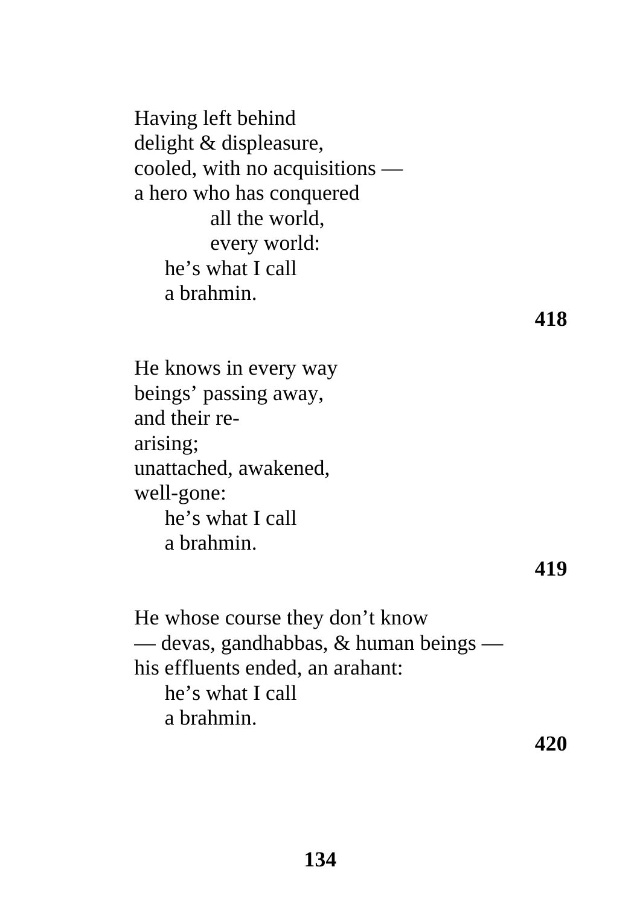Having left behind  
delight & displeasure,  
cooled, with no acquisitions —  
a hero who has conquered  
all the world,  
every world:  
he's what I call  
a brahmin.

**418**

He knows in every way  
beings' passing away,  
and their re-  
arising;  
unattached, awakened,  
well-gone:  
he's what I call  
a brahmin.

**419**

He whose course they don't know  
— devas, gandhabbas, & human beings —  
his effluents ended, an arahant:  
he's what I call  
a brahmin.

**420**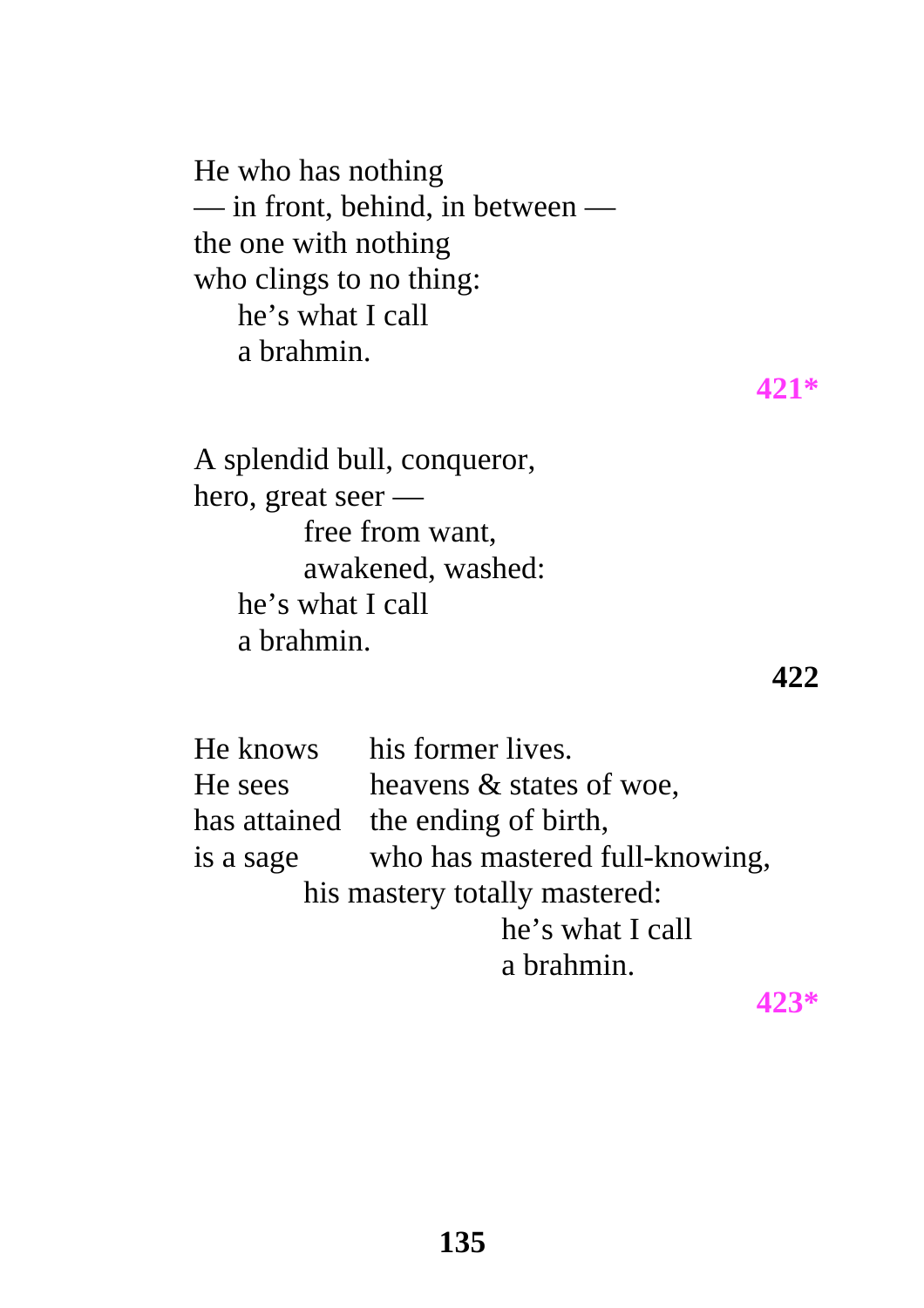He who has nothing
— in front, behind, in between —
the one with nothing
who clings to no thing:
  he's what I call
  a brahmin.

**421***

A splendid bull, conqueror,
hero, great seer —
    free from want,
    awakened, washed:
  he's what I call
  a brahmin.

**422**

He knows his former lives.
He sees heavens & states of woe,
has attained the ending of birth,
is a sage who has mastered full-knowing,
  his mastery totally mastered:
    he's what I call
    a brahmin.

**423***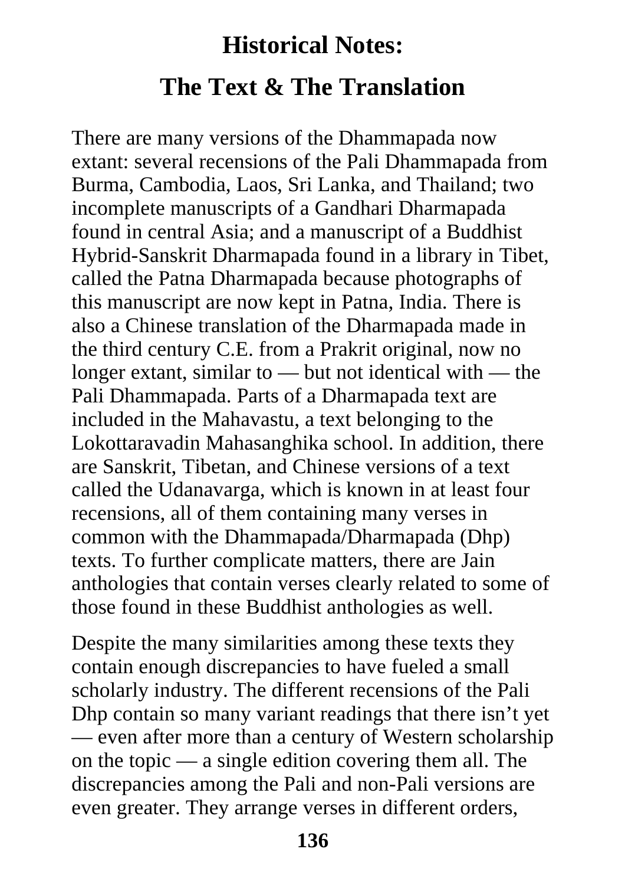# Historical Notes:

# The Text & The Translation

There are many versions of the Dhammapada now extant: several recensions of the Pali Dhammapada from Burma, Cambodia, Laos, Sri Lanka, and Thailand; two incomplete manuscripts of a Gandhari Dharmapada found in central Asia; and a manuscript of a Buddhist Hybrid-Sanskrit Dharmapada found in a library in Tibet, called the Patna Dharmapada because photographs of this manuscript are now kept in Patna, India. There is also a Chinese translation of the Dharmapada made in the third century C.E. from a Prakrit original, now no longer extant, similar to — but not identical with — the Pali Dhammapada. Parts of a Dharmapada text are included in the Mahavastu, a text belonging to the Lokottaravadin Mahasanghika school. In addition, there are Sanskrit, Tibetan, and Chinese versions of a text called the Udanavarga, which is known in at least four recensions, all of them containing many verses in common with the Dhammapada/Dharmapada (Dhp) texts. To further complicate matters, there are Jain anthologies that contain verses clearly related to some of those found in these Buddhist anthologies as well.

Despite the many similarities among these texts they contain enough discrepancies to have fueled a small scholarly industry. The different recensions of the Pali Dhp contain so many variant readings that there isn't yet — even after more than a century of Western scholarship on the topic — a single edition covering them all. The discrepancies among the Pali and non-Pali versions are even greater. They arrange verses in different orders,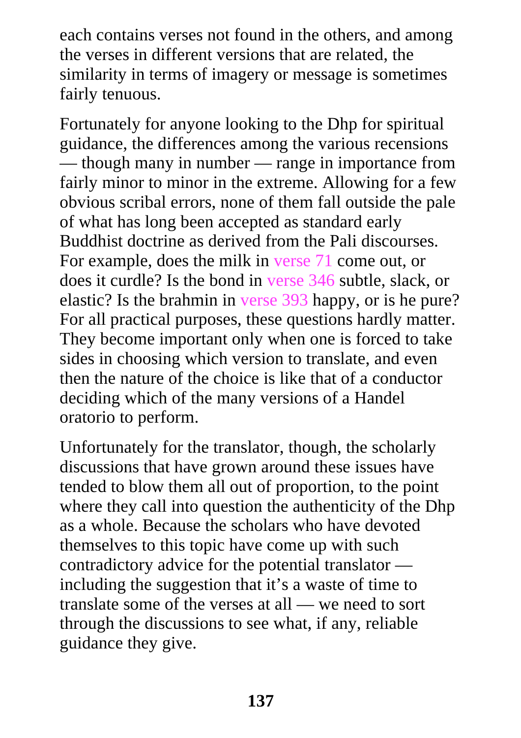each contains verses not found in the others, and among the verses in different versions that are related, the similarity in terms of imagery or message is sometimes fairly tenuous.

Fortunately for anyone looking to the Dhp for spiritual guidance, the differences among the various recensions — though many in number — range in importance from fairly minor to minor in the extreme. Allowing for a few obvious scribal errors, none of them fall outside the pale of what has long been accepted as standard early Buddhist doctrine as derived from the Pali discourses. For example, does the milk in verse 71 come out, or does it curdle? Is the bond in verse 346 subtle, slack, or elastic? Is the brahmin in verse 393 happy, or is he pure? For all practical purposes, these questions hardly matter. They become important only when one is forced to take sides in choosing which version to translate, and even then the nature of the choice is like that of a conductor deciding which of the many versions of a Handel oratorio to perform.

Unfortunately for the translator, though, the scholarly discussions that have grown around these issues have tended to blow them all out of proportion, to the point where they call into question the authenticity of the Dhp as a whole. Because the scholars who have devoted themselves to this topic have come up with such contradictory advice for the potential translator — including the suggestion that it's a waste of time to translate some of the verses at all — we need to sort through the discussions to see what, if any, reliable guidance they give.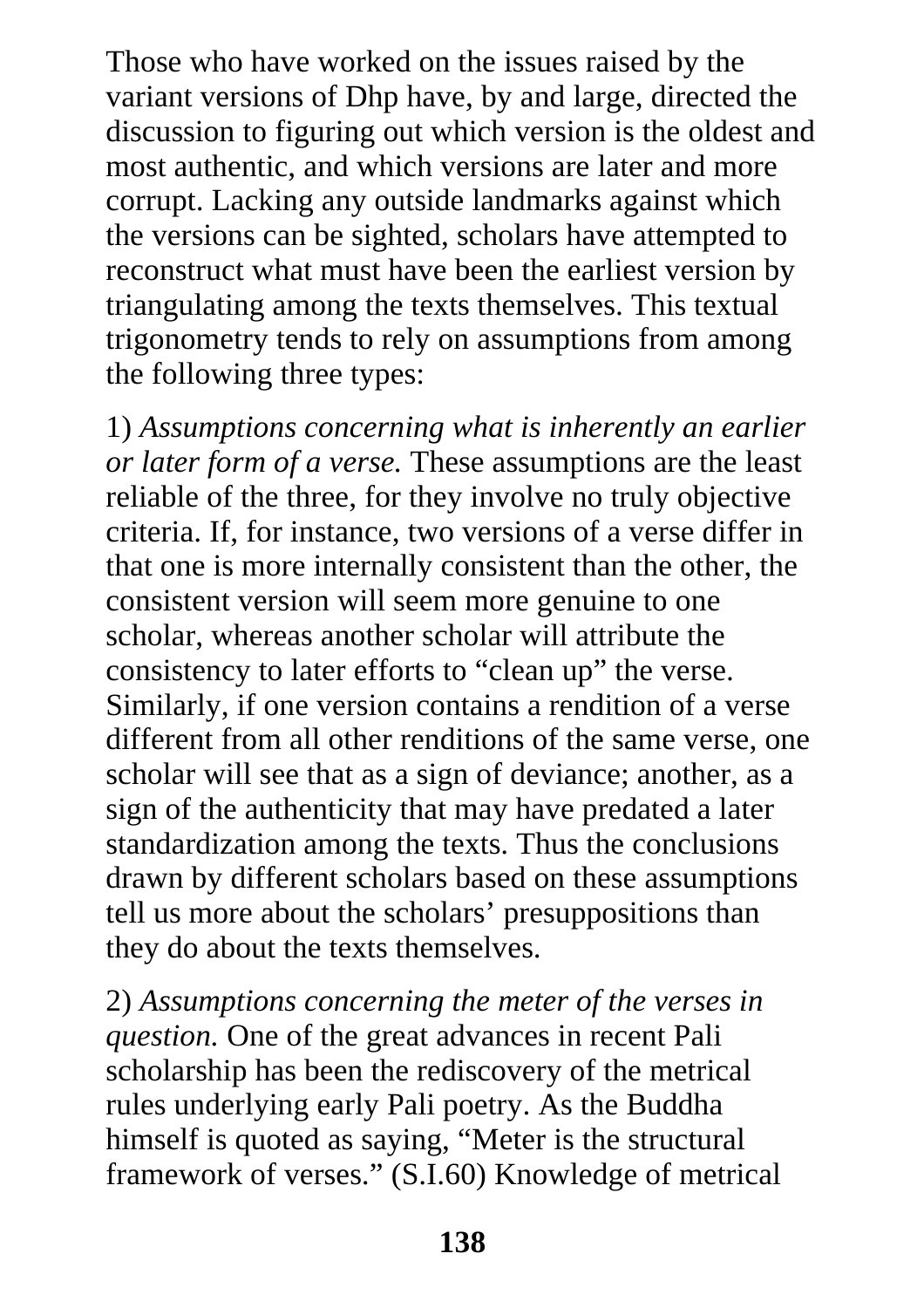Those who have worked on the issues raised by the variant versions of Dhp have, by and large, directed the discussion to figuring out which version is the oldest and most authentic, and which versions are later and more corrupt. Lacking any outside landmarks against which the versions can be sighted, scholars have attempted to reconstruct what must have been the earliest version by triangulating among the texts themselves. This textual trigonometry tends to rely on assumptions from among the following three types:

1) *Assumptions concerning what is inherently an earlier or later form of a verse.* These assumptions are the least reliable of the three, for they involve no truly objective criteria. If, for instance, two versions of a verse differ in that one is more internally consistent than the other, the consistent version will seem more genuine to one scholar, whereas another scholar will attribute the consistency to later efforts to "clean up" the verse. Similarly, if one version contains a rendition of a verse different from all other renditions of the same verse, one scholar will see that as a sign of deviance; another, as a sign of the authenticity that may have predated a later standardization among the texts. Thus the conclusions drawn by different scholars based on these assumptions tell us more about the scholars' presuppositions than they do about the texts themselves.

2) *Assumptions concerning the meter of the verses in question.* One of the great advances in recent Pali scholarship has been the rediscovery of the metrical rules underlying early Pali poetry. As the Buddha himself is quoted as saying, "Meter is the structural framework of verses." (S.I.60) Knowledge of metrical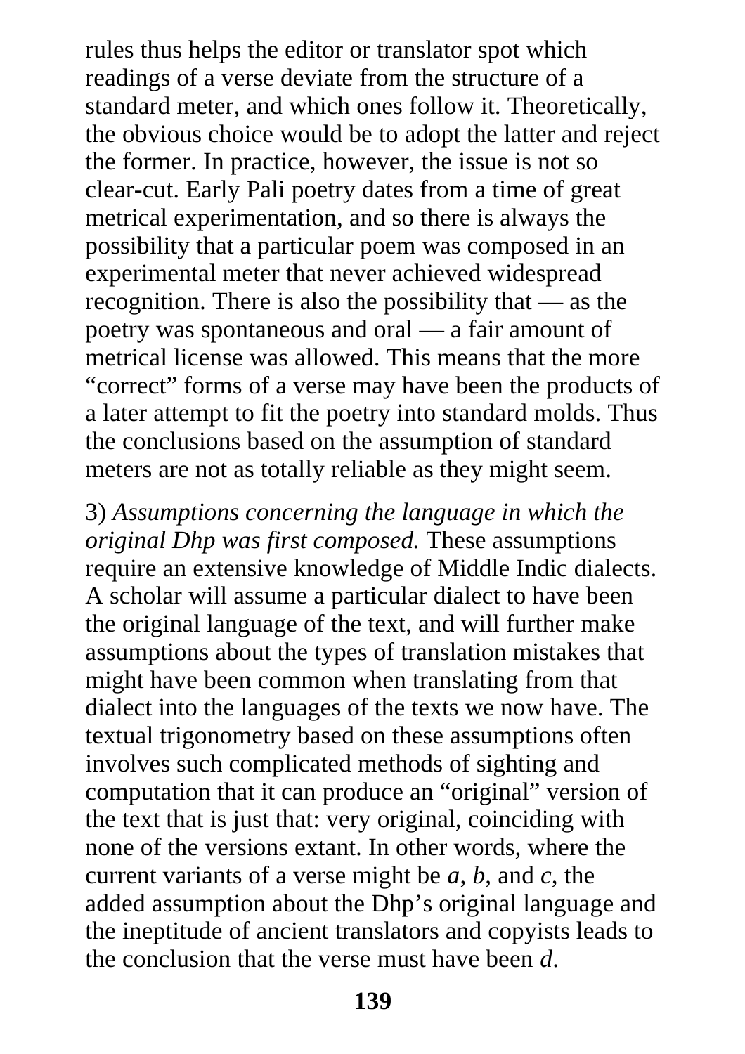rules thus helps the editor or translator spot which readings of a verse deviate from the structure of a standard meter, and which ones follow it. Theoretically, the obvious choice would be to adopt the latter and reject the former. In practice, however, the issue is not so clear-cut. Early Pali poetry dates from a time of great metrical experimentation, and so there is always the possibility that a particular poem was composed in an experimental meter that never achieved widespread recognition. There is also the possibility that — as the poetry was spontaneous and oral — a fair amount of metrical license was allowed. This means that the more "correct" forms of a verse may have been the products of a later attempt to fit the poetry into standard molds. Thus the conclusions based on the assumption of standard meters are not as totally reliable as they might seem.

3) *Assumptions concerning the language in which the original Dhp was first composed.* These assumptions require an extensive knowledge of Middle Indic dialects. A scholar will assume a particular dialect to have been the original language of the text, and will further make assumptions about the types of translation mistakes that might have been common when translating from that dialect into the languages of the texts we now have. The textual trigonometry based on these assumptions often involves such complicated methods of sighting and computation that it can produce an "original" version of the text that is just that: very original, coinciding with none of the versions extant. In other words, where the current variants of a verse might be *a*, *b*, and *c*, the added assumption about the Dhp's original language and the ineptitude of ancient translators and copyists leads to the conclusion that the verse must have been *d*.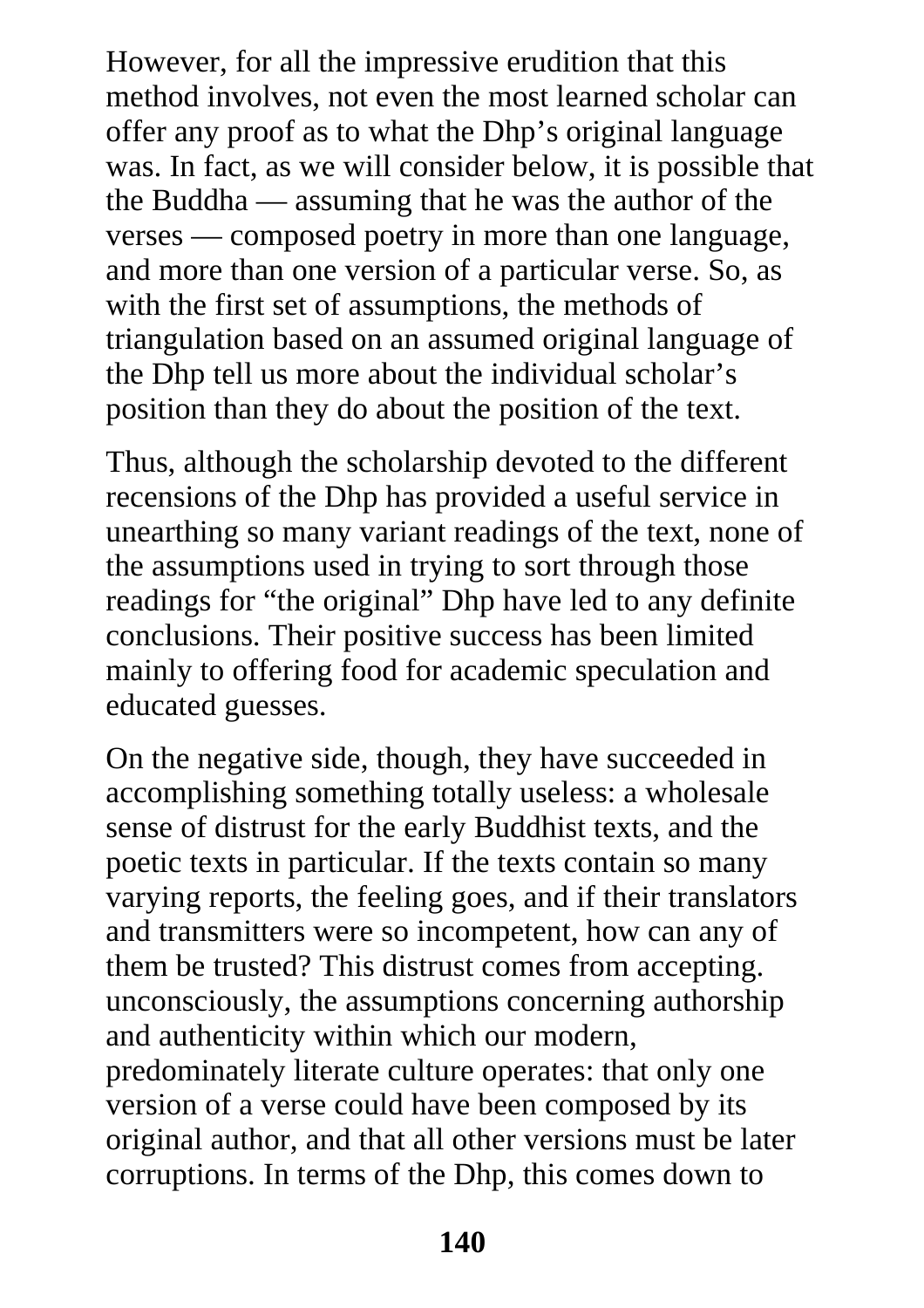However, for all the impressive erudition that this method involves, not even the most learned scholar can offer any proof as to what the Dhp's original language was. In fact, as we will consider below, it is possible that the Buddha — assuming that he was the author of the verses — composed poetry in more than one language, and more than one version of a particular verse. So, as with the first set of assumptions, the methods of triangulation based on an assumed original language of the Dhp tell us more about the individual scholar's position than they do about the position of the text.

Thus, although the scholarship devoted to the different recensions of the Dhp has provided a useful service in unearthing so many variant readings of the text, none of the assumptions used in trying to sort through those readings for "the original" Dhp have led to any definite conclusions. Their positive success has been limited mainly to offering food for academic speculation and educated guesses.

On the negative side, though, they have succeeded in accomplishing something totally useless: a wholesale sense of distrust for the early Buddhist texts, and the poetic texts in particular. If the texts contain so many varying reports, the feeling goes, and if their translators and transmitters were so incompetent, how can any of them be trusted? This distrust comes from accepting. unconsciously, the assumptions concerning authorship and authenticity within which our modern, predominately literate culture operates: that only one version of a verse could have been composed by its original author, and that all other versions must be later corruptions. In terms of the Dhp, this comes down to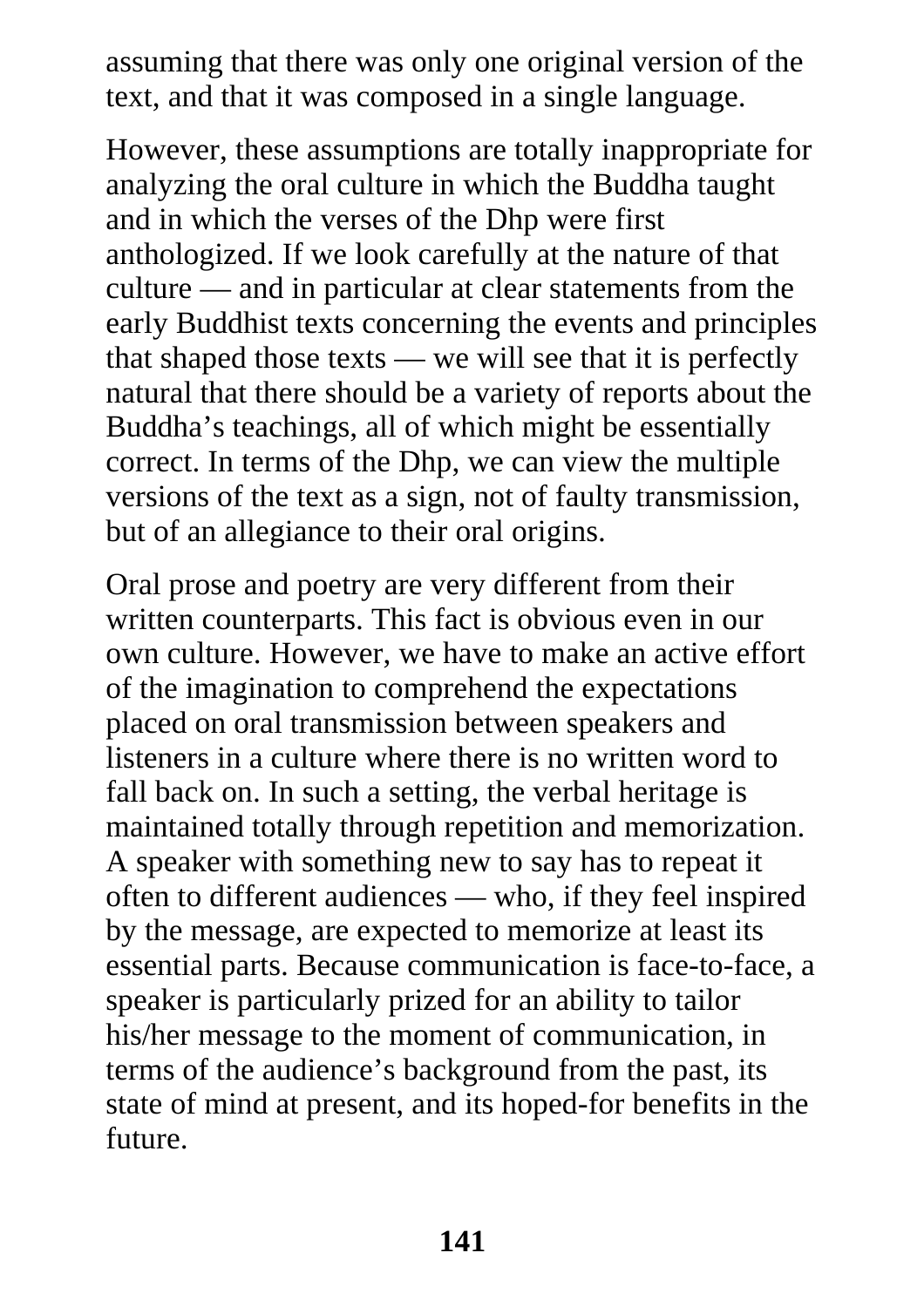assuming that there was only one original version of the text, and that it was composed in a single language.

However, these assumptions are totally inappropriate for analyzing the oral culture in which the Buddha taught and in which the verses of the Dhp were first anthologized. If we look carefully at the nature of that culture — and in particular at clear statements from the early Buddhist texts concerning the events and principles that shaped those texts — we will see that it is perfectly natural that there should be a variety of reports about the Buddha's teachings, all of which might be essentially correct. In terms of the Dhp, we can view the multiple versions of the text as a sign, not of faulty transmission, but of an allegiance to their oral origins.

Oral prose and poetry are very different from their written counterparts. This fact is obvious even in our own culture. However, we have to make an active effort of the imagination to comprehend the expectations placed on oral transmission between speakers and listeners in a culture where there is no written word to fall back on. In such a setting, the verbal heritage is maintained totally through repetition and memorization. A speaker with something new to say has to repeat it often to different audiences — who, if they feel inspired by the message, are expected to memorize at least its essential parts. Because communication is face-to-face, a speaker is particularly prized for an ability to tailor his/her message to the moment of communication, in terms of the audience's background from the past, its state of mind at present, and its hoped-for benefits in the future.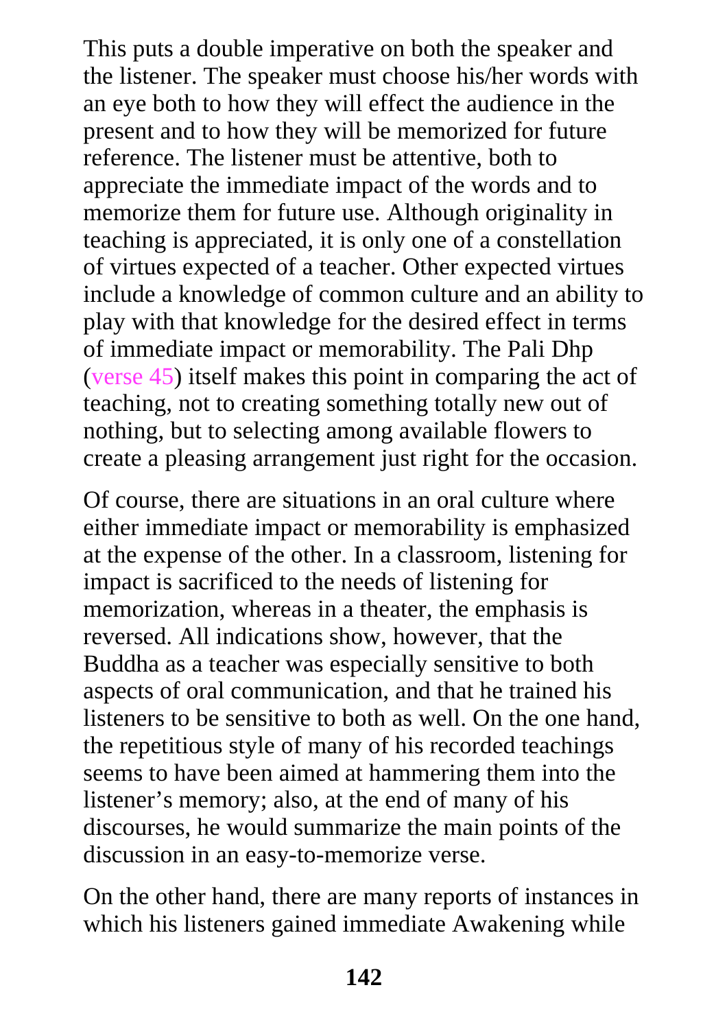This puts a double imperative on both the speaker and the listener. The speaker must choose his/her words with an eye both to how they will effect the audience in the present and to how they will be memorized for future reference. The listener must be attentive, both to appreciate the immediate impact of the words and to memorize them for future use. Although originality in teaching is appreciated, it is only one of a constellation of virtues expected of a teacher. Other expected virtues include a knowledge of common culture and an ability to play with that knowledge for the desired effect in terms of immediate impact or memorability. The Pali Dhp (verse 45) itself makes this point in comparing the act of teaching, not to creating something totally new out of nothing, but to selecting among available flowers to create a pleasing arrangement just right for the occasion.

Of course, there are situations in an oral culture where either immediate impact or memorability is emphasized at the expense of the other. In a classroom, listening for impact is sacrificed to the needs of listening for memorization, whereas in a theater, the emphasis is reversed. All indications show, however, that the Buddha as a teacher was especially sensitive to both aspects of oral communication, and that he trained his listeners to be sensitive to both as well. On the one hand, the repetitious style of many of his recorded teachings seems to have been aimed at hammering them into the listener's memory; also, at the end of many of his discourses, he would summarize the main points of the discussion in an easy-to-memorize verse.

On the other hand, there are many reports of instances in which his listeners gained immediate Awakening while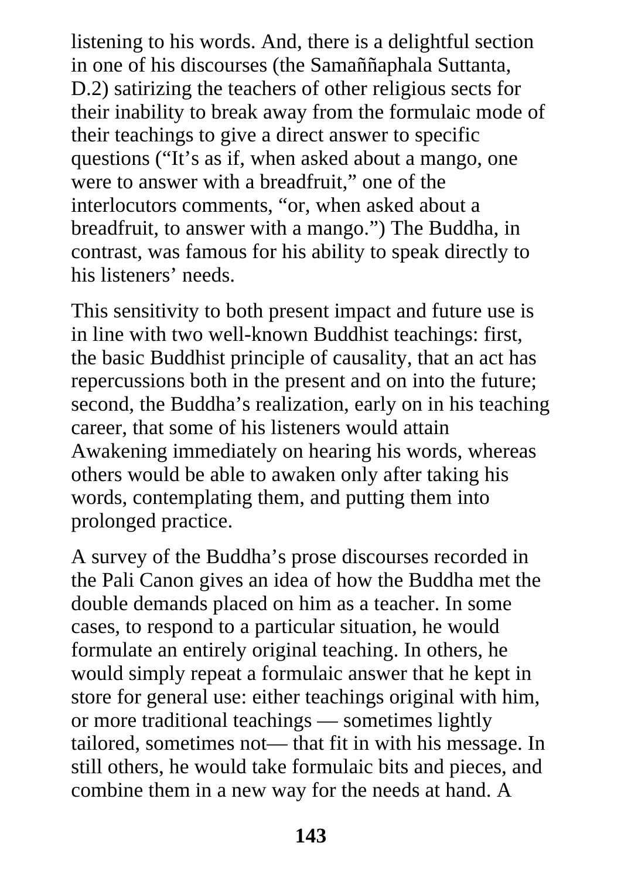listening to his words. And, there is a delightful section in one of his discourses (the Samaññaphala Suttanta, D.2) satirizing the teachers of other religious sects for their inability to break away from the formulaic mode of their teachings to give a direct answer to specific questions ("It's as if, when asked about a mango, one were to answer with a breadfruit," one of the interlocutors comments, "or, when asked about a breadfruit, to answer with a mango.") The Buddha, in contrast, was famous for his ability to speak directly to his listeners' needs.

This sensitivity to both present impact and future use is in line with two well-known Buddhist teachings: first, the basic Buddhist principle of causality, that an act has repercussions both in the present and on into the future; second, the Buddha's realization, early on in his teaching career, that some of his listeners would attain Awakening immediately on hearing his words, whereas others would be able to awaken only after taking his words, contemplating them, and putting them into prolonged practice.

A survey of the Buddha's prose discourses recorded in the Pali Canon gives an idea of how the Buddha met the double demands placed on him as a teacher. In some cases, to respond to a particular situation, he would formulate an entirely original teaching. In others, he would simply repeat a formulaic answer that he kept in store for general use: either teachings original with him, or more traditional teachings — sometimes lightly tailored, sometimes not— that fit in with his message. In still others, he would take formulaic bits and pieces, and combine them in a new way for the needs at hand. A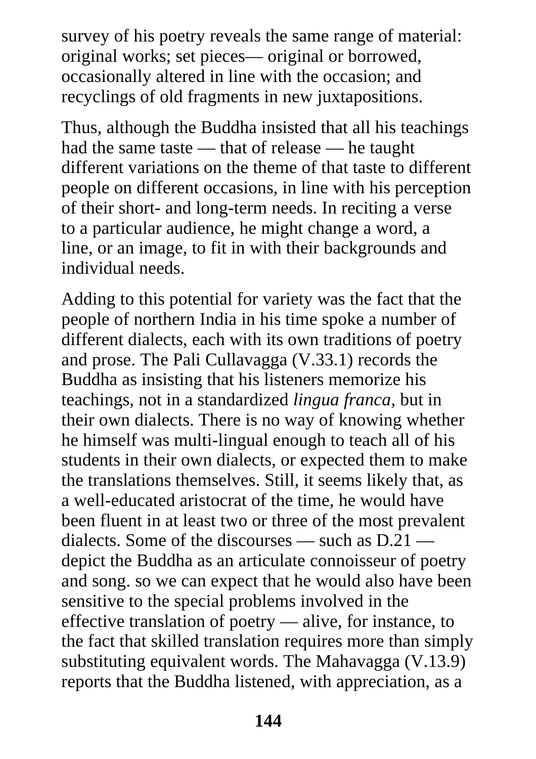survey of his poetry reveals the same range of material: original works; set pieces— original or borrowed, occasionally altered in line with the occasion; and recyclings of old fragments in new juxtapositions.

Thus, although the Buddha insisted that all his teachings had the same taste — that of release — he taught different variations on the theme of that taste to different people on different occasions, in line with his perception of their short- and long-term needs. In reciting a verse to a particular audience, he might change a word, a line, or an image, to fit in with their backgrounds and individual needs.

Adding to this potential for variety was the fact that the people of northern India in his time spoke a number of different dialects, each with its own traditions of poetry and prose. The Pali Cullavagga (V.33.1) records the Buddha as insisting that his listeners memorize his teachings, not in a standardized *lingua franca,* but in their own dialects. There is no way of knowing whether he himself was multi-lingual enough to teach all of his students in their own dialects, or expected them to make the translations themselves. Still, it seems likely that, as a well-educated aristocrat of the time, he would have been fluent in at least two or three of the most prevalent dialects. Some of the discourses — such as D.21 — depict the Buddha as an articulate connoisseur of poetry and song. so we can expect that he would also have been sensitive to the special problems involved in the effective translation of poetry — alive, for instance, to the fact that skilled translation requires more than simply substituting equivalent words. The Mahavagga (V.13.9) reports that the Buddha listened, with appreciation, as a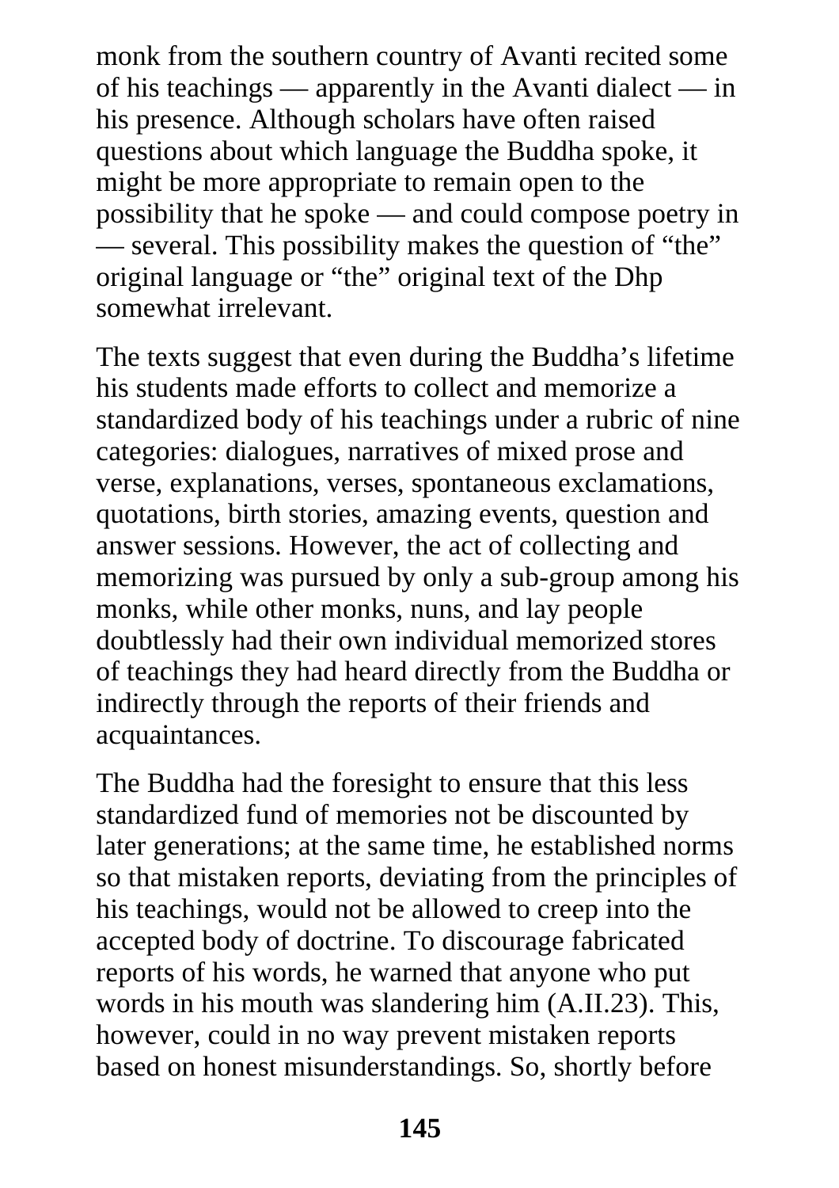monk from the southern country of Avanti recited some of his teachings — apparently in the Avanti dialect — in his presence. Although scholars have often raised questions about which language the Buddha spoke, it might be more appropriate to remain open to the possibility that he spoke — and could compose poetry in — several. This possibility makes the question of "the" original language or "the" original text of the Dhp somewhat irrelevant.

The texts suggest that even during the Buddha's lifetime his students made efforts to collect and memorize a standardized body of his teachings under a rubric of nine categories: dialogues, narratives of mixed prose and verse, explanations, verses, spontaneous exclamations, quotations, birth stories, amazing events, question and answer sessions. However, the act of collecting and memorizing was pursued by only a sub-group among his monks, while other monks, nuns, and lay people doubtlessly had their own individual memorized stores of teachings they had heard directly from the Buddha or indirectly through the reports of their friends and acquaintances.

The Buddha had the foresight to ensure that this less standardized fund of memories not be discounted by later generations; at the same time, he established norms so that mistaken reports, deviating from the principles of his teachings, would not be allowed to creep into the accepted body of doctrine. To discourage fabricated reports of his words, he warned that anyone who put words in his mouth was slandering him (A.II.23). This, however, could in no way prevent mistaken reports based on honest misunderstandings. So, shortly before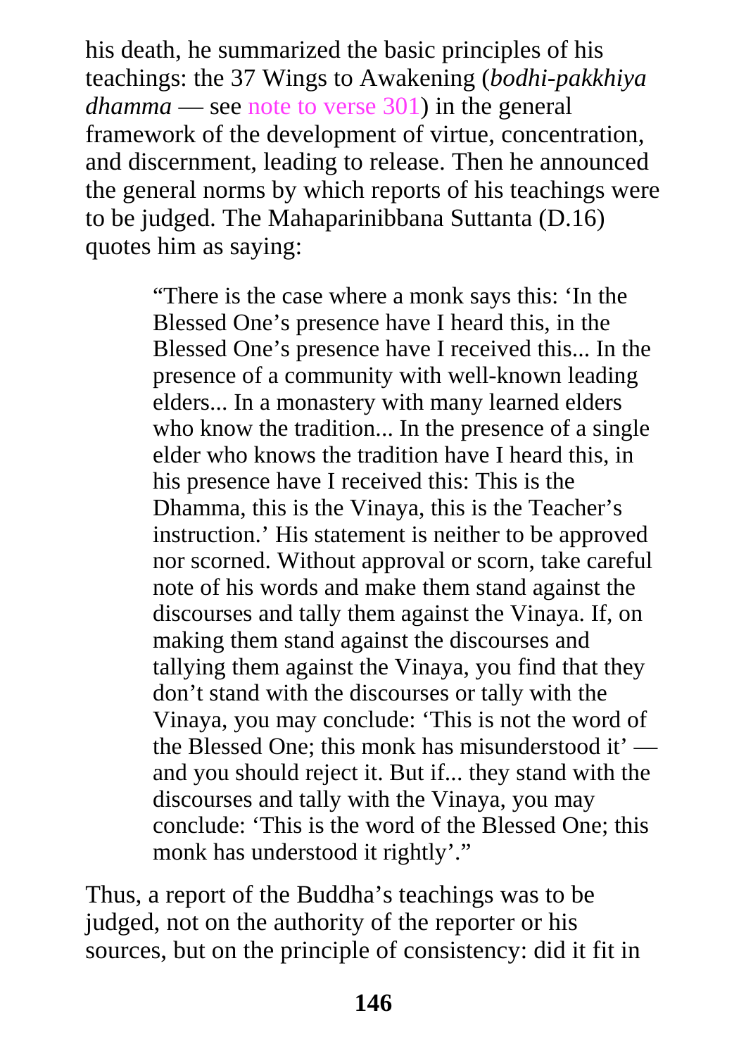his death, he summarized the basic principles of his teachings: the 37 Wings to Awakening (*bodhi-pakkhiya dhamma* — see note to verse 301) in the general framework of the development of virtue, concentration, and discernment, leading to release. Then he announced the general norms by which reports of his teachings were to be judged. The Mahaparinibbana Suttanta (D.16) quotes him as saying:

> "There is the case where a monk says this: 'In the Blessed One's presence have I heard this, in the Blessed One's presence have I received this... In the presence of a community with well-known leading elders... In a monastery with many learned elders who know the tradition... In the presence of a single elder who knows the tradition have I heard this, in his presence have I received this: This is the Dhamma, this is the Vinaya, this is the Teacher's instruction.' His statement is neither to be approved nor scorned. Without approval or scorn, take careful note of his words and make them stand against the discourses and tally them against the Vinaya. If, on making them stand against the discourses and tallying them against the Vinaya, you find that they don't stand with the discourses or tally with the Vinaya, you may conclude: 'This is not the word of the Blessed One; this monk has misunderstood it' — and you should reject it. But if... they stand with the discourses and tally with the Vinaya, you may conclude: 'This is the word of the Blessed One; this monk has understood it rightly'."

Thus, a report of the Buddha's teachings was to be judged, not on the authority of the reporter or his sources, but on the principle of consistency: did it fit in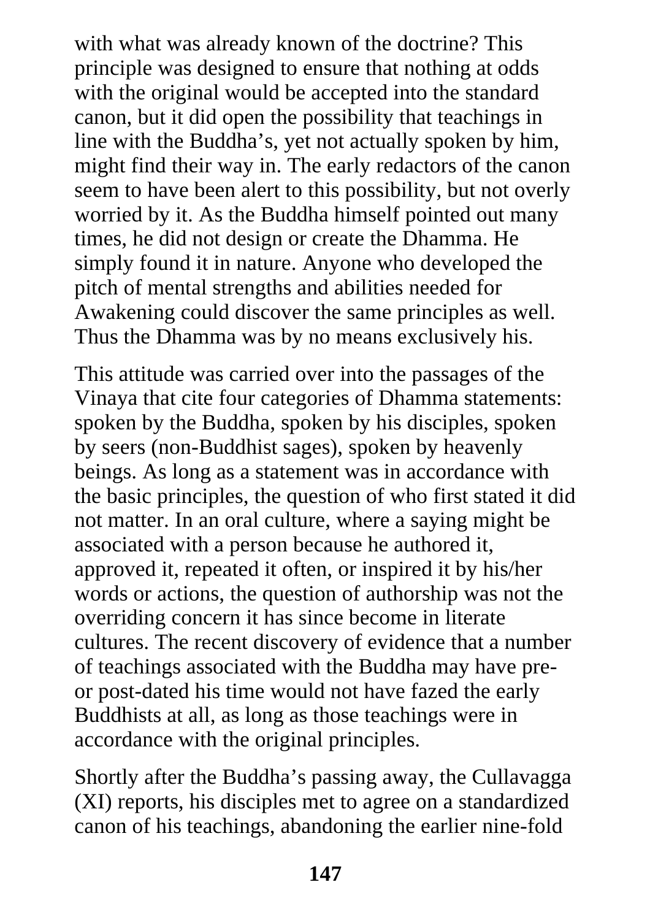with what was already known of the doctrine? This principle was designed to ensure that nothing at odds with the original would be accepted into the standard canon, but it did open the possibility that teachings in line with the Buddha's, yet not actually spoken by him, might find their way in. The early redactors of the canon seem to have been alert to this possibility, but not overly worried by it. As the Buddha himself pointed out many times, he did not design or create the Dhamma. He simply found it in nature. Anyone who developed the pitch of mental strengths and abilities needed for Awakening could discover the same principles as well. Thus the Dhamma was by no means exclusively his.

This attitude was carried over into the passages of the Vinaya that cite four categories of Dhamma statements: spoken by the Buddha, spoken by his disciples, spoken by seers (non-Buddhist sages), spoken by heavenly beings. As long as a statement was in accordance with the basic principles, the question of who first stated it did not matter. In an oral culture, where a saying might be associated with a person because he authored it, approved it, repeated it often, or inspired it by his/her words or actions, the question of authorship was not the overriding concern it has since become in literate cultures. The recent discovery of evidence that a number of teachings associated with the Buddha may have pre- or post-dated his time would not have fazed the early Buddhists at all, as long as those teachings were in accordance with the original principles.

Shortly after the Buddha's passing away, the Cullavagga (XI) reports, his disciples met to agree on a standardized canon of his teachings, abandoning the earlier nine-fold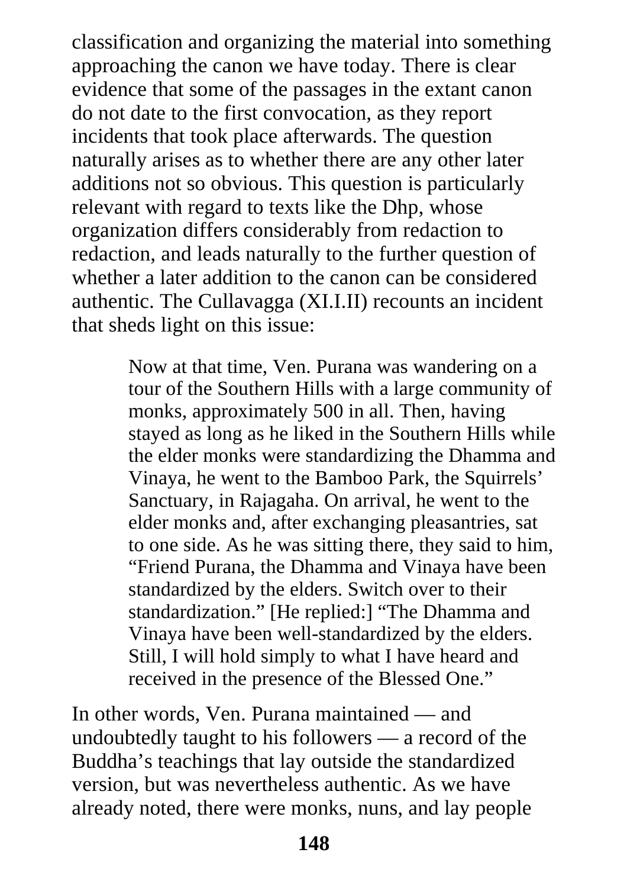classification and organizing the material into something approaching the canon we have today. There is clear evidence that some of the passages in the extant canon do not date to the first convocation, as they report incidents that took place afterwards. The question naturally arises as to whether there are any other later additions not so obvious. This question is particularly relevant with regard to texts like the Dhp, whose organization differs considerably from redaction to redaction, and leads naturally to the further question of whether a later addition to the canon can be considered authentic. The Cullavagga (XI.I.II) recounts an incident that sheds light on this issue:

> Now at that time, Ven. Purana was wandering on a tour of the Southern Hills with a large community of monks, approximately 500 in all. Then, having stayed as long as he liked in the Southern Hills while the elder monks were standardizing the Dhamma and Vinaya, he went to the Bamboo Park, the Squirrels' Sanctuary, in Rajagaha. On arrival, he went to the elder monks and, after exchanging pleasantries, sat to one side. As he was sitting there, they said to him, "Friend Purana, the Dhamma and Vinaya have been standardized by the elders. Switch over to their standardization." [He replied:] "The Dhamma and Vinaya have been well-standardized by the elders. Still, I will hold simply to what I have heard and received in the presence of the Blessed One."

In other words, Ven. Purana maintained — and undoubtedly taught to his followers — a record of the Buddha's teachings that lay outside the standardized version, but was nevertheless authentic. As we have already noted, there were monks, nuns, and lay people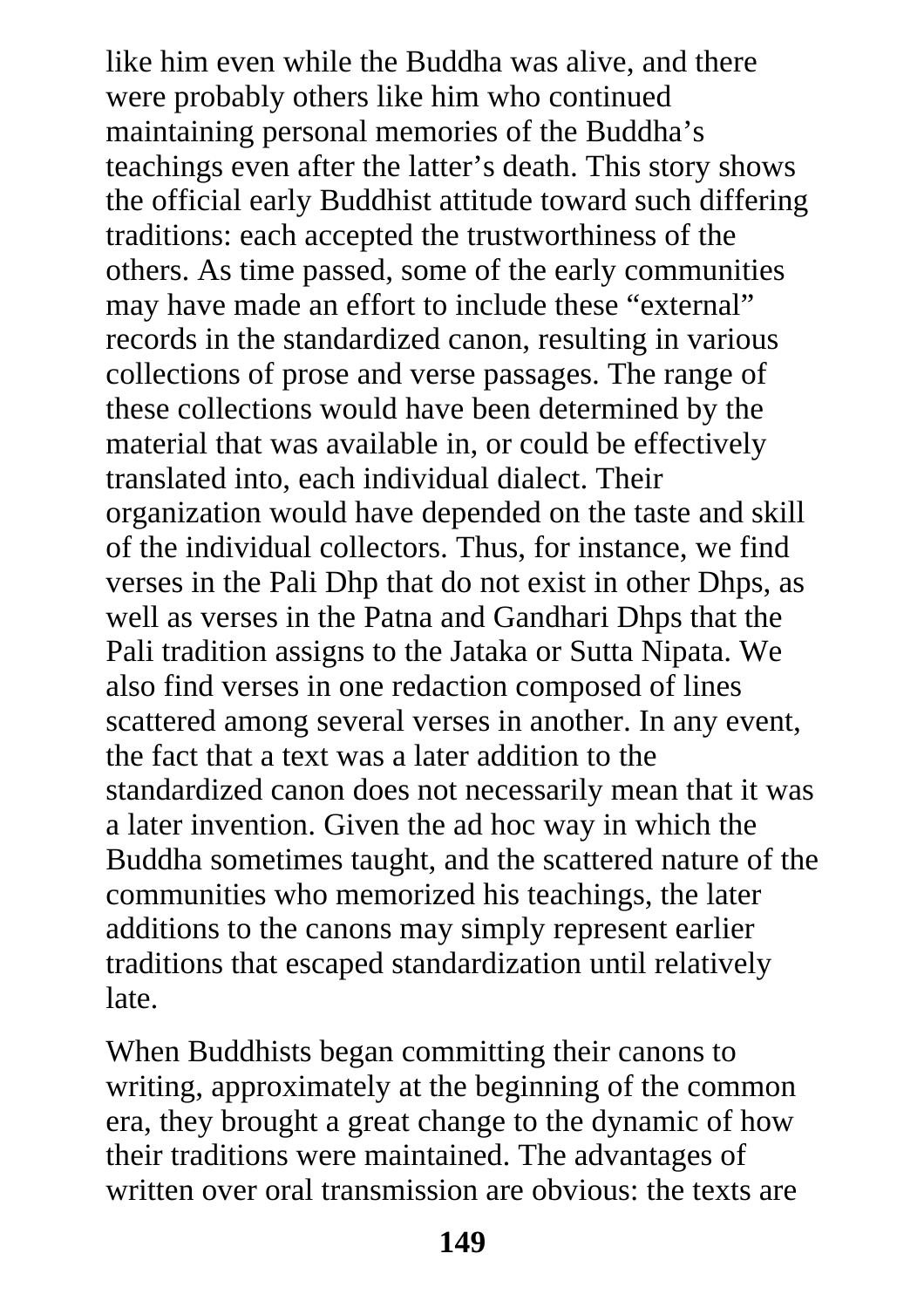like him even while the Buddha was alive, and there were probably others like him who continued maintaining personal memories of the Buddha’s teachings even after the latter’s death. This story shows the official early Buddhist attitude toward such differing traditions: each accepted the trustworthiness of the others. As time passed, some of the early communities may have made an effort to include these “external” records in the standardized canon, resulting in various collections of prose and verse passages. The range of these collections would have been determined by the material that was available in, or could be effectively translated into, each individual dialect. Their organization would have depended on the taste and skill of the individual collectors. Thus, for instance, we find verses in the Pali Dhp that do not exist in other Dhps, as well as verses in the Patna and Gandhari Dhps that the Pali tradition assigns to the Jataka or Sutta Nipata. We also find verses in one redaction composed of lines scattered among several verses in another. In any event, the fact that a text was a later addition to the standardized canon does not necessarily mean that it was a later invention. Given the ad hoc way in which the Buddha sometimes taught, and the scattered nature of the communities who memorized his teachings, the later additions to the canons may simply represent earlier traditions that escaped standardization until relatively late.

When Buddhists began committing their canons to writing, approximately at the beginning of the common era, they brought a great change to the dynamic of how their traditions were maintained. The advantages of written over oral transmission are obvious: the texts are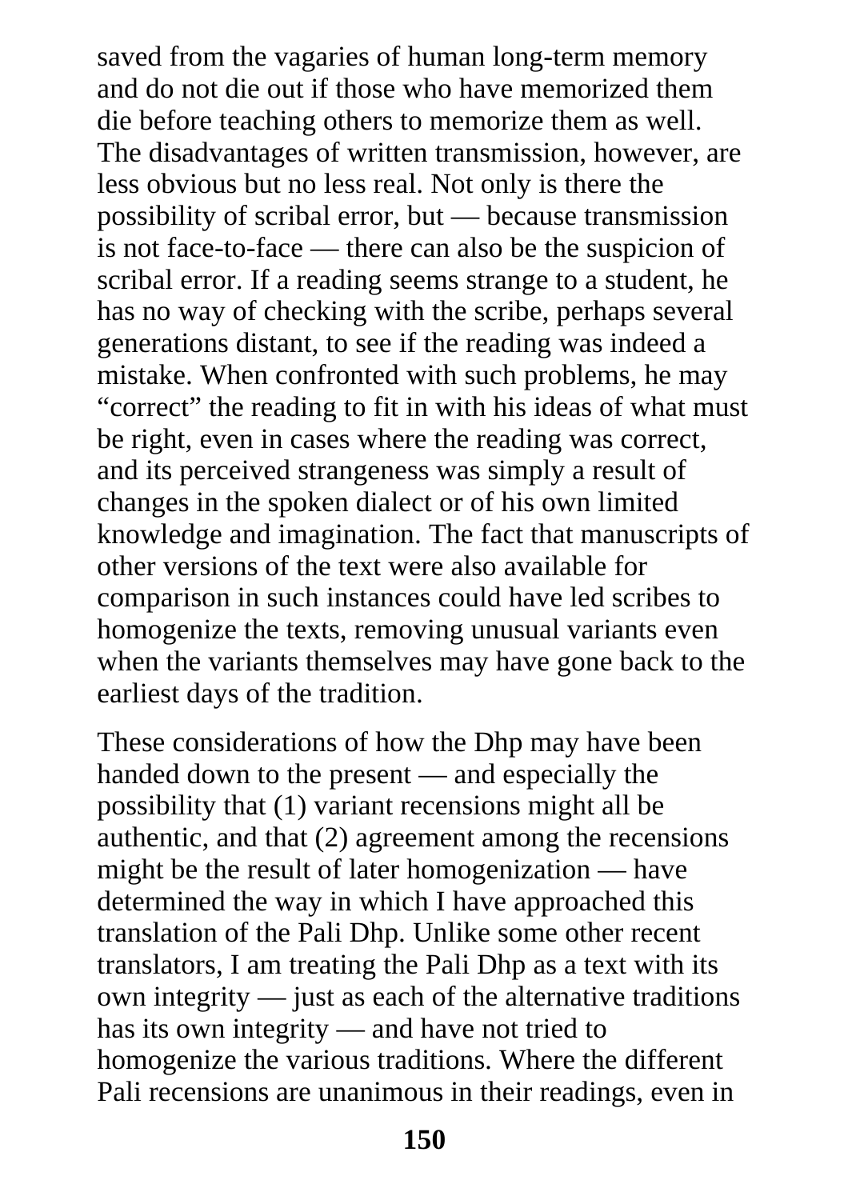saved from the vagaries of human long-term memory and do not die out if those who have memorized them die before teaching others to memorize them as well. The disadvantages of written transmission, however, are less obvious but no less real. Not only is there the possibility of scribal error, but — because transmission is not face-to-face — there can also be the suspicion of scribal error. If a reading seems strange to a student, he has no way of checking with the scribe, perhaps several generations distant, to see if the reading was indeed a mistake. When confronted with such problems, he may "correct" the reading to fit in with his ideas of what must be right, even in cases where the reading was correct, and its perceived strangeness was simply a result of changes in the spoken dialect or of his own limited knowledge and imagination. The fact that manuscripts of other versions of the text were also available for comparison in such instances could have led scribes to homogenize the texts, removing unusual variants even when the variants themselves may have gone back to the earliest days of the tradition.

These considerations of how the Dhp may have been handed down to the present — and especially the possibility that (1) variant recensions might all be authentic, and that (2) agreement among the recensions might be the result of later homogenization — have determined the way in which I have approached this translation of the Pali Dhp. Unlike some other recent translators, I am treating the Pali Dhp as a text with its own integrity — just as each of the alternative traditions has its own integrity — and have not tried to homogenize the various traditions. Where the different Pali recensions are unanimous in their readings, even in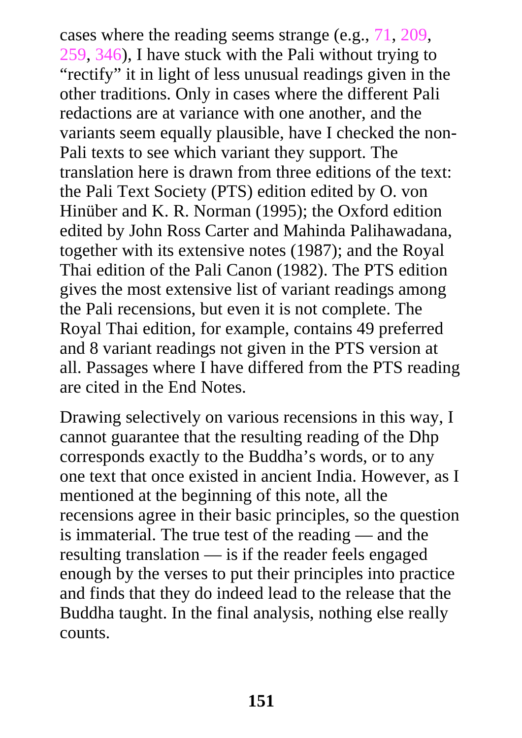cases where the reading seems strange (e.g., 71, 209, 259, 346), I have stuck with the Pali without trying to "rectify" it in light of less unusual readings given in the other traditions. Only in cases where the different Pali redactions are at variance with one another, and the variants seem equally plausible, have I checked the non-Pali texts to see which variant they support. The translation here is drawn from three editions of the text: the Pali Text Society (PTS) edition edited by O. von Hinüber and K. R. Norman (1995); the Oxford edition edited by John Ross Carter and Mahinda Palihawadana, together with its extensive notes (1987); and the Royal Thai edition of the Pali Canon (1982). The PTS edition gives the most extensive list of variant readings among the Pali recensions, but even it is not complete. The Royal Thai edition, for example, contains 49 preferred and 8 variant readings not given in the PTS version at all. Passages where I have differed from the PTS reading are cited in the End Notes.

Drawing selectively on various recensions in this way, I cannot guarantee that the resulting reading of the Dhp corresponds exactly to the Buddha's words, or to any one text that once existed in ancient India. However, as I mentioned at the beginning of this note, all the recensions agree in their basic principles, so the question is immaterial. The true test of the reading — and the resulting translation — is if the reader feels engaged enough by the verses to put their principles into practice and finds that they do indeed lead to the release that the Buddha taught. In the final analysis, nothing else really counts.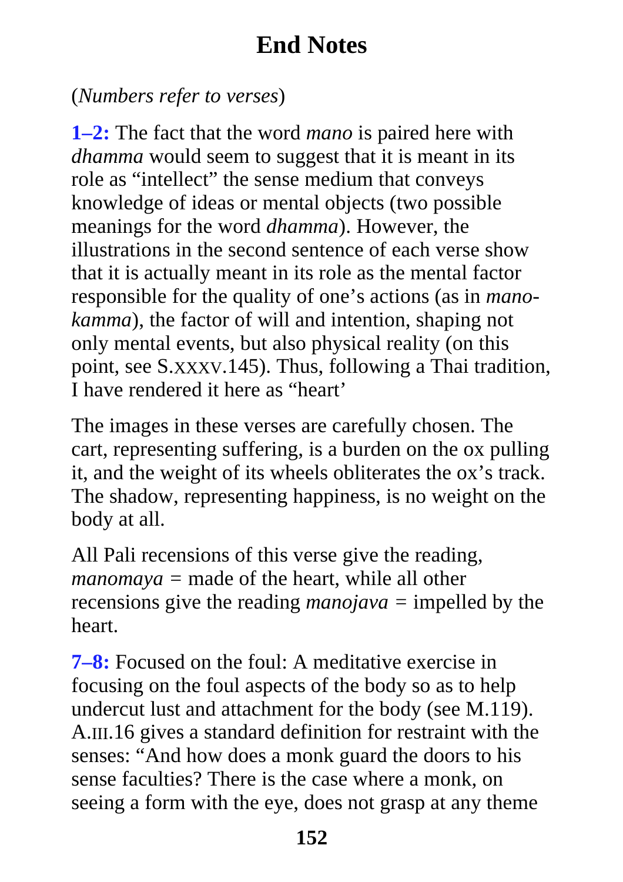# End Notes

(*Numbers refer to verses*)

**1–2:** The fact that the word *mano* is paired here with *dhamma* would seem to suggest that it is meant in its role as "intellect" the sense medium that conveys knowledge of ideas or mental objects (two possible meanings for the word *dhamma*). However, the illustrations in the second sentence of each verse show that it is actually meant in its role as the mental factor responsible for the quality of one's actions (as in *mano-kamma*), the factor of will and intention, shaping not only mental events, but also physical reality (on this point, see S.XXXV.145). Thus, following a Thai tradition, I have rendered it here as "heart'

The images in these verses are carefully chosen. The cart, representing suffering, is a burden on the ox pulling it, and the weight of its wheels obliterates the ox's track. The shadow, representing happiness, is no weight on the body at all.

All Pali recensions of this verse give the reading, *manomaya* = made of the heart, while all other recensions give the reading *manojava* = impelled by the heart.

**7–8:** Focused on the foul: A meditative exercise in focusing on the foul aspects of the body so as to help undercut lust and attachment for the body (see M.119). A.III.16 gives a standard definition for restraint with the senses: "And how does a monk guard the doors to his sense faculties? There is the case where a monk, on seeing a form with the eye, does not grasp at any theme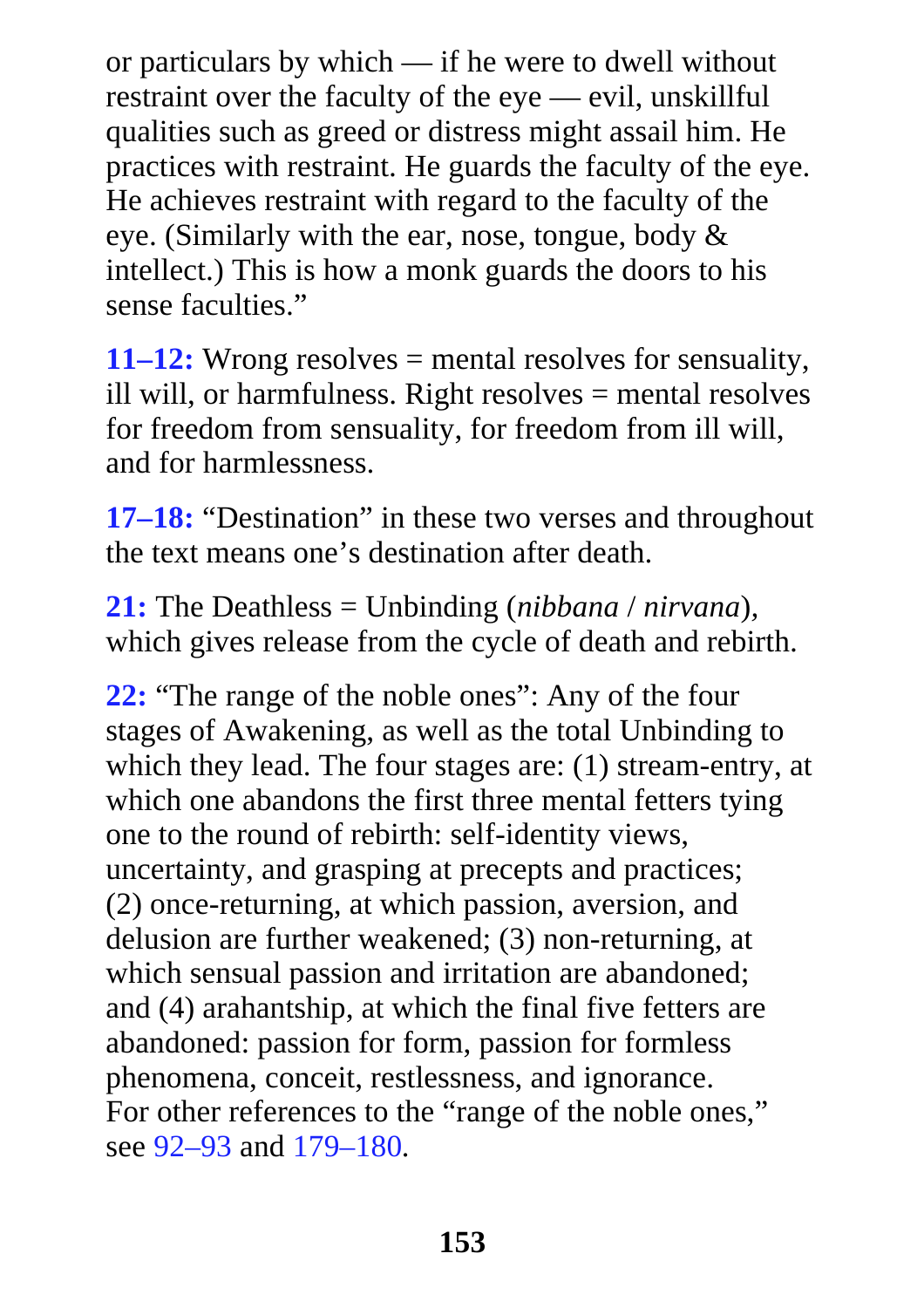or particulars by which — if he were to dwell without restraint over the faculty of the eye — evil, unskillful qualities such as greed or distress might assail him. He practices with restraint. He guards the faculty of the eye. He achieves restraint with regard to the faculty of the eye. (Similarly with the ear, nose, tongue, body & intellect.) This is how a monk guards the doors to his sense faculties."

**11–12:** Wrong resolves = mental resolves for sensuality, ill will, or harmfulness. Right resolves = mental resolves for freedom from sensuality, for freedom from ill will, and for harmlessness.

**17–18:** "Destination" in these two verses and throughout the text means one's destination after death.

**21:** The Deathless = Unbinding (*nibbana* / *nirvana*), which gives release from the cycle of death and rebirth.

**22:** "The range of the noble ones": Any of the four stages of Awakening, as well as the total Unbinding to which they lead. The four stages are: (1) stream-entry, at which one abandons the first three mental fetters tying one to the round of rebirth: self-identity views, uncertainty, and grasping at precepts and practices; (2) once-returning, at which passion, aversion, and delusion are further weakened; (3) non-returning, at which sensual passion and irritation are abandoned; and (4) arahantship, at which the final five fetters are abandoned: passion for form, passion for formless phenomena, conceit, restlessness, and ignorance.
For other references to the "range of the noble ones," see 92–93 and 179–180.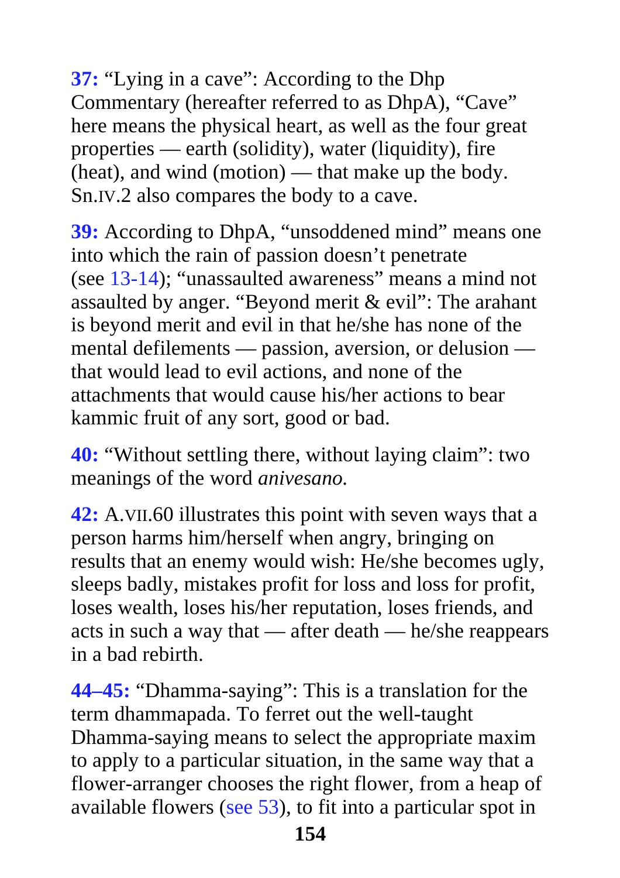**37:** “Lying in a cave”: According to the Dhp Commentary (hereafter referred to as DhpA), “Cave” here means the physical heart, as well as the four great properties — earth (solidity), water (liquidity), fire (heat), and wind (motion) — that make up the body. Sn.IV.2 also compares the body to a cave.

**39:** According to DhpA, “unsoddened mind” means one into which the rain of passion doesn’t penetrate (see 13-14); “unassaulted awareness” means a mind not assaulted by anger. “Beyond merit & evil”: The arahant is beyond merit and evil in that he/she has none of the mental defilements — passion, aversion, or delusion — that would lead to evil actions, and none of the attachments that would cause his/her actions to bear kammic fruit of any sort, good or bad.

**40:** “Without settling there, without laying claim”: two meanings of the word *anivesano.*

**42:** A.VII.60 illustrates this point with seven ways that a person harms him/herself when angry, bringing on results that an enemy would wish: He/she becomes ugly, sleeps badly, mistakes profit for loss and loss for profit, loses wealth, loses his/her reputation, loses friends, and acts in such a way that — after death — he/she reappears in a bad rebirth.

**44–45:** “Dhamma-saying”: This is a translation for the term dhammapada. To ferret out the well-taught Dhamma-saying means to select the appropriate maxim to apply to a particular situation, in the same way that a flower-arranger chooses the right flower, from a heap of available flowers (see 53), to fit into a particular spot in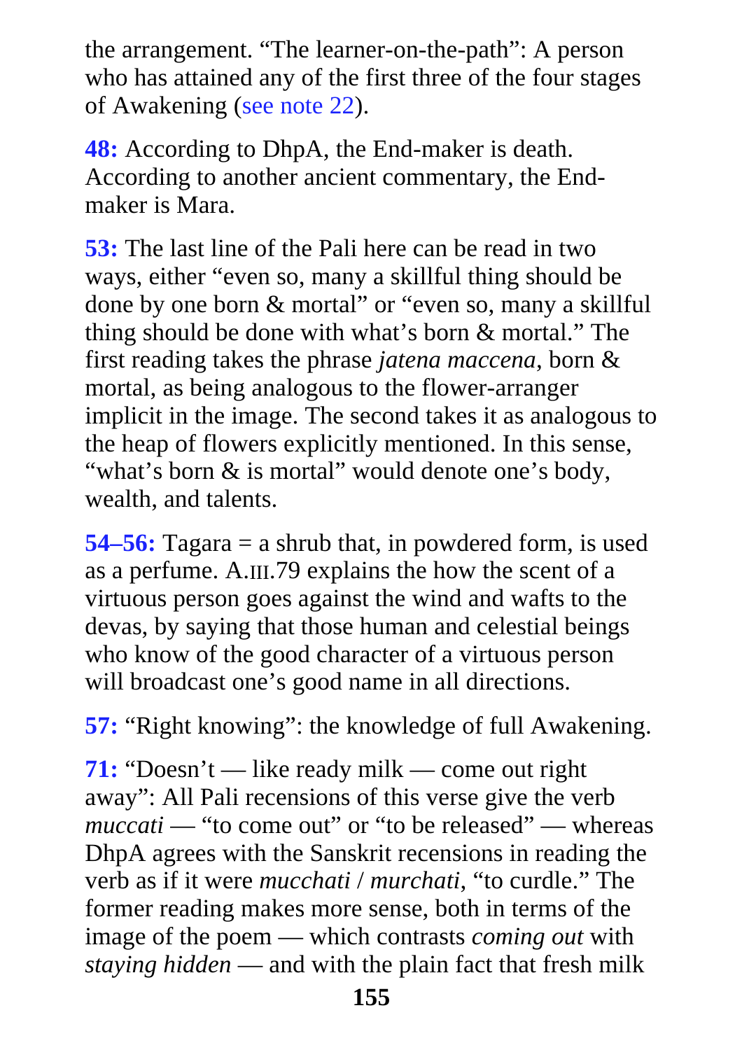the arrangement. "The learner-on-the-path": A person who has attained any of the first three of the four stages of Awakening (see note 22).

**48:** According to DhpA, the End-maker is death. According to another ancient commentary, the End-maker is Mara.

**53:** The last line of the Pali here can be read in two ways, either "even so, many a skillful thing should be done by one born & mortal" or "even so, many a skillful thing should be done with what's born & mortal." The first reading takes the phrase *jatena maccena*, born & mortal, as being analogous to the flower-arranger implicit in the image. The second takes it as analogous to the heap of flowers explicitly mentioned. In this sense, "what's born & is mortal" would denote one's body, wealth, and talents.

**54–56:** Tagara = a shrub that, in powdered form, is used as a perfume. A.III.79 explains the how the scent of a virtuous person goes against the wind and wafts to the devas, by saying that those human and celestial beings who know of the good character of a virtuous person will broadcast one's good name in all directions.

**57:** "Right knowing": the knowledge of full Awakening.

**71:** "Doesn't — like ready milk — come out right away": All Pali recensions of this verse give the verb *muccati* — "to come out" or "to be released" — whereas DhpA agrees with the Sanskrit recensions in reading the verb as if it were *mucchati* / *murchati*, "to curdle." The former reading makes more sense, both in terms of the image of the poem — which contrasts *coming out* with *staying hidden* — and with the plain fact that fresh milk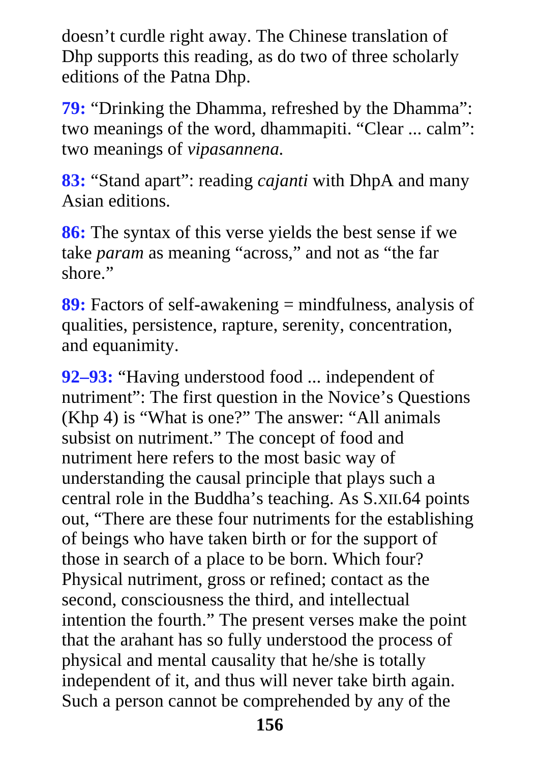doesn't curdle right away. The Chinese translation of Dhp supports this reading, as do two of three scholarly editions of the Patna Dhp.

**79:** "Drinking the Dhamma, refreshed by the Dhamma": two meanings of the word, dhammapiti. "Clear ... calm": two meanings of *vipasannena.*

**83:** "Stand apart": reading *cajanti* with DhpA and many Asian editions.

**86:** The syntax of this verse yields the best sense if we take *param* as meaning "across," and not as "the far shore."

**89:** Factors of self-awakening = mindfulness, analysis of qualities, persistence, rapture, serenity, concentration, and equanimity.

**92–93:** "Having understood food ... independent of nutriment": The first question in the Novice's Questions (Khp 4) is "What is one?" The answer: "All animals subsist on nutriment." The concept of food and nutriment here refers to the most basic way of understanding the causal principle that plays such a central role in the Buddha's teaching. As S.XII.64 points out, "There are these four nutriments for the establishing of beings who have taken birth or for the support of those in search of a place to be born. Which four? Physical nutriment, gross or refined; contact as the second, consciousness the third, and intellectual intention the fourth." The present verses make the point that the arahant has so fully understood the process of physical and mental causality that he/she is totally independent of it, and thus will never take birth again. Such a person cannot be comprehended by any of the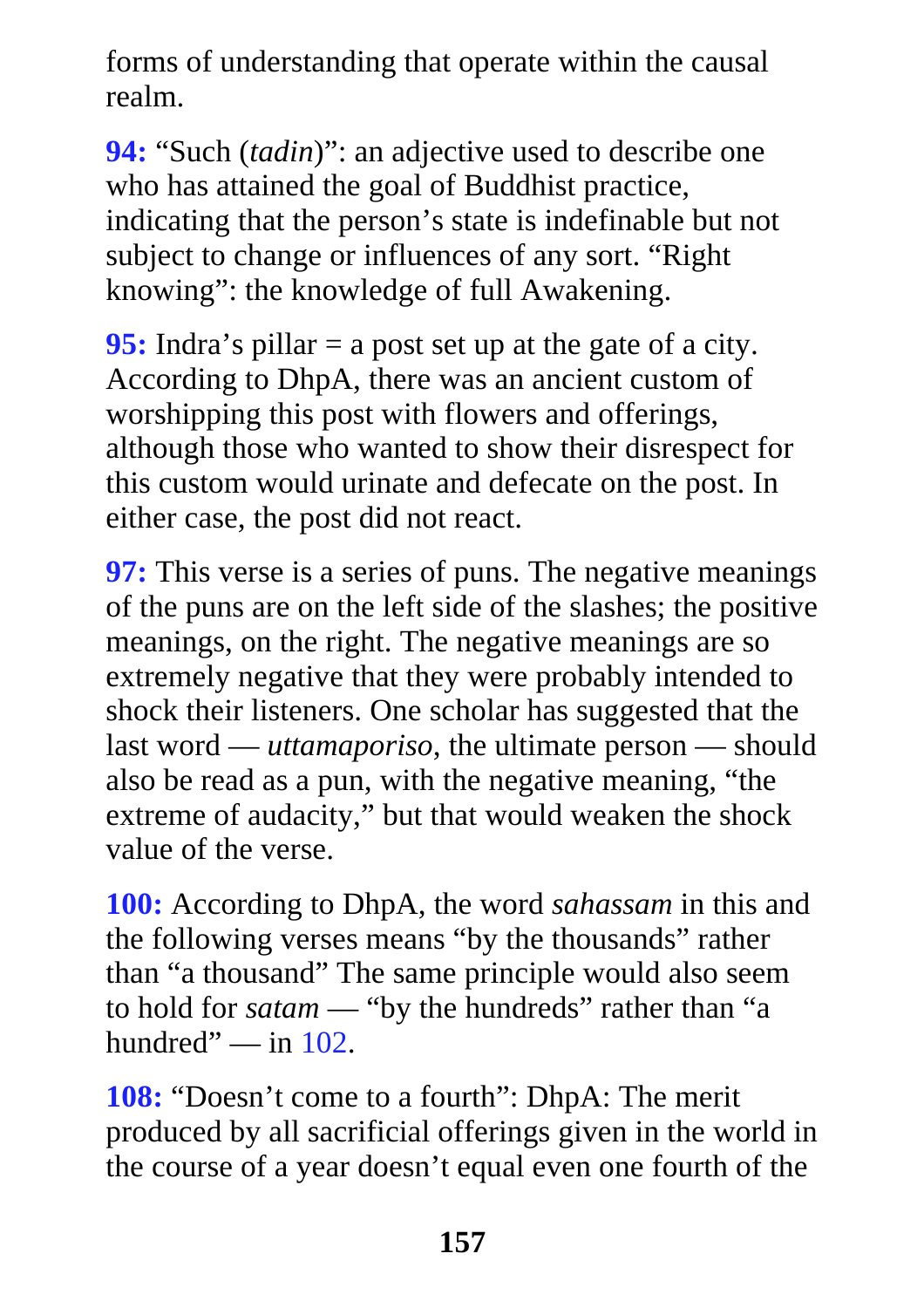forms of understanding that operate within the causal realm.

**94:** "Such (*tadin*)": an adjective used to describe one who has attained the goal of Buddhist practice, indicating that the person's state is indefinable but not subject to change or influences of any sort. "Right knowing": the knowledge of full Awakening.

**95:** Indra's pillar = a post set up at the gate of a city. According to DhpA, there was an ancient custom of worshipping this post with flowers and offerings, although those who wanted to show their disrespect for this custom would urinate and defecate on the post. In either case, the post did not react.

**97:** This verse is a series of puns. The negative meanings of the puns are on the left side of the slashes; the positive meanings, on the right. The negative meanings are so extremely negative that they were probably intended to shock their listeners. One scholar has suggested that the last word — *uttamaporiso*, the ultimate person — should also be read as a pun, with the negative meaning, "the extreme of audacity," but that would weaken the shock value of the verse.

**100:** According to DhpA, the word *sahassam* in this and the following verses means "by the thousands" rather than "a thousand" The same principle would also seem to hold for *satam* — "by the hundreds" rather than "a hundred" — in 102.

**108:** "Doesn't come to a fourth": DhpA: The merit produced by all sacrificial offerings given in the world in the course of a year doesn't equal even one fourth of the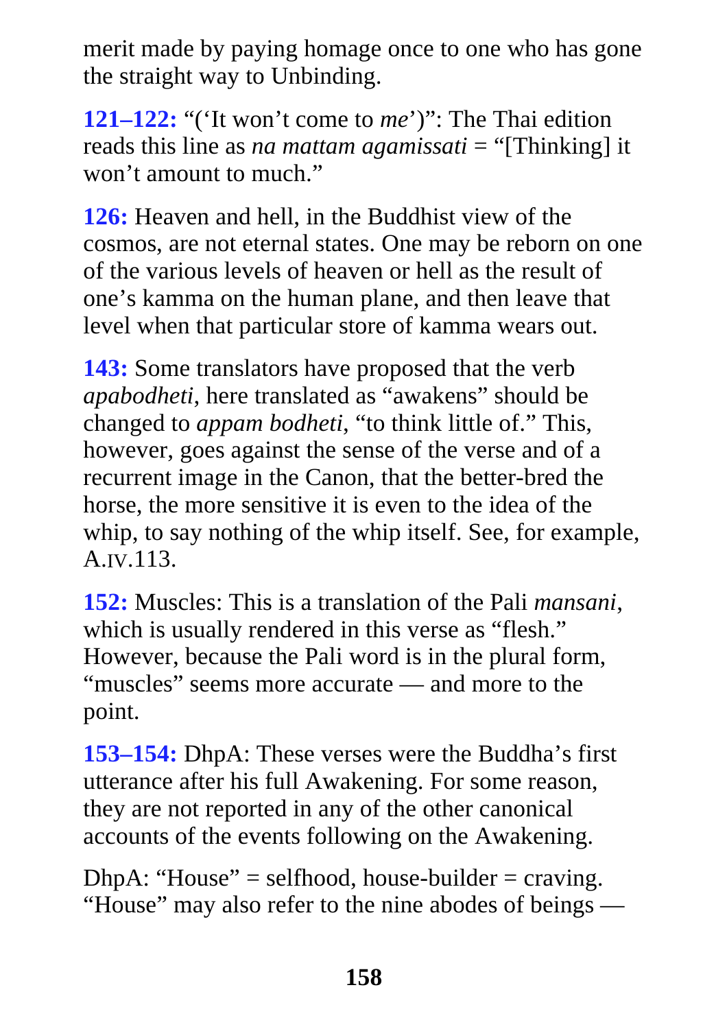merit made by paying homage once to one who has gone the straight way to Unbinding.

**121–122:** "('It won't come to *me*')": The Thai edition reads this line as *na mattam agamissati* = "[Thinking] it won't amount to much."

**126:** Heaven and hell, in the Buddhist view of the cosmos, are not eternal states. One may be reborn on one of the various levels of heaven or hell as the result of one's kamma on the human plane, and then leave that level when that particular store of kamma wears out.

**143:** Some translators have proposed that the verb *apabodheti*, here translated as "awakens" should be changed to *appam bodheti*, "to think little of." This, however, goes against the sense of the verse and of a recurrent image in the Canon, that the better-bred the horse, the more sensitive it is even to the idea of the whip, to say nothing of the whip itself. See, for example, A.IV.113.

**152:** Muscles: This is a translation of the Pali *mansani*, which is usually rendered in this verse as "flesh." However, because the Pali word is in the plural form, "muscles" seems more accurate — and more to the point.

**153–154:** DhpA: These verses were the Buddha's first utterance after his full Awakening. For some reason, they are not reported in any of the other canonical accounts of the events following on the Awakening.

DhpA: "House" = selfhood, house-builder = craving. "House" may also refer to the nine abodes of beings —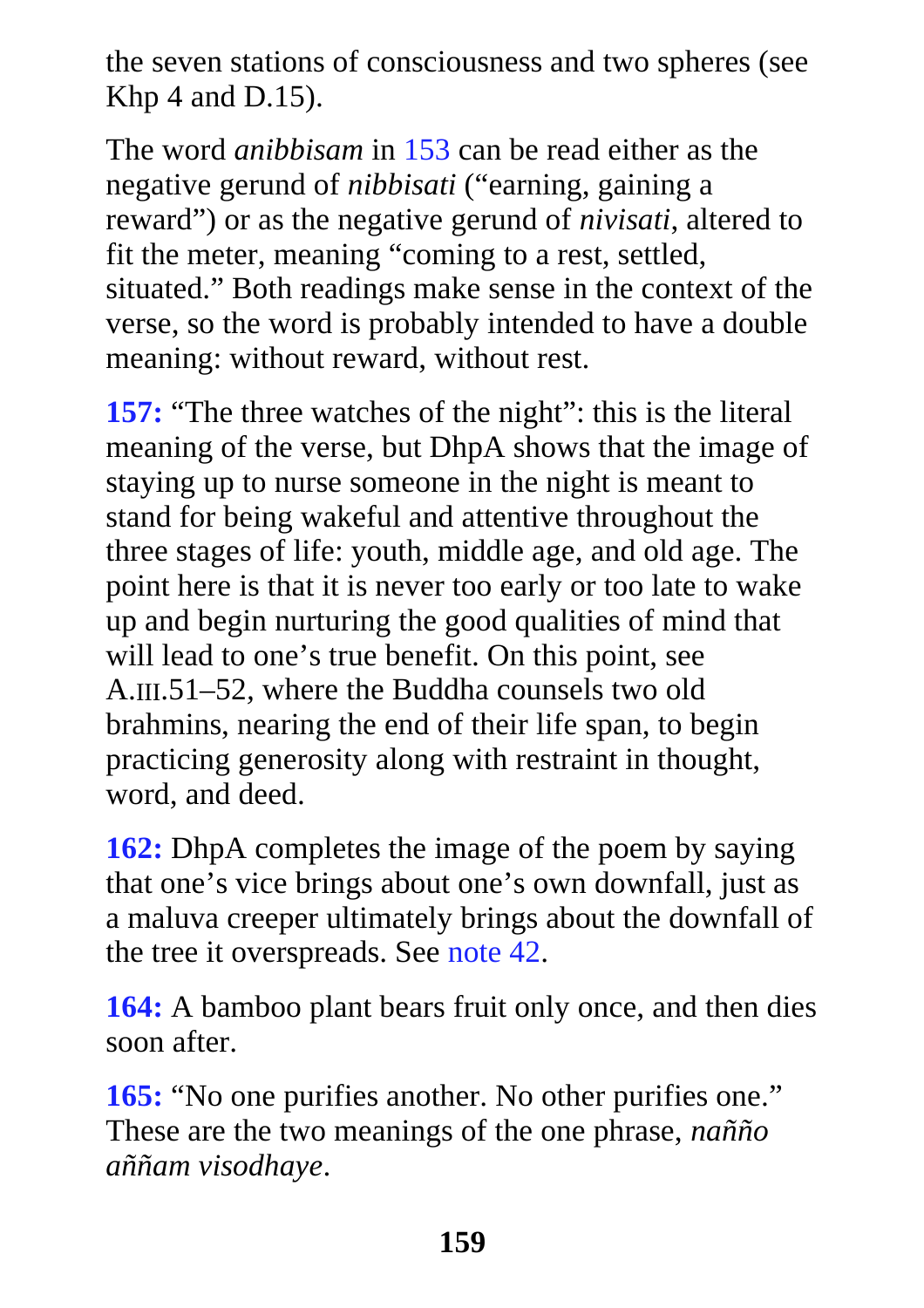the seven stations of consciousness and two spheres (see Khp 4 and D.15).

The word *anibbisam* in 153 can be read either as the negative gerund of *nibbisati* ("earning, gaining a reward") or as the negative gerund of *nivisati*, altered to fit the meter, meaning "coming to a rest, settled, situated." Both readings make sense in the context of the verse, so the word is probably intended to have a double meaning: without reward, without rest.

**157:** "The three watches of the night": this is the literal meaning of the verse, but DhpA shows that the image of staying up to nurse someone in the night is meant to stand for being wakeful and attentive throughout the three stages of life: youth, middle age, and old age. The point here is that it is never too early or too late to wake up and begin nurturing the good qualities of mind that will lead to one's true benefit. On this point, see A.III.51–52, where the Buddha counsels two old brahmins, nearing the end of their life span, to begin practicing generosity along with restraint in thought, word, and deed.

**162:** DhpA completes the image of the poem by saying that one's vice brings about one's own downfall, just as a maluva creeper ultimately brings about the downfall of the tree it overspreads. See note 42.

**164:** A bamboo plant bears fruit only once, and then dies soon after.

**165:** "No one purifies another. No other purifies one." These are the two meanings of the one phrase, *nañño aññam visodhaye*.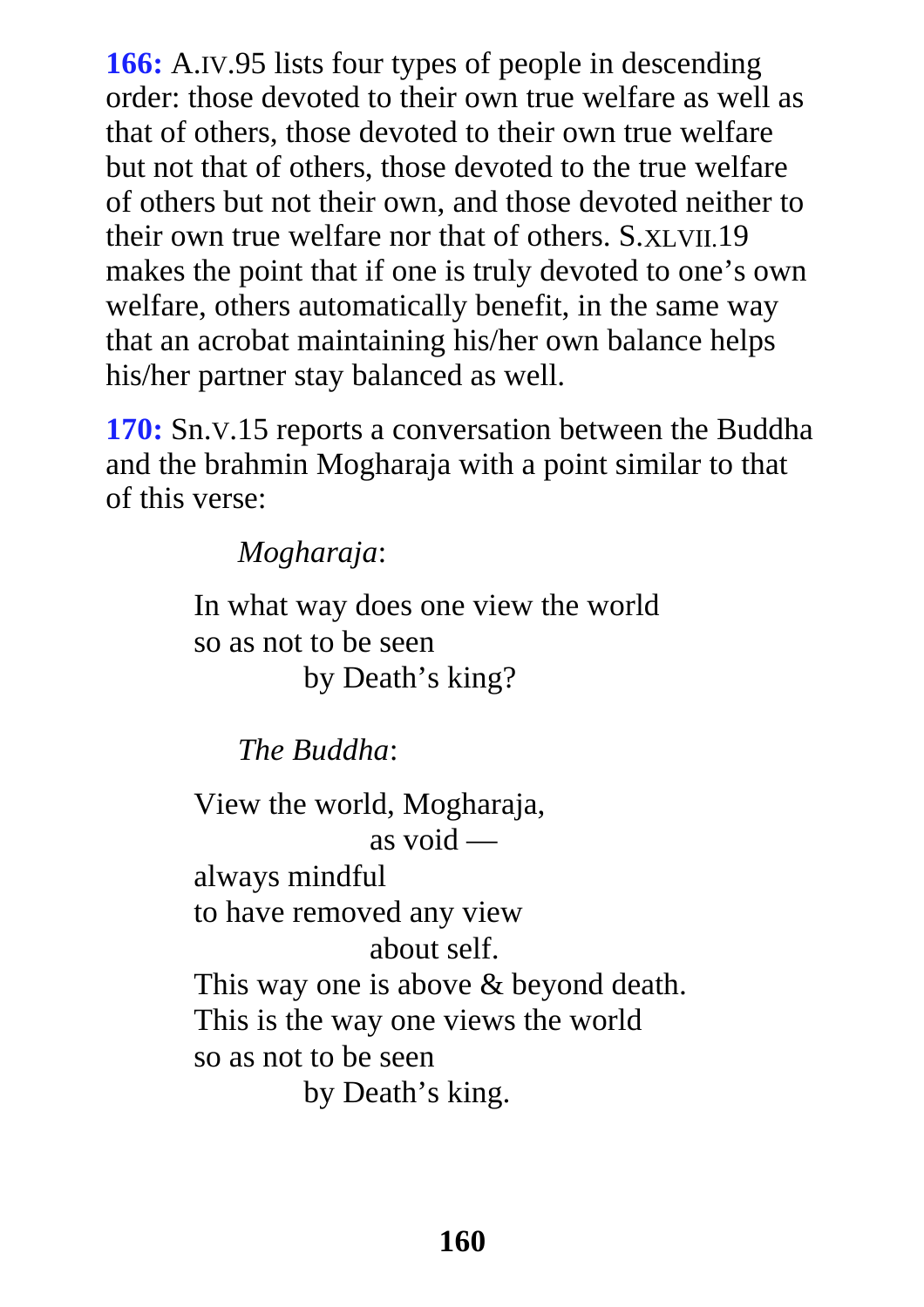**166:** A.IV.95 lists four types of people in descending order: those devoted to their own true welfare as well as that of others, those devoted to their own true welfare but not that of others, those devoted to the true welfare of others but not their own, and those devoted neither to their own true welfare nor that of others. S.XLVII.19 makes the point that if one is truly devoted to one's own welfare, others automatically benefit, in the same way that an acrobat maintaining his/her own balance helps his/her partner stay balanced as well.

**170:** Sn.V.15 reports a conversation between the Buddha and the brahmin Mogharaja with a point similar to that of this verse:

> *Mogharaja*:
>
> In what way does one view the world  
> so as not to be seen  
> by Death's king?
>
> *The Buddha*:
>
> View the world, Mogharaja,  
> as void —  
> always mindful  
> to have removed any view  
> about self.  
> This way one is above & beyond death.  
> This is the way one views the world  
> so as not to be seen  
> by Death's king.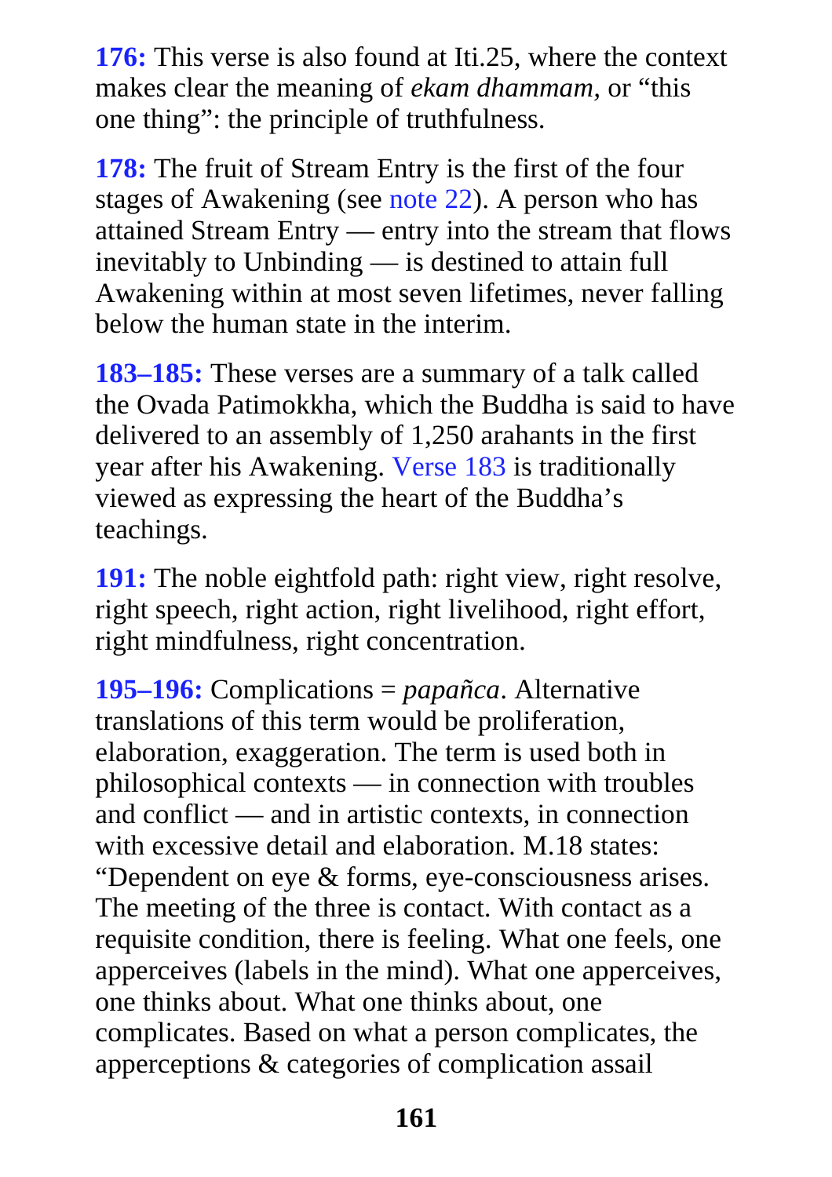**176:** This verse is also found at Iti.25, where the context makes clear the meaning of *ekam dhammam,* or "this one thing": the principle of truthfulness.

**178:** The fruit of Stream Entry is the first of the four stages of Awakening (see note 22). A person who has attained Stream Entry — entry into the stream that flows inevitably to Unbinding — is destined to attain full Awakening within at most seven lifetimes, never falling below the human state in the interim.

**183–185:** These verses are a summary of a talk called the Ovada Patimokkha, which the Buddha is said to have delivered to an assembly of 1,250 arahants in the first year after his Awakening. Verse 183 is traditionally viewed as expressing the heart of the Buddha's teachings.

**191:** The noble eightfold path: right view, right resolve, right speech, right action, right livelihood, right effort, right mindfulness, right concentration.

**195–196:** Complications = *papañca*. Alternative translations of this term would be proliferation, elaboration, exaggeration. The term is used both in philosophical contexts — in connection with troubles and conflict — and in artistic contexts, in connection with excessive detail and elaboration. M.18 states: "Dependent on eye & forms, eye-consciousness arises. The meeting of the three is contact. With contact as a requisite condition, there is feeling. What one feels, one apperceives (labels in the mind). What one apperceives, one thinks about. What one thinks about, one complicates. Based on what a person complicates, the apperceptions & categories of complication assail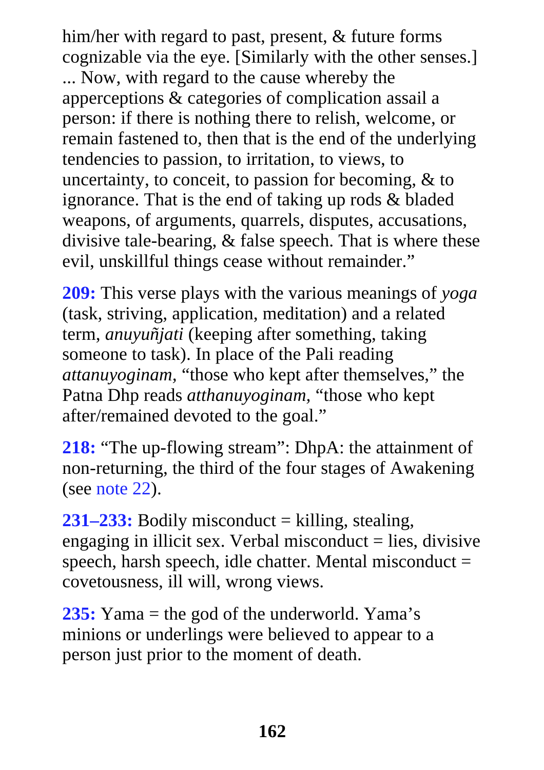him/her with regard to past, present, & future forms cognizable via the eye. [Similarly with the other senses.] ... Now, with regard to the cause whereby the apperceptions & categories of complication assail a person: if there is nothing there to relish, welcome, or remain fastened to, then that is the end of the underlying tendencies to passion, to irritation, to views, to uncertainty, to conceit, to passion for becoming, & to ignorance. That is the end of taking up rods & bladed weapons, of arguments, quarrels, disputes, accusations, divisive tale-bearing, & false speech. That is where these evil, unskillful things cease without remainder."

**209:** This verse plays with the various meanings of *yoga* (task, striving, application, meditation) and a related term, *anuyuñjati* (keeping after something, taking someone to task). In place of the Pali reading *attanuyoginam,* "those who kept after themselves," the Patna Dhp reads *atthanuyoginam,* "those who kept after/remained devoted to the goal."

**218:** "The up-flowing stream": DhpA: the attainment of non-returning, the third of the four stages of Awakening (see note 22).

**231–233:** Bodily misconduct = killing, stealing, engaging in illicit sex. Verbal misconduct = lies, divisive speech, harsh speech, idle chatter. Mental misconduct = covetousness, ill will, wrong views.

**235:** Yama = the god of the underworld. Yama's minions or underlings were believed to appear to a person just prior to the moment of death.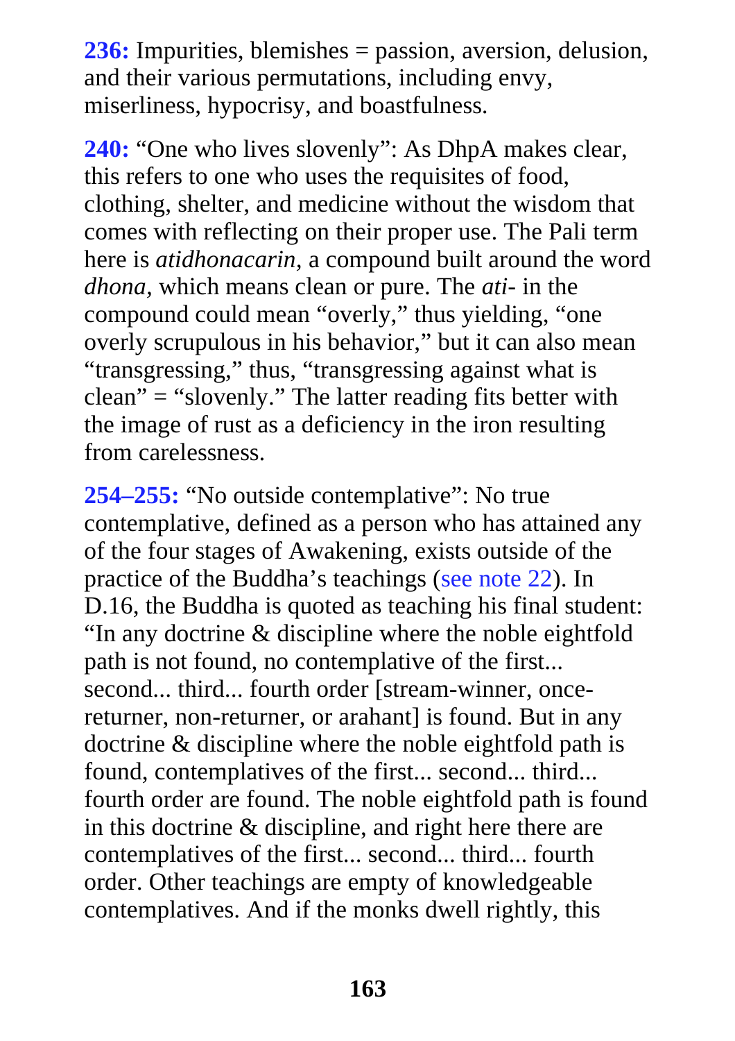**236:** Impurities, blemishes = passion, aversion, delusion, and their various permutations, including envy, miserliness, hypocrisy, and boastfulness.

**240:** “One who lives slovenly”: As DhpA makes clear, this refers to one who uses the requisites of food, clothing, shelter, and medicine without the wisdom that comes with reflecting on their proper use. The Pali term here is *atidhonacarin,* a compound built around the word *dhona,* which means clean or pure. The *ati-* in the compound could mean “overly,” thus yielding, “one overly scrupulous in his behavior,” but it can also mean “transgressing,” thus, “transgressing against what is clean” = “slovenly.” The latter reading fits better with the image of rust as a deficiency in the iron resulting from carelessness.

**254–255:** “No outside contemplative”: No true contemplative, defined as a person who has attained any of the four stages of Awakening, exists outside of the practice of the Buddha’s teachings (see note 22). In D.16, the Buddha is quoted as teaching his final student: “In any doctrine & discipline where the noble eightfold path is not found, no contemplative of the first... second... third... fourth order [stream-winner, once-returner, non-returner, or arahant] is found. But in any doctrine & discipline where the noble eightfold path is found, contemplatives of the first... second... third... fourth order are found. The noble eightfold path is found in this doctrine & discipline, and right here there are contemplatives of the first... second... third... fourth order. Other teachings are empty of knowledgeable contemplatives. And if the monks dwell rightly, this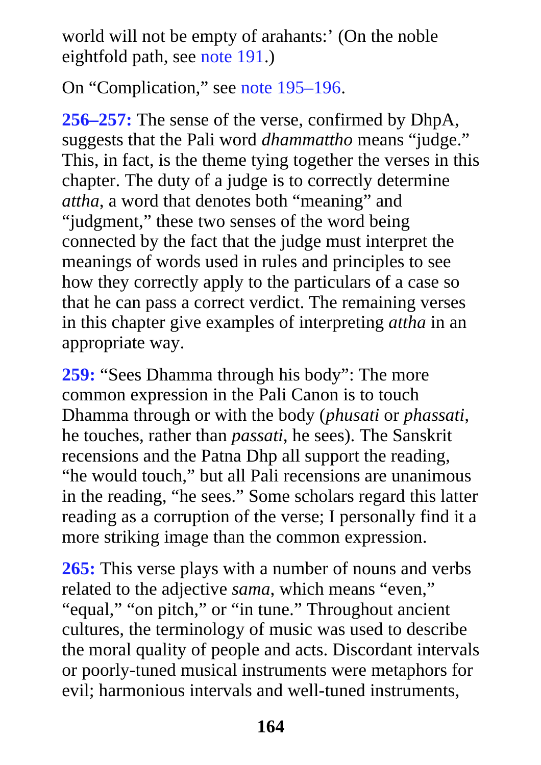world will not be empty of arahants:' (On the noble eightfold path, see note 191.)

On "Complication," see note 195–196.

**256–257:** The sense of the verse, confirmed by DhpA, suggests that the Pali word *dhammattho* means "judge." This, in fact, is the theme tying together the verses in this chapter. The duty of a judge is to correctly determine *attha*, a word that denotes both "meaning" and "judgment," these two senses of the word being connected by the fact that the judge must interpret the meanings of words used in rules and principles to see how they correctly apply to the particulars of a case so that he can pass a correct verdict. The remaining verses in this chapter give examples of interpreting *attha* in an appropriate way.

**259:** "Sees Dhamma through his body": The more common expression in the Pali Canon is to touch Dhamma through or with the body (*phusati* or *phassati*, he touches, rather than *passati*, he sees). The Sanskrit recensions and the Patna Dhp all support the reading, "he would touch," but all Pali recensions are unanimous in the reading, "he sees." Some scholars regard this latter reading as a corruption of the verse; I personally find it a more striking image than the common expression.

**265:** This verse plays with a number of nouns and verbs related to the adjective *sama*, which means "even," "equal," "on pitch," or "in tune." Throughout ancient cultures, the terminology of music was used to describe the moral quality of people and acts. Discordant intervals or poorly-tuned musical instruments were metaphors for evil; harmonious intervals and well-tuned instruments,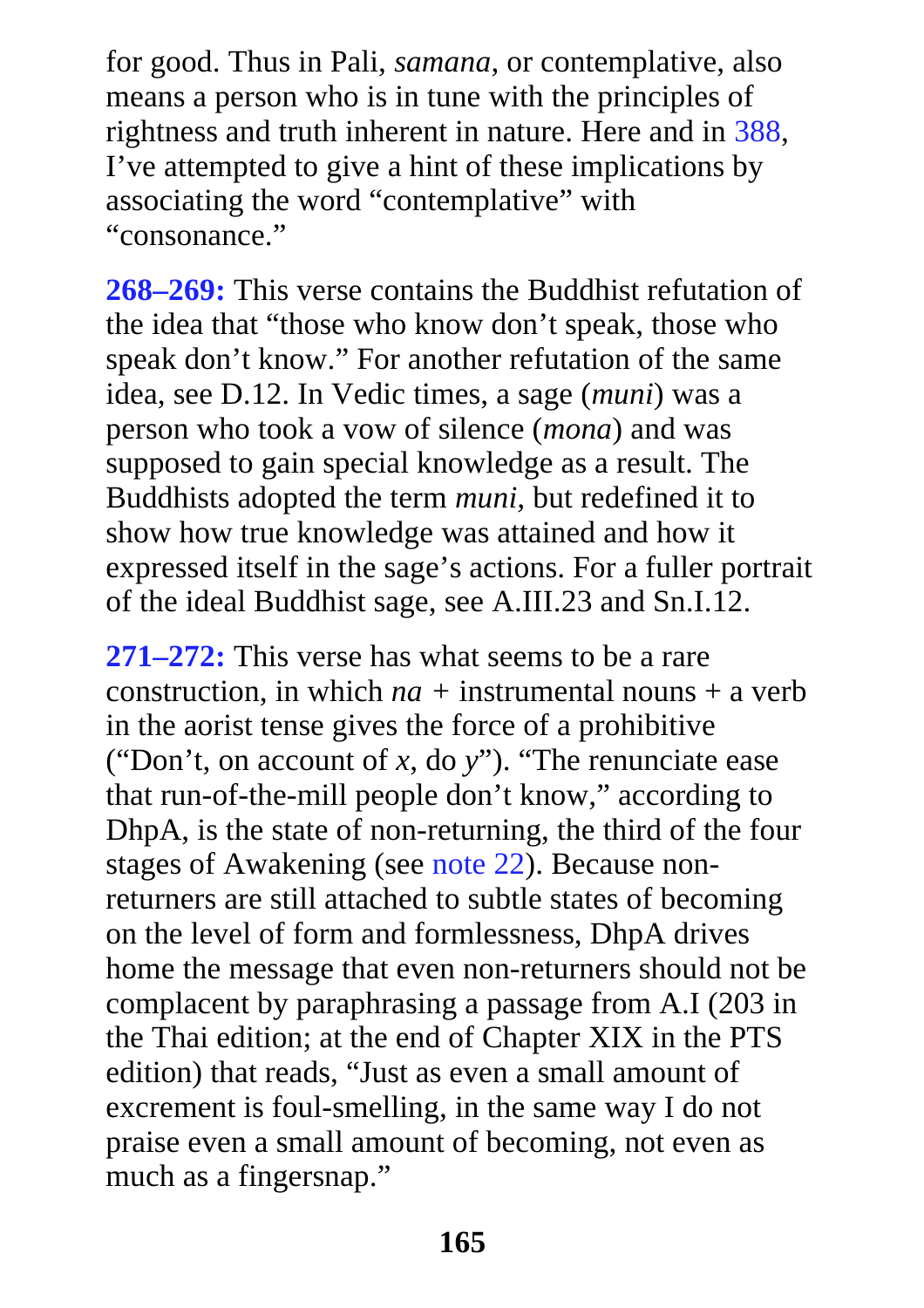for good. Thus in Pali, *samana*, or contemplative, also means a person who is in tune with the principles of rightness and truth inherent in nature. Here and in 388, I've attempted to give a hint of these implications by associating the word "contemplative" with "consonance."

**268–269:** This verse contains the Buddhist refutation of the idea that "those who know don't speak, those who speak don't know." For another refutation of the same idea, see D.12. In Vedic times, a sage (*muni*) was a person who took a vow of silence (*mona*) and was supposed to gain special knowledge as a result. The Buddhists adopted the term *muni*, but redefined it to show how true knowledge was attained and how it expressed itself in the sage's actions. For a fuller portrait of the ideal Buddhist sage, see A.III.23 and Sn.I.12.

**271–272:** This verse has what seems to be a rare construction, in which *na* + instrumental nouns + a verb in the aorist tense gives the force of a prohibitive ("Don't, on account of *x*, do *y*"). "The renunciate ease that run-of-the-mill people don't know," according to DhpA, is the state of non-returning, the third of the four stages of Awakening (see note 22). Because non-returners are still attached to subtle states of becoming on the level of form and formlessness, DhpA drives home the message that even non-returners should not be complacent by paraphrasing a passage from A.I (203 in the Thai edition; at the end of Chapter XIX in the PTS edition) that reads, "Just as even a small amount of excrement is foul-smelling, in the same way I do not praise even a small amount of becoming, not even as much as a fingersnap."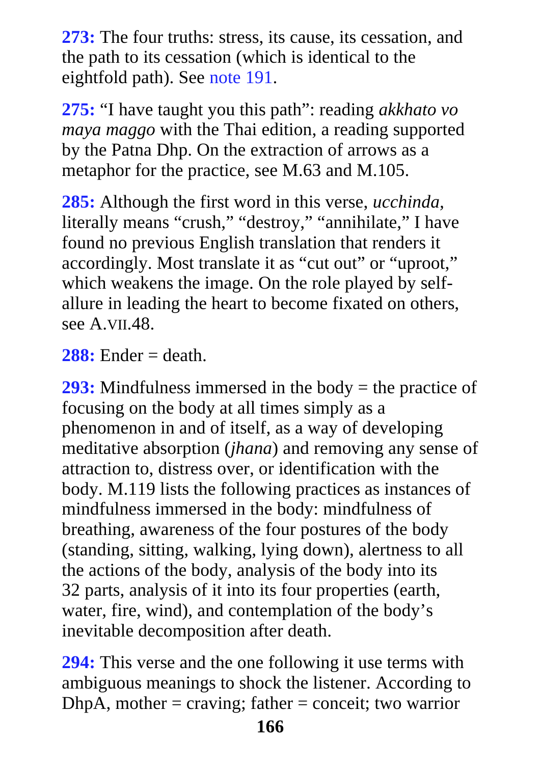**273:** The four truths: stress, its cause, its cessation, and the path to its cessation (which is identical to the eightfold path). See note 191.

**275:** "I have taught you this path": reading *akkhato vo maya maggo* with the Thai edition, a reading supported by the Patna Dhp. On the extraction of arrows as a metaphor for the practice, see M.63 and M.105.

**285:** Although the first word in this verse, *ucchinda*, literally means "crush," "destroy," "annihilate," I have found no previous English translation that renders it accordingly. Most translate it as "cut out" or "uproot," which weakens the image. On the role played by self-allure in leading the heart to become fixated on others, see A.VII.48.

**288:** Ender = death.

**293:** Mindfulness immersed in the body = the practice of focusing on the body at all times simply as a phenomenon in and of itself, as a way of developing meditative absorption (*jhana*) and removing any sense of attraction to, distress over, or identification with the body. M.119 lists the following practices as instances of mindfulness immersed in the body: mindfulness of breathing, awareness of the four postures of the body (standing, sitting, walking, lying down), alertness to all the actions of the body, analysis of the body into its 32 parts, analysis of it into its four properties (earth, water, fire, wind), and contemplation of the body's inevitable decomposition after death.

**294:** This verse and the one following it use terms with ambiguous meanings to shock the listener. According to DhpA, mother = craving; father = conceit; two warrior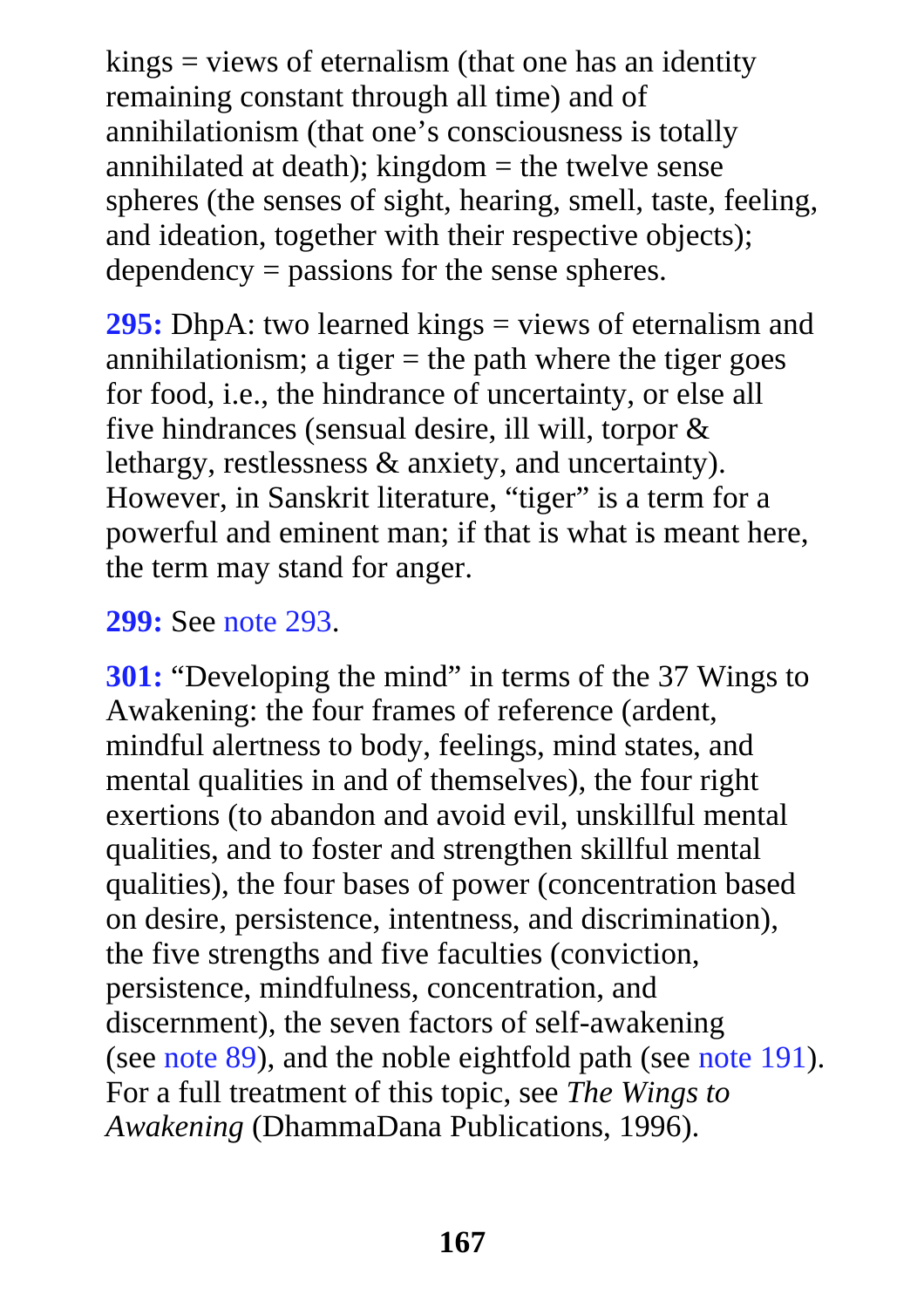kings = views of eternalism (that one has an identity remaining constant through all time) and of annihilationism (that one's consciousness is totally annihilated at death); kingdom = the twelve sense spheres (the senses of sight, hearing, smell, taste, feeling, and ideation, together with their respective objects); dependency = passions for the sense spheres.

**295:** DhpA: two learned kings = views of eternalism and annihilationism; a tiger = the path where the tiger goes for food, i.e., the hindrance of uncertainty, or else all five hindrances (sensual desire, ill will, torpor & lethargy, restlessness & anxiety, and uncertainty). However, in Sanskrit literature, "tiger" is a term for a powerful and eminent man; if that is what is meant here, the term may stand for anger.

**299:** See note 293.

**301:** "Developing the mind" in terms of the 37 Wings to Awakening: the four frames of reference (ardent, mindful alertness to body, feelings, mind states, and mental qualities in and of themselves), the four right exertions (to abandon and avoid evil, unskillful mental qualities, and to foster and strengthen skillful mental qualities), the four bases of power (concentration based on desire, persistence, intentness, and discrimination), the five strengths and five faculties (conviction, persistence, mindfulness, concentration, and discernment), the seven factors of self-awakening (see note 89), and the noble eightfold path (see note 191). For a full treatment of this topic, see *The Wings to Awakening* (DhammaDana Publications, 1996).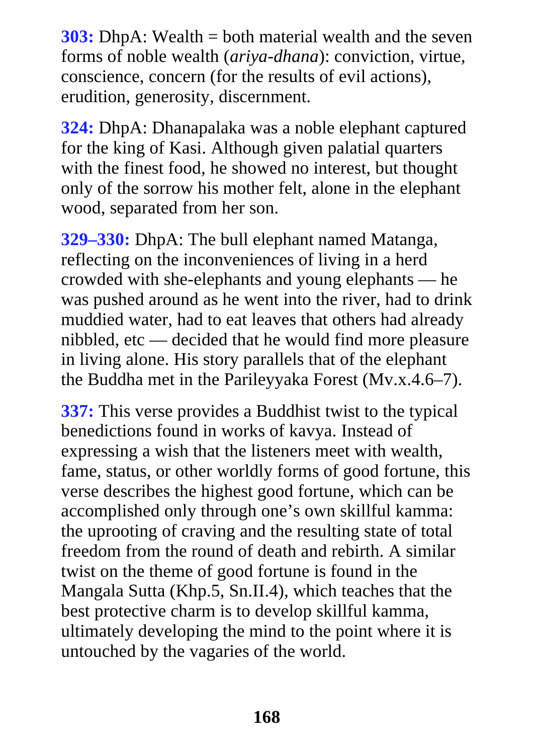**303:** DhpA: Wealth = both material wealth and the seven forms of noble wealth (*ariya-dhana*): conviction, virtue, conscience, concern (for the results of evil actions), erudition, generosity, discernment.

**324:** DhpA: Dhanapalaka was a noble elephant captured for the king of Kasi. Although given palatial quarters with the finest food, he showed no interest, but thought only of the sorrow his mother felt, alone in the elephant wood, separated from her son.

**329–330:** DhpA: The bull elephant named Matanga, reflecting on the inconveniences of living in a herd crowded with she-elephants and young elephants — he was pushed around as he went into the river, had to drink muddied water, had to eat leaves that others had already nibbled, etc — decided that he would find more pleasure in living alone. His story parallels that of the elephant the Buddha met in the Parileyyaka Forest (Mv.x.4.6–7).

**337:** This verse provides a Buddhist twist to the typical benedictions found in works of kavya. Instead of expressing a wish that the listeners meet with wealth, fame, status, or other worldly forms of good fortune, this verse describes the highest good fortune, which can be accomplished only through one's own skillful kamma: the uprooting of craving and the resulting state of total freedom from the round of death and rebirth. A similar twist on the theme of good fortune is found in the Mangala Sutta (Khp.5, Sn.II.4), which teaches that the best protective charm is to develop skillful kamma, ultimately developing the mind to the point where it is untouched by the vagaries of the world.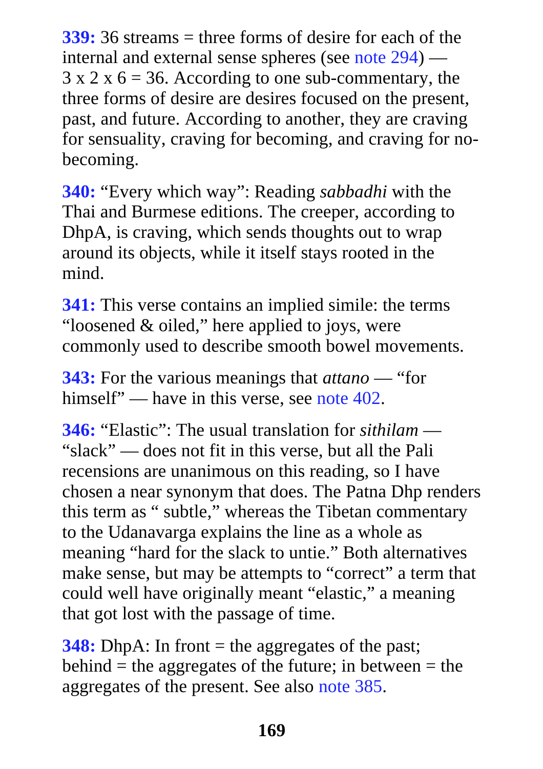**339:** 36 streams = three forms of desire for each of the internal and external sense spheres (see note 294) — 3 x 2 x 6 = 36. According to one sub-commentary, the three forms of desire are desires focused on the present, past, and future. According to another, they are craving for sensuality, craving for becoming, and craving for no-becoming.

**340:** “Every which way”: Reading *sabbadhi* with the Thai and Burmese editions. The creeper, according to DhpA, is craving, which sends thoughts out to wrap around its objects, while it itself stays rooted in the mind.

**341:** This verse contains an implied simile: the terms “loosened & oiled,” here applied to joys, were commonly used to describe smooth bowel movements.

**343:** For the various meanings that *attano* — “for himself” — have in this verse, see note 402.

**346:** “Elastic”: The usual translation for *sithilam* — “slack” — does not fit in this verse, but all the Pali recensions are unanimous on this reading, so I have chosen a near synonym that does. The Patna Dhp renders this term as “ subtle,” whereas the Tibetan commentary to the Udanavarga explains the line as a whole as meaning “hard for the slack to untie.” Both alternatives make sense, but may be attempts to “correct” a term that could well have originally meant “elastic,” a meaning that got lost with the passage of time.

**348:** DhpA: In front = the aggregates of the past; behind = the aggregates of the future; in between = the aggregates of the present. See also note 385.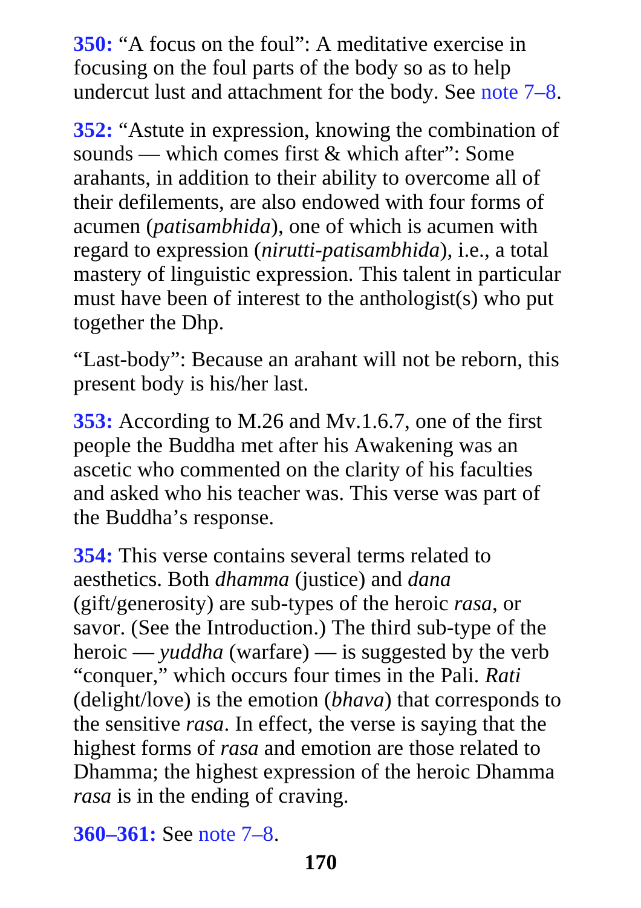**350:** “A focus on the foul”: A meditative exercise in focusing on the foul parts of the body so as to help undercut lust and attachment for the body. See note 7–8.

**352:** “Astute in expression, knowing the combination of sounds — which comes first & which after”: Some arahants, in addition to their ability to overcome all of their defilements, are also endowed with four forms of acumen (*patisambhida*), one of which is acumen with regard to expression (*nirutti-patisambhida*), i.e., a total mastery of linguistic expression. This talent in particular must have been of interest to the anthologist(s) who put together the Dhp.

“Last-body”: Because an arahant will not be reborn, this present body is his/her last.

**353:** According to M.26 and Mv.1.6.7, one of the first people the Buddha met after his Awakening was an ascetic who commented on the clarity of his faculties and asked who his teacher was. This verse was part of the Buddha’s response.

**354:** This verse contains several terms related to aesthetics. Both *dhamma* (justice) and *dana* (gift/generosity) are sub-types of the heroic *rasa*, or savor. (See the Introduction.) The third sub-type of the heroic — *yuddha* (warfare) — is suggested by the verb “conquer,” which occurs four times in the Pali. *Rati* (delight/love) is the emotion (*bhava*) that corresponds to the sensitive *rasa*. In effect, the verse is saying that the highest forms of *rasa* and emotion are those related to Dhamma; the highest expression of the heroic Dhamma *rasa* is in the ending of craving.

**360–361:** See note 7–8.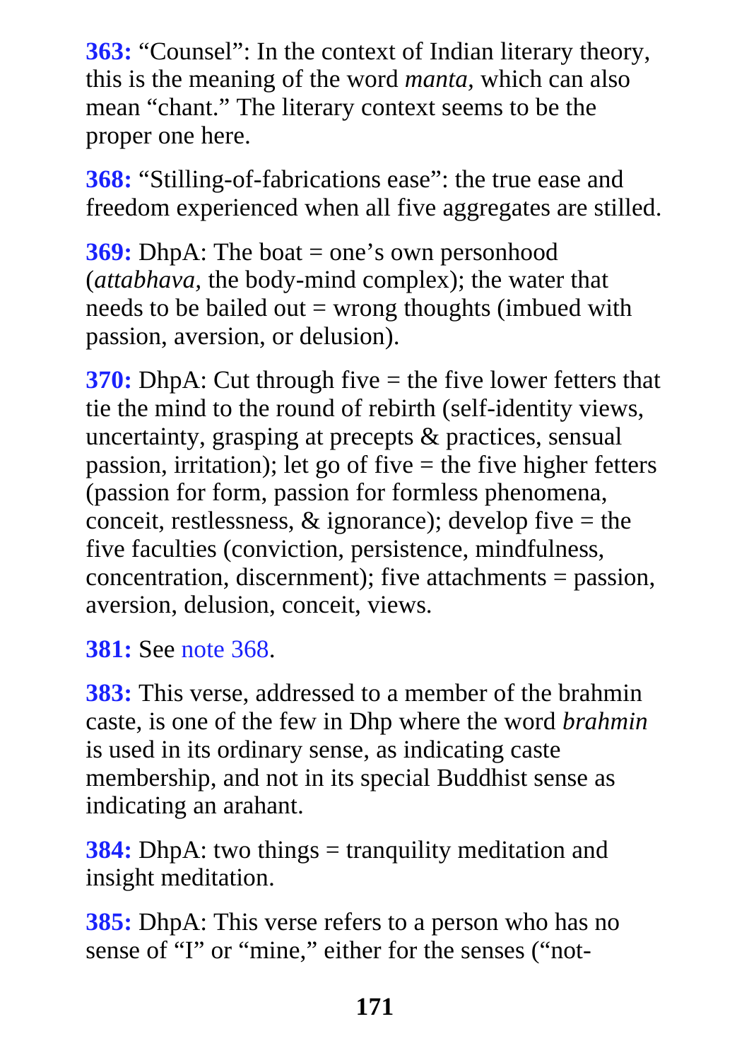**363:** "Counsel": In the context of Indian literary theory, this is the meaning of the word *manta,* which can also mean "chant." The literary context seems to be the proper one here.

**368:** "Stilling-of-fabrications ease": the true ease and freedom experienced when all five aggregates are stilled.

**369:** DhpA: The boat = one's own personhood (*attabhava,* the body-mind complex); the water that needs to be bailed out = wrong thoughts (imbued with passion, aversion, or delusion).

**370:** DhpA: Cut through five = the five lower fetters that tie the mind to the round of rebirth (self-identity views, uncertainty, grasping at precepts & practices, sensual passion, irritation); let go of five = the five higher fetters (passion for form, passion for formless phenomena, conceit, restlessness, & ignorance); develop five = the five faculties (conviction, persistence, mindfulness, concentration, discernment); five attachments = passion, aversion, delusion, conceit, views.

**381:** See note 368.

**383:** This verse, addressed to a member of the brahmin caste, is one of the few in Dhp where the word *brahmin* is used in its ordinary sense, as indicating caste membership, and not in its special Buddhist sense as indicating an arahant.

**384:** DhpA: two things = tranquility meditation and insight meditation.

**385:** DhpA: This verse refers to a person who has no sense of "I" or "mine," either for the senses ("not-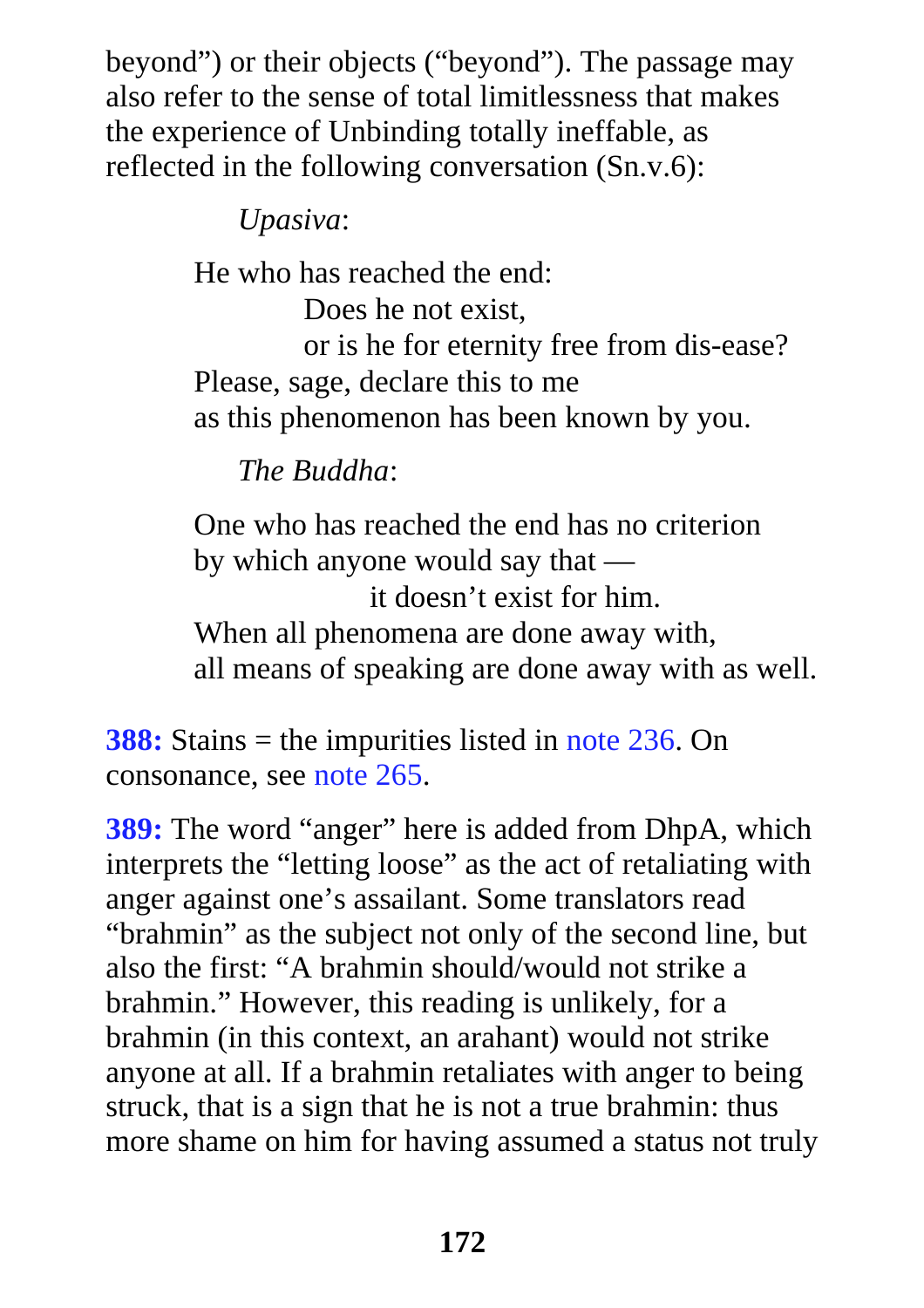beyond") or their objects ("beyond"). The passage may also refer to the sense of total limitlessness that makes the experience of Unbinding totally ineffable, as reflected in the following conversation (Sn.v.6):

*Upasiva*:

He who has reached the end:  
Does he not exist,  
or is he for eternity free from dis-ease?  
Please, sage, declare this to me  
as this phenomenon has been known by you.

*The Buddha*:

One who has reached the end has no criterion  
by which anyone would say that —  
it doesn't exist for him.  
When all phenomena are done away with,  
all means of speaking are done away with as well.

**388:** Stains = the impurities listed in note 236. On consonance, see note 265.

**389:** The word "anger" here is added from DhpA, which interprets the "letting loose" as the act of retaliating with anger against one's assailant. Some translators read "brahmin" as the subject not only of the second line, but also the first: "A brahmin should/would not strike a brahmin." However, this reading is unlikely, for a brahmin (in this context, an arahant) would not strike anyone at all. If a brahmin retaliates with anger to being struck, that is a sign that he is not a true brahmin: thus more shame on him for having assumed a status not truly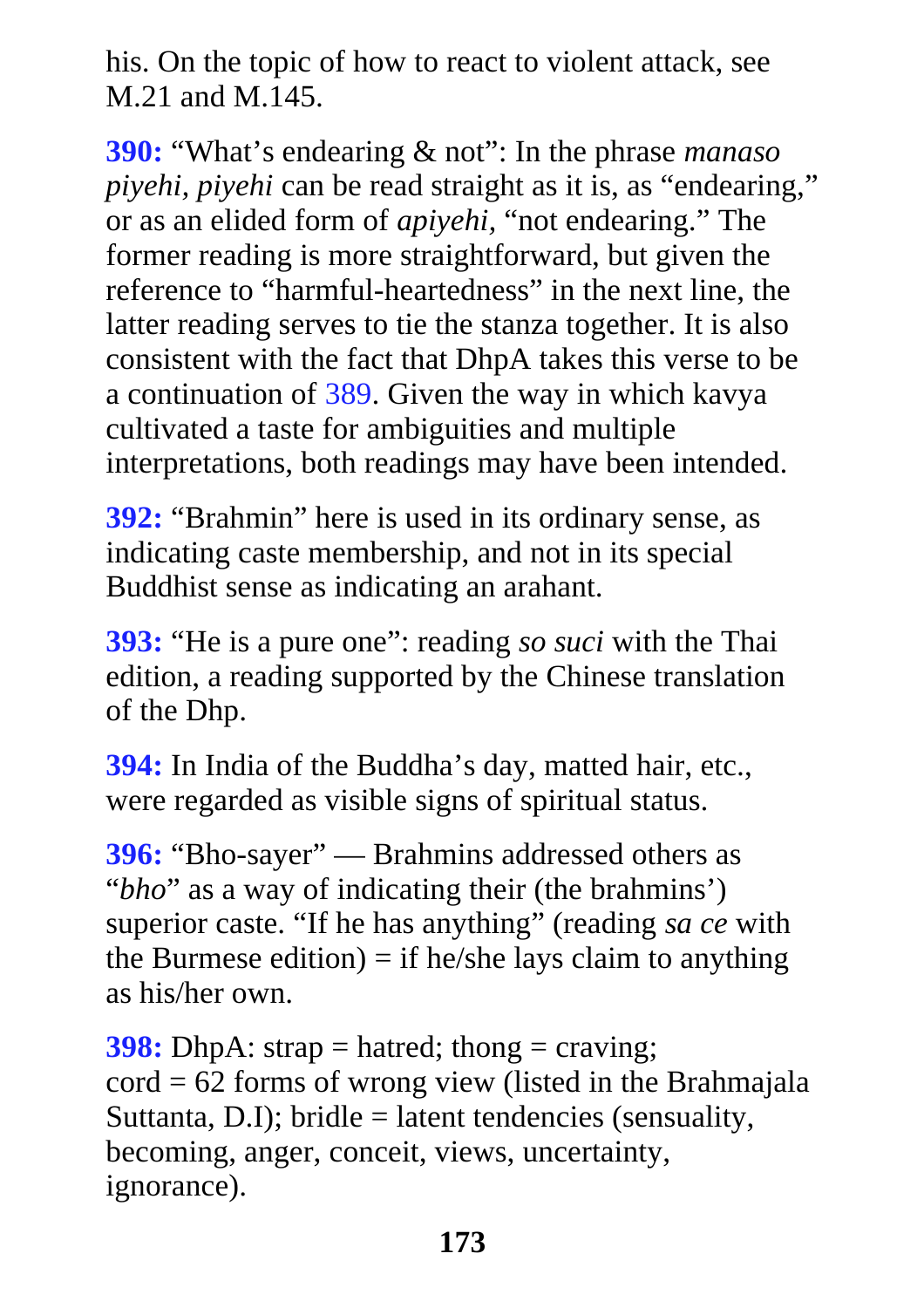his. On the topic of how to react to violent attack, see M.21 and M.145.

**390:** “What’s endearing & not”: In the phrase *manaso piyehi, piyehi* can be read straight as it is, as “endearing,” or as an elided form of *apiyehi,* “not endearing.” The former reading is more straightforward, but given the reference to “harmful-heartedness” in the next line, the latter reading serves to tie the stanza together. It is also consistent with the fact that DhpA takes this verse to be a continuation of 389. Given the way in which kavya cultivated a taste for ambiguities and multiple interpretations, both readings may have been intended.

**392:** “Brahmin” here is used in its ordinary sense, as indicating caste membership, and not in its special Buddhist sense as indicating an arahant.

**393:** “He is a pure one”: reading *so suci* with the Thai edition, a reading supported by the Chinese translation of the Dhp.

**394:** In India of the Buddha’s day, matted hair, etc., were regarded as visible signs of spiritual status.

**396:** “Bho-sayer” — Brahmins addressed others as “*bho*” as a way of indicating their (the brahmins’) superior caste. “If he has anything” (reading *sa ce* with the Burmese edition) = if he/she lays claim to anything as his/her own.

**398:** DhpA: strap = hatred; thong = craving; cord = 62 forms of wrong view (listed in the Brahmajala Suttanta, D.I); bridle = latent tendencies (sensuality, becoming, anger, conceit, views, uncertainty, ignorance).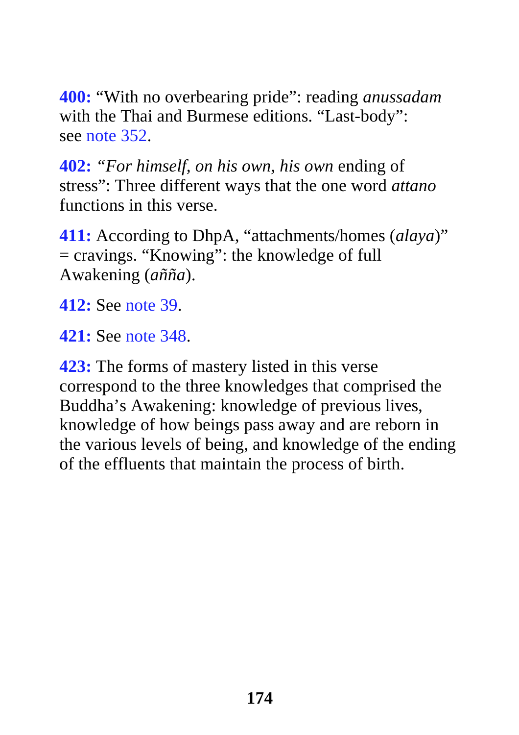**400:** "With no overbearing pride": reading *anussadam* with the Thai and Burmese editions. "Last-body": see note 352.

**402:** *"For himself, on his own, his own* ending of stress": Three different ways that the one word *attano* functions in this verse.

**411:** According to DhpA, "attachments/homes (*alaya*)" = cravings. "Knowing": the knowledge of full Awakening (*añña*).

**412:** See note 39.

**421:** See note 348.

**423:** The forms of mastery listed in this verse correspond to the three knowledges that comprised the Buddha's Awakening: knowledge of previous lives, knowledge of how beings pass away and are reborn in the various levels of being, and knowledge of the ending of the effluents that maintain the process of birth.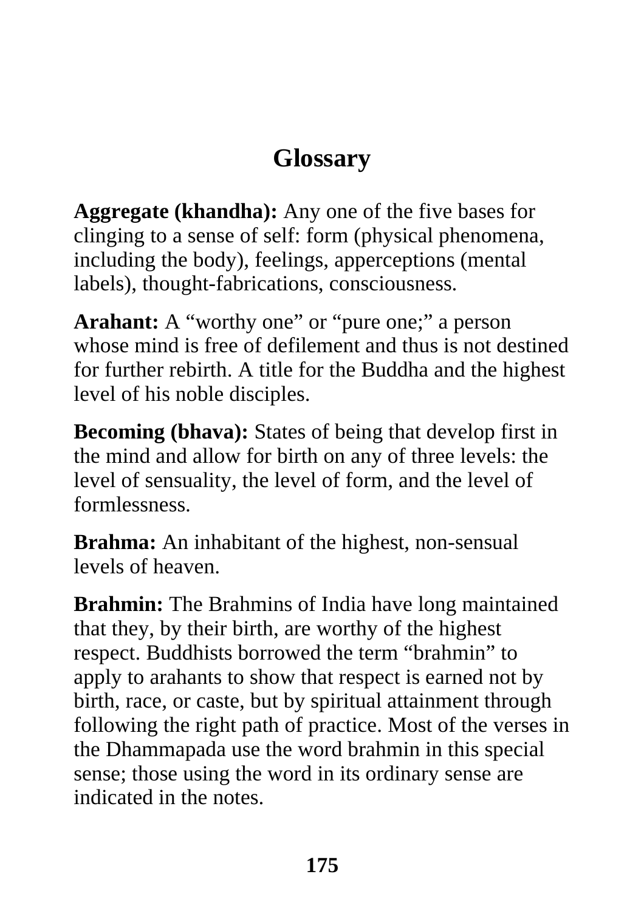# Glossary

**Aggregate (khandha):** Any one of the five bases for clinging to a sense of self: form (physical phenomena, including the body), feelings, apperceptions (mental labels), thought-fabrications, consciousness.

**Arahant:** A "worthy one" or "pure one;" a person whose mind is free of defilement and thus is not destined for further rebirth. A title for the Buddha and the highest level of his noble disciples.

**Becoming (bhava):** States of being that develop first in the mind and allow for birth on any of three levels: the level of sensuality, the level of form, and the level of formlessness.

**Brahma:** An inhabitant of the highest, non-sensual levels of heaven.

**Brahmin:** The Brahmins of India have long maintained that they, by their birth, are worthy of the highest respect. Buddhists borrowed the term "brahmin" to apply to arahants to show that respect is earned not by birth, race, or caste, but by spiritual attainment through following the right path of practice. Most of the verses in the Dhammapada use the word brahmin in this special sense; those using the word in its ordinary sense are indicated in the notes.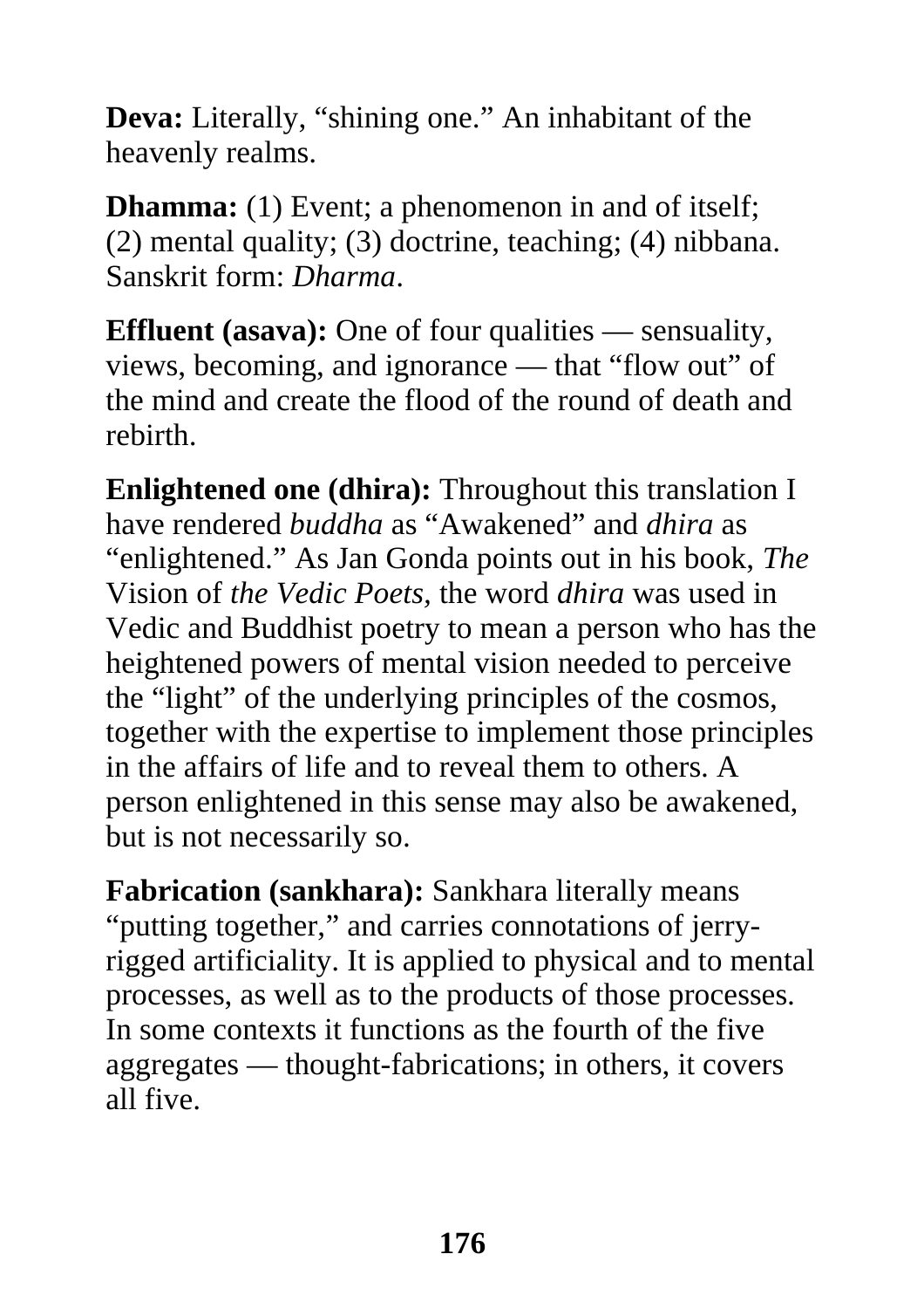**Deva:** Literally, “shining one.” An inhabitant of the heavenly realms.

**Dhamma:** (1) Event; a phenomenon in and of itself; (2) mental quality; (3) doctrine, teaching; (4) nibbana. Sanskrit form: *Dharma*.

**Effluent (asava):** One of four qualities — sensuality, views, becoming, and ignorance — that “flow out” of the mind and create the flood of the round of death and rebirth.

**Enlightened one (dhira):** Throughout this translation I have rendered *buddha* as “Awakened” and *dhira* as “enlightened.” As Jan Gonda points out in his book, *The* Vision of *the Vedic Poets*, the word *dhira* was used in Vedic and Buddhist poetry to mean a person who has the heightened powers of mental vision needed to perceive the “light” of the underlying principles of the cosmos, together with the expertise to implement those principles in the affairs of life and to reveal them to others. A person enlightened in this sense may also be awakened, but is not necessarily so.

**Fabrication (sankhara):** Sankhara literally means “putting together,” and carries connotations of jerry-rigged artificiality. It is applied to physical and to mental processes, as well as to the products of those processes. In some contexts it functions as the fourth of the five aggregates — thought-fabrications; in others, it covers all five.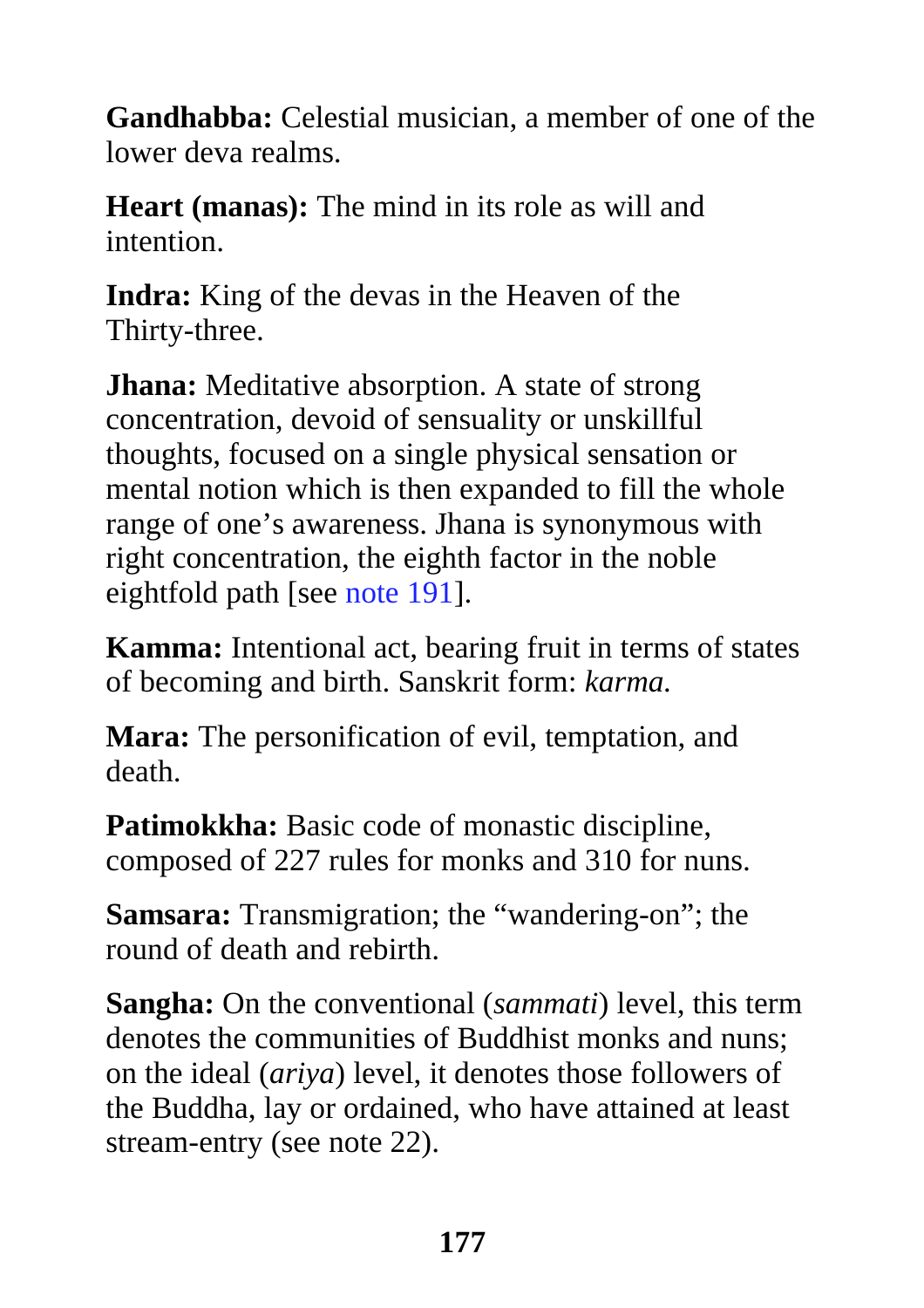**Gandhabba:** Celestial musician, a member of one of the lower deva realms.

**Heart (manas):** The mind in its role as will and intention.

**Indra:** King of the devas in the Heaven of the Thirty-three.

**Jhana:** Meditative absorption. A state of strong concentration, devoid of sensuality or unskillful thoughts, focused on a single physical sensation or mental notion which is then expanded to fill the whole range of one's awareness. Jhana is synonymous with right concentration, the eighth factor in the noble eightfold path [see note 191].

**Kamma:** Intentional act, bearing fruit in terms of states of becoming and birth. Sanskrit form: *karma.*

**Mara:** The personification of evil, temptation, and death.

**Patimokkha:** Basic code of monastic discipline, composed of 227 rules for monks and 310 for nuns.

**Samsara:** Transmigration; the "wandering-on"; the round of death and rebirth.

**Sangha:** On the conventional (*sammati*) level, this term denotes the communities of Buddhist monks and nuns; on the ideal (*ariya*) level, it denotes those followers of the Buddha, lay or ordained, who have attained at least stream-entry (see note 22).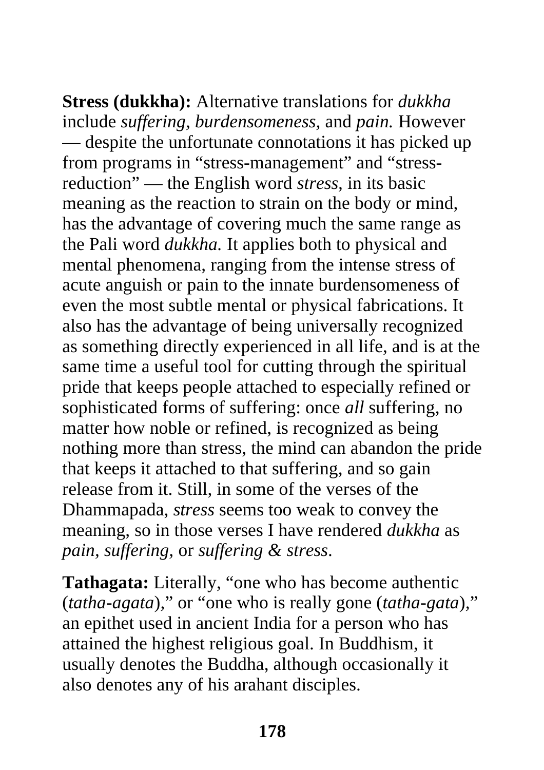**Stress (dukkha):** Alternative translations for *dukkha* include *suffering, burdensomeness,* and *pain.* However — despite the unfortunate connotations it has picked up from programs in "stress-management" and "stress-reduction" — the English word *stress,* in its basic meaning as the reaction to strain on the body or mind, has the advantage of covering much the same range as the Pali word *dukkha.* It applies both to physical and mental phenomena, ranging from the intense stress of acute anguish or pain to the innate burdensomeness of even the most subtle mental or physical fabrications. It also has the advantage of being universally recognized as something directly experienced in all life, and is at the same time a useful tool for cutting through the spiritual pride that keeps people attached to especially refined or sophisticated forms of suffering: once *all* suffering, no matter how noble or refined, is recognized as being nothing more than stress, the mind can abandon the pride that keeps it attached to that suffering, and so gain release from it. Still, in some of the verses of the Dhammapada, *stress* seems too weak to convey the meaning, so in those verses I have rendered *dukkha* as *pain, suffering,* or *suffering & stress*.

**Tathagata:** Literally, "one who has become authentic (*tatha-agata*)," or "one who is really gone (*tatha-gata*)," an epithet used in ancient India for a person who has attained the highest religious goal. In Buddhism, it usually denotes the Buddha, although occasionally it also denotes any of his arahant disciples.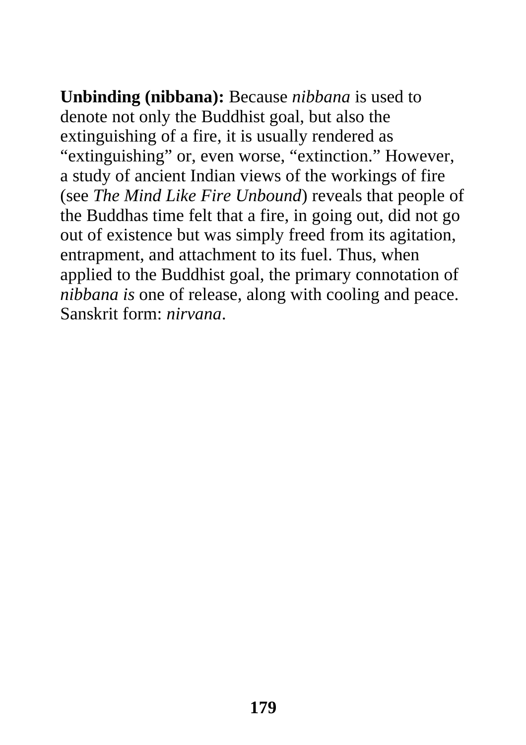**Unbinding (nibbana):** Because *nibbana* is used to denote not only the Buddhist goal, but also the extinguishing of a fire, it is usually rendered as "extinguishing" or, even worse, "extinction." However, a study of ancient Indian views of the workings of fire (see *The Mind Like Fire Unbound*) reveals that people of the Buddhas time felt that a fire, in going out, did not go out of existence but was simply freed from its agitation, entrapment, and attachment to its fuel. Thus, when applied to the Buddhist goal, the primary connotation of *nibbana is* one of release, along with cooling and peace. Sanskrit form: *nirvana*.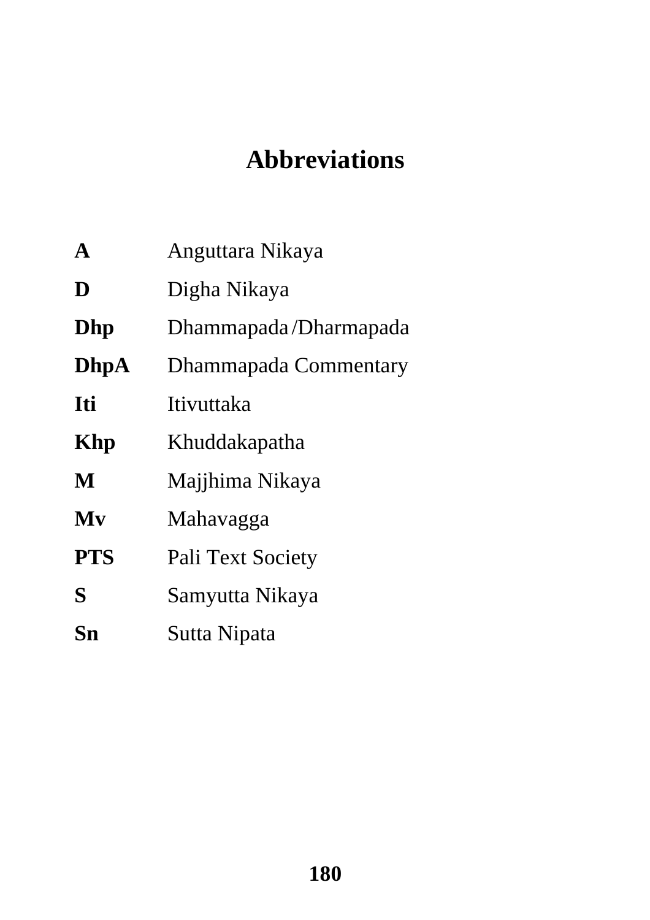# Abbreviations

| | |
|---|---|
| **A** | Anguttara Nikaya |
| **D** | Digha Nikaya |
| **Dhp** | Dhammapada/Dharmapada |
| **DhpA** | Dhammapada Commentary |
| **Iti** | Itivuttaka |
| **Khp** | Khuddakapatha |
| **M** | Majjhima Nikaya |
| **Mv** | Mahavagga |
| **PTS** | Pali Text Society |
| **S** | Samyutta Nikaya |
| **Sn** | Sutta Nipata |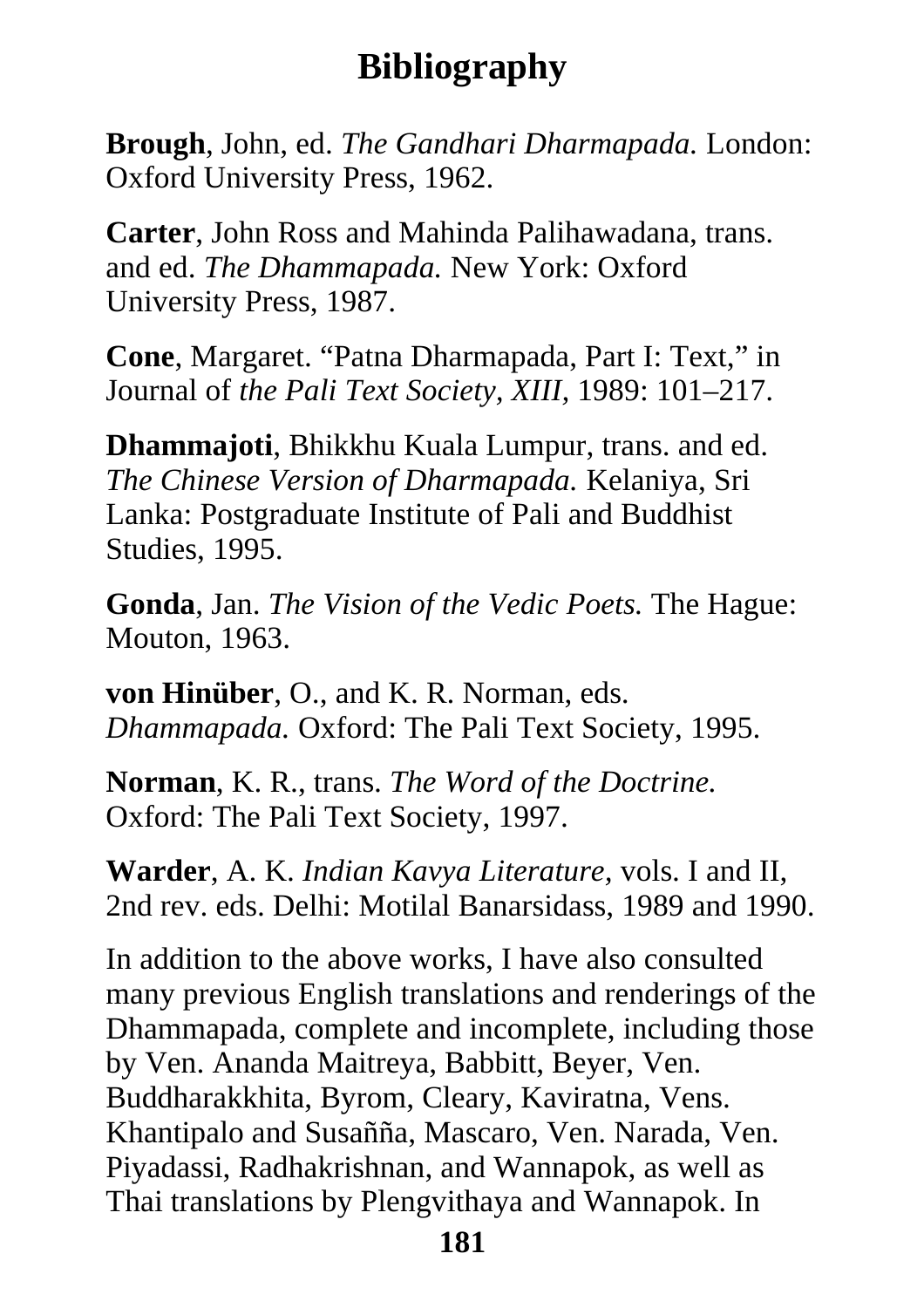# Bibliography

**Brough**, John, ed. *The Gandhari Dharmapada.* London: Oxford University Press, 1962.

**Carter**, John Ross and Mahinda Palihawadana, trans. and ed. *The Dhammapada.* New York: Oxford University Press, 1987.

**Cone**, Margaret. “Patna Dharmapada, Part I: Text,” in Journal of *the Pali Text Society, XIII,* 1989: 101–217.

**Dhammajoti**, Bhikkhu Kuala Lumpur, trans. and ed. *The Chinese Version of Dharmapada.* Kelaniya, Sri Lanka: Postgraduate Institute of Pali and Buddhist Studies, 1995.

**Gonda**, Jan. *The Vision of the Vedic Poets.* The Hague: Mouton, 1963.

**von Hinüber**, O., and K. R. Norman, eds. *Dhammapada.* Oxford: The Pali Text Society, 1995.

**Norman**, K. R., trans. *The Word of the Doctrine.* Oxford: The Pali Text Society, 1997.

**Warder**, A. K. *Indian Kavya Literature,* vols. I and II, 2nd rev. eds. Delhi: Motilal Banarsidass, 1989 and 1990.

In addition to the above works, I have also consulted many previous English translations and renderings of the Dhammapada, complete and incomplete, including those by Ven. Ananda Maitreya, Babbitt, Beyer, Ven. Buddharakkhita, Byrom, Cleary, Kaviratna, Vens. Khantipalo and Susañña, Mascaro, Ven. Narada, Ven. Piyadassi, Radhakrishnan, and Wannapok, as well as Thai translations by Plengvithaya and Wannapok. In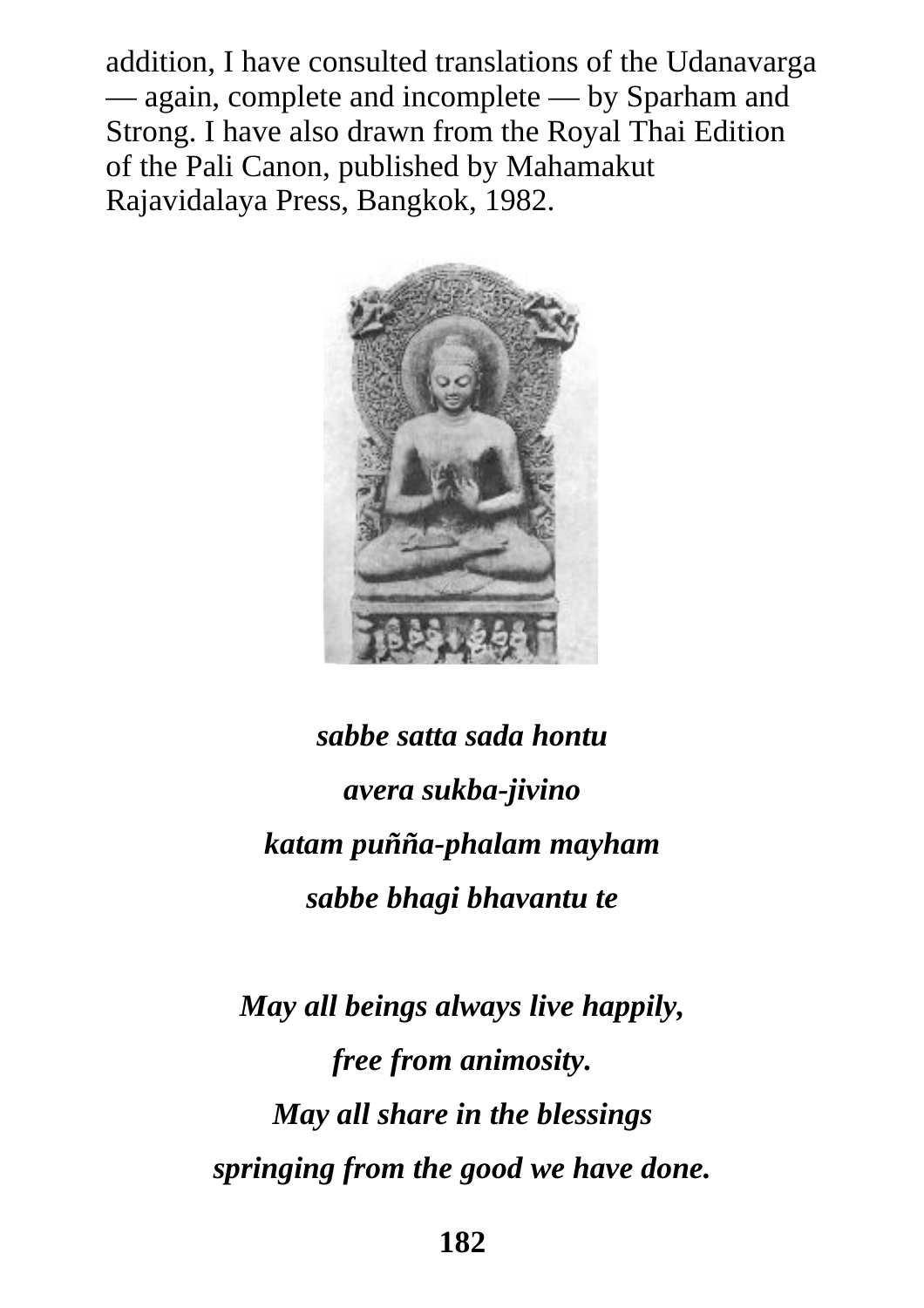addition, I have consulted translations of the Udanavarga — again, complete and incomplete — by Sparham and Strong. I have also drawn from the Royal Thai Edition of the Pali Canon, published by Mahamakut Rajavidalaya Press, Bangkok, 1982.

***sabbe satta sada hontu***

***avera sukba-jivino***

***katam puñña-phalam mayham***

***sabbe bhagi bhavantu te***

***May all beings always live happily,***

***free from animosity.***

***May all share in the blessings***

***springing from the good we have done.***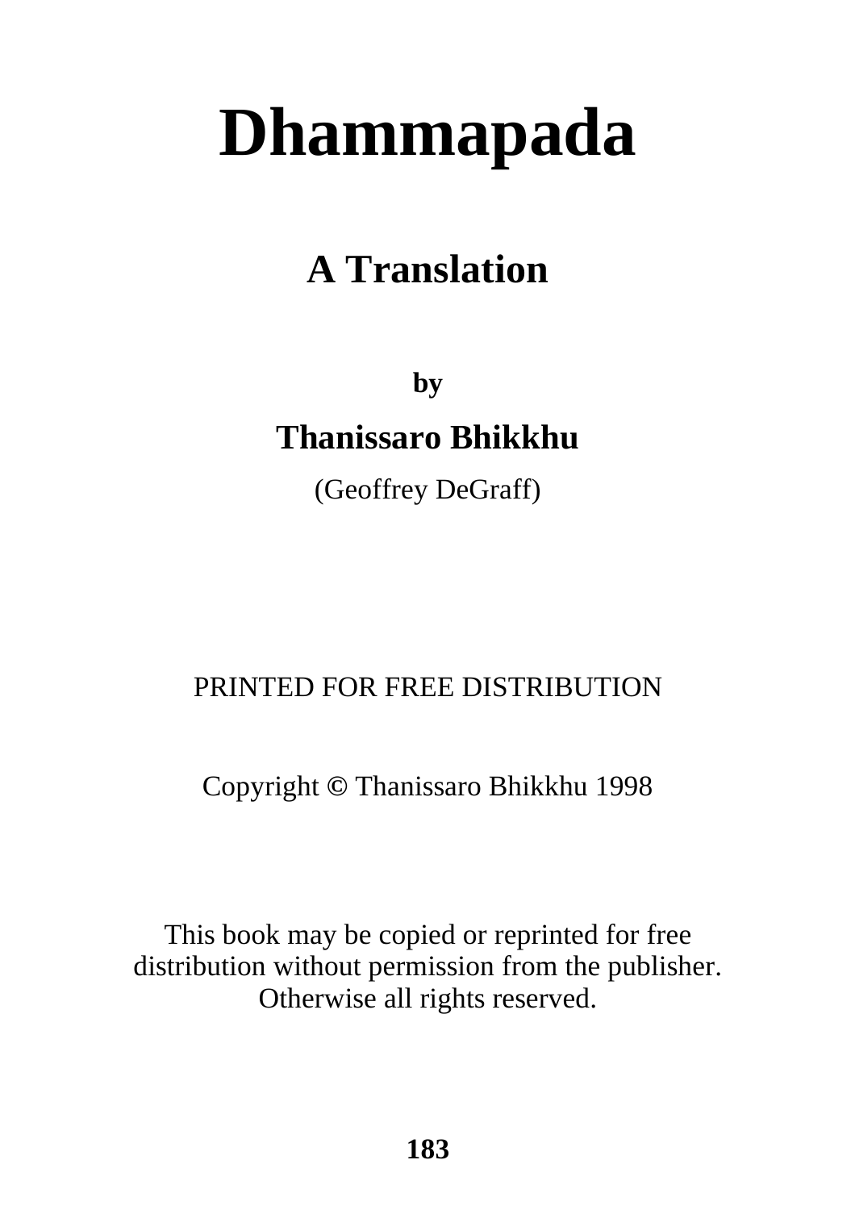# Dhammapada

## A Translation

**by**

**Thanissaro Bhikkhu**

(Geoffrey DeGraff)

PRINTED FOR FREE DISTRIBUTION

Copyright © Thanissaro Bhikkhu 1998

This book may be copied or reprinted for free distribution without permission from the publisher. Otherwise all rights reserved.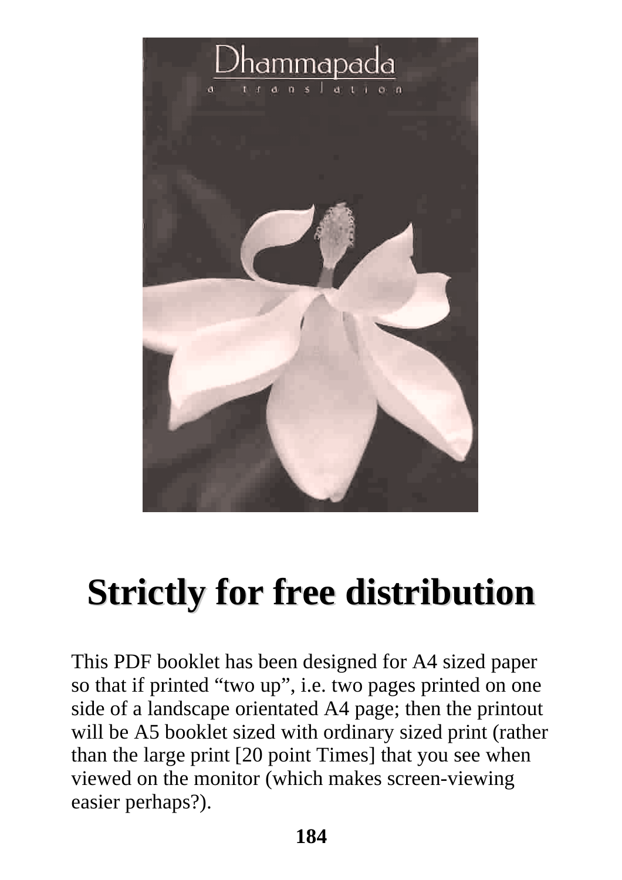# Strictly for free distribution

This PDF booklet has been designed for A4 sized paper so that if printed "two up", i.e. two pages printed on one side of a landscape orientated A4 page; then the printout will be A5 booklet sized with ordinary sized print (rather than the large print [20 point Times] that you see when viewed on the monitor (which makes screen-viewing easier perhaps?).